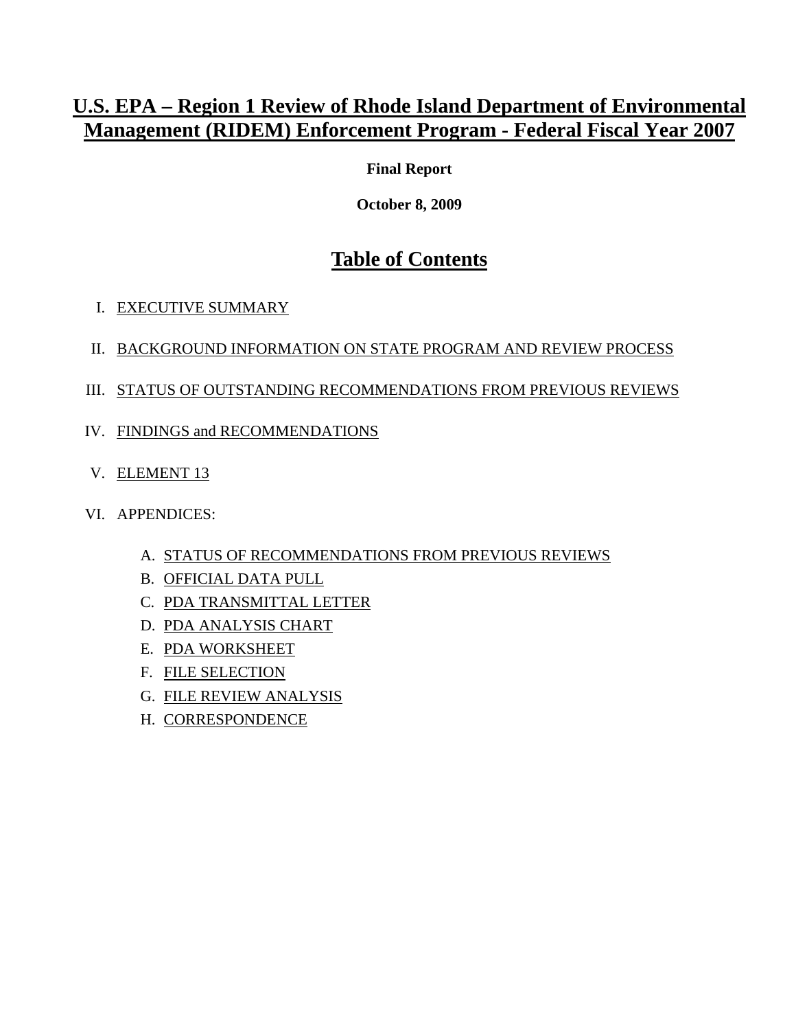# U.S. EPA – Region 1 Review of Rhode Island Department of Environmental Management (RIDEM) Enforcement Program - Federal Fiscal Year 2007

**Final Report**

**October 8, 2009**

## Table of Contents

I. EXECUTIVE SUMMARY

II. BACKGROUND INFORMATION ON STATE PROGRAM AND REVIEW PROCESS

III. STATUS OF OUTSTANDING RECOMMENDATIONS FROM PREVIOUS REVIEWS

IV. FINDINGS and RECOMMENDATIONS

V. ELEMENT 13

VI. APPENDICES:

A. STATUS OF RECOMMENDATIONS FROM PREVIOUS REVIEWS
B. OFFICIAL DATA PULL
C. PDA TRANSMITTAL LETTER
D. PDA ANALYSIS CHART
E. PDA WORKSHEET
F. FILE SELECTION
G. FILE REVIEW ANALYSIS
H. CORRESPONDENCE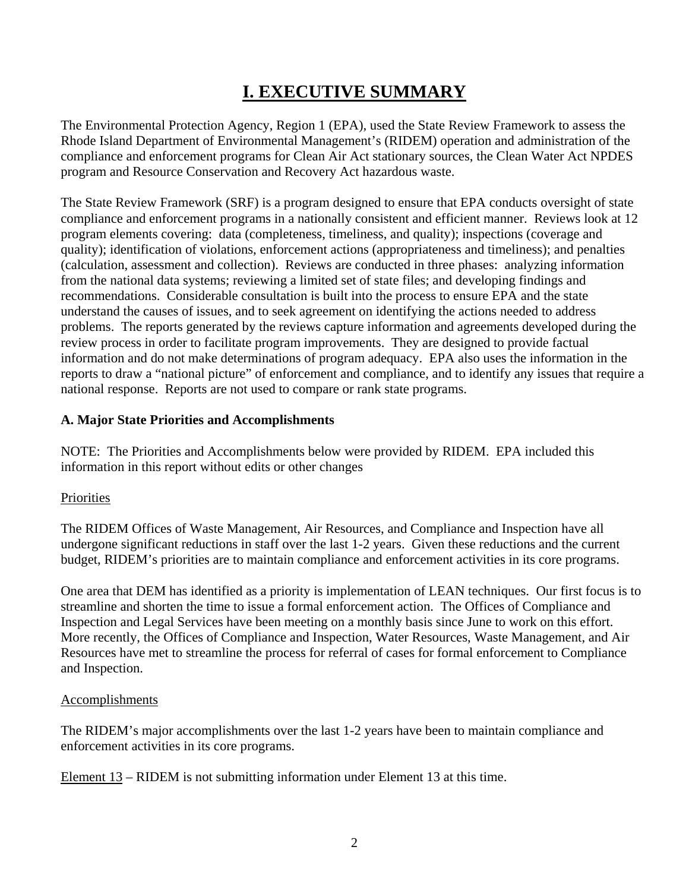# I. EXECUTIVE SUMMARY

The Environmental Protection Agency, Region 1 (EPA), used the State Review Framework to assess the Rhode Island Department of Environmental Management's (RIDEM) operation and administration of the compliance and enforcement programs for Clean Air Act stationary sources, the Clean Water Act NPDES program and Resource Conservation and Recovery Act hazardous waste.

The State Review Framework (SRF) is a program designed to ensure that EPA conducts oversight of state compliance and enforcement programs in a nationally consistent and efficient manner. Reviews look at 12 program elements covering: data (completeness, timeliness, and quality); inspections (coverage and quality); identification of violations, enforcement actions (appropriateness and timeliness); and penalties (calculation, assessment and collection). Reviews are conducted in three phases: analyzing information from the national data systems; reviewing a limited set of state files; and developing findings and recommendations. Considerable consultation is built into the process to ensure EPA and the state understand the causes of issues, and to seek agreement on identifying the actions needed to address problems. The reports generated by the reviews capture information and agreements developed during the review process in order to facilitate program improvements. They are designed to provide factual information and do not make determinations of program adequacy. EPA also uses the information in the reports to draw a "national picture" of enforcement and compliance, and to identify any issues that require a national response. Reports are not used to compare or rank state programs.

### A. Major State Priorities and Accomplishments

NOTE: The Priorities and Accomplishments below were provided by RIDEM. EPA included this information in this report without edits or other changes

Priorities

The RIDEM Offices of Waste Management, Air Resources, and Compliance and Inspection have all undergone significant reductions in staff over the last 1-2 years. Given these reductions and the current budget, RIDEM's priorities are to maintain compliance and enforcement activities in its core programs.

One area that DEM has identified as a priority is implementation of LEAN techniques. Our first focus is to streamline and shorten the time to issue a formal enforcement action. The Offices of Compliance and Inspection and Legal Services have been meeting on a monthly basis since June to work on this effort. More recently, the Offices of Compliance and Inspection, Water Resources, Waste Management, and Air Resources have met to streamline the process for referral of cases for formal enforcement to Compliance and Inspection.

Accomplishments

The RIDEM's major accomplishments over the last 1-2 years have been to maintain compliance and enforcement activities in its core programs.

Element 13 – RIDEM is not submitting information under Element 13 at this time.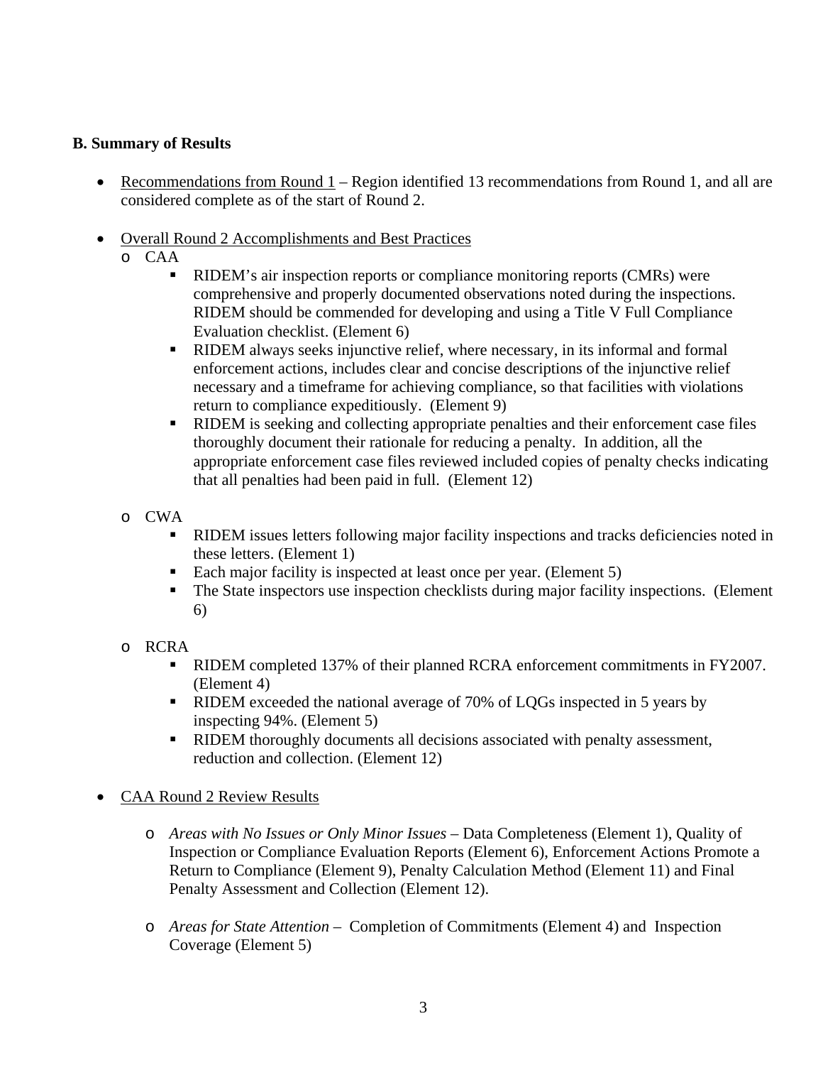**B. Summary of Results**

- Recommendations from Round 1 – Region identified 13 recommendations from Round 1, and all are considered complete as of the start of Round 2.

- Overall Round 2 Accomplishments and Best Practices
  - CAA
    - RIDEM's air inspection reports or compliance monitoring reports (CMRs) were comprehensive and properly documented observations noted during the inspections. RIDEM should be commended for developing and using a Title V Full Compliance Evaluation checklist. (Element 6)
    - RIDEM always seeks injunctive relief, where necessary, in its informal and formal enforcement actions, includes clear and concise descriptions of the injunctive relief necessary and a timeframe for achieving compliance, so that facilities with violations return to compliance expeditiously. (Element 9)
    - RIDEM is seeking and collecting appropriate penalties and their enforcement case files thoroughly document their rationale for reducing a penalty. In addition, all the appropriate enforcement case files reviewed included copies of penalty checks indicating that all penalties had been paid in full. (Element 12)

  - CWA
    - RIDEM issues letters following major facility inspections and tracks deficiencies noted in these letters. (Element 1)
    - Each major facility is inspected at least once per year. (Element 5)
    - The State inspectors use inspection checklists during major facility inspections. (Element 6)

  - RCRA
    - RIDEM completed 137% of their planned RCRA enforcement commitments in FY2007. (Element 4)
    - RIDEM exceeded the national average of 70% of LQGs inspected in 5 years by inspecting 94%. (Element 5)
    - RIDEM thoroughly documents all decisions associated with penalty assessment, reduction and collection. (Element 12)

- CAA Round 2 Review Results

  - *Areas with No Issues or Only Minor Issues* – Data Completeness (Element 1), Quality of Inspection or Compliance Evaluation Reports (Element 6), Enforcement Actions Promote a Return to Compliance (Element 9), Penalty Calculation Method (Element 11) and Final Penalty Assessment and Collection (Element 12).

  - *Areas for State Attention* – Completion of Commitments (Element 4) and Inspection Coverage (Element 5)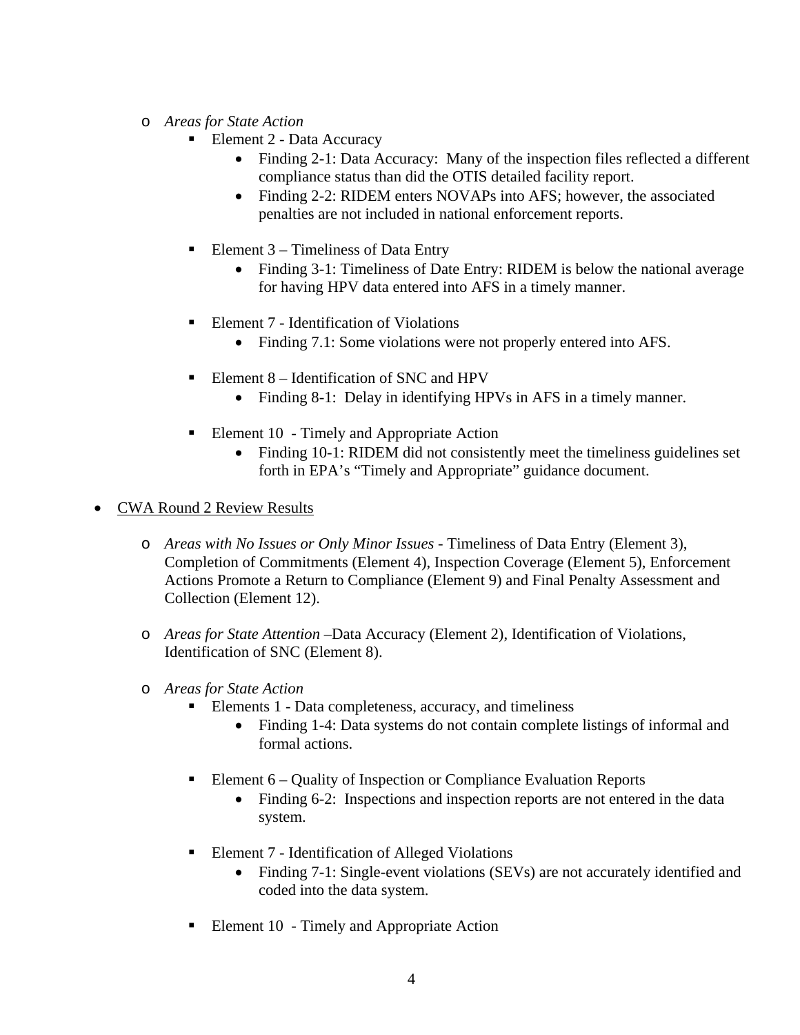- *Areas for State Action*
  - Element 2 - Data Accuracy
    - Finding 2-1: Data Accuracy: Many of the inspection files reflected a different compliance status than did the OTIS detailed facility report.
    - Finding 2-2: RIDEM enters NOVAPs into AFS; however, the associated penalties are not included in national enforcement reports.
  - Element 3 – Timeliness of Data Entry
    - Finding 3-1: Timeliness of Date Entry: RIDEM is below the national average for having HPV data entered into AFS in a timely manner.
  - Element 7 - Identification of Violations
    - Finding 7.1: Some violations were not properly entered into AFS.
  - Element 8 – Identification of SNC and HPV
    - Finding 8-1: Delay in identifying HPVs in AFS in a timely manner.
  - Element 10 - Timely and Appropriate Action
    - Finding 10-1: RIDEM did not consistently meet the timeliness guidelines set forth in EPA's "Timely and Appropriate" guidance document.

- <u>CWA Round 2 Review Results</u>
  - *Areas with No Issues or Only Minor Issues* - Timeliness of Data Entry (Element 3), Completion of Commitments (Element 4), Inspection Coverage (Element 5), Enforcement Actions Promote a Return to Compliance (Element 9) and Final Penalty Assessment and Collection (Element 12).
  - *Areas for State Attention* –Data Accuracy (Element 2), Identification of Violations, Identification of SNC (Element 8).
  - *Areas for State Action*
    - Elements 1 - Data completeness, accuracy, and timeliness
      - Finding 1-4: Data systems do not contain complete listings of informal and formal actions.
    - Element 6 – Quality of Inspection or Compliance Evaluation Reports
      - Finding 6-2: Inspections and inspection reports are not entered in the data system.
    - Element 7 - Identification of Alleged Violations
      - Finding 7-1: Single-event violations (SEVs) are not accurately identified and coded into the data system.
    - Element 10 - Timely and Appropriate Action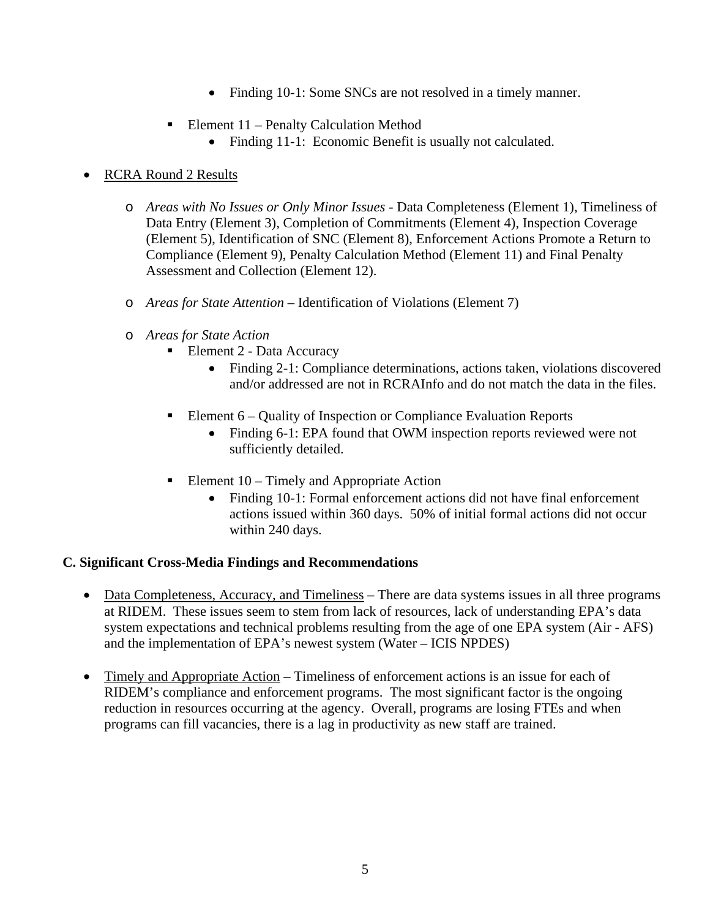- Finding 10-1: Some SNCs are not resolved in a timely manner.

        - Element 11 – Penalty Calculation Method
            - Finding 11-1: Economic Benefit is usually not calculated.

- <u>RCRA Round 2 Results</u>

    - *Areas with No Issues or Only Minor Issues* - Data Completeness (Element 1), Timeliness of Data Entry (Element 3), Completion of Commitments (Element 4), Inspection Coverage (Element 5), Identification of SNC (Element 8), Enforcement Actions Promote a Return to Compliance (Element 9), Penalty Calculation Method (Element 11) and Final Penalty Assessment and Collection (Element 12).

    - *Areas for State Attention* – Identification of Violations (Element 7)

    - *Areas for State Action*
        - Element 2 - Data Accuracy
            - Finding 2-1: Compliance determinations, actions taken, violations discovered and/or addressed are not in RCRAInfo and do not match the data in the files.

        - Element 6 – Quality of Inspection or Compliance Evaluation Reports
            - Finding 6-1: EPA found that OWM inspection reports reviewed were not sufficiently detailed.

        - Element 10 – Timely and Appropriate Action
            - Finding 10-1: Formal enforcement actions did not have final enforcement actions issued within 360 days. 50% of initial formal actions did not occur within 240 days.

**C. Significant Cross-Media Findings and Recommendations**

- <u>Data Completeness, Accuracy, and Timeliness</u> – There are data systems issues in all three programs at RIDEM. These issues seem to stem from lack of resources, lack of understanding EPA's data system expectations and technical problems resulting from the age of one EPA system (Air - AFS) and the implementation of EPA's newest system (Water – ICIS NPDES)

- <u>Timely and Appropriate Action</u> – Timeliness of enforcement actions is an issue for each of RIDEM's compliance and enforcement programs. The most significant factor is the ongoing reduction in resources occurring at the agency. Overall, programs are losing FTEs and when programs can fill vacancies, there is a lag in productivity as new staff are trained.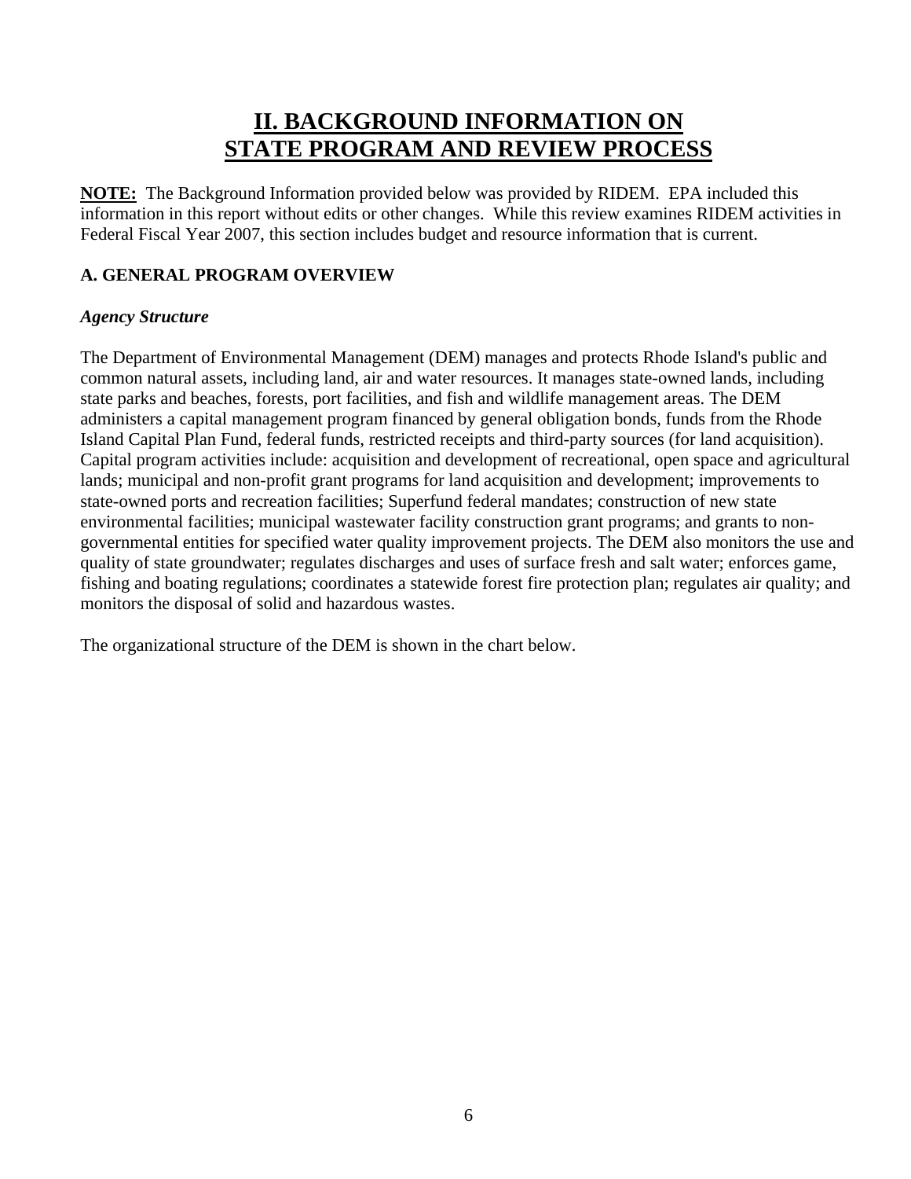# II. BACKGROUND INFORMATION ON STATE PROGRAM AND REVIEW PROCESS

**NOTE:** The Background Information provided below was provided by RIDEM. EPA included this information in this report without edits or other changes. While this review examines RIDEM activities in Federal Fiscal Year 2007, this section includes budget and resource information that is current.

## A. GENERAL PROGRAM OVERVIEW

### *Agency Structure*

The Department of Environmental Management (DEM) manages and protects Rhode Island's public and common natural assets, including land, air and water resources. It manages state-owned lands, including state parks and beaches, forests, port facilities, and fish and wildlife management areas. The DEM administers a capital management program financed by general obligation bonds, funds from the Rhode Island Capital Plan Fund, federal funds, restricted receipts and third-party sources (for land acquisition). Capital program activities include: acquisition and development of recreational, open space and agricultural lands; municipal and non-profit grant programs for land acquisition and development; improvements to state-owned ports and recreation facilities; Superfund federal mandates; construction of new state environmental facilities; municipal wastewater facility construction grant programs; and grants to non-governmental entities for specified water quality improvement projects. The DEM also monitors the use and quality of state groundwater; regulates discharges and uses of surface fresh and salt water; enforces game, fishing and boating regulations; coordinates a statewide forest fire protection plan; regulates air quality; and monitors the disposal of solid and hazardous wastes.

The organizational structure of the DEM is shown in the chart below.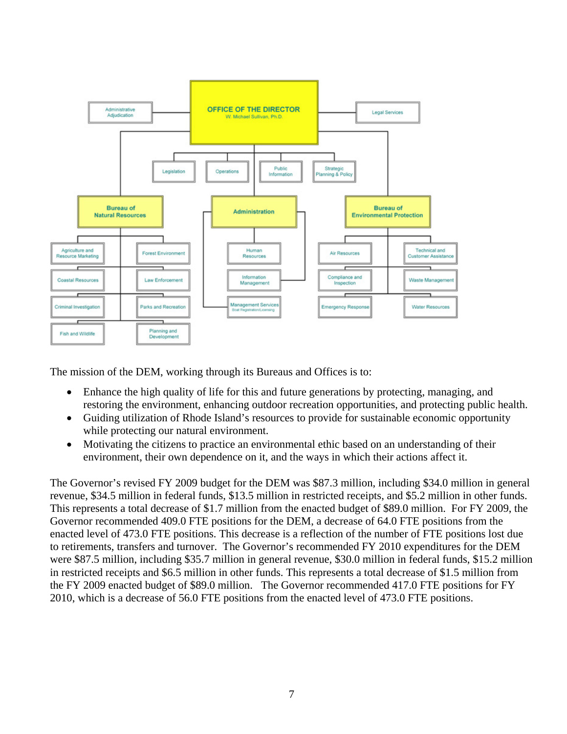**OFFICE OF THE DIRECTOR**
W. Michael Sullivan, Ph.D.

- Administrative Adjudication
- Legal Services
- Legislation
- Operations
- Public Information
- Strategic Planning & Policy

**Bureau of Natural Resources**
- Agriculture and Resource Marketing
- Forest Environment
- Coastal Resources
- Law Enforcement
- Criminal Investigation
- Parks and Recreation
- Fish and Wildlife
- Planning and Development

**Administration**
- Human Resources
- Information Management
- Management Services (Boat Registration/Licensing)

**Bureau of Environmental Protection**
- Air Resources
- Technical and Customer Assistance
- Compliance and Inspection
- Waste Management
- Emergency Response
- Water Resources

The mission of the DEM, working through its Bureaus and Offices is to:

- Enhance the high quality of life for this and future generations by protecting, managing, and restoring the environment, enhancing outdoor recreation opportunities, and protecting public health.
- Guiding utilization of Rhode Island's resources to provide for sustainable economic opportunity while protecting our natural environment.
- Motivating the citizens to practice an environmental ethic based on an understanding of their environment, their own dependence on it, and the ways in which their actions affect it.

The Governor's revised FY 2009 budget for the DEM was $87.3 million, including $34.0 million in general revenue, $34.5 million in federal funds, $13.5 million in restricted receipts, and $5.2 million in other funds. This represents a total decrease of $1.7 million from the enacted budget of $89.0 million. For FY 2009, the Governor recommended 409.0 FTE positions for the DEM, a decrease of 64.0 FTE positions from the enacted level of 473.0 FTE positions. This decrease is a reflection of the number of FTE positions lost due to retirements, transfers and turnover. The Governor's recommended FY 2010 expenditures for the DEM were $87.5 million, including $35.7 million in general revenue, $30.0 million in federal funds, $15.2 million in restricted receipts and $6.5 million in other funds. This represents a total decrease of $1.5 million from the FY 2009 enacted budget of $89.0 million. The Governor recommended 417.0 FTE positions for FY 2010, which is a decrease of 56.0 FTE positions from the enacted level of 473.0 FTE positions.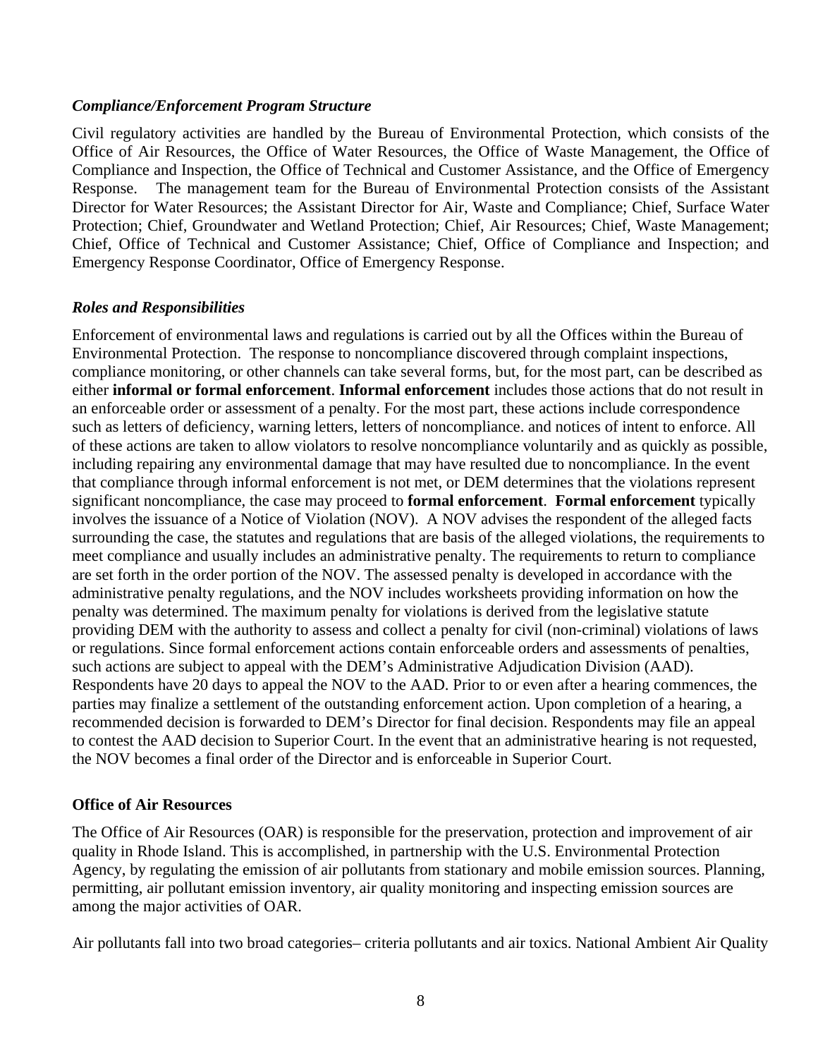### *Compliance/Enforcement Program Structure*

Civil regulatory activities are handled by the Bureau of Environmental Protection, which consists of the Office of Air Resources, the Office of Water Resources, the Office of Waste Management, the Office of Compliance and Inspection, the Office of Technical and Customer Assistance, and the Office of Emergency Response. The management team for the Bureau of Environmental Protection consists of the Assistant Director for Water Resources; the Assistant Director for Air, Waste and Compliance; Chief, Surface Water Protection; Chief, Groundwater and Wetland Protection; Chief, Air Resources; Chief, Waste Management; Chief, Office of Technical and Customer Assistance; Chief, Office of Compliance and Inspection; and Emergency Response Coordinator, Office of Emergency Response.

### *Roles and Responsibilities*

Enforcement of environmental laws and regulations is carried out by all the Offices within the Bureau of Environmental Protection. The response to noncompliance discovered through complaint inspections, compliance monitoring, or other channels can take several forms, but, for the most part, can be described as either **informal or formal enforcement**. **Informal enforcement** includes those actions that do not result in an enforceable order or assessment of a penalty. For the most part, these actions include correspondence such as letters of deficiency, warning letters, letters of noncompliance. and notices of intent to enforce. All of these actions are taken to allow violators to resolve noncompliance voluntarily and as quickly as possible, including repairing any environmental damage that may have resulted due to noncompliance. In the event that compliance through informal enforcement is not met, or DEM determines that the violations represent significant noncompliance, the case may proceed to **formal enforcement**. **Formal enforcement** typically involves the issuance of a Notice of Violation (NOV). A NOV advises the respondent of the alleged facts surrounding the case, the statutes and regulations that are basis of the alleged violations, the requirements to meet compliance and usually includes an administrative penalty. The requirements to return to compliance are set forth in the order portion of the NOV. The assessed penalty is developed in accordance with the administrative penalty regulations, and the NOV includes worksheets providing information on how the penalty was determined. The maximum penalty for violations is derived from the legislative statute providing DEM with the authority to assess and collect a penalty for civil (non-criminal) violations of laws or regulations. Since formal enforcement actions contain enforceable orders and assessments of penalties, such actions are subject to appeal with the DEM's Administrative Adjudication Division (AAD). Respondents have 20 days to appeal the NOV to the AAD. Prior to or even after a hearing commences, the parties may finalize a settlement of the outstanding enforcement action. Upon completion of a hearing, a recommended decision is forwarded to DEM's Director for final decision. Respondents may file an appeal to contest the AAD decision to Superior Court. In the event that an administrative hearing is not requested, the NOV becomes a final order of the Director and is enforceable in Superior Court.

### Office of Air Resources

The Office of Air Resources (OAR) is responsible for the preservation, protection and improvement of air quality in Rhode Island. This is accomplished, in partnership with the U.S. Environmental Protection Agency, by regulating the emission of air pollutants from stationary and mobile emission sources. Planning, permitting, air pollutant emission inventory, air quality monitoring and inspecting emission sources are among the major activities of OAR.

Air pollutants fall into two broad categories– criteria pollutants and air toxics. National Ambient Air Quality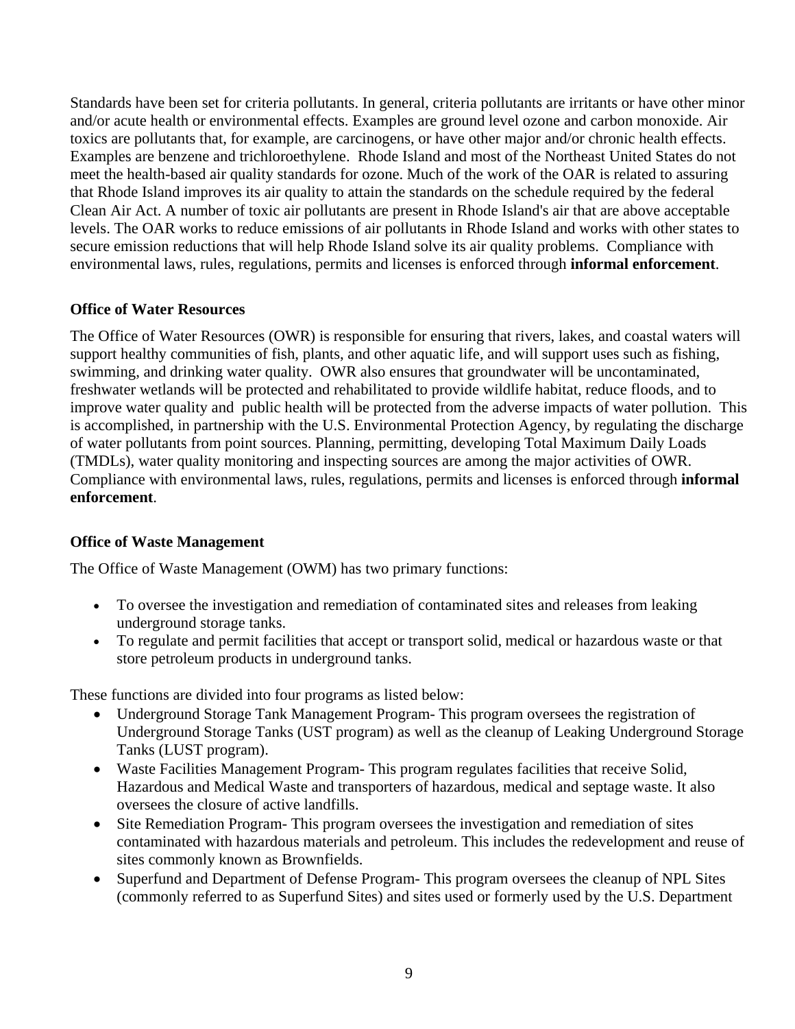Standards have been set for criteria pollutants. In general, criteria pollutants are irritants or have other minor and/or acute health or environmental effects. Examples are ground level ozone and carbon monoxide. Air toxics are pollutants that, for example, are carcinogens, or have other major and/or chronic health effects. Examples are benzene and trichloroethylene. Rhode Island and most of the Northeast United States do not meet the health-based air quality standards for ozone. Much of the work of the OAR is related to assuring that Rhode Island improves its air quality to attain the standards on the schedule required by the federal Clean Air Act. A number of toxic air pollutants are present in Rhode Island's air that are above acceptable levels. The OAR works to reduce emissions of air pollutants in Rhode Island and works with other states to secure emission reductions that will help Rhode Island solve its air quality problems. Compliance with environmental laws, rules, regulations, permits and licenses is enforced through **informal enforcement**.

**Office of Water Resources**

The Office of Water Resources (OWR) is responsible for ensuring that rivers, lakes, and coastal waters will support healthy communities of fish, plants, and other aquatic life, and will support uses such as fishing, swimming, and drinking water quality. OWR also ensures that groundwater will be uncontaminated, freshwater wetlands will be protected and rehabilitated to provide wildlife habitat, reduce floods, and to improve water quality and public health will be protected from the adverse impacts of water pollution. This is accomplished, in partnership with the U.S. Environmental Protection Agency, by regulating the discharge of water pollutants from point sources. Planning, permitting, developing Total Maximum Daily Loads (TMDLs), water quality monitoring and inspecting sources are among the major activities of OWR. Compliance with environmental laws, rules, regulations, permits and licenses is enforced through **informal enforcement**.

**Office of Waste Management**

The Office of Waste Management (OWM) has two primary functions:

- To oversee the investigation and remediation of contaminated sites and releases from leaking underground storage tanks.
- To regulate and permit facilities that accept or transport solid, medical or hazardous waste or that store petroleum products in underground tanks.

These functions are divided into four programs as listed below:

- Underground Storage Tank Management Program- This program oversees the registration of Underground Storage Tanks (UST program) as well as the cleanup of Leaking Underground Storage Tanks (LUST program).
- Waste Facilities Management Program- This program regulates facilities that receive Solid, Hazardous and Medical Waste and transporters of hazardous, medical and septage waste. It also oversees the closure of active landfills.
- Site Remediation Program- This program oversees the investigation and remediation of sites contaminated with hazardous materials and petroleum. This includes the redevelopment and reuse of sites commonly known as Brownfields.
- Superfund and Department of Defense Program- This program oversees the cleanup of NPL Sites (commonly referred to as Superfund Sites) and sites used or formerly used by the U.S. Department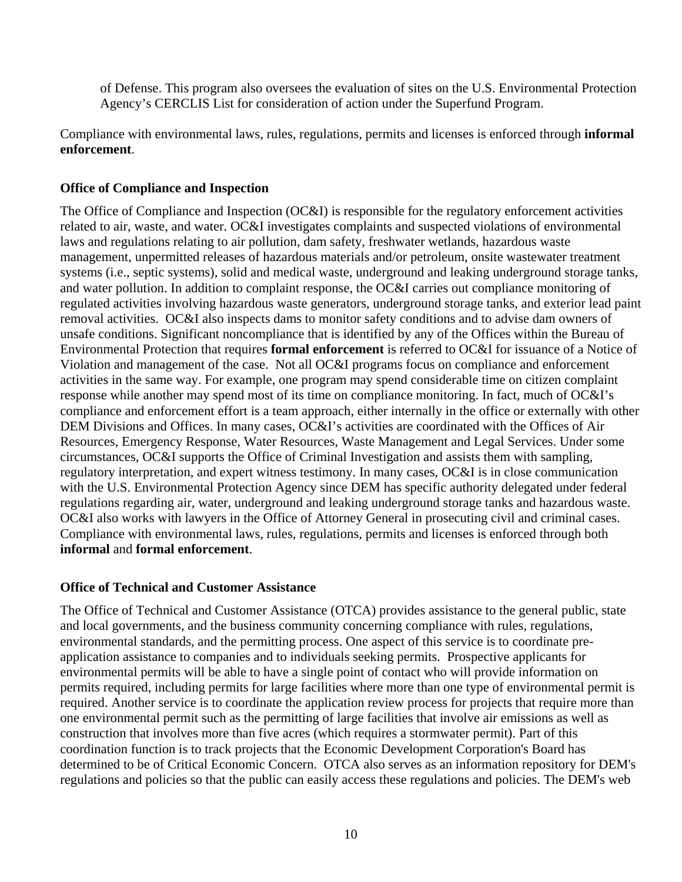of Defense. This program also oversees the evaluation of sites on the U.S. Environmental Protection Agency's CERCLIS List for consideration of action under the Superfund Program.

Compliance with environmental laws, rules, regulations, permits and licenses is enforced through **informal enforcement**.

### Office of Compliance and Inspection

The Office of Compliance and Inspection (OC&I) is responsible for the regulatory enforcement activities related to air, waste, and water. OC&I investigates complaints and suspected violations of environmental laws and regulations relating to air pollution, dam safety, freshwater wetlands, hazardous waste management, unpermitted releases of hazardous materials and/or petroleum, onsite wastewater treatment systems (i.e., septic systems), solid and medical waste, underground and leaking underground storage tanks, and water pollution. In addition to complaint response, the OC&I carries out compliance monitoring of regulated activities involving hazardous waste generators, underground storage tanks, and exterior lead paint removal activities. OC&I also inspects dams to monitor safety conditions and to advise dam owners of unsafe conditions. Significant noncompliance that is identified by any of the Offices within the Bureau of Environmental Protection that requires **formal enforcement** is referred to OC&I for issuance of a Notice of Violation and management of the case. Not all OC&I programs focus on compliance and enforcement activities in the same way. For example, one program may spend considerable time on citizen complaint response while another may spend most of its time on compliance monitoring. In fact, much of OC&I's compliance and enforcement effort is a team approach, either internally in the office or externally with other DEM Divisions and Offices. In many cases, OC&I's activities are coordinated with the Offices of Air Resources, Emergency Response, Water Resources, Waste Management and Legal Services. Under some circumstances, OC&I supports the Office of Criminal Investigation and assists them with sampling, regulatory interpretation, and expert witness testimony. In many cases, OC&I is in close communication with the U.S. Environmental Protection Agency since DEM has specific authority delegated under federal regulations regarding air, water, underground and leaking underground storage tanks and hazardous waste. OC&I also works with lawyers in the Office of Attorney General in prosecuting civil and criminal cases. Compliance with environmental laws, rules, regulations, permits and licenses is enforced through both **informal** and **formal enforcement**.

### Office of Technical and Customer Assistance

The Office of Technical and Customer Assistance (OTCA) provides assistance to the general public, state and local governments, and the business community concerning compliance with rules, regulations, environmental standards, and the permitting process. One aspect of this service is to coordinate pre-application assistance to companies and to individuals seeking permits. Prospective applicants for environmental permits will be able to have a single point of contact who will provide information on permits required, including permits for large facilities where more than one type of environmental permit is required. Another service is to coordinate the application review process for projects that require more than one environmental permit such as the permitting of large facilities that involve air emissions as well as construction that involves more than five acres (which requires a stormwater permit). Part of this coordination function is to track projects that the Economic Development Corporation's Board has determined to be of Critical Economic Concern. OTCA also serves as an information repository for DEM's regulations and policies so that the public can easily access these regulations and policies. The DEM's web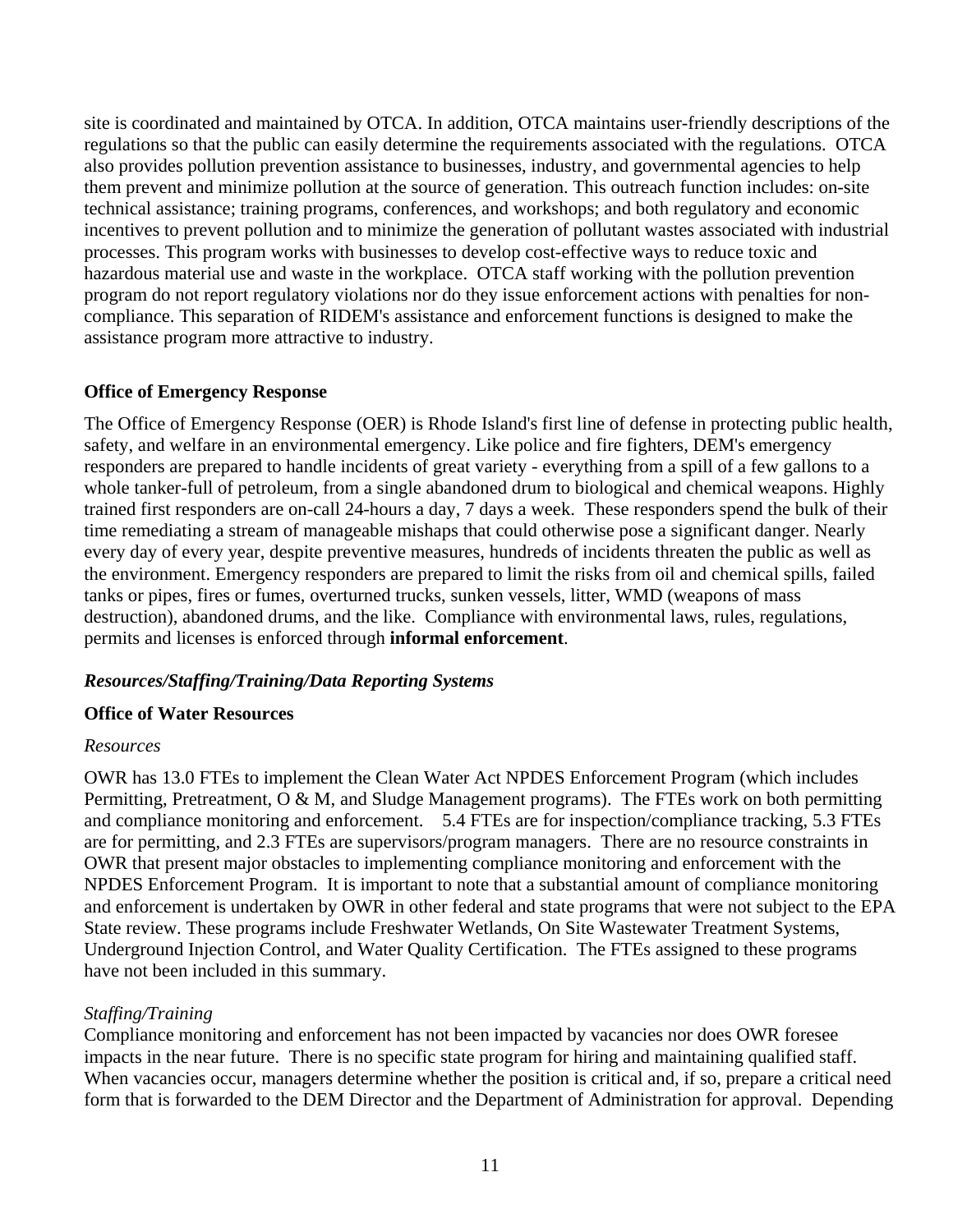site is coordinated and maintained by OTCA. In addition, OTCA maintains user-friendly descriptions of the regulations so that the public can easily determine the requirements associated with the regulations. OTCA also provides pollution prevention assistance to businesses, industry, and governmental agencies to help them prevent and minimize pollution at the source of generation. This outreach function includes: on-site technical assistance; training programs, conferences, and workshops; and both regulatory and economic incentives to prevent pollution and to minimize the generation of pollutant wastes associated with industrial processes. This program works with businesses to develop cost-effective ways to reduce toxic and hazardous material use and waste in the workplace. OTCA staff working with the pollution prevention program do not report regulatory violations nor do they issue enforcement actions with penalties for non-compliance. This separation of RIDEM's assistance and enforcement functions is designed to make the assistance program more attractive to industry.

**Office of Emergency Response**

The Office of Emergency Response (OER) is Rhode Island's first line of defense in protecting public health, safety, and welfare in an environmental emergency. Like police and fire fighters, DEM's emergency responders are prepared to handle incidents of great variety - everything from a spill of a few gallons to a whole tanker-full of petroleum, from a single abandoned drum to biological and chemical weapons. Highly trained first responders are on-call 24-hours a day, 7 days a week. These responders spend the bulk of their time remediating a stream of manageable mishaps that could otherwise pose a significant danger. Nearly every day of every year, despite preventive measures, hundreds of incidents threaten the public as well as the environment. Emergency responders are prepared to limit the risks from oil and chemical spills, failed tanks or pipes, fires or fumes, overturned trucks, sunken vessels, litter, WMD (weapons of mass destruction), abandoned drums, and the like. Compliance with environmental laws, rules, regulations, permits and licenses is enforced through **informal enforcement**.

***Resources/Staffing/Training/Data Reporting Systems***

**Office of Water Resources**

*Resources*

OWR has 13.0 FTEs to implement the Clean Water Act NPDES Enforcement Program (which includes Permitting, Pretreatment, O & M, and Sludge Management programs). The FTEs work on both permitting and compliance monitoring and enforcement. 5.4 FTEs are for inspection/compliance tracking, 5.3 FTEs are for permitting, and 2.3 FTEs are supervisors/program managers. There are no resource constraints in OWR that present major obstacles to implementing compliance monitoring and enforcement with the NPDES Enforcement Program. It is important to note that a substantial amount of compliance monitoring and enforcement is undertaken by OWR in other federal and state programs that were not subject to the EPA State review. These programs include Freshwater Wetlands, On Site Wastewater Treatment Systems, Underground Injection Control, and Water Quality Certification. The FTEs assigned to these programs have not been included in this summary.

*Staffing/Training*

Compliance monitoring and enforcement has not been impacted by vacancies nor does OWR foresee impacts in the near future. There is no specific state program for hiring and maintaining qualified staff. When vacancies occur, managers determine whether the position is critical and, if so, prepare a critical need form that is forwarded to the DEM Director and the Department of Administration for approval. Depending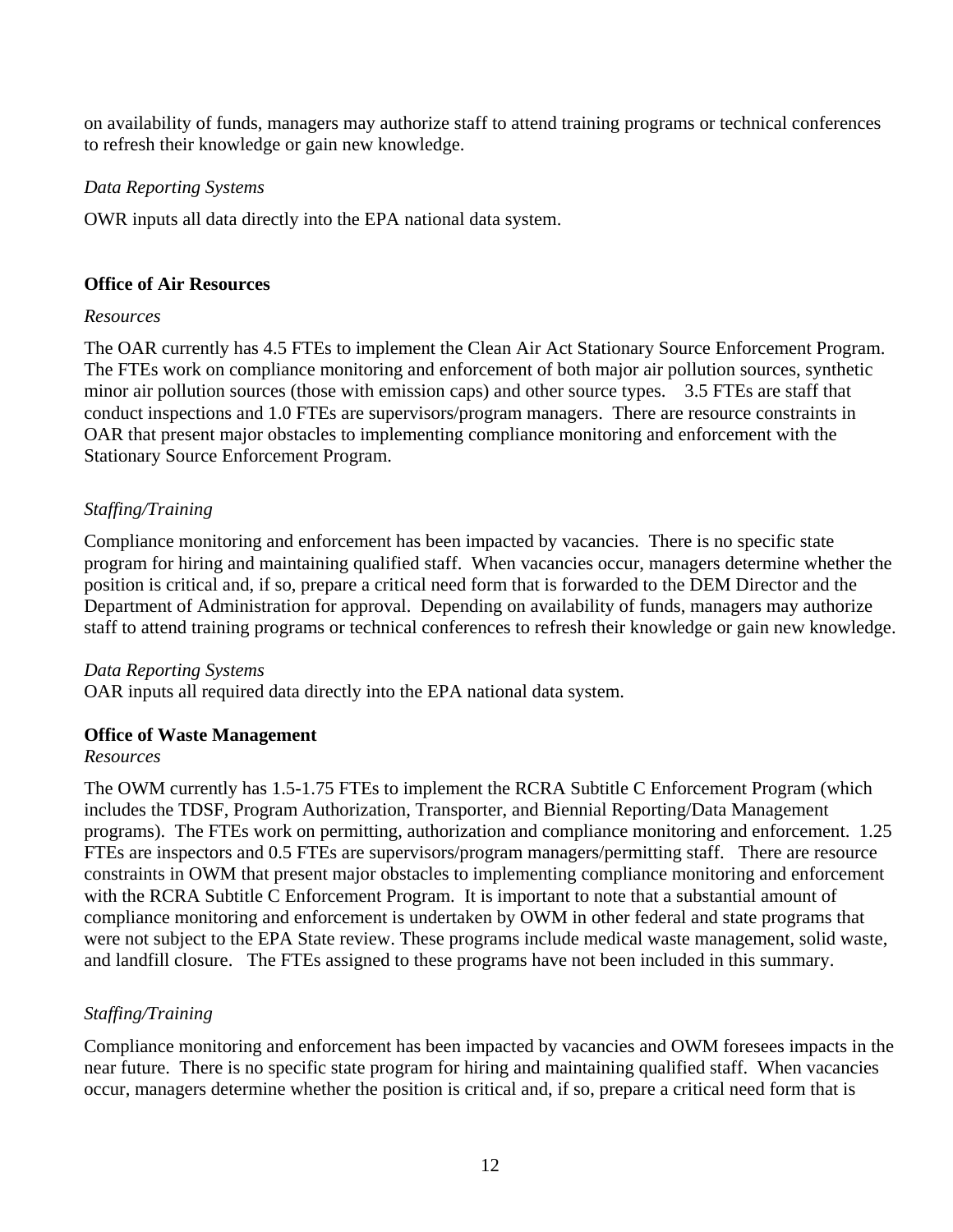on availability of funds, managers may authorize staff to attend training programs or technical conferences to refresh their knowledge or gain new knowledge.

*Data Reporting Systems*

OWR inputs all data directly into the EPA national data system.

**Office of Air Resources**

*Resources*

The OAR currently has 4.5 FTEs to implement the Clean Air Act Stationary Source Enforcement Program. The FTEs work on compliance monitoring and enforcement of both major air pollution sources, synthetic minor air pollution sources (those with emission caps) and other source types. 3.5 FTEs are staff that conduct inspections and 1.0 FTEs are supervisors/program managers. There are resource constraints in OAR that present major obstacles to implementing compliance monitoring and enforcement with the Stationary Source Enforcement Program.

*Staffing/Training*

Compliance monitoring and enforcement has been impacted by vacancies. There is no specific state program for hiring and maintaining qualified staff. When vacancies occur, managers determine whether the position is critical and, if so, prepare a critical need form that is forwarded to the DEM Director and the Department of Administration for approval. Depending on availability of funds, managers may authorize staff to attend training programs or technical conferences to refresh their knowledge or gain new knowledge.

*Data Reporting Systems*

OAR inputs all required data directly into the EPA national data system.

**Office of Waste Management**

*Resources*

The OWM currently has 1.5-1.75 FTEs to implement the RCRA Subtitle C Enforcement Program (which includes the TDSF, Program Authorization, Transporter, and Biennial Reporting/Data Management programs). The FTEs work on permitting, authorization and compliance monitoring and enforcement. 1.25 FTEs are inspectors and 0.5 FTEs are supervisors/program managers/permitting staff. There are resource constraints in OWM that present major obstacles to implementing compliance monitoring and enforcement with the RCRA Subtitle C Enforcement Program. It is important to note that a substantial amount of compliance monitoring and enforcement is undertaken by OWM in other federal and state programs that were not subject to the EPA State review. These programs include medical waste management, solid waste, and landfill closure. The FTEs assigned to these programs have not been included in this summary.

*Staffing/Training*

Compliance monitoring and enforcement has been impacted by vacancies and OWM foresees impacts in the near future. There is no specific state program for hiring and maintaining qualified staff. When vacancies occur, managers determine whether the position is critical and, if so, prepare a critical need form that is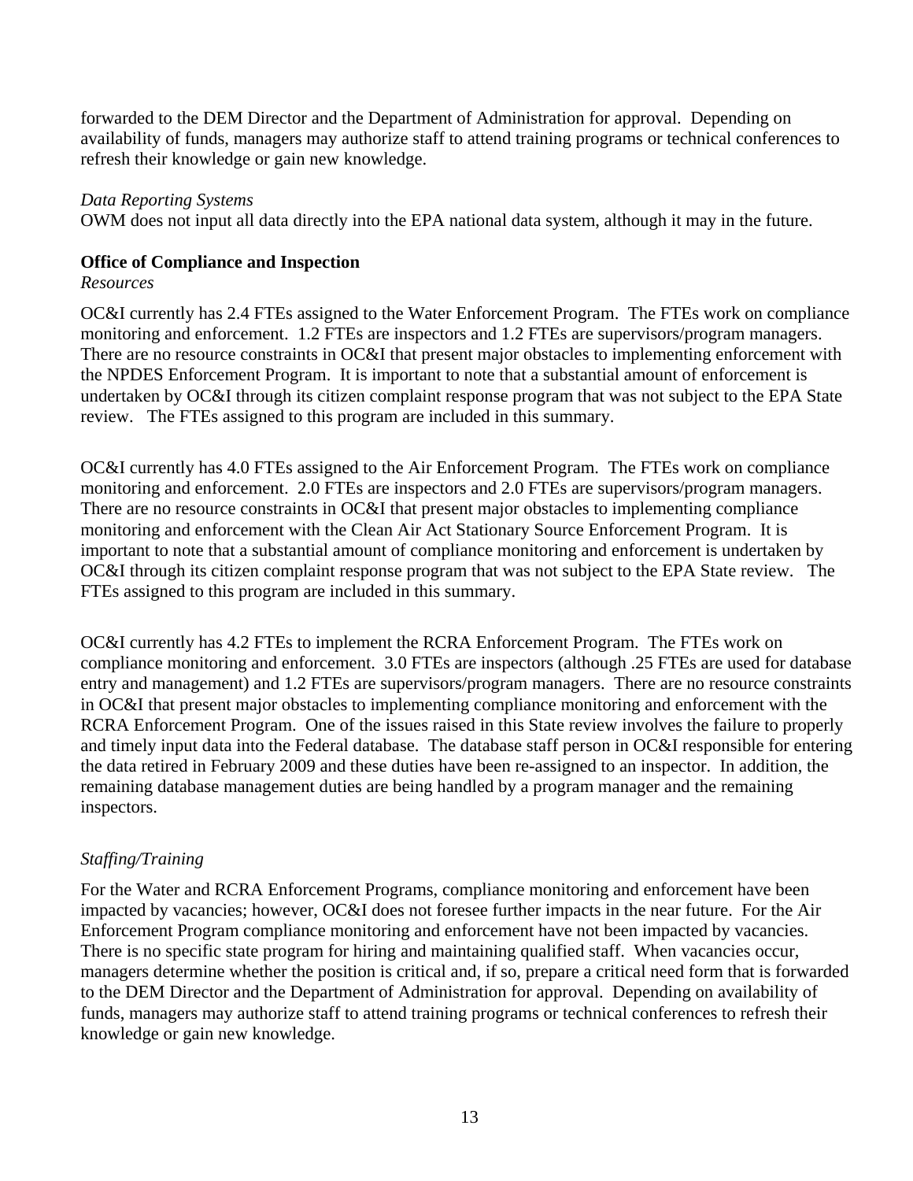forwarded to the DEM Director and the Department of Administration for approval. Depending on availability of funds, managers may authorize staff to attend training programs or technical conferences to refresh their knowledge or gain new knowledge.

*Data Reporting Systems*

OWM does not input all data directly into the EPA national data system, although it may in the future.

**Office of Compliance and Inspection**

*Resources*

OC&I currently has 2.4 FTEs assigned to the Water Enforcement Program. The FTEs work on compliance monitoring and enforcement. 1.2 FTEs are inspectors and 1.2 FTEs are supervisors/program managers. There are no resource constraints in OC&I that present major obstacles to implementing enforcement with the NPDES Enforcement Program. It is important to note that a substantial amount of enforcement is undertaken by OC&I through its citizen complaint response program that was not subject to the EPA State review. The FTEs assigned to this program are included in this summary.

OC&I currently has 4.0 FTEs assigned to the Air Enforcement Program. The FTEs work on compliance monitoring and enforcement. 2.0 FTEs are inspectors and 2.0 FTEs are supervisors/program managers. There are no resource constraints in OC&I that present major obstacles to implementing compliance monitoring and enforcement with the Clean Air Act Stationary Source Enforcement Program. It is important to note that a substantial amount of compliance monitoring and enforcement is undertaken by OC&I through its citizen complaint response program that was not subject to the EPA State review. The FTEs assigned to this program are included in this summary.

OC&I currently has 4.2 FTEs to implement the RCRA Enforcement Program. The FTEs work on compliance monitoring and enforcement. 3.0 FTEs are inspectors (although .25 FTEs are used for database entry and management) and 1.2 FTEs are supervisors/program managers. There are no resource constraints in OC&I that present major obstacles to implementing compliance monitoring and enforcement with the RCRA Enforcement Program. One of the issues raised in this State review involves the failure to properly and timely input data into the Federal database. The database staff person in OC&I responsible for entering the data retired in February 2009 and these duties have been re-assigned to an inspector. In addition, the remaining database management duties are being handled by a program manager and the remaining inspectors.

*Staffing/Training*

For the Water and RCRA Enforcement Programs, compliance monitoring and enforcement have been impacted by vacancies; however, OC&I does not foresee further impacts in the near future. For the Air Enforcement Program compliance monitoring and enforcement have not been impacted by vacancies. There is no specific state program for hiring and maintaining qualified staff. When vacancies occur, managers determine whether the position is critical and, if so, prepare a critical need form that is forwarded to the DEM Director and the Department of Administration for approval. Depending on availability of funds, managers may authorize staff to attend training programs or technical conferences to refresh their knowledge or gain new knowledge.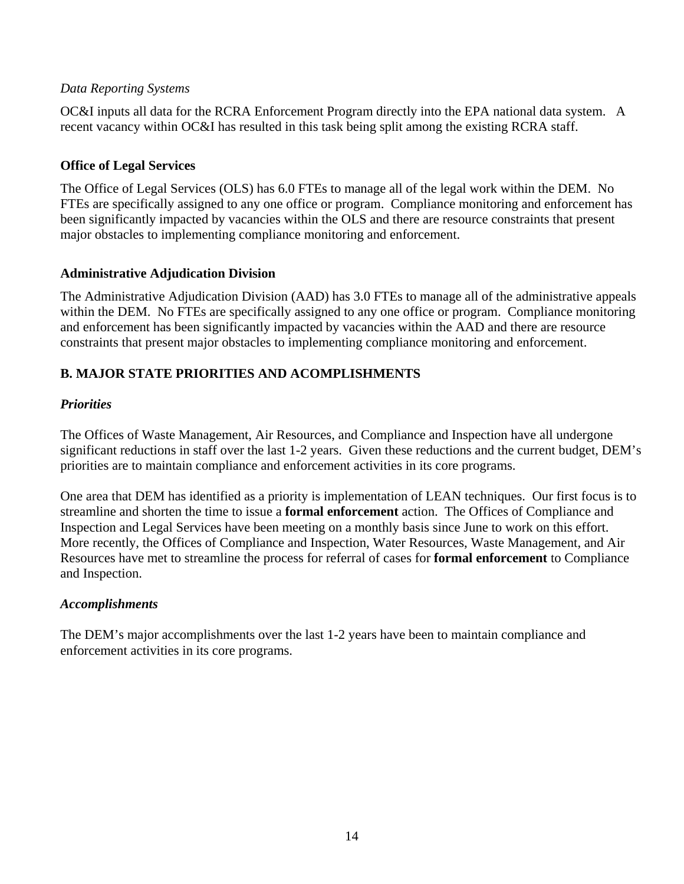*Data Reporting Systems*

OC&I inputs all data for the RCRA Enforcement Program directly into the EPA national data system. A recent vacancy within OC&I has resulted in this task being split among the existing RCRA staff.

**Office of Legal Services**

The Office of Legal Services (OLS) has 6.0 FTEs to manage all of the legal work within the DEM. No FTEs are specifically assigned to any one office or program. Compliance monitoring and enforcement has been significantly impacted by vacancies within the OLS and there are resource constraints that present major obstacles to implementing compliance monitoring and enforcement.

**Administrative Adjudication Division**

The Administrative Adjudication Division (AAD) has 3.0 FTEs to manage all of the administrative appeals within the DEM. No FTEs are specifically assigned to any one office or program. Compliance monitoring and enforcement has been significantly impacted by vacancies within the AAD and there are resource constraints that present major obstacles to implementing compliance monitoring and enforcement.

**B. MAJOR STATE PRIORITIES AND ACOMPLISHMENTS**

***Priorities***

The Offices of Waste Management, Air Resources, and Compliance and Inspection have all undergone significant reductions in staff over the last 1-2 years. Given these reductions and the current budget, DEM's priorities are to maintain compliance and enforcement activities in its core programs.

One area that DEM has identified as a priority is implementation of LEAN techniques. Our first focus is to streamline and shorten the time to issue a **formal enforcement** action. The Offices of Compliance and Inspection and Legal Services have been meeting on a monthly basis since June to work on this effort. More recently, the Offices of Compliance and Inspection, Water Resources, Waste Management, and Air Resources have met to streamline the process for referral of cases for **formal enforcement** to Compliance and Inspection.

***Accomplishments***

The DEM's major accomplishments over the last 1-2 years have been to maintain compliance and enforcement activities in its core programs.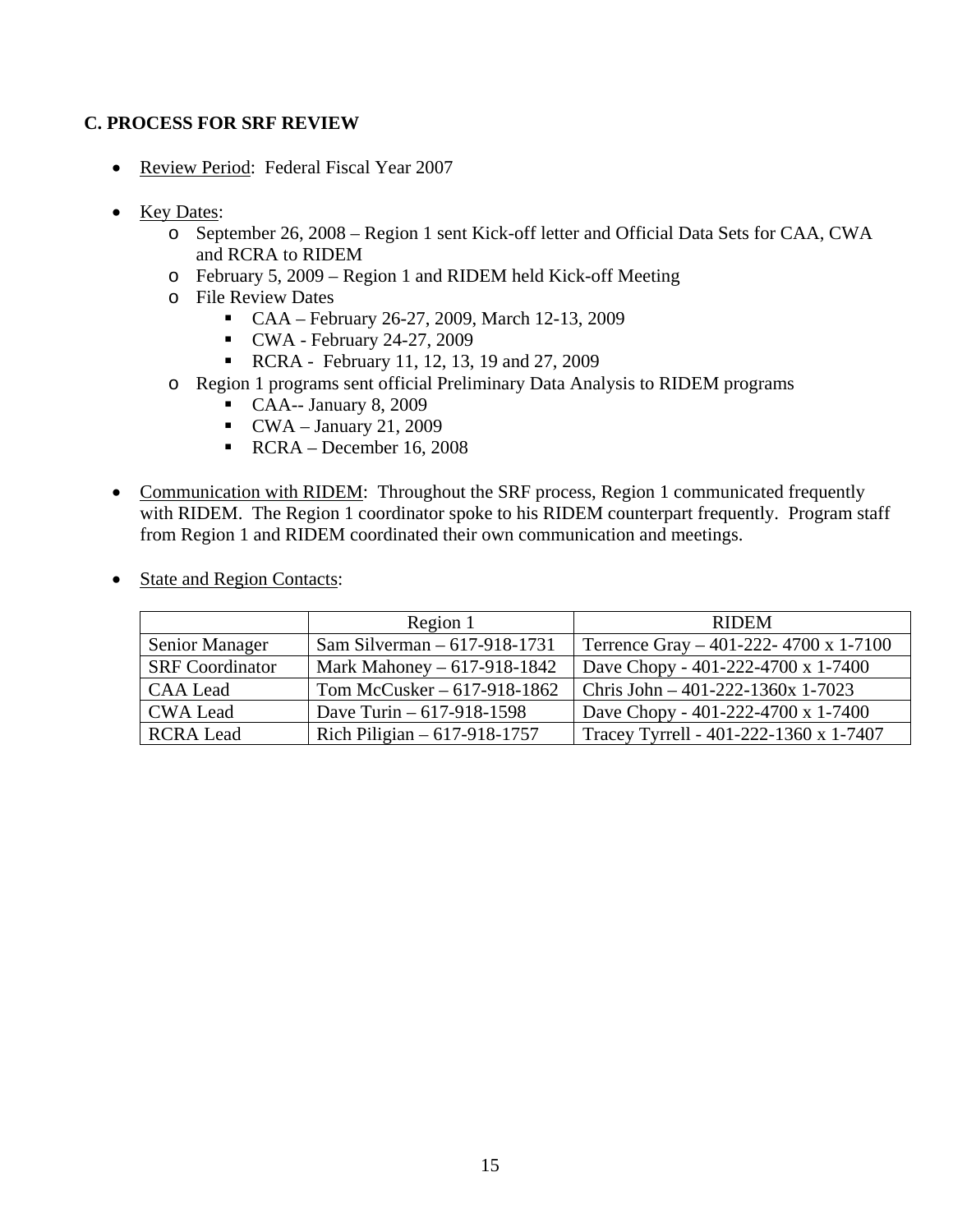### C. PROCESS FOR SRF REVIEW

- Review Period: Federal Fiscal Year 2007

- Key Dates:
  - September 26, 2008 – Region 1 sent Kick-off letter and Official Data Sets for CAA, CWA and RCRA to RIDEM
  - February 5, 2009 – Region 1 and RIDEM held Kick-off Meeting
  - File Review Dates
    - CAA – February 26-27, 2009, March 12-13, 2009
    - CWA - February 24-27, 2009
    - RCRA - February 11, 12, 13, 19 and 27, 2009
  - Region 1 programs sent official Preliminary Data Analysis to RIDEM programs
    - CAA-- January 8, 2009
    - CWA – January 21, 2009
    - RCRA – December 16, 2008

- Communication with RIDEM: Throughout the SRF process, Region 1 communicated frequently with RIDEM. The Region 1 coordinator spoke to his RIDEM counterpart frequently. Program staff from Region 1 and RIDEM coordinated their own communication and meetings.

- State and Region Contacts:

| | Region 1 | RIDEM |
|---|---|---|
| Senior Manager | Sam Silverman – 617-918-1731 | Terrence Gray – 401-222- 4700 x 1-7100 |
| SRF Coordinator | Mark Mahoney – 617-918-1842 | Dave Chopy - 401-222-4700 x 1-7400 |
| CAA Lead | Tom McCusker – 617-918-1862 | Chris John – 401-222-1360x 1-7023 |
| CWA Lead | Dave Turin – 617-918-1598 | Dave Chopy - 401-222-4700 x 1-7400 |
| RCRA Lead | Rich Piligian – 617-918-1757 | Tracey Tyrrell - 401-222-1360 x 1-7407 |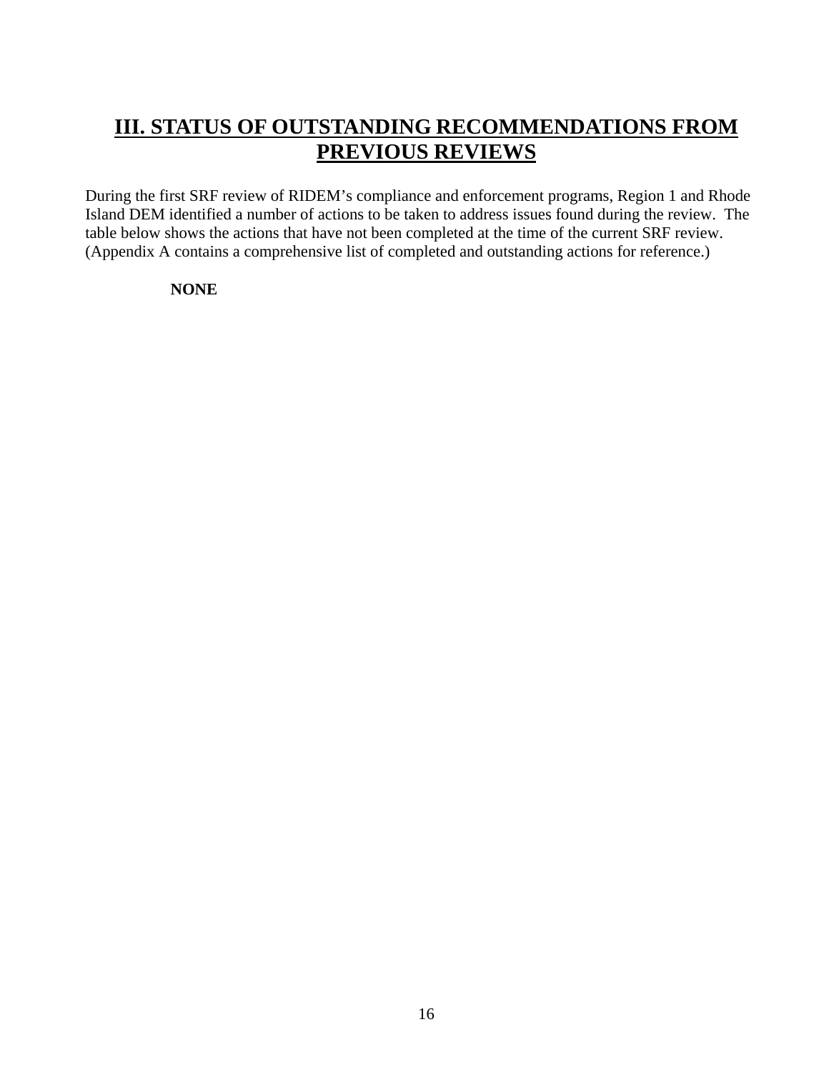# III. STATUS OF OUTSTANDING RECOMMENDATIONS FROM PREVIOUS REVIEWS

During the first SRF review of RIDEM's compliance and enforcement programs, Region 1 and Rhode Island DEM identified a number of actions to be taken to address issues found during the review. The table below shows the actions that have not been completed at the time of the current SRF review. (Appendix A contains a comprehensive list of completed and outstanding actions for reference.)

**NONE**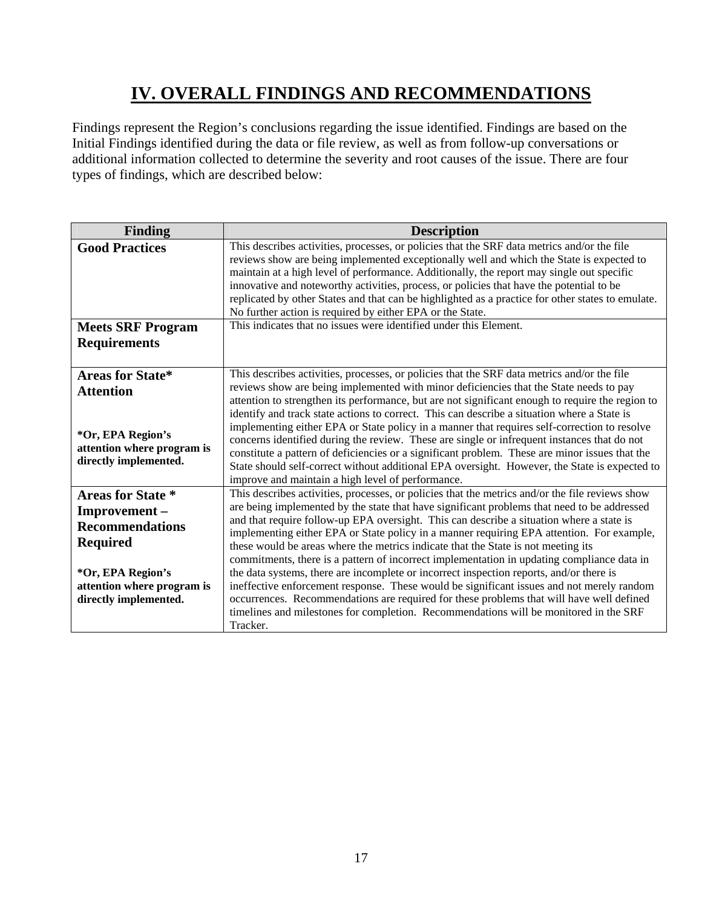# IV. OVERALL FINDINGS AND RECOMMENDATIONS

Findings represent the Region's conclusions regarding the issue identified. Findings are based on the Initial Findings identified during the data or file review, as well as from follow-up conversations or additional information collected to determine the severity and root causes of the issue. There are four types of findings, which are described below:

| Finding | Description |
|---|---|
| **Good Practices** | This describes activities, processes, or policies that the SRF data metrics and/or the file reviews show are being implemented exceptionally well and which the State is expected to maintain at a high level of performance. Additionally, the report may single out specific innovative and noteworthy activities, process, or policies that have the potential to be replicated by other States and that can be highlighted as a practice for other states to emulate. No further action is required by either EPA or the State. |
| **Meets SRF Program Requirements** | This indicates that no issues were identified under this Element. |
| **Areas for State* Attention**<br><br>***Or, EPA Region's attention where program is directly implemented.** | This describes activities, processes, or policies that the SRF data metrics and/or the file reviews show are being implemented with minor deficiencies that the State needs to pay attention to strengthen its performance, but are not significant enough to require the region to identify and track state actions to correct. This can describe a situation where a State is implementing either EPA or State policy in a manner that requires self-correction to resolve concerns identified during the review. These are single or infrequent instances that do not constitute a pattern of deficiencies or a significant problem. These are minor issues that the State should self-correct without additional EPA oversight. However, the State is expected to improve and maintain a high level of performance. |
| **Areas for State * Improvement – Recommendations Required**<br><br>***Or, EPA Region's attention where program is directly implemented.** | This describes activities, processes, or policies that the metrics and/or the file reviews show are being implemented by the state that have significant problems that need to be addressed and that require follow-up EPA oversight. This can describe a situation where a state is implementing either EPA or State policy in a manner requiring EPA attention. For example, these would be areas where the metrics indicate that the State is not meeting its commitments, there is a pattern of incorrect implementation in updating compliance data in the data systems, there are incomplete or incorrect inspection reports, and/or there is ineffective enforcement response. These would be significant issues and not merely random occurrences. Recommendations are required for these problems that will have well defined timelines and milestones for completion. Recommendations will be monitored in the SRF Tracker. |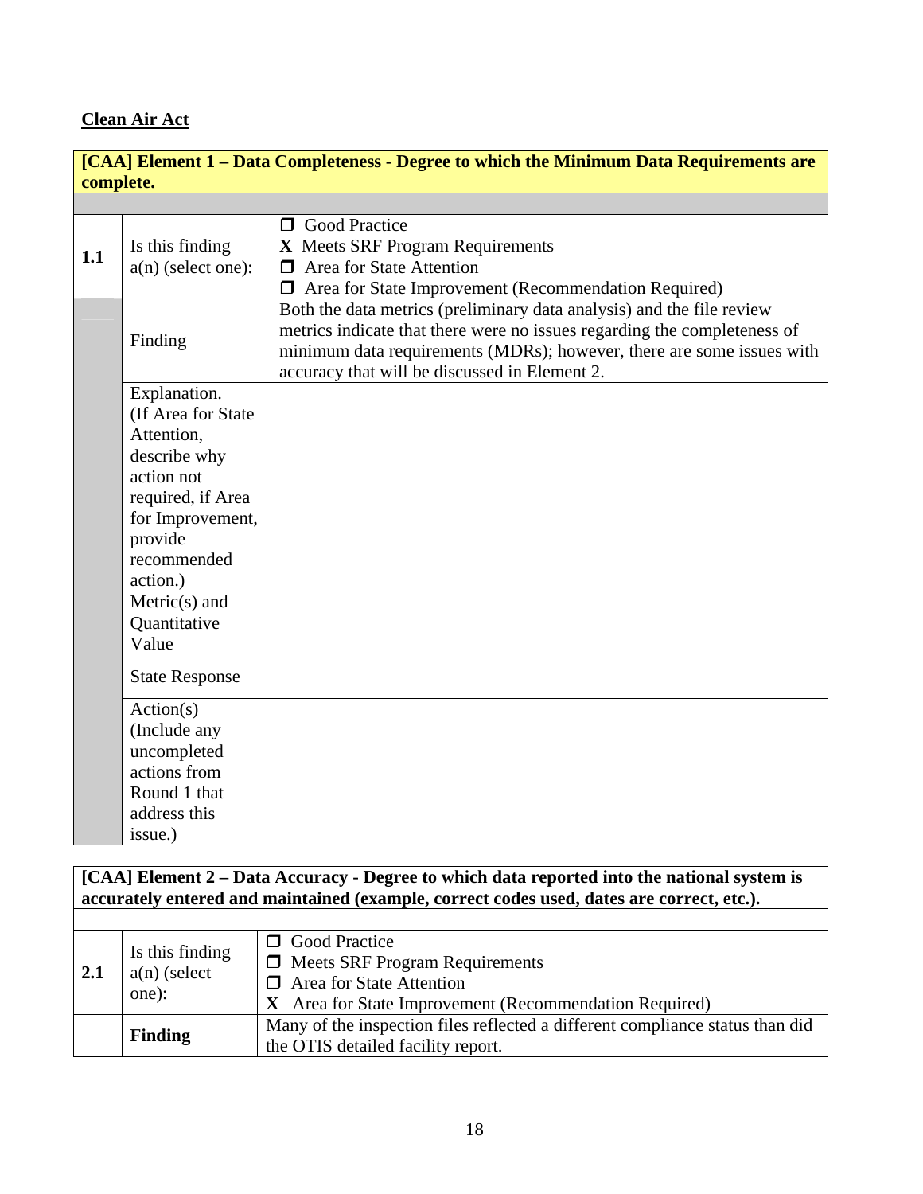**Clean Air Act**

| **[CAA] Element 1 – Data Completeness - Degree to which the Minimum Data Requirements are complete.** | | |
|---|---|---|
| | | |
| **1.1** | Is this finding a(n) (select one): | ❒ Good Practice<br>**X** Meets SRF Program Requirements<br>❒ Area for State Attention<br>❒ Area for State Improvement (Recommendation Required) |
| | Finding | Both the data metrics (preliminary data analysis) and the file review metrics indicate that there were no issues regarding the completeness of minimum data requirements (MDRs); however, there are some issues with accuracy that will be discussed in Element 2. |
| | Explanation. (If Area for State Attention, describe why action not required, if Area for Improvement, provide recommended action.) | |
| | Metric(s) and Quantitative Value | |
| | State Response | |
| | Action(s) (Include any uncompleted actions from Round 1 that address this issue.) | |

| **[CAA] Element 2 – Data Accuracy - Degree to which data reported into the national system is accurately entered and maintained (example, correct codes used, dates are correct, etc.).** | | |
|---|---|---|
| | | |
| **2.1** | Is this finding a(n) (select one): | ❒ Good Practice<br>❒ Meets SRF Program Requirements<br>❒ Area for State Attention<br>**X** Area for State Improvement (Recommendation Required) |
| | **Finding** | Many of the inspection files reflected a different compliance status than did the OTIS detailed facility report. |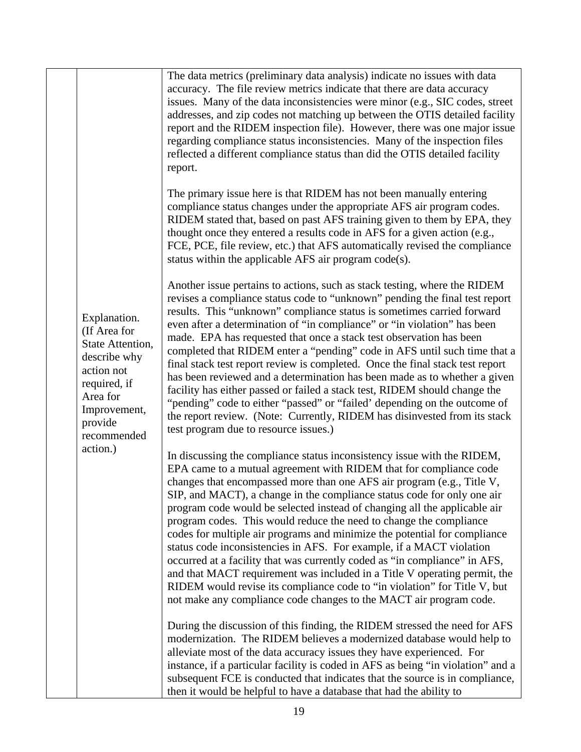| | | |
|---|---|---|
| | Explanation. (If Area for State Attention, describe why action not required, if Area for Improvement, provide recommended action.) | The data metrics (preliminary data analysis) indicate no issues with data accuracy. The file review metrics indicate that there are data accuracy issues. Many of the data inconsistencies were minor (e.g., SIC codes, street addresses, and zip codes not matching up between the OTIS detailed facility report and the RIDEM inspection file). However, there was one major issue regarding compliance status inconsistencies. Many of the inspection files reflected a different compliance status than did the OTIS detailed facility report.<br><br>The primary issue here is that RIDEM has not been manually entering compliance status changes under the appropriate AFS air program codes. RIDEM stated that, based on past AFS training given to them by EPA, they thought once they entered a results code in AFS for a given action (e.g., FCE, PCE, file review, etc.) that AFS automatically revised the compliance status within the applicable AFS air program code(s).<br><br>Another issue pertains to actions, such as stack testing, where the RIDEM revises a compliance status code to "unknown" pending the final test report results. This "unknown" compliance status is sometimes carried forward even after a determination of "in compliance" or "in violation" has been made. EPA has requested that once a stack test observation has been completed that RIDEM enter a "pending" code in AFS until such time that a final stack test report review is completed. Once the final stack test report has been reviewed and a determination has been made as to whether a given facility has either passed or failed a stack test, RIDEM should change the "pending" code to either "passed" or "failed' depending on the outcome of the report review. (Note: Currently, RIDEM has disinvested from its stack test program due to resource issues.)<br><br>In discussing the compliance status inconsistency issue with the RIDEM, EPA came to a mutual agreement with RIDEM that for compliance code changes that encompassed more than one AFS air program (e.g., Title V, SIP, and MACT), a change in the compliance status code for only one air program code would be selected instead of changing all the applicable air program codes. This would reduce the need to change the compliance codes for multiple air programs and minimize the potential for compliance status code inconsistencies in AFS. For example, if a MACT violation occurred at a facility that was currently coded as "in compliance" in AFS, and that MACT requirement was included in a Title V operating permit, the RIDEM would revise its compliance code to "in violation" for Title V, but not make any compliance code changes to the MACT air program code.<br><br>During the discussion of this finding, the RIDEM stressed the need for AFS modernization. The RIDEM believes a modernized database would help to alleviate most of the data accuracy issues they have experienced. For instance, if a particular facility is coded in AFS as being "in violation" and a subsequent FCE is conducted that indicates that the source is in compliance, then it would be helpful to have a database that had the ability to |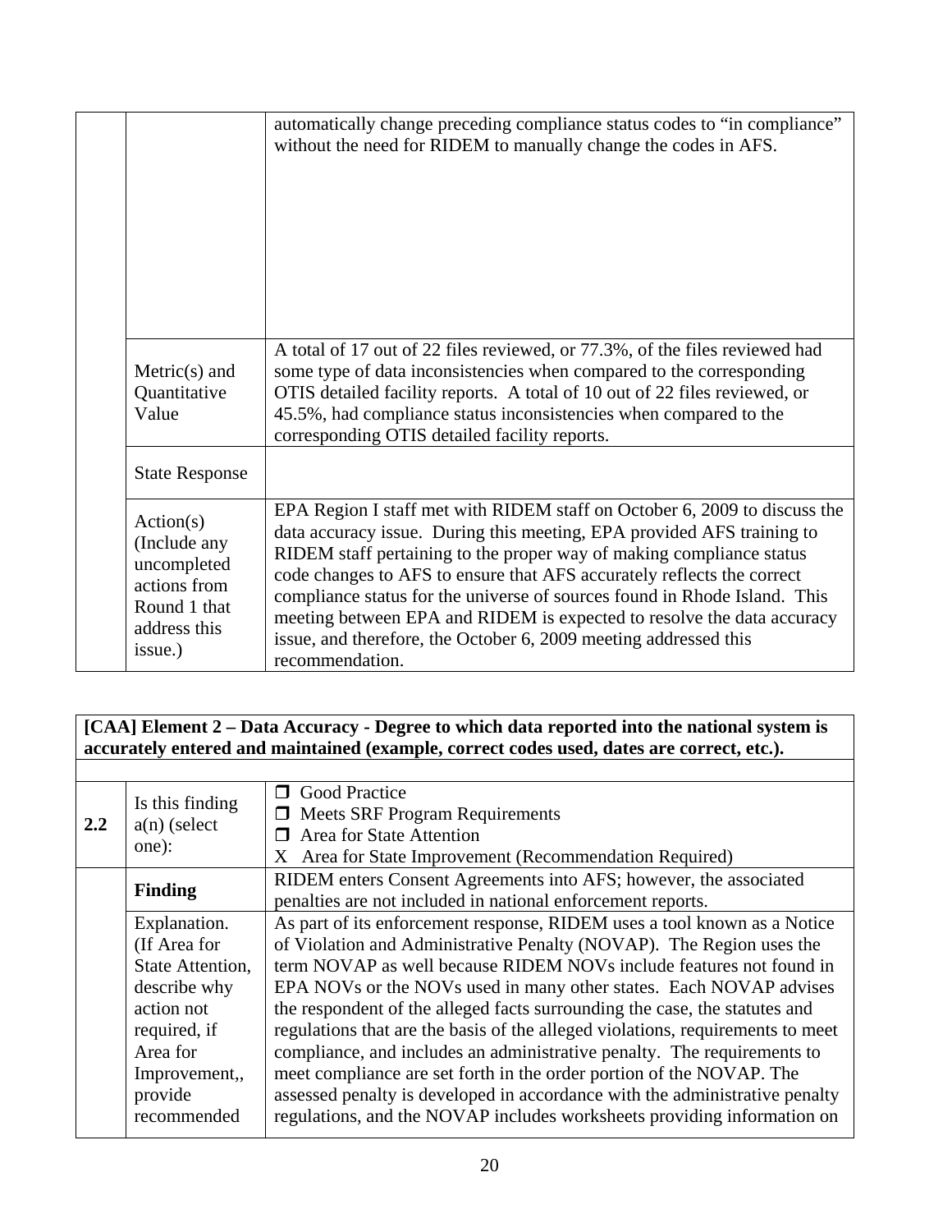| | | |
|---|---|---|
| | | automatically change preceding compliance status codes to "in compliance" without the need for RIDEM to manually change the codes in AFS. |
| | Metric(s) and Quantitative Value | A total of 17 out of 22 files reviewed, or 77.3%, of the files reviewed had some type of data inconsistencies when compared to the corresponding OTIS detailed facility reports. A total of 10 out of 22 files reviewed, or 45.5%, had compliance status inconsistencies when compared to the corresponding OTIS detailed facility reports. |
| | State Response | |
| | Action(s) (Include any uncompleted actions from Round 1 that address this issue.) | EPA Region I staff met with RIDEM staff on October 6, 2009 to discuss the data accuracy issue. During this meeting, EPA provided AFS training to RIDEM staff pertaining to the proper way of making compliance status code changes to AFS to ensure that AFS accurately reflects the correct compliance status for the universe of sources found in Rhode Island. This meeting between EPA and RIDEM is expected to resolve the data accuracy issue, and therefore, the October 6, 2009 meeting addressed this recommendation. |

| **[CAA] Element 2 – Data Accuracy - Degree to which data reported into the national system is accurately entered and maintained (example, correct codes used, dates are correct, etc.).** | | |
|---|---|---|
| | | |
| **2.2** | Is this finding a(n) (select one): | ❒ Good Practice<br>❒ Meets SRF Program Requirements<br>❒ Area for State Attention<br>X Area for State Improvement (Recommendation Required) |
| | **Finding** | RIDEM enters Consent Agreements into AFS; however, the associated penalties are not included in national enforcement reports. |
| | Explanation. (If Area for State Attention, describe why action not required, if Area for Improvement,, provide recommended | As part of its enforcement response, RIDEM uses a tool known as a Notice of Violation and Administrative Penalty (NOVAP). The Region uses the term NOVAP as well because RIDEM NOVs include features not found in EPA NOVs or the NOVs used in many other states. Each NOVAP advises the respondent of the alleged facts surrounding the case, the statutes and regulations that are the basis of the alleged violations, requirements to meet compliance, and includes an administrative penalty. The requirements to meet compliance are set forth in the order portion of the NOVAP. The assessed penalty is developed in accordance with the administrative penalty regulations, and the NOVAP includes worksheets providing information on |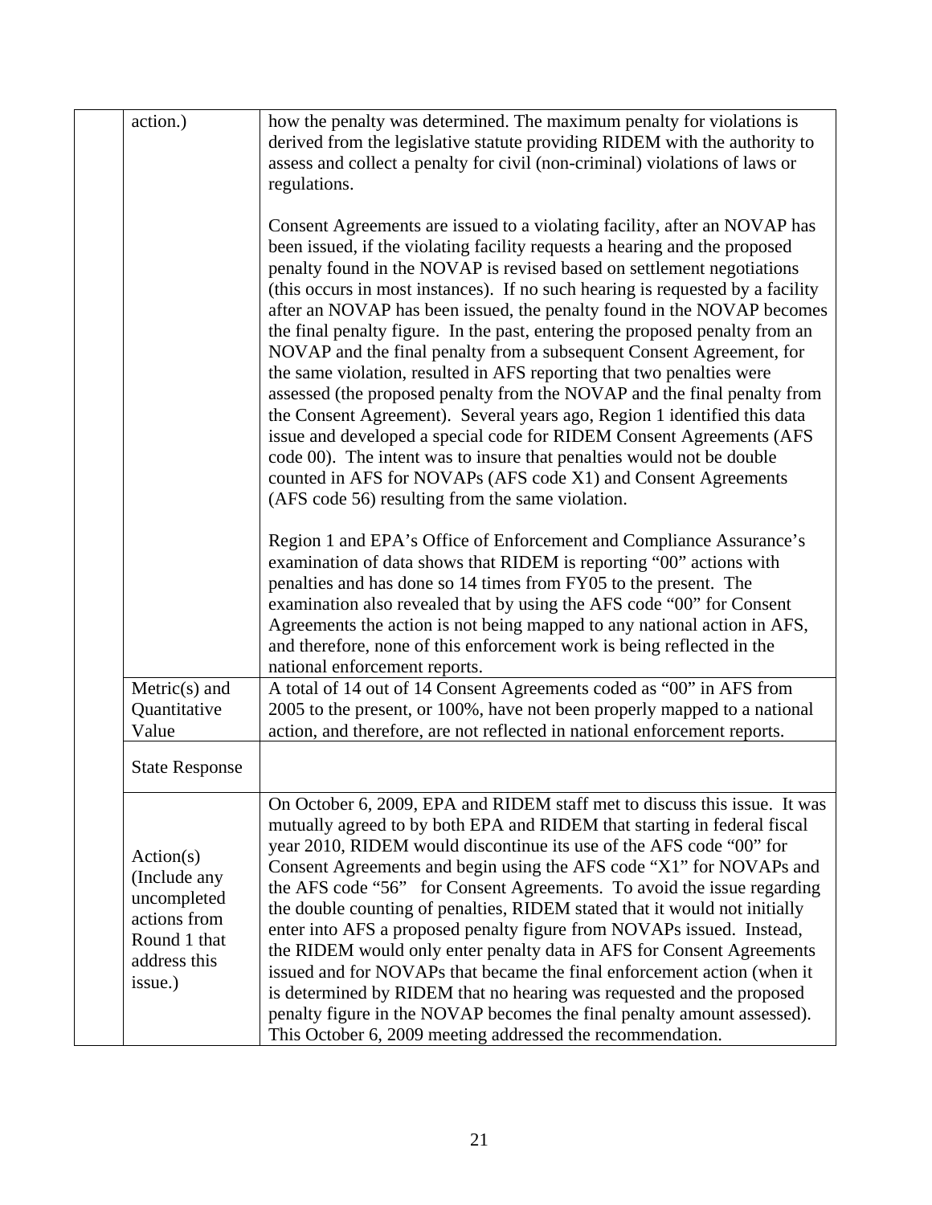| | | |
|---|---|---|
| | action.) | how the penalty was determined. The maximum penalty for violations is derived from the legislative statute providing RIDEM with the authority to assess and collect a penalty for civil (non-criminal) violations of laws or regulations.<br><br>Consent Agreements are issued to a violating facility, after an NOVAP has been issued, if the violating facility requests a hearing and the proposed penalty found in the NOVAP is revised based on settlement negotiations (this occurs in most instances). If no such hearing is requested by a facility after an NOVAP has been issued, the penalty found in the NOVAP becomes the final penalty figure. In the past, entering the proposed penalty from an NOVAP and the final penalty from a subsequent Consent Agreement, for the same violation, resulted in AFS reporting that two penalties were assessed (the proposed penalty from the NOVAP and the final penalty from the Consent Agreement). Several years ago, Region 1 identified this data issue and developed a special code for RIDEM Consent Agreements (AFS code 00). The intent was to insure that penalties would not be double counted in AFS for NOVAPs (AFS code X1) and Consent Agreements (AFS code 56) resulting from the same violation.<br><br>Region 1 and EPA's Office of Enforcement and Compliance Assurance's examination of data shows that RIDEM is reporting "00" actions with penalties and has done so 14 times from FY05 to the present. The examination also revealed that by using the AFS code "00" for Consent Agreements the action is not being mapped to any national action in AFS, and therefore, none of this enforcement work is being reflected in the national enforcement reports. |
| | Metric(s) and Quantitative Value | A total of 14 out of 14 Consent Agreements coded as "00" in AFS from 2005 to the present, or 100%, have not been properly mapped to a national action, and therefore, are not reflected in national enforcement reports. |
| | State Response | |
| | Action(s) (Include any uncompleted actions from Round 1 that address this issue.) | On October 6, 2009, EPA and RIDEM staff met to discuss this issue. It was mutually agreed to by both EPA and RIDEM that starting in federal fiscal year 2010, RIDEM would discontinue its use of the AFS code "00" for Consent Agreements and begin using the AFS code "X1" for NOVAPs and the AFS code "56" for Consent Agreements. To avoid the issue regarding the double counting of penalties, RIDEM stated that it would not initially enter into AFS a proposed penalty figure from NOVAPs issued. Instead, the RIDEM would only enter penalty data in AFS for Consent Agreements issued and for NOVAPs that became the final enforcement action (when it is determined by RIDEM that no hearing was requested and the proposed penalty figure in the NOVAP becomes the final penalty amount assessed). This October 6, 2009 meeting addressed the recommendation. |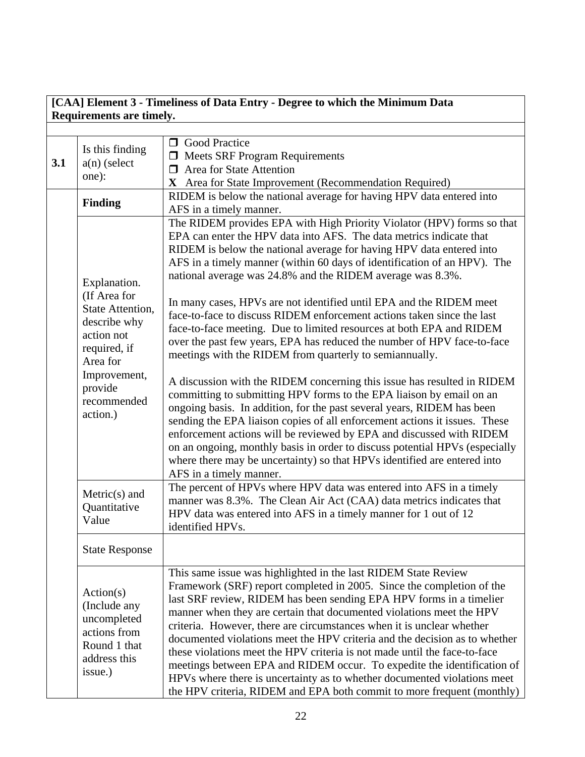| [CAA] Element 3 - Timeliness of Data Entry - Degree to which the Minimum Data Requirements are timely. | | |
|---|---|---|
| | | |
| **3.1** | Is this finding a(n) (select one): | ❒ Good Practice<br>❒ Meets SRF Program Requirements<br>❒ Area for State Attention<br>**X** Area for State Improvement (Recommendation Required) |
| | **Finding** | RIDEM is below the national average for having HPV data entered into AFS in a timely manner. |
| | Explanation. (If Area for State Attention, describe why action not required, if Area for Improvement, provide recommended action.) | The RIDEM provides EPA with High Priority Violator (HPV) forms so that EPA can enter the HPV data into AFS. The data metrics indicate that RIDEM is below the national average for having HPV data entered into AFS in a timely manner (within 60 days of identification of an HPV). The national average was 24.8% and the RIDEM average was 8.3%.<br><br>In many cases, HPVs are not identified until EPA and the RIDEM meet face-to-face to discuss RIDEM enforcement actions taken since the last face-to-face meeting. Due to limited resources at both EPA and RIDEM over the past few years, EPA has reduced the number of HPV face-to-face meetings with the RIDEM from quarterly to semiannually.<br><br>A discussion with the RIDEM concerning this issue has resulted in RIDEM committing to submitting HPV forms to the EPA liaison by email on an ongoing basis. In addition, for the past several years, RIDEM has been sending the EPA liaison copies of all enforcement actions it issues. These enforcement actions will be reviewed by EPA and discussed with RIDEM on an ongoing, monthly basis in order to discuss potential HPVs (especially where there may be uncertainty) so that HPVs identified are entered into AFS in a timely manner. |
| | Metric(s) and Quantitative Value | The percent of HPVs where HPV data was entered into AFS in a timely manner was 8.3%. The Clean Air Act (CAA) data metrics indicates that HPV data was entered into AFS in a timely manner for 1 out of 12 identified HPVs. |
| | State Response | |
| | Action(s) (Include any uncompleted actions from Round 1 that address this issue.) | This same issue was highlighted in the last RIDEM State Review Framework (SRF) report completed in 2005. Since the completion of the last SRF review, RIDEM has been sending EPA HPV forms in a timelier manner when they are certain that documented violations meet the HPV criteria. However, there are circumstances when it is unclear whether documented violations meet the HPV criteria and the decision as to whether these violations meet the HPV criteria is not made until the face-to-face meetings between EPA and RIDEM occur. To expedite the identification of HPVs where there is uncertainty as to whether documented violations meet the HPV criteria, RIDEM and EPA both commit to more frequent (monthly) |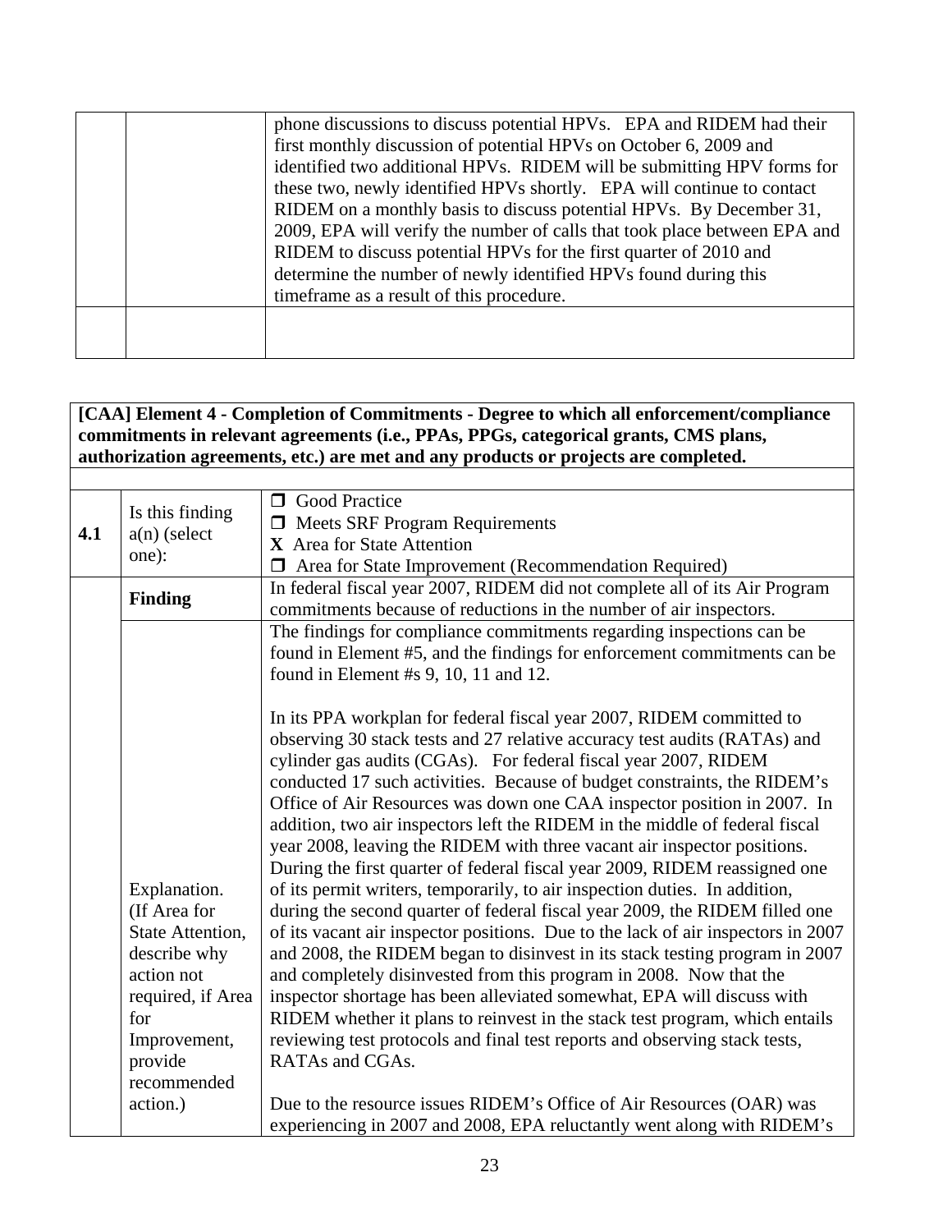| | | phone discussions to discuss potential HPVs. EPA and RIDEM had their first monthly discussion of potential HPVs on October 6, 2009 and identified two additional HPVs. RIDEM will be submitting HPV forms for these two, newly identified HPVs shortly. EPA will continue to contact RIDEM on a monthly basis to discuss potential HPVs. By December 31, 2009, EPA will verify the number of calls that took place between EPA and RIDEM to discuss potential HPVs for the first quarter of 2010 and determine the number of newly identified HPVs found during this timeframe as a result of this procedure. |
|---|---|---|
| | | |

| **[CAA] Element 4 - Completion of Commitments - Degree to which all enforcement/compliance commitments in relevant agreements (i.e., PPAs, PPGs, categorical grants, CMS plans, authorization agreements, etc.) are met and any products or projects are completed.** | | |
|---|---|---|
| | | |
| **4.1** | Is this finding a(n) (select one): | ❐ Good Practice<br>❐ Meets SRF Program Requirements<br>**X** Area for State Attention<br>❐ Area for State Improvement (Recommendation Required) |
| | **Finding** | In federal fiscal year 2007, RIDEM did not complete all of its Air Program commitments because of reductions in the number of air inspectors. |
| | Explanation. (If Area for State Attention, describe why action not required, if Area for Improvement, provide recommended action.) | The findings for compliance commitments regarding inspections can be found in Element #5, and the findings for enforcement commitments can be found in Element #s 9, 10, 11 and 12.<br><br>In its PPA workplan for federal fiscal year 2007, RIDEM committed to observing 30 stack tests and 27 relative accuracy test audits (RATAs) and cylinder gas audits (CGAs). For federal fiscal year 2007, RIDEM conducted 17 such activities. Because of budget constraints, the RIDEM's Office of Air Resources was down one CAA inspector position in 2007. In addition, two air inspectors left the RIDEM in the middle of federal fiscal year 2008, leaving the RIDEM with three vacant air inspector positions. During the first quarter of federal fiscal year 2009, RIDEM reassigned one of its permit writers, temporarily, to air inspection duties. In addition, during the second quarter of federal fiscal year 2009, the RIDEM filled one of its vacant air inspector positions. Due to the lack of air inspectors in 2007 and 2008, the RIDEM began to disinvest in its stack testing program in 2007 and completely disinvested from this program in 2008. Now that the inspector shortage has been alleviated somewhat, EPA will discuss with RIDEM whether it plans to reinvest in the stack test program, which entails reviewing test protocols and final test reports and observing stack tests, RATAs and CGAs.<br><br>Due to the resource issues RIDEM's Office of Air Resources (OAR) was experiencing in 2007 and 2008, EPA reluctantly went along with RIDEM's |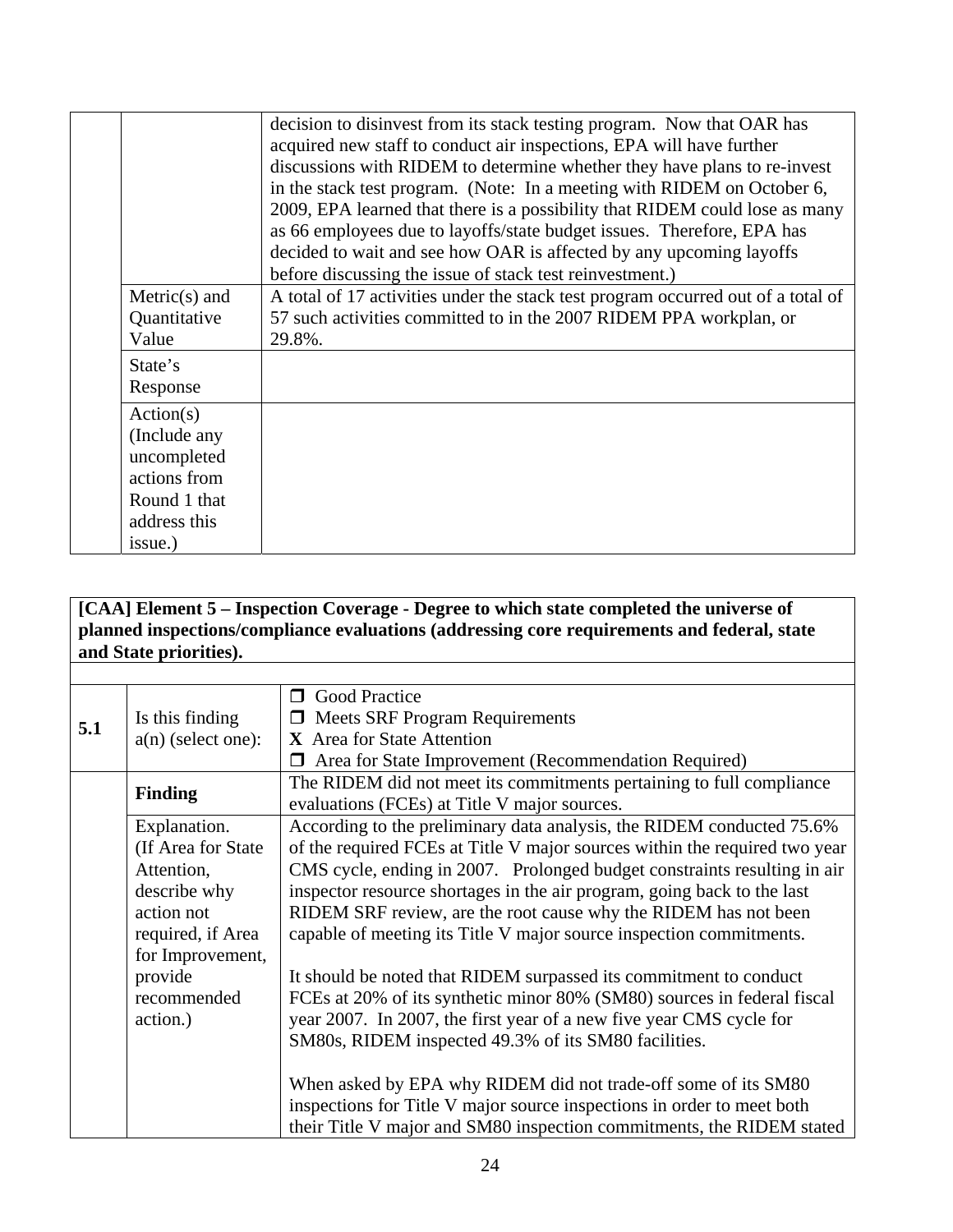| | | |
|---|---|---|
| | | decision to disinvest from its stack testing program. Now that OAR has acquired new staff to conduct air inspections, EPA will have further discussions with RIDEM to determine whether they have plans to re-invest in the stack test program. (Note: In a meeting with RIDEM on October 6, 2009, EPA learned that there is a possibility that RIDEM could lose as many as 66 employees due to layoffs/state budget issues. Therefore, EPA has decided to wait and see how OAR is affected by any upcoming layoffs before discussing the issue of stack test reinvestment.) |
| | Metric(s) and Quantitative Value | A total of 17 activities under the stack test program occurred out of a total of 57 such activities committed to in the 2007 RIDEM PPA workplan, or 29.8%. |
| | State's Response | |
| | Action(s) (Include any uncompleted actions from Round 1 that address this issue.) | |

| **[CAA] Element 5 – Inspection Coverage - Degree to which state completed the universe of planned inspections/compliance evaluations (addressing core requirements and federal, state and State priorities).** | | |
|---|---|---|
| | | |
| **5.1** | Is this finding a(n) (select one): | ❒ Good Practice<br>❒ Meets SRF Program Requirements<br>**X** Area for State Attention<br>❒ Area for State Improvement (Recommendation Required) |
| | **Finding** | The RIDEM did not meet its commitments pertaining to full compliance evaluations (FCEs) at Title V major sources. |
| | Explanation. (If Area for State Attention, describe why action not required, if Area for Improvement, provide recommended action.) | According to the preliminary data analysis, the RIDEM conducted 75.6% of the required FCEs at Title V major sources within the required two year CMS cycle, ending in 2007. Prolonged budget constraints resulting in air inspector resource shortages in the air program, going back to the last RIDEM SRF review, are the root cause why the RIDEM has not been capable of meeting its Title V major source inspection commitments.<br><br>It should be noted that RIDEM surpassed its commitment to conduct FCEs at 20% of its synthetic minor 80% (SM80) sources in federal fiscal year 2007. In 2007, the first year of a new five year CMS cycle for SM80s, RIDEM inspected 49.3% of its SM80 facilities.<br><br>When asked by EPA why RIDEM did not trade-off some of its SM80 inspections for Title V major source inspections in order to meet both their Title V major and SM80 inspection commitments, the RIDEM stated |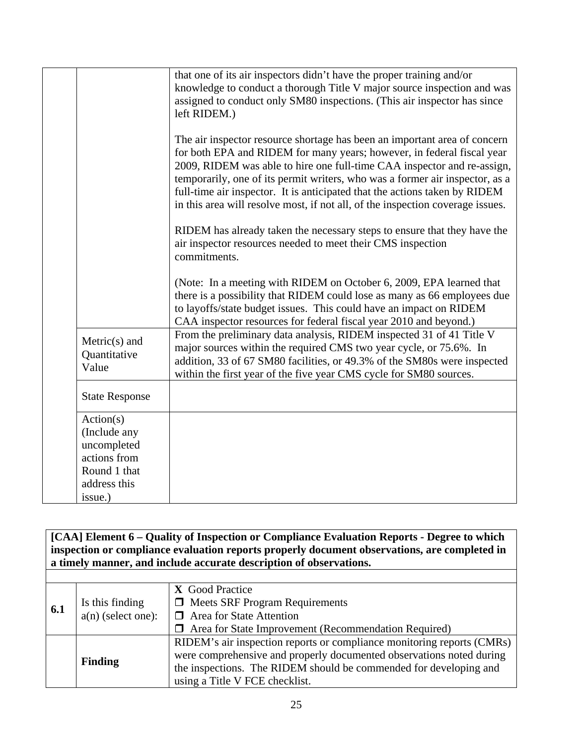| | | |
|---|---|---|
| | | that one of its air inspectors didn't have the proper training and/or knowledge to conduct a thorough Title V major source inspection and was assigned to conduct only SM80 inspections. (This air inspector has since left RIDEM.)<br><br>The air inspector resource shortage has been an important area of concern for both EPA and RIDEM for many years; however, in federal fiscal year 2009, RIDEM was able to hire one full-time CAA inspector and re-assign, temporarily, one of its permit writers, who was a former air inspector, as a full-time air inspector. It is anticipated that the actions taken by RIDEM in this area will resolve most, if not all, of the inspection coverage issues.<br><br>RIDEM has already taken the necessary steps to ensure that they have the air inspector resources needed to meet their CMS inspection commitments.<br><br>(Note: In a meeting with RIDEM on October 6, 2009, EPA learned that there is a possibility that RIDEM could lose as many as 66 employees due to layoffs/state budget issues. This could have an impact on RIDEM CAA inspector resources for federal fiscal year 2010 and beyond.) |
| | Metric(s) and Quantitative Value | From the preliminary data analysis, RIDEM inspected 31 of 41 Title V major sources within the required CMS two year cycle, or 75.6%. In addition, 33 of 67 SM80 facilities, or 49.3% of the SM80s were inspected within the first year of the five year CMS cycle for SM80 sources. |
| | State Response | |
| | Action(s) (Include any uncompleted actions from Round 1 that address this issue.) | |

| **[CAA] Element 6 – Quality of Inspection or Compliance Evaluation Reports - Degree to which inspection or compliance evaluation reports properly document observations, are completed in a timely manner, and include accurate description of observations.** | | |
|---|---|---|
| | | |
| **6.1** | Is this finding a(n) (select one): | **X** Good Practice<br>❒ Meets SRF Program Requirements<br>❒ Area for State Attention<br>❒ Area for State Improvement (Recommendation Required) |
| | **Finding** | RIDEM's air inspection reports or compliance monitoring reports (CMRs) were comprehensive and properly documented observations noted during the inspections. The RIDEM should be commended for developing and using a Title V FCE checklist. |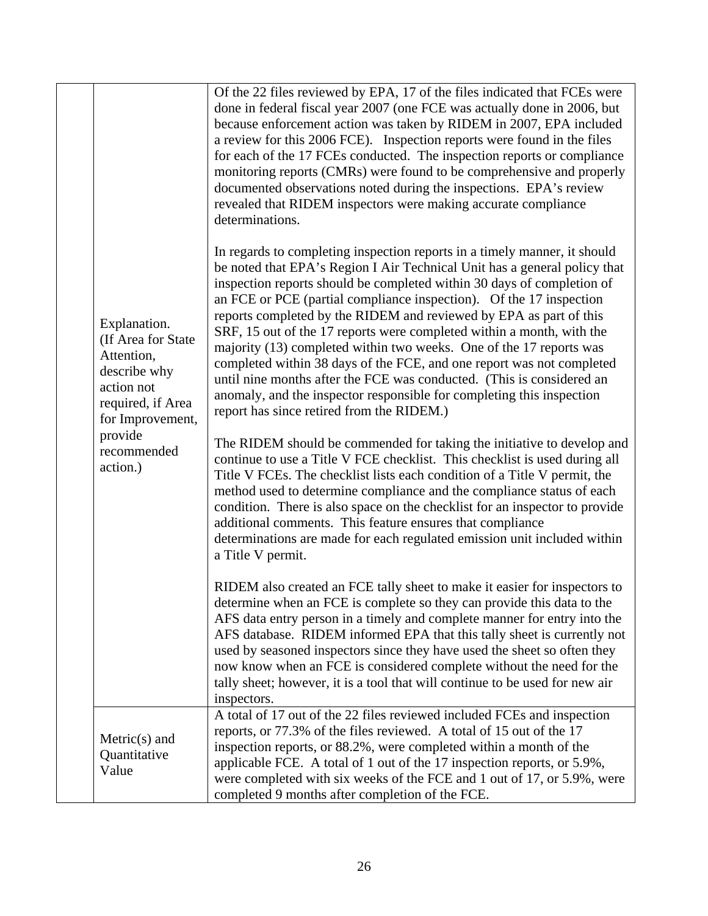| | | |
|---|---|---|
| | Explanation. (If Area for State Attention, describe why action not required, if Area for Improvement, provide recommended action.) | Of the 22 files reviewed by EPA, 17 of the files indicated that FCEs were done in federal fiscal year 2007 (one FCE was actually done in 2006, but because enforcement action was taken by RIDEM in 2007, EPA included a review for this 2006 FCE). Inspection reports were found in the files for each of the 17 FCEs conducted. The inspection reports or compliance monitoring reports (CMRs) were found to be comprehensive and properly documented observations noted during the inspections. EPA's review revealed that RIDEM inspectors were making accurate compliance determinations.<br><br>In regards to completing inspection reports in a timely manner, it should be noted that EPA's Region I Air Technical Unit has a general policy that inspection reports should be completed within 30 days of completion of an FCE or PCE (partial compliance inspection). Of the 17 inspection reports completed by the RIDEM and reviewed by EPA as part of this SRF, 15 out of the 17 reports were completed within a month, with the majority (13) completed within two weeks. One of the 17 reports was completed within 38 days of the FCE, and one report was not completed until nine months after the FCE was conducted. (This is considered an anomaly, and the inspector responsible for completing this inspection report has since retired from the RIDEM.)<br><br>The RIDEM should be commended for taking the initiative to develop and continue to use a Title V FCE checklist. This checklist is used during all Title V FCEs. The checklist lists each condition of a Title V permit, the method used to determine compliance and the compliance status of each condition. There is also space on the checklist for an inspector to provide additional comments. This feature ensures that compliance determinations are made for each regulated emission unit included within a Title V permit.<br><br>RIDEM also created an FCE tally sheet to make it easier for inspectors to determine when an FCE is complete so they can provide this data to the AFS data entry person in a timely and complete manner for entry into the AFS database. RIDEM informed EPA that this tally sheet is currently not used by seasoned inspectors since they have used the sheet so often they now know when an FCE is considered complete without the need for the tally sheet; however, it is a tool that will continue to be used for new air inspectors. |
| | Metric(s) and Quantitative Value | A total of 17 out of the 22 files reviewed included FCEs and inspection reports, or 77.3% of the files reviewed. A total of 15 out of the 17 inspection reports, or 88.2%, were completed within a month of the applicable FCE. A total of 1 out of the 17 inspection reports, or 5.9%, were completed with six weeks of the FCE and 1 out of 17, or 5.9%, were completed 9 months after completion of the FCE. |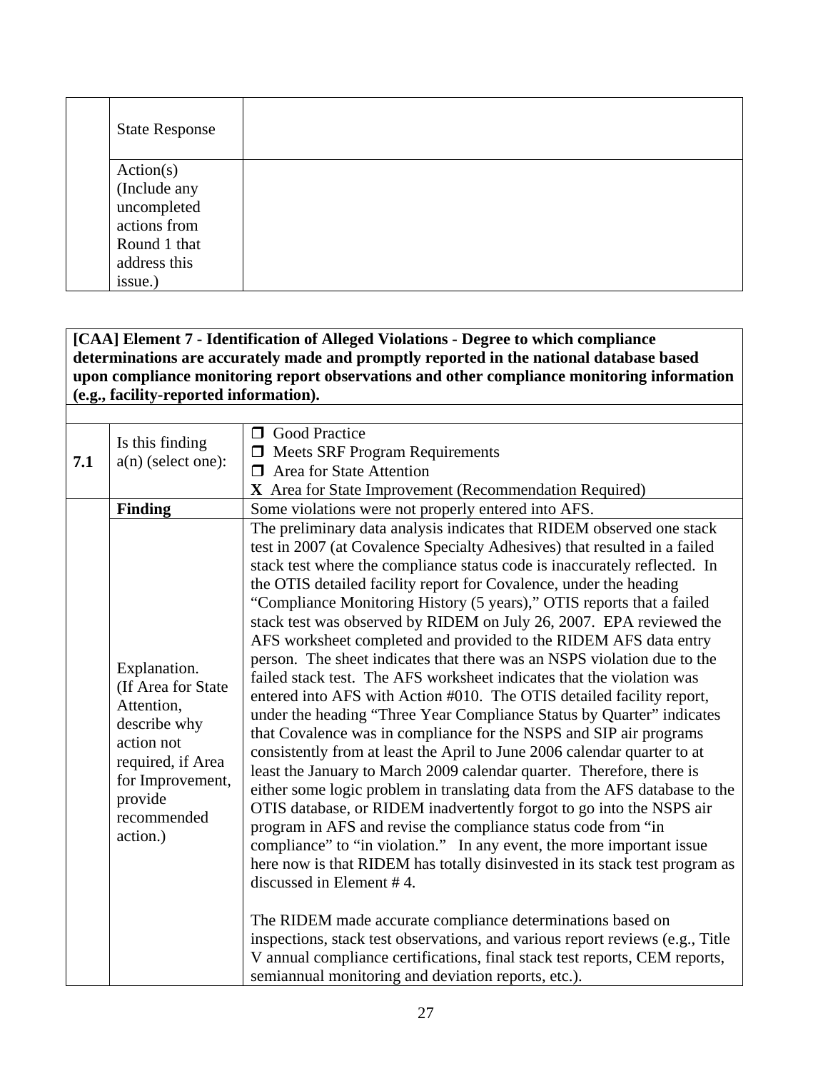| | | |
|---|---|---|
| | State Response | |
| | Action(s) (Include any uncompleted actions from Round 1 that address this issue.) | |

| **[CAA] Element 7 - Identification of Alleged Violations - Degree to which compliance determinations are accurately made and promptly reported in the national database based upon compliance monitoring report observations and other compliance monitoring information (e.g., facility-reported information).** | | |
|---|---|---|
| | | |
| **7.1** | Is this finding a(n) (select one): | ❒ Good Practice<br>❒ Meets SRF Program Requirements<br>❒ Area for State Attention<br>**X** Area for State Improvement (Recommendation Required) |
| | **Finding** | Some violations were not properly entered into AFS. |
| | Explanation. (If Area for State Attention, describe why action not required, if Area for Improvement, provide recommended action.) | The preliminary data analysis indicates that RIDEM observed one stack test in 2007 (at Covalence Specialty Adhesives) that resulted in a failed stack test where the compliance status code is inaccurately reflected. In the OTIS detailed facility report for Covalence, under the heading "Compliance Monitoring History (5 years)," OTIS reports that a failed stack test was observed by RIDEM on July 26, 2007. EPA reviewed the AFS worksheet completed and provided to the RIDEM AFS data entry person. The sheet indicates that there was an NSPS violation due to the failed stack test. The AFS worksheet indicates that the violation was entered into AFS with Action #010. The OTIS detailed facility report, under the heading "Three Year Compliance Status by Quarter" indicates that Covalence was in compliance for the NSPS and SIP air programs consistently from at least the April to June 2006 calendar quarter to at least the January to March 2009 calendar quarter. Therefore, there is either some logic problem in translating data from the AFS database to the OTIS database, or RIDEM inadvertently forgot to go into the NSPS air program in AFS and revise the compliance status code from "in compliance" to "in violation." In any event, the more important issue here now is that RIDEM has totally disinvested in its stack test program as discussed in Element # 4.<br><br>The RIDEM made accurate compliance determinations based on inspections, stack test observations, and various report reviews (e.g., Title V annual compliance certifications, final stack test reports, CEM reports, semiannual monitoring and deviation reports, etc.). |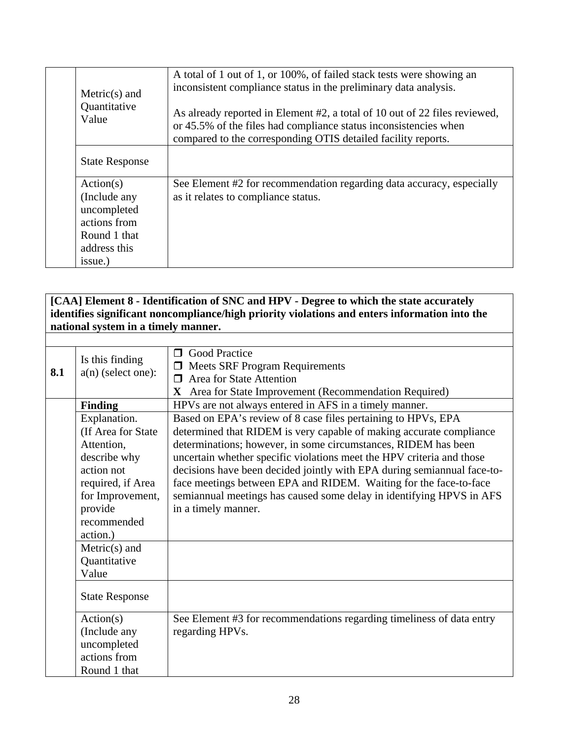| | | |
|---|---|---|
| | Metric(s) and Quantitative Value | A total of 1 out of 1, or 100%, of failed stack tests were showing an inconsistent compliance status in the preliminary data analysis.<br><br>As already reported in Element #2, a total of 10 out of 22 files reviewed, or 45.5% of the files had compliance status inconsistencies when compared to the corresponding OTIS detailed facility reports. |
| | State Response | |
| | Action(s) (Include any uncompleted actions from Round 1 that address this issue.) | See Element #2 for recommendation regarding data accuracy, especially as it relates to compliance status. |

| **[CAA] Element 8 - Identification of SNC and HPV - Degree to which the state accurately identifies significant noncompliance/high priority violations and enters information into the national system in a timely manner.** | | |
|---|---|---|
| | | |
| **8.1** | Is this finding a(n) (select one): | ❒ Good Practice<br>❒ Meets SRF Program Requirements<br>❒ Area for State Attention<br>**X** Area for State Improvement (Recommendation Required) |
| | **Finding** | HPVs are not always entered in AFS in a timely manner. |
| | Explanation. (If Area for State Attention, describe why action not required, if Area for Improvement, provide recommended action.) | Based on EPA's review of 8 case files pertaining to HPVs, EPA determined that RIDEM is very capable of making accurate compliance determinations; however, in some circumstances, RIDEM has been uncertain whether specific violations meet the HPV criteria and those decisions have been decided jointly with EPA during semiannual face-to-face meetings between EPA and RIDEM. Waiting for the face-to-face semiannual meetings has caused some delay in identifying HPVS in AFS in a timely manner. |
| | Metric(s) and Quantitative Value | |
| | State Response | |
| | Action(s) (Include any uncompleted actions from Round 1 that | See Element #3 for recommendations regarding timeliness of data entry regarding HPVs. |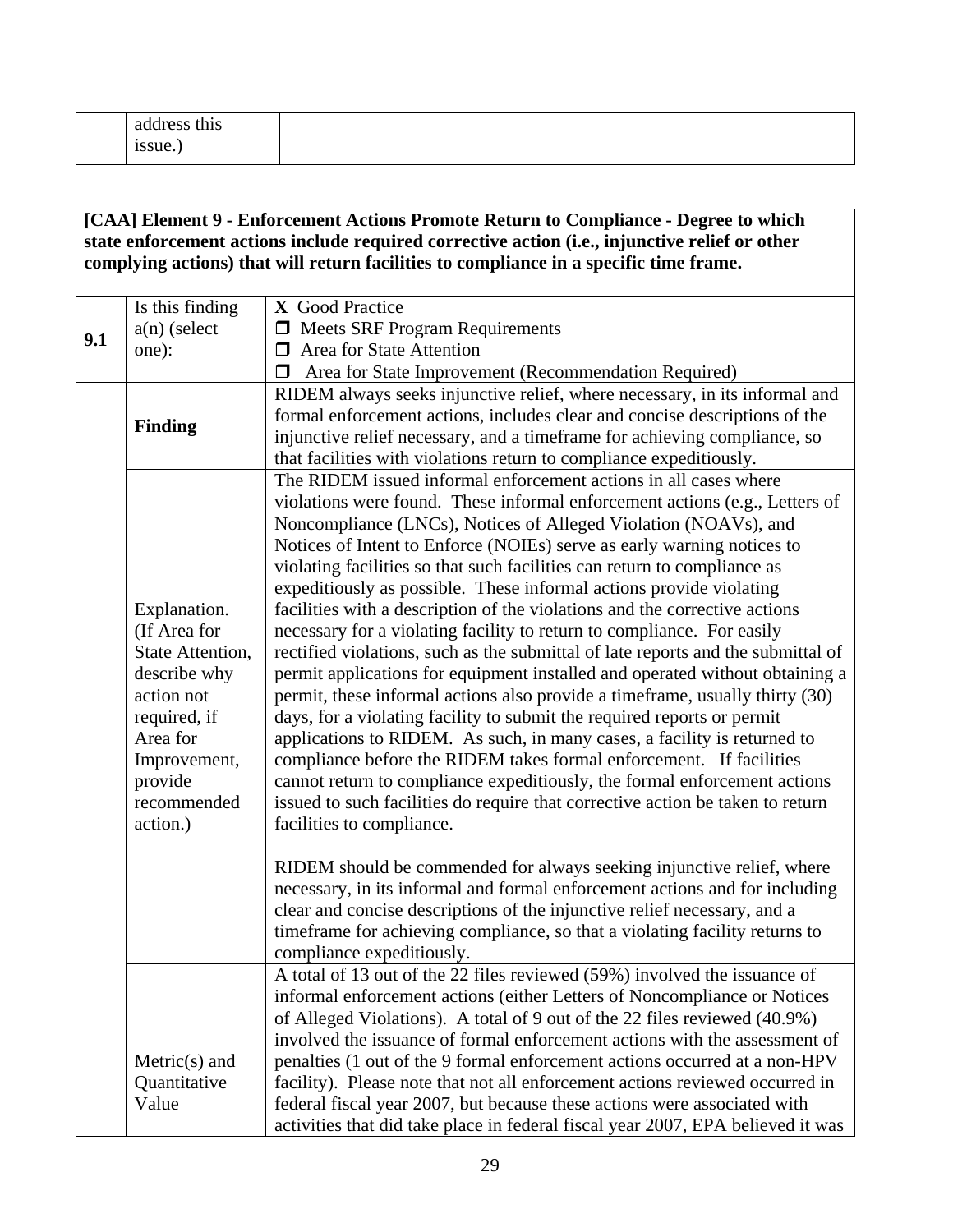| | address this issue.) | |
|---|---|---|

| [CAA] Element 9 - Enforcement Actions Promote Return to Compliance - Degree to which state enforcement actions include required corrective action (i.e., injunctive relief or other complying actions) that will return facilities to compliance in a specific time frame. | | |
|---|---|---|
| | | |
| **9.1** | Is this finding a(n) (select one): | **X** Good Practice<br>❒ Meets SRF Program Requirements<br>❒ Area for State Attention<br>❒ Area for State Improvement (Recommendation Required) |
| | **Finding** | RIDEM always seeks injunctive relief, where necessary, in its informal and formal enforcement actions, includes clear and concise descriptions of the injunctive relief necessary, and a timeframe for achieving compliance, so that facilities with violations return to compliance expeditiously. |
| | Explanation. (If Area for State Attention, describe why action not required, if Area for Improvement, provide recommended action.) | The RIDEM issued informal enforcement actions in all cases where violations were found. These informal enforcement actions (e.g., Letters of Noncompliance (LNCs), Notices of Alleged Violation (NOAVs), and Notices of Intent to Enforce (NOIEs) serve as early warning notices to violating facilities so that such facilities can return to compliance as expeditiously as possible. These informal actions provide violating facilities with a description of the violations and the corrective actions necessary for a violating facility to return to compliance. For easily rectified violations, such as the submittal of late reports and the submittal of permit applications for equipment installed and operated without obtaining a permit, these informal actions also provide a timeframe, usually thirty (30) days, for a violating facility to submit the required reports or permit applications to RIDEM. As such, in many cases, a facility is returned to compliance before the RIDEM takes formal enforcement. If facilities cannot return to compliance expeditiously, the formal enforcement actions issued to such facilities do require that corrective action be taken to return facilities to compliance.<br><br>RIDEM should be commended for always seeking injunctive relief, where necessary, in its informal and formal enforcement actions and for including clear and concise descriptions of the injunctive relief necessary, and a timeframe for achieving compliance, so that a violating facility returns to compliance expeditiously. |
| | Metric(s) and Quantitative Value | A total of 13 out of the 22 files reviewed (59%) involved the issuance of informal enforcement actions (either Letters of Noncompliance or Notices of Alleged Violations). A total of 9 out of the 22 files reviewed (40.9%) involved the issuance of formal enforcement actions with the assessment of penalties (1 out of the 9 formal enforcement actions occurred at a non-HPV facility). Please note that not all enforcement actions reviewed occurred in federal fiscal year 2007, but because these actions were associated with activities that did take place in federal fiscal year 2007, EPA believed it was |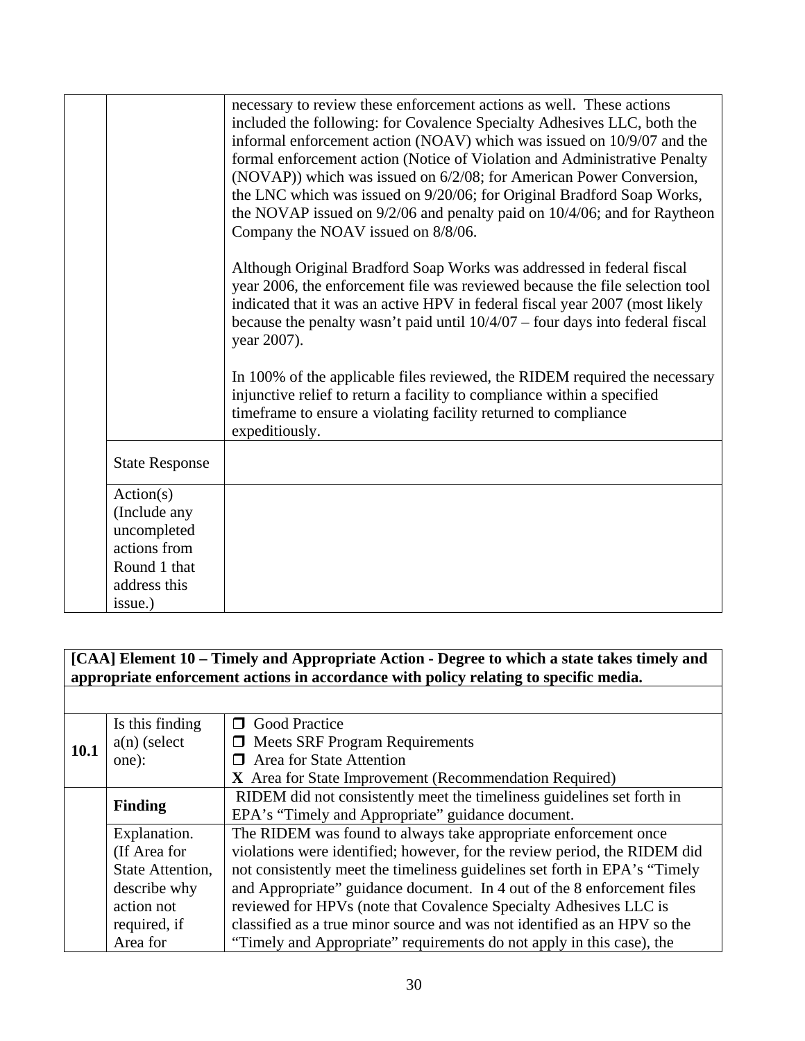| | | |
|---|---|---|
| | | necessary to review these enforcement actions as well. These actions included the following: for Covalence Specialty Adhesives LLC, both the informal enforcement action (NOAV) which was issued on 10/9/07 and the formal enforcement action (Notice of Violation and Administrative Penalty (NOVAP)) which was issued on 6/2/08; for American Power Conversion, the LNC which was issued on 9/20/06; for Original Bradford Soap Works, the NOVAP issued on 9/2/06 and penalty paid on 10/4/06; and for Raytheon Company the NOAV issued on 8/8/06.<br><br>Although Original Bradford Soap Works was addressed in federal fiscal year 2006, the enforcement file was reviewed because the file selection tool indicated that it was an active HPV in federal fiscal year 2007 (most likely because the penalty wasn't paid until 10/4/07 – four days into federal fiscal year 2007).<br><br>In 100% of the applicable files reviewed, the RIDEM required the necessary injunctive relief to return a facility to compliance within a specified timeframe to ensure a violating facility returned to compliance expeditiously. |
| | State Response | |
| | Action(s) (Include any uncompleted actions from Round 1 that address this issue.) | |

| **[CAA] Element 10 – Timely and Appropriate Action - Degree to which a state takes timely and appropriate enforcement actions in accordance with policy relating to specific media.** | | |
|---|---|---|
| | | |
| **10.1** | Is this finding a(n) (select one): | ❐ Good Practice<br>❐ Meets SRF Program Requirements<br>❐ Area for State Attention<br>**X** Area for State Improvement (Recommendation Required) |
| | **Finding** | RIDEM did not consistently meet the timeliness guidelines set forth in EPA's "Timely and Appropriate" guidance document. |
| | Explanation. (If Area for State Attention, describe why action not required, if Area for | The RIDEM was found to always take appropriate enforcement once violations were identified; however, for the review period, the RIDEM did not consistently meet the timeliness guidelines set forth in EPA's "Timely and Appropriate" guidance document. In 4 out of the 8 enforcement files reviewed for HPVs (note that Covalence Specialty Adhesives LLC is classified as a true minor source and was not identified as an HPV so the "Timely and Appropriate" requirements do not apply in this case), the |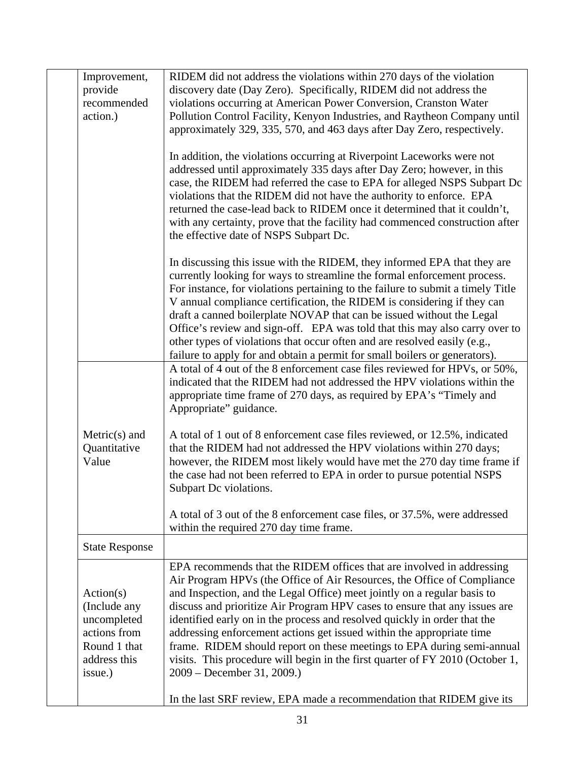| | | |
|---|---|---|
| | Improvement, provide recommended action.) | RIDEM did not address the violations within 270 days of the violation discovery date (Day Zero). Specifically, RIDEM did not address the violations occurring at American Power Conversion, Cranston Water Pollution Control Facility, Kenyon Industries, and Raytheon Company until approximately 329, 335, 570, and 463 days after Day Zero, respectively.<br><br>In addition, the violations occurring at Riverpoint Laceworks were not addressed until approximately 335 days after Day Zero; however, in this case, the RIDEM had referred the case to EPA for alleged NSPS Subpart Dc violations that the RIDEM did not have the authority to enforce. EPA returned the case-lead back to RIDEM once it determined that it couldn't, with any certainty, prove that the facility had commenced construction after the effective date of NSPS Subpart Dc.<br><br>In discussing this issue with the RIDEM, they informed EPA that they are currently looking for ways to streamline the formal enforcement process. For instance, for violations pertaining to the failure to submit a timely Title V annual compliance certification, the RIDEM is considering if they can draft a canned boilerplate NOVAP that can be issued without the Legal Office's review and sign-off. EPA was told that this may also carry over to other types of violations that occur often and are resolved easily (e.g., failure to apply for and obtain a permit for small boilers or generators). |
| | Metric(s) and Quantitative Value | A total of 4 out of the 8 enforcement case files reviewed for HPVs, or 50%, indicated that the RIDEM had not addressed the HPV violations within the appropriate time frame of 270 days, as required by EPA's "Timely and Appropriate" guidance.<br><br>A total of 1 out of 8 enforcement case files reviewed, or 12.5%, indicated that the RIDEM had not addressed the HPV violations within 270 days; however, the RIDEM most likely would have met the 270 day time frame if the case had not been referred to EPA in order to pursue potential NSPS Subpart Dc violations.<br><br>A total of 3 out of the 8 enforcement case files, or 37.5%, were addressed within the required 270 day time frame. |
| | State Response | |
| | Action(s) (Include any uncompleted actions from Round 1 that address this issue.) | EPA recommends that the RIDEM offices that are involved in addressing Air Program HPVs (the Office of Air Resources, the Office of Compliance and Inspection, and the Legal Office) meet jointly on a regular basis to discuss and prioritize Air Program HPV cases to ensure that any issues are identified early on in the process and resolved quickly in order that the addressing enforcement actions get issued within the appropriate time frame. RIDEM should report on these meetings to EPA during semi-annual visits. This procedure will begin in the first quarter of FY 2010 (October 1, 2009 – December 31, 2009.)<br><br>In the last SRF review, EPA made a recommendation that RIDEM give its |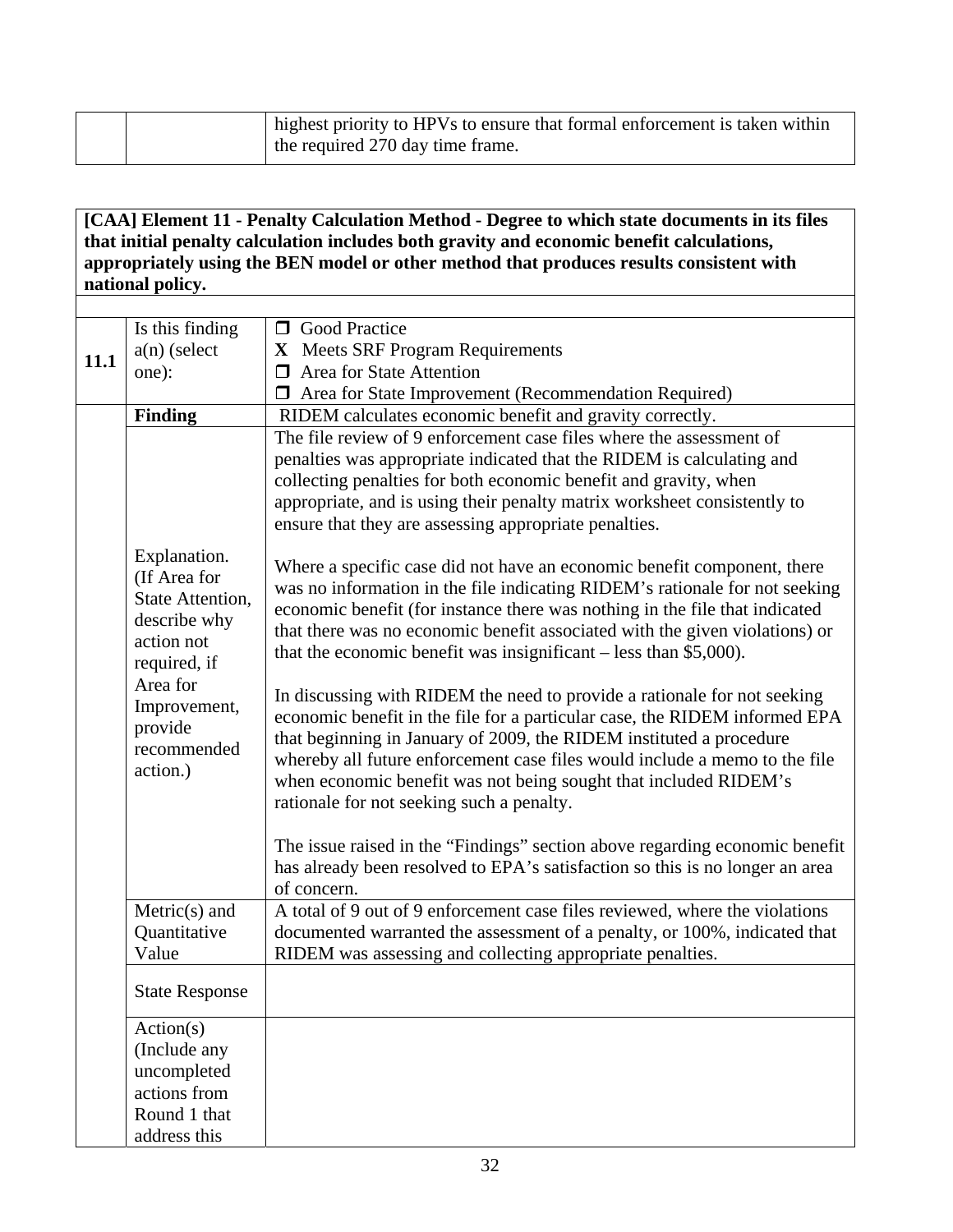| | | highest priority to HPVs to ensure that formal enforcement is taken within the required 270 day time frame. |
|---|---|---|

| **[CAA] Element 11 - Penalty Calculation Method - Degree to which state documents in its files that initial penalty calculation includes both gravity and economic benefit calculations, appropriately using the BEN model or other method that produces results consistent with national policy.** | | |
|---|---|---|
| | | |
| **11.1** | Is this finding a(n) (select one): | ❐ Good Practice<br>**X** Meets SRF Program Requirements<br>❐ Area for State Attention<br>❐ Area for State Improvement (Recommendation Required) |
| | **Finding** | RIDEM calculates economic benefit and gravity correctly. |
| | Explanation. (If Area for State Attention, describe why action not required, if Area for Improvement, provide recommended action.) | The file review of 9 enforcement case files where the assessment of penalties was appropriate indicated that the RIDEM is calculating and collecting penalties for both economic benefit and gravity, when appropriate, and is using their penalty matrix worksheet consistently to ensure that they are assessing appropriate penalties.<br><br>Where a specific case did not have an economic benefit component, there was no information in the file indicating RIDEM's rationale for not seeking economic benefit (for instance there was nothing in the file that indicated that there was no economic benefit associated with the given violations) or that the economic benefit was insignificant – less than $5,000).<br><br>In discussing with RIDEM the need to provide a rationale for not seeking economic benefit in the file for a particular case, the RIDEM informed EPA that beginning in January of 2009, the RIDEM instituted a procedure whereby all future enforcement case files would include a memo to the file when economic benefit was not being sought that included RIDEM's rationale for not seeking such a penalty.<br><br>The issue raised in the "Findings" section above regarding economic benefit has already been resolved to EPA's satisfaction so this is no longer an area of concern. |
| | Metric(s) and Quantitative Value | A total of 9 out of 9 enforcement case files reviewed, where the violations documented warranted the assessment of a penalty, or 100%, indicated that RIDEM was assessing and collecting appropriate penalties. |
| | State Response | |
| | Action(s) (Include any uncompleted actions from Round 1 that address this | |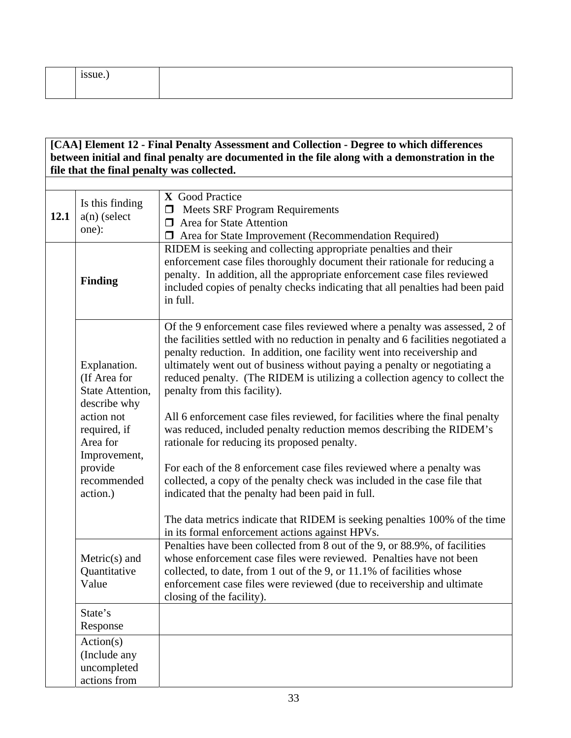| | issue.) | |
|---|---|---|

| [CAA] Element 12 - Final Penalty Assessment and Collection - Degree to which differences between initial and final penalty are documented in the file along with a demonstration in the file that the final penalty was collected. | | |
|---|---|---|
| | | |
| **12.1** | Is this finding a(n) (select one): | **X** Good Practice<br>❐ Meets SRF Program Requirements<br>❐ Area for State Attention<br>❐ Area for State Improvement (Recommendation Required) |
| | **Finding** | RIDEM is seeking and collecting appropriate penalties and their enforcement case files thoroughly document their rationale for reducing a penalty. In addition, all the appropriate enforcement case files reviewed included copies of penalty checks indicating that all penalties had been paid in full. |
| | Explanation. (If Area for State Attention, describe why action not required, if Area for Improvement, provide recommended action.) | Of the 9 enforcement case files reviewed where a penalty was assessed, 2 of the facilities settled with no reduction in penalty and 6 facilities negotiated a penalty reduction. In addition, one facility went into receivership and ultimately went out of business without paying a penalty or negotiating a reduced penalty. (The RIDEM is utilizing a collection agency to collect the penalty from this facility).<br><br>All 6 enforcement case files reviewed, for facilities where the final penalty was reduced, included penalty reduction memos describing the RIDEM's rationale for reducing its proposed penalty.<br><br>For each of the 8 enforcement case files reviewed where a penalty was collected, a copy of the penalty check was included in the case file that indicated that the penalty had been paid in full.<br><br>The data metrics indicate that RIDEM is seeking penalties 100% of the time in its formal enforcement actions against HPVs. |
| | Metric(s) and Quantitative Value | Penalties have been collected from 8 out of the 9, or 88.9%, of facilities whose enforcement case files were reviewed. Penalties have not been collected, to date, from 1 out of the 9, or 11.1% of facilities whose enforcement case files were reviewed (due to receivership and ultimate closing of the facility). |
| | State's Response | |
| | Action(s) (Include any uncompleted actions from | |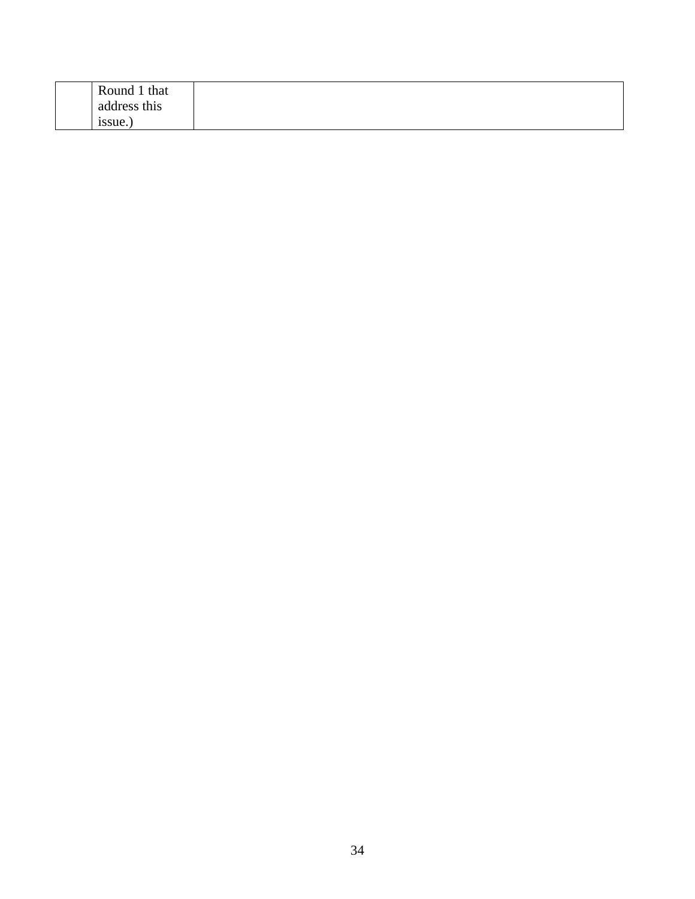|  | Round 1 that address this issue.) |  |
|---|---|---|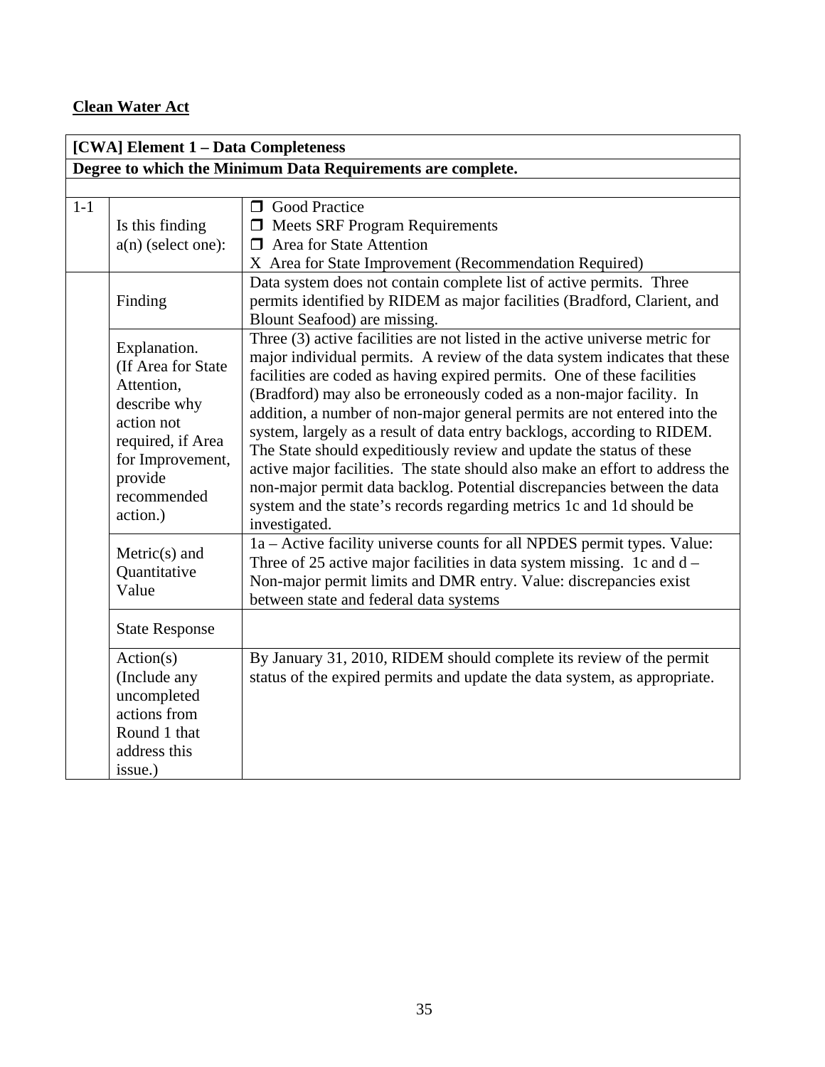**Clean Water Act**

| [CWA] Element 1 – Data Completeness | | |
|---|---|---|
| **Degree to which the Minimum Data Requirements are complete.** | | |
| | | |
| 1-1 | Is this finding a(n) (select one): | ❒ Good Practice<br>❒ Meets SRF Program Requirements<br>❒ Area for State Attention<br>X Area for State Improvement (Recommendation Required) |
| | Finding | Data system does not contain complete list of active permits. Three permits identified by RIDEM as major facilities (Bradford, Clarient, and Blount Seafood) are missing. |
| | Explanation. (If Area for State Attention, describe why action not required, if Area for Improvement, provide recommended action.) | Three (3) active facilities are not listed in the active universe metric for major individual permits. A review of the data system indicates that these facilities are coded as having expired permits. One of these facilities (Bradford) may also be erroneously coded as a non-major facility. In addition, a number of non-major general permits are not entered into the system, largely as a result of data entry backlogs, according to RIDEM. The State should expeditiously review and update the status of these active major facilities. The state should also make an effort to address the non-major permit data backlog. Potential discrepancies between the data system and the state's records regarding metrics 1c and 1d should be investigated. |
| | Metric(s) and Quantitative Value | 1a – Active facility universe counts for all NPDES permit types. Value: Three of 25 active major facilities in data system missing. 1c and d – Non-major permit limits and DMR entry. Value: discrepancies exist between state and federal data systems |
| | State Response | |
| | Action(s) (Include any uncompleted actions from Round 1 that address this issue.) | By January 31, 2010, RIDEM should complete its review of the permit status of the expired permits and update the data system, as appropriate. |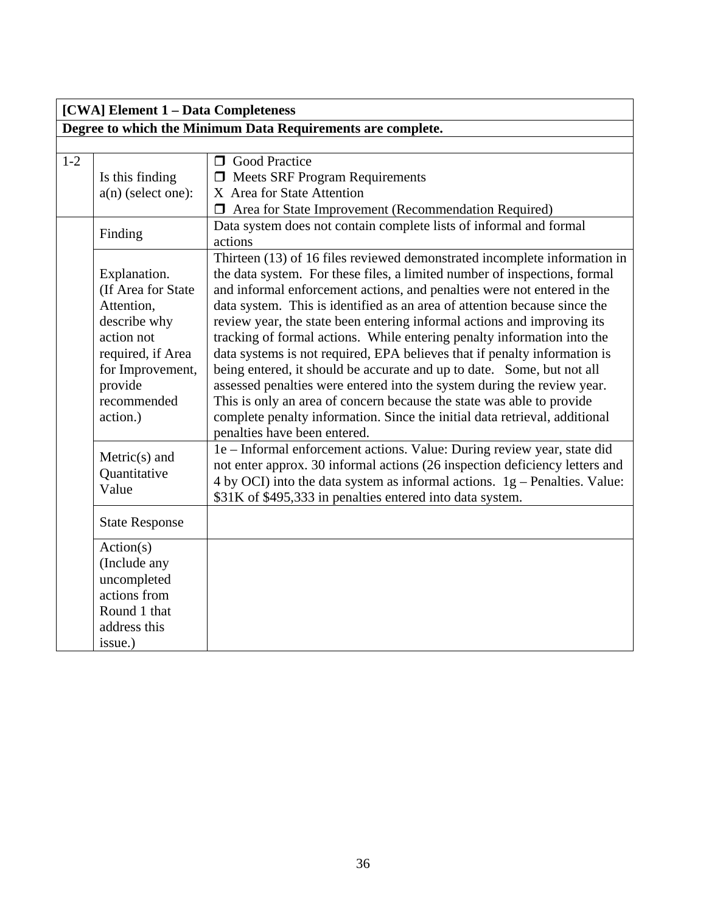| [CWA] Element 1 – Data Completeness | | |
|---|---|---|
| **Degree to which the Minimum Data Requirements are complete.** | | |
| | | |
| 1-2 | Is this finding a(n) (select one): | ❒ Good Practice<br>❒ Meets SRF Program Requirements<br>X Area for State Attention<br>❒ Area for State Improvement (Recommendation Required) |
| | Finding | Data system does not contain complete lists of informal and formal actions |
| | Explanation. (If Area for State Attention, describe why action not required, if Area for Improvement, provide recommended action.) | Thirteen (13) of 16 files reviewed demonstrated incomplete information in the data system. For these files, a limited number of inspections, formal and informal enforcement actions, and penalties were not entered in the data system. This is identified as an area of attention because since the review year, the state been entering informal actions and improving its tracking of formal actions. While entering penalty information into the data systems is not required, EPA believes that if penalty information is being entered, it should be accurate and up to date. Some, but not all assessed penalties were entered into the system during the review year. This is only an area of concern because the state was able to provide complete penalty information. Since the initial data retrieval, additional penalties have been entered. |
| | Metric(s) and Quantitative Value | 1e – Informal enforcement actions. Value: During review year, state did not enter approx. 30 informal actions (26 inspection deficiency letters and 4 by OCI) into the data system as informal actions. 1g – Penalties. Value: $31K of $495,333 in penalties entered into data system. |
| | State Response | |
| | Action(s) (Include any uncompleted actions from Round 1 that address this issue.) | |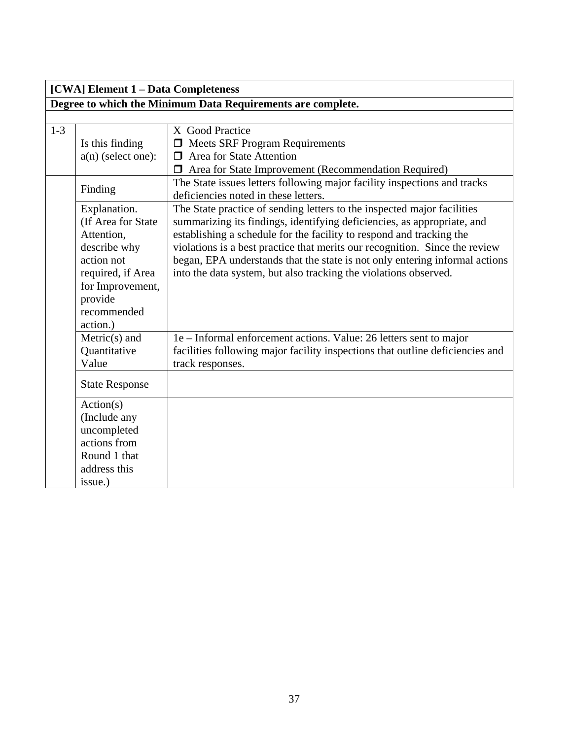| [CWA] Element 1 – Data Completeness | | |
|---|---|---|
| **Degree to which the Minimum Data Requirements are complete.** | | |
| | | |
| 1-3 | Is this finding a(n) (select one): | X Good Practice<br>❒ Meets SRF Program Requirements<br>❒ Area for State Attention<br>❒ Area for State Improvement (Recommendation Required) |
| | Finding | The State issues letters following major facility inspections and tracks deficiencies noted in these letters. |
| | Explanation. (If Area for State Attention, describe why action not required, if Area for Improvement, provide recommended action.) | The State practice of sending letters to the inspected major facilities summarizing its findings, identifying deficiencies, as appropriate, and establishing a schedule for the facility to respond and tracking the violations is a best practice that merits our recognition. Since the review began, EPA understands that the state is not only entering informal actions into the data system, but also tracking the violations observed. |
| | Metric(s) and Quantitative Value | 1e – Informal enforcement actions. Value: 26 letters sent to major facilities following major facility inspections that outline deficiencies and track responses. |
| | State Response | |
| | Action(s) (Include any uncompleted actions from Round 1 that address this issue.) | |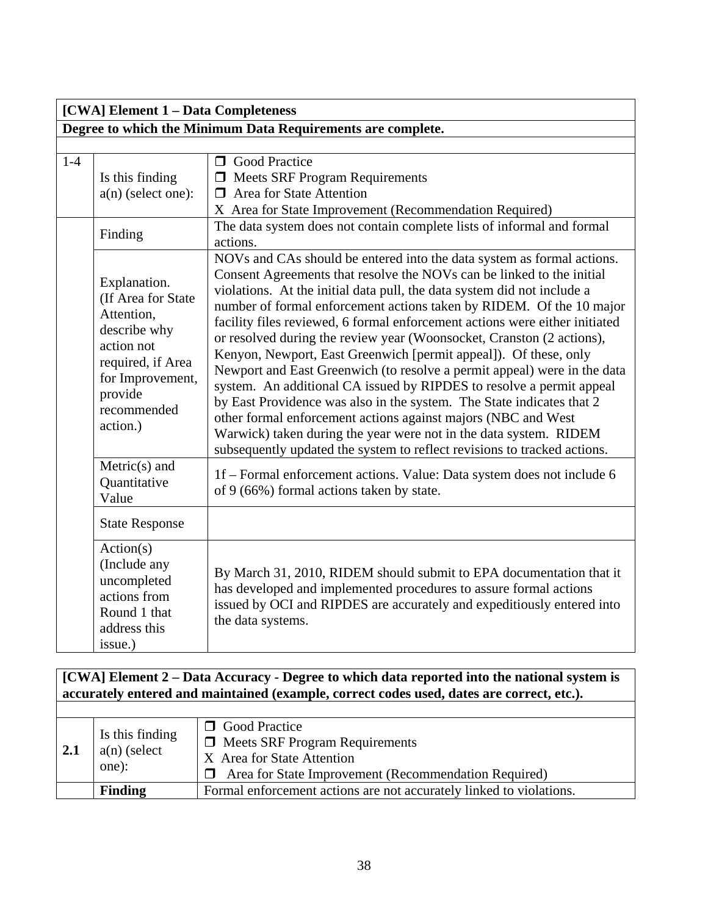| [CWA] Element 1 – Data Completeness | | |
|---|---|---|
| **Degree to which the Minimum Data Requirements are complete.** | | |
| 1-4 | Is this finding a(n) (select one): | ❒ Good Practice<br>❒ Meets SRF Program Requirements<br>❒ Area for State Attention<br>X Area for State Improvement (Recommendation Required) |
| | Finding | The data system does not contain complete lists of informal and formal actions. |
| | Explanation. (If Area for State Attention, describe why action not required, if Area for Improvement, provide recommended action.) | NOVs and CAs should be entered into the data system as formal actions. Consent Agreements that resolve the NOVs can be linked to the initial violations. At the initial data pull, the data system did not include a number of formal enforcement actions taken by RIDEM. Of the 10 major facility files reviewed, 6 formal enforcement actions were either initiated or resolved during the review year (Woonsocket, Cranston (2 actions), Kenyon, Newport, East Greenwich [permit appeal]). Of these, only Newport and East Greenwich (to resolve a permit appeal) were in the data system. An additional CA issued by RIPDES to resolve a permit appeal by East Providence was also in the system. The State indicates that 2 other formal enforcement actions against majors (NBC and West Warwick) taken during the year were not in the data system. RIDEM subsequently updated the system to reflect revisions to tracked actions. |
| | Metric(s) and Quantitative Value | 1f – Formal enforcement actions. Value: Data system does not include 6 of 9 (66%) formal actions taken by state. |
| | State Response | |
| | Action(s) (Include any uncompleted actions from Round 1 that address this issue.) | By March 31, 2010, RIDEM should submit to EPA documentation that it has developed and implemented procedures to assure formal actions issued by OCI and RIPDES are accurately and expeditiously entered into the data systems. |

| [CWA] Element 2 – Data Accuracy - Degree to which data reported into the national system is accurately entered and maintained (example, correct codes used, dates are correct, etc.). | | |
|---|---|---|
| **2.1** | Is this finding a(n) (select one): | ❒ Good Practice<br>❒ Meets SRF Program Requirements<br>X Area for State Attention<br>❒ Area for State Improvement (Recommendation Required) |
| | **Finding** | Formal enforcement actions are not accurately linked to violations. |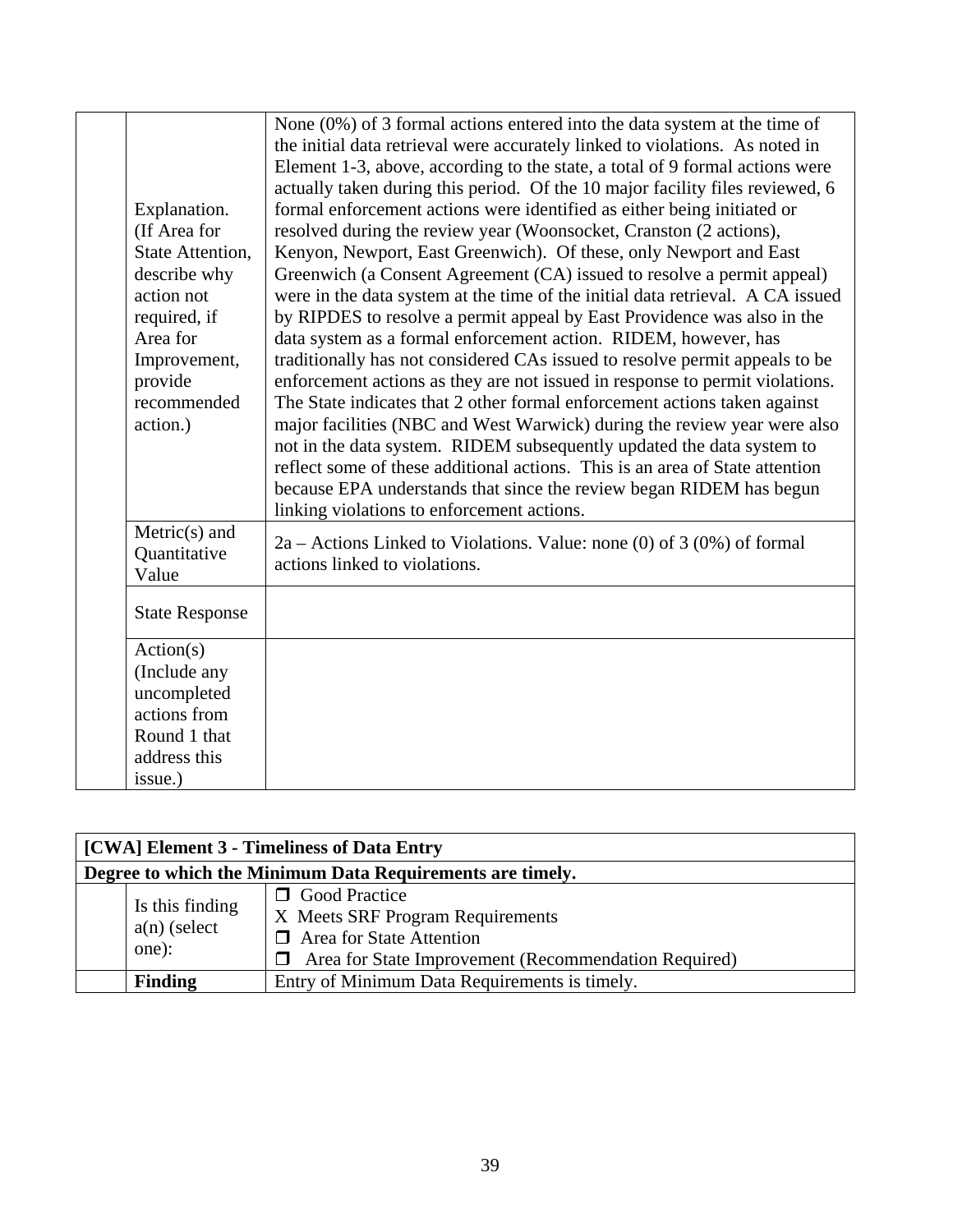| | | |
|---|---|---|
| | Explanation. (If Area for State Attention, describe why action not required, if Area for Improvement, provide recommended action.) | None (0%) of 3 formal actions entered into the data system at the time of the initial data retrieval were accurately linked to violations. As noted in Element 1-3, above, according to the state, a total of 9 formal actions were actually taken during this period. Of the 10 major facility files reviewed, 6 formal enforcement actions were identified as either being initiated or resolved during the review year (Woonsocket, Cranston (2 actions), Kenyon, Newport, East Greenwich). Of these, only Newport and East Greenwich (a Consent Agreement (CA) issued to resolve a permit appeal) were in the data system at the time of the initial data retrieval. A CA issued by RIPDES to resolve a permit appeal by East Providence was also in the data system as a formal enforcement action. RIDEM, however, has traditionally has not considered CAs issued to resolve permit appeals to be enforcement actions as they are not issued in response to permit violations. The State indicates that 2 other formal enforcement actions taken against major facilities (NBC and West Warwick) during the review year were also not in the data system. RIDEM subsequently updated the data system to reflect some of these additional actions. This is an area of State attention because EPA understands that since the review began RIDEM has begun linking violations to enforcement actions. |
| | Metric(s) and Quantitative Value | 2a – Actions Linked to Violations. Value: none (0) of 3 (0%) of formal actions linked to violations. |
| | State Response | |
| | Action(s) (Include any uncompleted actions from Round 1 that address this issue.) | |

| | | |
|---|---|---|
| **[CWA] Element 3 - Timeliness of Data Entry** | | |
| **Degree to which the Minimum Data Requirements are timely.** | | |
| | Is this finding a(n) (select one): | ❒ Good Practice<br>X Meets SRF Program Requirements<br>❒ Area for State Attention<br>❒ Area for State Improvement (Recommendation Required) |
| | **Finding** | Entry of Minimum Data Requirements is timely. |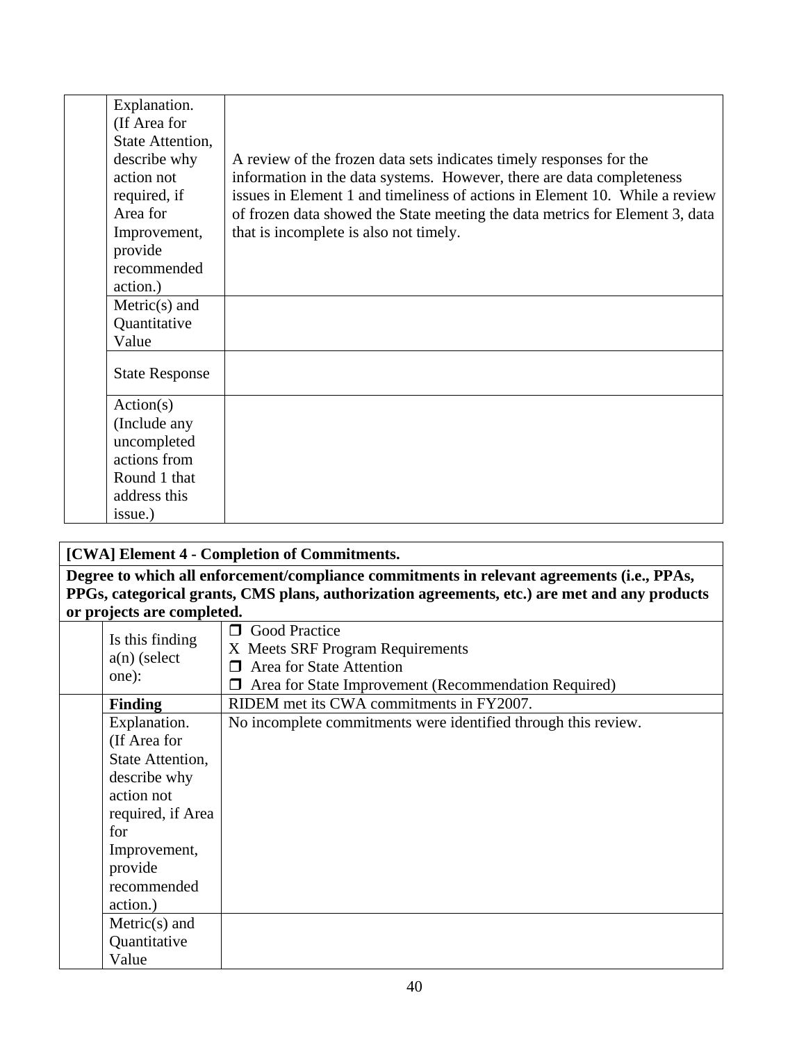| | | |
|---|---|---|
| | Explanation. (If Area for State Attention, describe why action not required, if Area for Improvement, provide recommended action.) | A review of the frozen data sets indicates timely responses for the information in the data systems. However, there are data completeness issues in Element 1 and timeliness of actions in Element 10. While a review of frozen data showed the State meeting the data metrics for Element 3, data that is incomplete is also not timely. |
| | Metric(s) and Quantitative Value | |
| | State Response | |
| | Action(s) (Include any uncompleted actions from Round 1 that address this issue.) | |

| **[CWA] Element 4 - Completion of Commitments.** | | |
|---|---|---|
| **Degree to which all enforcement/compliance commitments in relevant agreements (i.e., PPAs, PPGs, categorical grants, CMS plans, authorization agreements, etc.) are met and any products or projects are completed.** | | |
| | Is this finding a(n) (select one): | ❒ Good Practice<br>X Meets SRF Program Requirements<br>❒ Area for State Attention<br>❒ Area for State Improvement (Recommendation Required) |
| | **Finding** | RIDEM met its CWA commitments in FY2007. |
| | Explanation. (If Area for State Attention, describe why action not required, if Area for Improvement, provide recommended action.) | No incomplete commitments were identified through this review. |
| | Metric(s) and Quantitative Value | |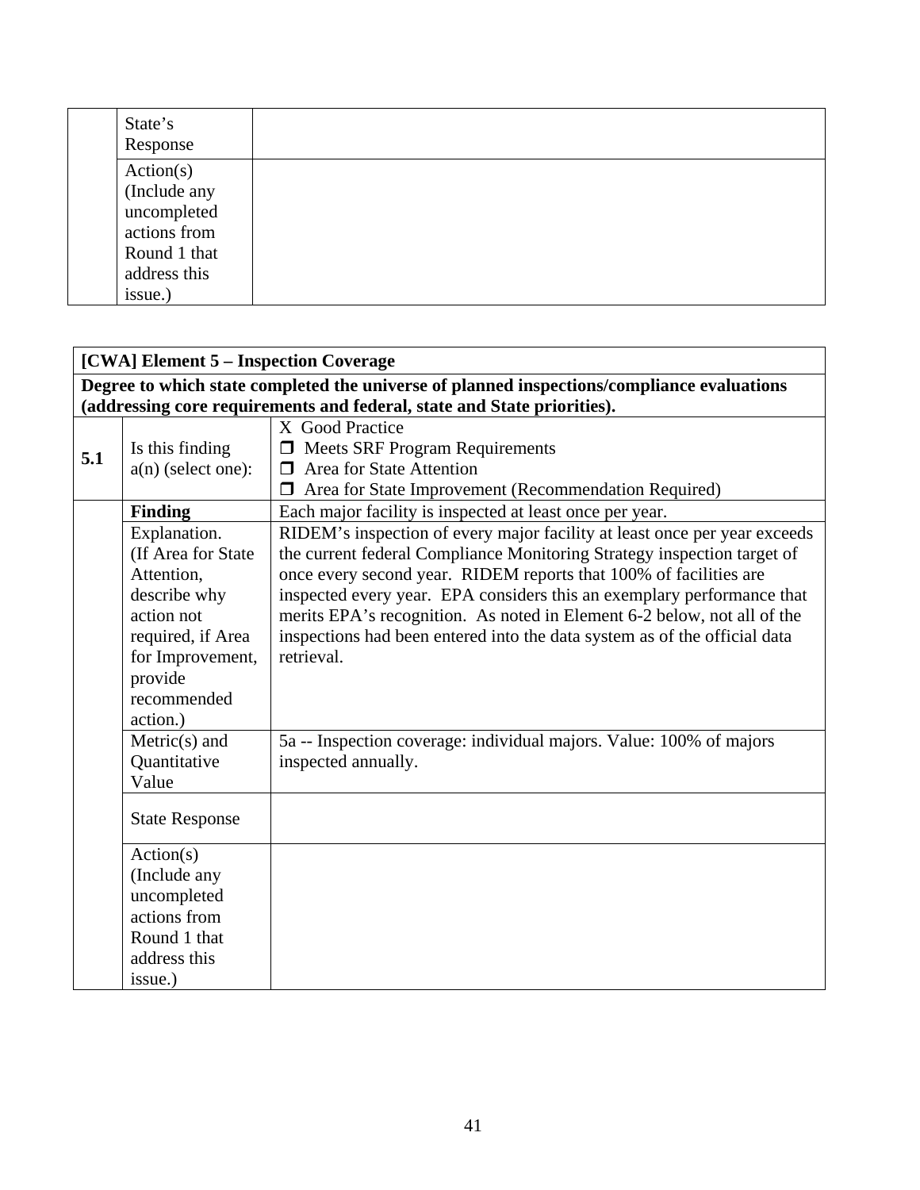| | | |
|---|---|---|
| | State's Response | |
| | Action(s) (Include any uncompleted actions from Round 1 that address this issue.) | |

| [CWA] Element 5 – Inspection Coverage | | |
|---|---|---|
| **Degree to which state completed the universe of planned inspections/compliance evaluations (addressing core requirements and federal, state and State priorities).** | | |
| **5.1** | Is this finding a(n) (select one): | X Good Practice<br>❒ Meets SRF Program Requirements<br>❒ Area for State Attention<br>❒ Area for State Improvement (Recommendation Required) |
| | **Finding** | Each major facility is inspected at least once per year. |
| | Explanation. (If Area for State Attention, describe why action not required, if Area for Improvement, provide recommended action.) | RIDEM's inspection of every major facility at least once per year exceeds the current federal Compliance Monitoring Strategy inspection target of once every second year. RIDEM reports that 100% of facilities are inspected every year. EPA considers this an exemplary performance that merits EPA's recognition. As noted in Element 6-2 below, not all of the inspections had been entered into the data system as of the official data retrieval. |
| | Metric(s) and Quantitative Value | 5a -- Inspection coverage: individual majors. Value: 100% of majors inspected annually. |
| | State Response | |
| | Action(s) (Include any uncompleted actions from Round 1 that address this issue.) | |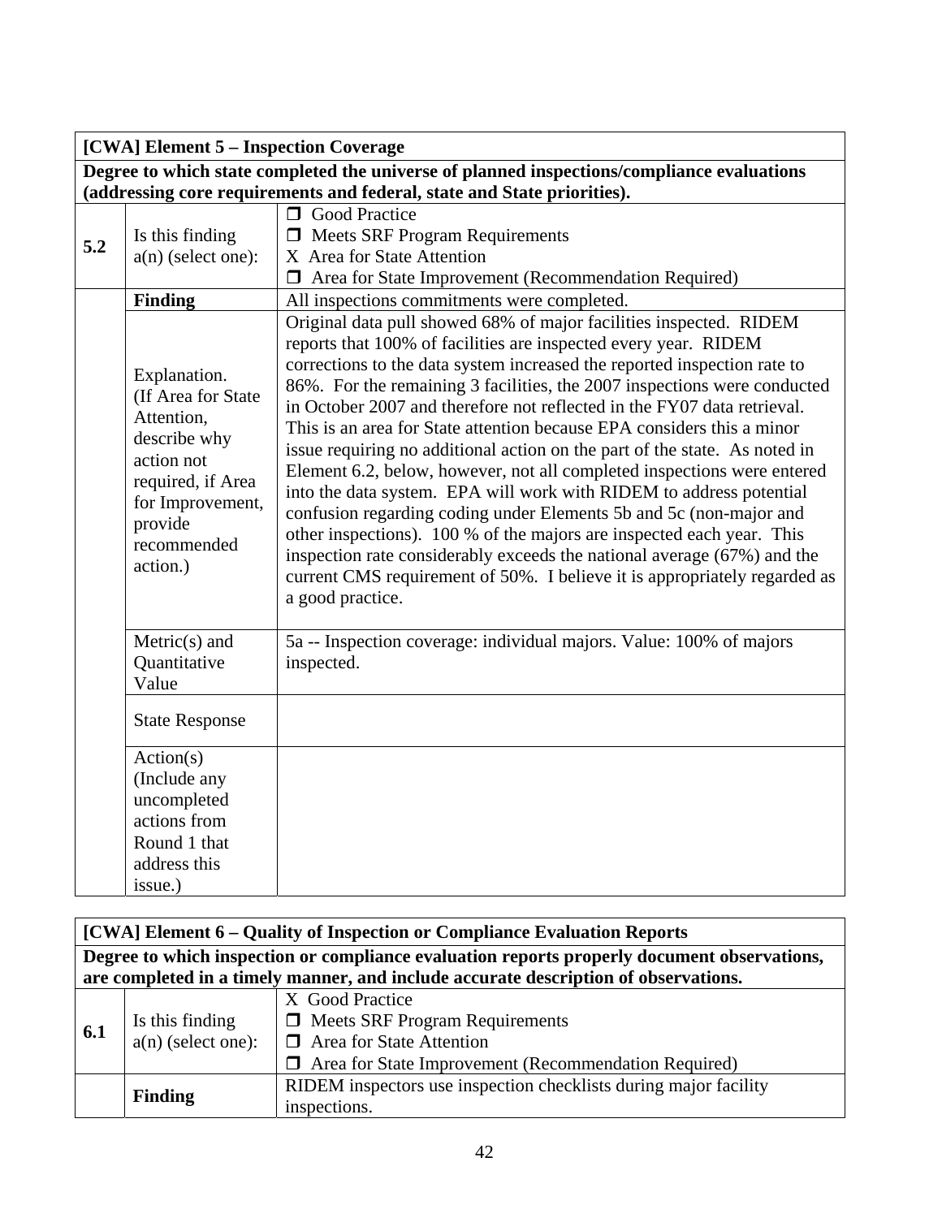| [CWA] Element 5 – Inspection Coverage | | |
|---|---|---|
| **Degree to which state completed the universe of planned inspections/compliance evaluations (addressing core requirements and federal, state and State priorities).** | | |
| **5.2** | Is this finding a(n) (select one): | ☐ Good Practice<br>☐ Meets SRF Program Requirements<br>X Area for State Attention<br>☐ Area for State Improvement (Recommendation Required) |
| | **Finding** | All inspections commitments were completed. |
| | Explanation. (If Area for State Attention, describe why action not required, if Area for Improvement, provide recommended action.) | Original data pull showed 68% of major facilities inspected. RIDEM reports that 100% of facilities are inspected every year. RIDEM corrections to the data system increased the reported inspection rate to 86%. For the remaining 3 facilities, the 2007 inspections were conducted in October 2007 and therefore not reflected in the FY07 data retrieval. This is an area for State attention because EPA considers this a minor issue requiring no additional action on the part of the state. As noted in Element 6.2, below, however, not all completed inspections were entered into the data system. EPA will work with RIDEM to address potential confusion regarding coding under Elements 5b and 5c (non-major and other inspections). 100 % of the majors are inspected each year. This inspection rate considerably exceeds the national average (67%) and the current CMS requirement of 50%. I believe it is appropriately regarded as a good practice. |
| | Metric(s) and Quantitative Value | 5a -- Inspection coverage: individual majors. Value: 100% of majors inspected. |
| | State Response | |
| | Action(s) (Include any uncompleted actions from Round 1 that address this issue.) | |

| [CWA] Element 6 – Quality of Inspection or Compliance Evaluation Reports | | |
|---|---|---|
| **Degree to which inspection or compliance evaluation reports properly document observations, are completed in a timely manner, and include accurate description of observations.** | | |
| **6.1** | Is this finding a(n) (select one): | X Good Practice<br>☐ Meets SRF Program Requirements<br>☐ Area for State Attention<br>☐ Area for State Improvement (Recommendation Required) |
| | **Finding** | RIDEM inspectors use inspection checklists during major facility inspections. |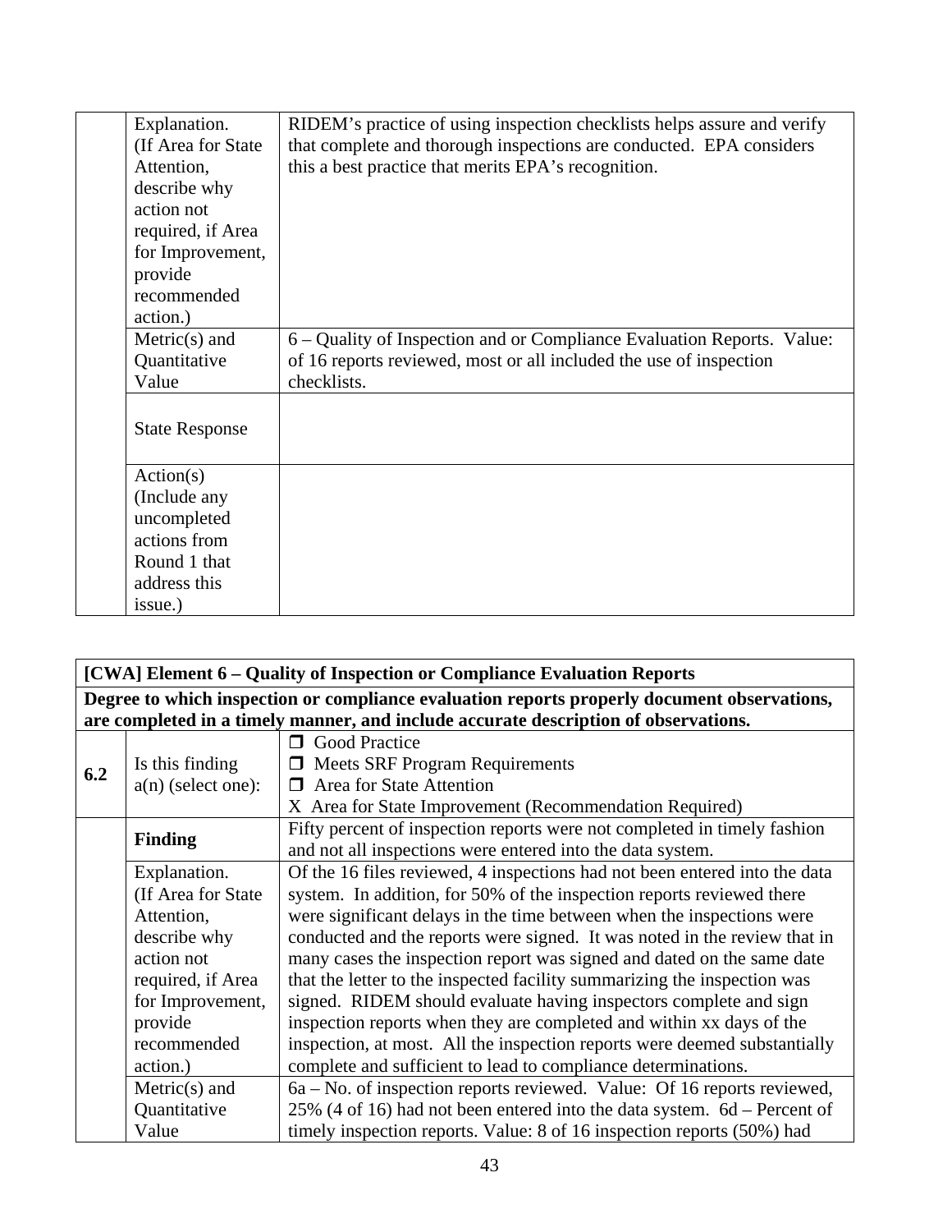| | | |
|---|---|---|
| | Explanation. (If Area for State Attention, describe why action not required, if Area for Improvement, provide recommended action.) | RIDEM's practice of using inspection checklists helps assure and verify that complete and thorough inspections are conducted. EPA considers this a best practice that merits EPA's recognition. |
| | Metric(s) and Quantitative Value | 6 – Quality of Inspection and or Compliance Evaluation Reports. Value: of 16 reports reviewed, most or all included the use of inspection checklists. |
| | State Response | |
| | Action(s) (Include any uncompleted actions from Round 1 that address this issue.) | |

| **[CWA] Element 6 – Quality of Inspection or Compliance Evaluation Reports** | | |
|---|---|---|
| **Degree to which inspection or compliance evaluation reports properly document observations, are completed in a timely manner, and include accurate description of observations.** | | |
| **6.2** | Is this finding a(n) (select one): | ❒ Good Practice<br>❒ Meets SRF Program Requirements<br>❒ Area for State Attention<br>X Area for State Improvement (Recommendation Required) |
| | **Finding** | Fifty percent of inspection reports were not completed in timely fashion and not all inspections were entered into the data system. |
| | Explanation. (If Area for State Attention, describe why action not required, if Area for Improvement, provide recommended action.) | Of the 16 files reviewed, 4 inspections had not been entered into the data system. In addition, for 50% of the inspection reports reviewed there were significant delays in the time between when the inspections were conducted and the reports were signed. It was noted in the review that in many cases the inspection report was signed and dated on the same date that the letter to the inspected facility summarizing the inspection was signed. RIDEM should evaluate having inspectors complete and sign inspection reports when they are completed and within xx days of the inspection, at most. All the inspection reports were deemed substantially complete and sufficient to lead to compliance determinations. |
| | Metric(s) and Quantitative Value | 6a – No. of inspection reports reviewed. Value: Of 16 reports reviewed, 25% (4 of 16) had not been entered into the data system. 6d – Percent of timely inspection reports. Value: 8 of 16 inspection reports (50%) had |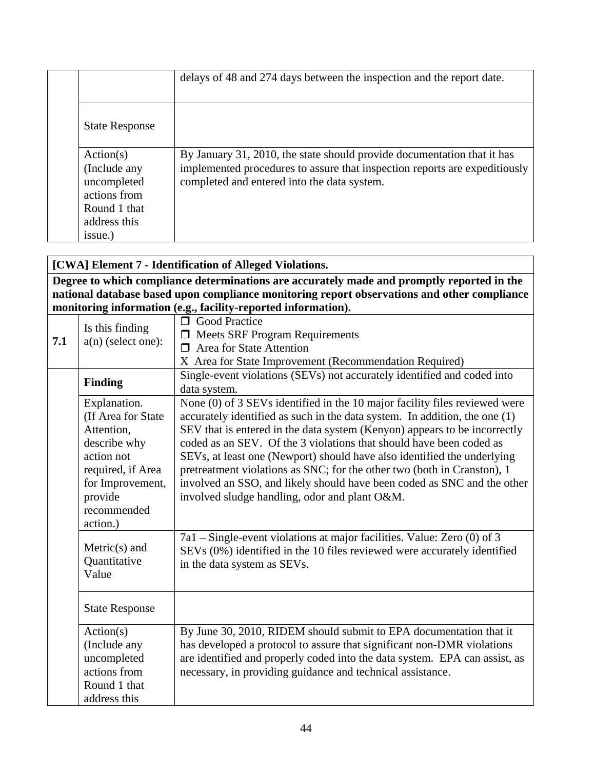| | | |
|---|---|---|
| | | delays of 48 and 274 days between the inspection and the report date. |
| | State Response | |
| | Action(s) (Include any uncompleted actions from Round 1 that address this issue.) | By January 31, 2010, the state should provide documentation that it has implemented procedures to assure that inspection reports are expeditiously completed and entered into the data system. |

| **[CWA] Element 7 - Identification of Alleged Violations.** | | |
|---|---|---|
| **Degree to which compliance determinations are accurately made and promptly reported in the national database based upon compliance monitoring report observations and other compliance monitoring information (e.g., facility-reported information).** | | |
| **7.1** | Is this finding a(n) (select one): | ❒ Good Practice<br>❒ Meets SRF Program Requirements<br>❒ Area for State Attention<br>X Area for State Improvement (Recommendation Required) |
| | **Finding** | Single-event violations (SEVs) not accurately identified and coded into data system. |
| | Explanation. (If Area for State Attention, describe why action not required, if Area for Improvement, provide recommended action.) | None (0) of 3 SEVs identified in the 10 major facility files reviewed were accurately identified as such in the data system. In addition, the one (1) SEV that is entered in the data system (Kenyon) appears to be incorrectly coded as an SEV. Of the 3 violations that should have been coded as SEVs, at least one (Newport) should have also identified the underlying pretreatment violations as SNC; for the other two (both in Cranston), 1 involved an SSO, and likely should have been coded as SNC and the other involved sludge handling, odor and plant O&M. |
| | Metric(s) and Quantitative Value | 7a1 – Single-event violations at major facilities. Value: Zero (0) of 3 SEVs (0%) identified in the 10 files reviewed were accurately identified in the data system as SEVs. |
| | State Response | |
| | Action(s) (Include any uncompleted actions from Round 1 that address this | By June 30, 2010, RIDEM should submit to EPA documentation that it has developed a protocol to assure that significant non-DMR violations are identified and properly coded into the data system. EPA can assist, as necessary, in providing guidance and technical assistance. |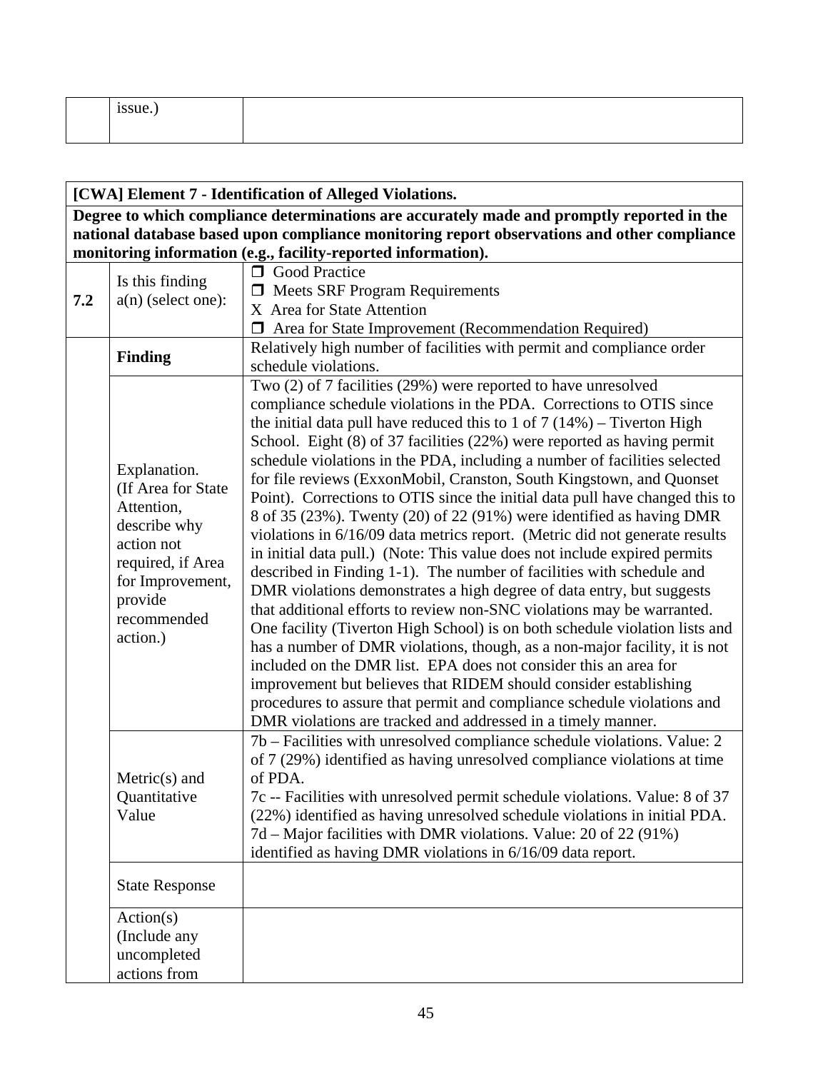| | issue.) | |
|---|---|---|

| [CWA] Element 7 - Identification of Alleged Violations. | | |
|---|---|---|
| **Degree to which compliance determinations are accurately made and promptly reported in the national database based upon compliance monitoring report observations and other compliance monitoring information (e.g., facility-reported information).** | | |
| **7.2** | Is this finding a(n) (select one): | ❒ Good Practice<br>❒ Meets SRF Program Requirements<br>X Area for State Attention<br>❒ Area for State Improvement (Recommendation Required) |
| | **Finding** | Relatively high number of facilities with permit and compliance order schedule violations. |
| | Explanation. (If Area for State Attention, describe why action not required, if Area for Improvement, provide recommended action.) | Two (2) of 7 facilities (29%) were reported to have unresolved compliance schedule violations in the PDA. Corrections to OTIS since the initial data pull have reduced this to 1 of 7 (14%) – Tiverton High School. Eight (8) of 37 facilities (22%) were reported as having permit schedule violations in the PDA, including a number of facilities selected for file reviews (ExxonMobil, Cranston, South Kingstown, and Quonset Point). Corrections to OTIS since the initial data pull have changed this to 8 of 35 (23%). Twenty (20) of 22 (91%) were identified as having DMR violations in 6/16/09 data metrics report. (Metric did not generate results in initial data pull.) (Note: This value does not include expired permits described in Finding 1-1). The number of facilities with schedule and DMR violations demonstrates a high degree of data entry, but suggests that additional efforts to review non-SNC violations may be warranted. One facility (Tiverton High School) is on both schedule violation lists and has a number of DMR violations, though, as a non-major facility, it is not included on the DMR list. EPA does not consider this an area for improvement but believes that RIDEM should consider establishing procedures to assure that permit and compliance schedule violations and DMR violations are tracked and addressed in a timely manner. |
| | Metric(s) and Quantitative Value | 7b – Facilities with unresolved compliance schedule violations. Value: 2 of 7 (29%) identified as having unresolved compliance violations at time of PDA.<br>7c -- Facilities with unresolved permit schedule violations. Value: 8 of 37 (22%) identified as having unresolved schedule violations in initial PDA.<br>7d – Major facilities with DMR violations. Value: 20 of 22 (91%) identified as having DMR violations in 6/16/09 data report. |
| | State Response | |
| | Action(s) (Include any uncompleted actions from | |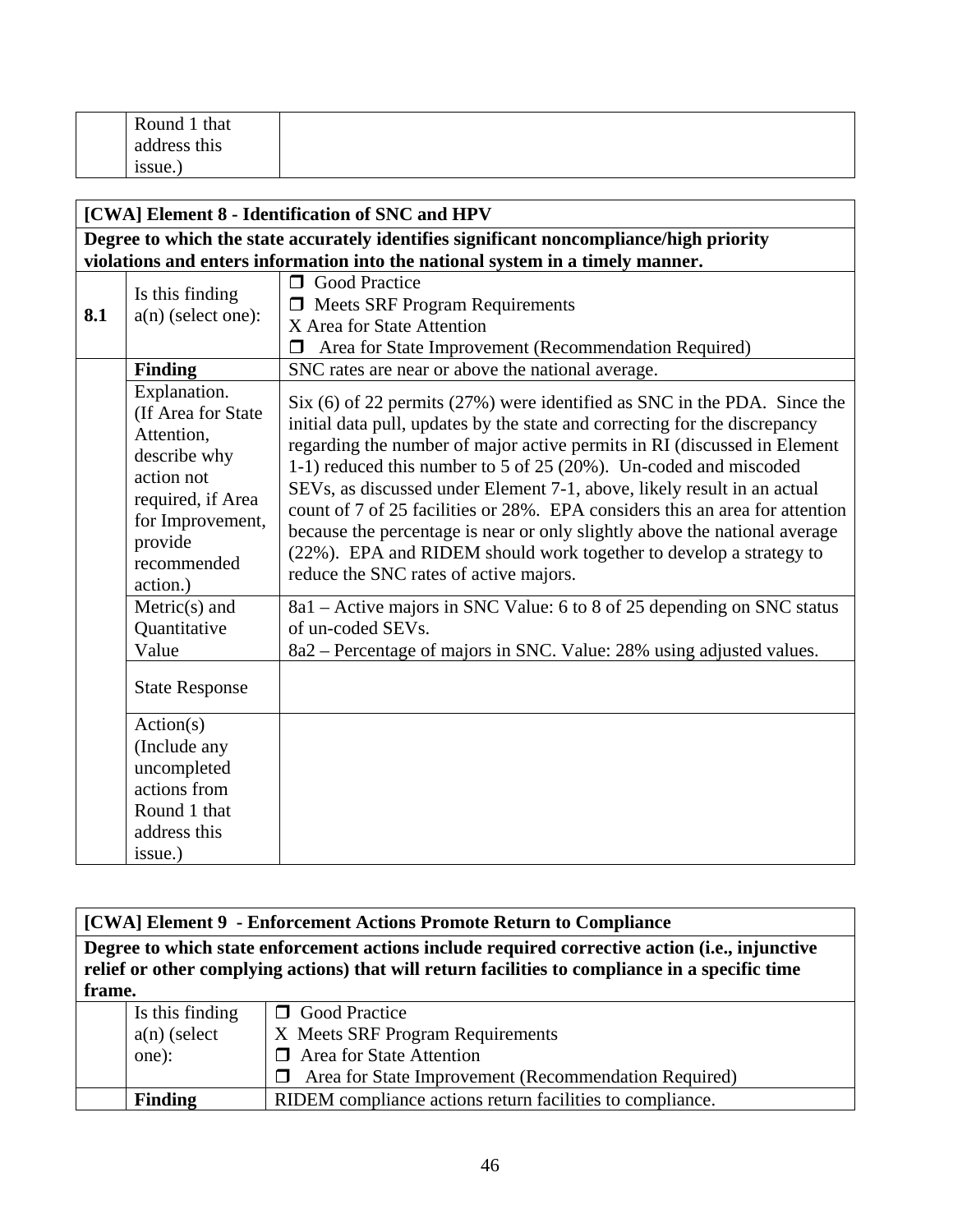| | Round 1 that address this issue.) | |
|---|---|---|

| [CWA] Element 8 - Identification of SNC and HPV | | |
|---|---|---|
| **Degree to which the state accurately identifies significant noncompliance/high priority violations and enters information into the national system in a timely manner.** | | |
| **8.1** | Is this finding a(n) (select one): | ❐ Good Practice<br>❐ Meets SRF Program Requirements<br>X Area for State Attention<br>❐ Area for State Improvement (Recommendation Required) |
| | **Finding** | SNC rates are near or above the national average. |
| | Explanation. (If Area for State Attention, describe why action not required, if Area for Improvement, provide recommended action.) | Six (6) of 22 permits (27%) were identified as SNC in the PDA. Since the initial data pull, updates by the state and correcting for the discrepancy regarding the number of major active permits in RI (discussed in Element 1-1) reduced this number to 5 of 25 (20%). Un-coded and miscoded SEVs, as discussed under Element 7-1, above, likely result in an actual count of 7 of 25 facilities or 28%. EPA considers this an area for attention because the percentage is near or only slightly above the national average (22%). EPA and RIDEM should work together to develop a strategy to reduce the SNC rates of active majors. |
| | Metric(s) and Quantitative Value | 8a1 – Active majors in SNC Value: 6 to 8 of 25 depending on SNC status of un-coded SEVs.<br>8a2 – Percentage of majors in SNC. Value: 28% using adjusted values. |
| | State Response | |
| | Action(s) (Include any uncompleted actions from Round 1 that address this issue.) | |

| [CWA] Element 9 - Enforcement Actions Promote Return to Compliance | | |
|---|---|---|
| **Degree to which state enforcement actions include required corrective action (i.e., injunctive relief or other complying actions) that will return facilities to compliance in a specific time frame.** | | |
| | Is this finding a(n) (select one): | ❐ Good Practice<br>X Meets SRF Program Requirements<br>❐ Area for State Attention<br>❐ Area for State Improvement (Recommendation Required) |
| | **Finding** | RIDEM compliance actions return facilities to compliance. |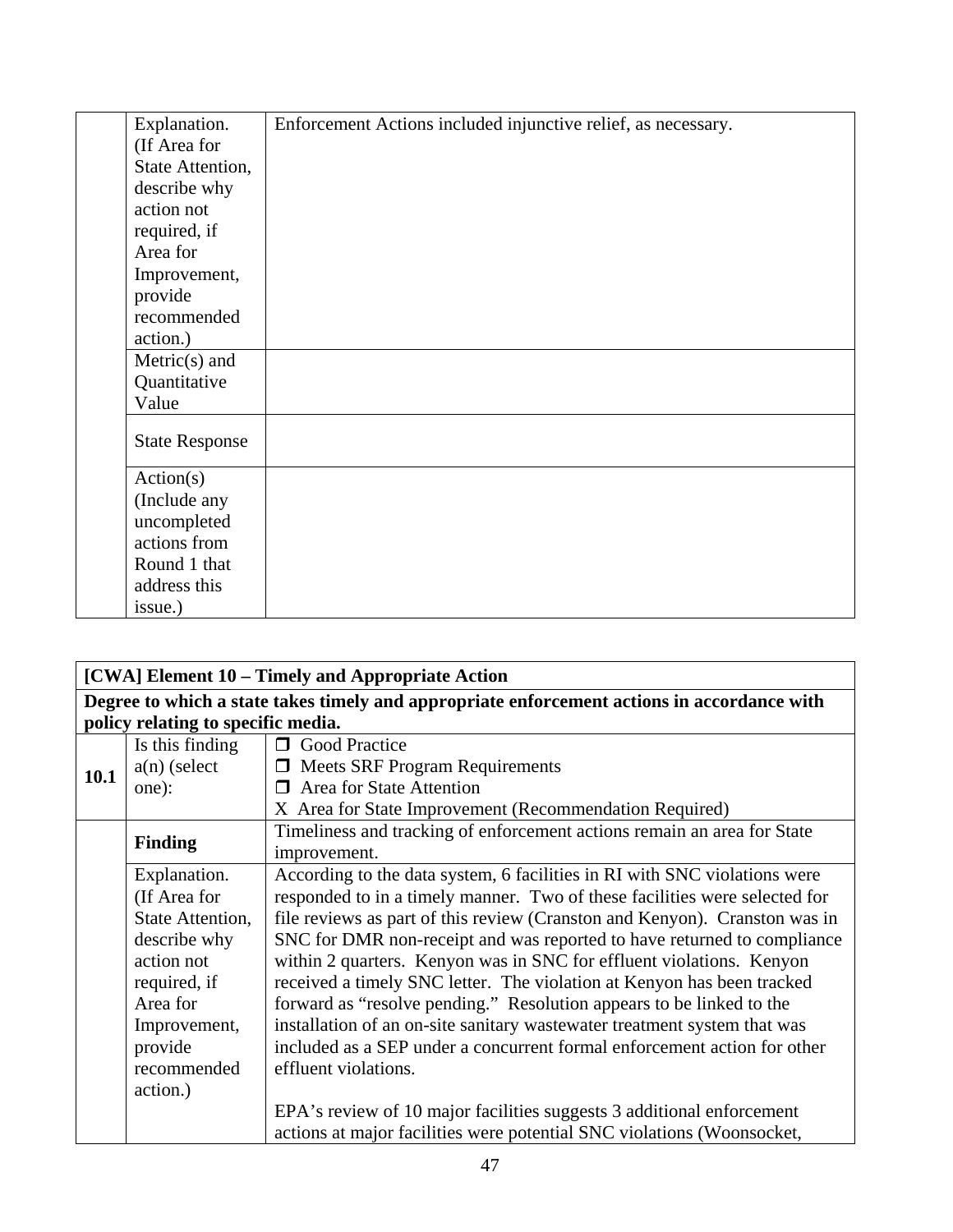| | | |
|---|---|---|
| | Explanation. (If Area for State Attention, describe why action not required, if Area for Improvement, provide recommended action.) | Enforcement Actions included injunctive relief, as necessary. |
| | Metric(s) and Quantitative Value | |
| | State Response | |
| | Action(s) (Include any uncompleted actions from Round 1 that address this issue.) | |

| **[CWA] Element 10 – Timely and Appropriate Action** | | |
|---|---|---|
| **Degree to which a state takes timely and appropriate enforcement actions in accordance with policy relating to specific media.** | | |
| **10.1** | Is this finding a(n) (select one): | ❒ Good Practice<br>❒ Meets SRF Program Requirements<br>❒ Area for State Attention<br>X Area for State Improvement (Recommendation Required) |
| | **Finding** | Timeliness and tracking of enforcement actions remain an area for State improvement. |
| | Explanation. (If Area for State Attention, describe why action not required, if Area for Improvement, provide recommended action.) | According to the data system, 6 facilities in RI with SNC violations were responded to in a timely manner. Two of these facilities were selected for file reviews as part of this review (Cranston and Kenyon). Cranston was in SNC for DMR non-receipt and was reported to have returned to compliance within 2 quarters. Kenyon was in SNC for effluent violations. Kenyon received a timely SNC letter. The violation at Kenyon has been tracked forward as "resolve pending." Resolution appears to be linked to the installation of an on-site sanitary wastewater treatment system that was included as a SEP under a concurrent formal enforcement action for other effluent violations.<br><br>EPA's review of 10 major facilities suggests 3 additional enforcement actions at major facilities were potential SNC violations (Woonsocket, |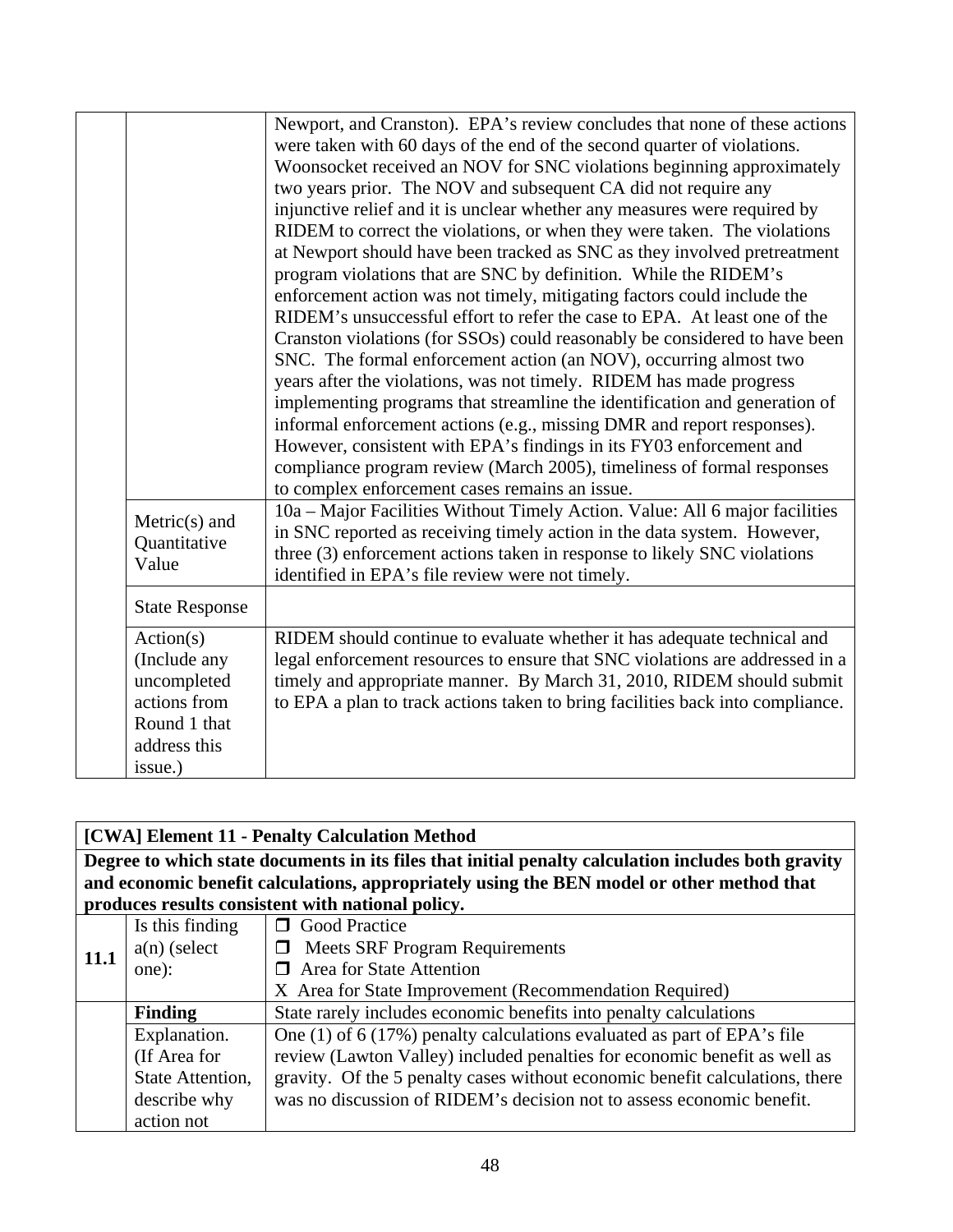| | | |
|---|---|---|
| | | Newport, and Cranston). EPA's review concludes that none of these actions were taken with 60 days of the end of the second quarter of violations. Woonsocket received an NOV for SNC violations beginning approximately two years prior. The NOV and subsequent CA did not require any injunctive relief and it is unclear whether any measures were required by RIDEM to correct the violations, or when they were taken. The violations at Newport should have been tracked as SNC as they involved pretreatment program violations that are SNC by definition. While the RIDEM's enforcement action was not timely, mitigating factors could include the RIDEM's unsuccessful effort to refer the case to EPA. At least one of the Cranston violations (for SSOs) could reasonably be considered to have been SNC. The formal enforcement action (an NOV), occurring almost two years after the violations, was not timely. RIDEM has made progress implementing programs that streamline the identification and generation of informal enforcement actions (e.g., missing DMR and report responses). However, consistent with EPA's findings in its FY03 enforcement and compliance program review (March 2005), timeliness of formal responses to complex enforcement cases remains an issue. |
| | Metric(s) and Quantitative Value | 10a – Major Facilities Without Timely Action. Value: All 6 major facilities in SNC reported as receiving timely action in the data system. However, three (3) enforcement actions taken in response to likely SNC violations identified in EPA's file review were not timely. |
| | State Response | |
| | Action(s) (Include any uncompleted actions from Round 1 that address this issue.) | RIDEM should continue to evaluate whether it has adequate technical and legal enforcement resources to ensure that SNC violations are addressed in a timely and appropriate manner. By March 31, 2010, RIDEM should submit to EPA a plan to track actions taken to bring facilities back into compliance. |

| **[CWA] Element 11 - Penalty Calculation Method** | | |
|---|---|---|
| **Degree to which state documents in its files that initial penalty calculation includes both gravity and economic benefit calculations, appropriately using the BEN model or other method that produces results consistent with national policy.** | | |
| **11.1** | Is this finding a(n) (select one): | ❒ Good Practice<br>❒ Meets SRF Program Requirements<br>❒ Area for State Attention<br>X Area for State Improvement (Recommendation Required) |
| | **Finding** | State rarely includes economic benefits into penalty calculations |
| | Explanation. (If Area for State Attention, describe why action not | One (1) of 6 (17%) penalty calculations evaluated as part of EPA's file review (Lawton Valley) included penalties for economic benefit as well as gravity. Of the 5 penalty cases without economic benefit calculations, there was no discussion of RIDEM's decision not to assess economic benefit. |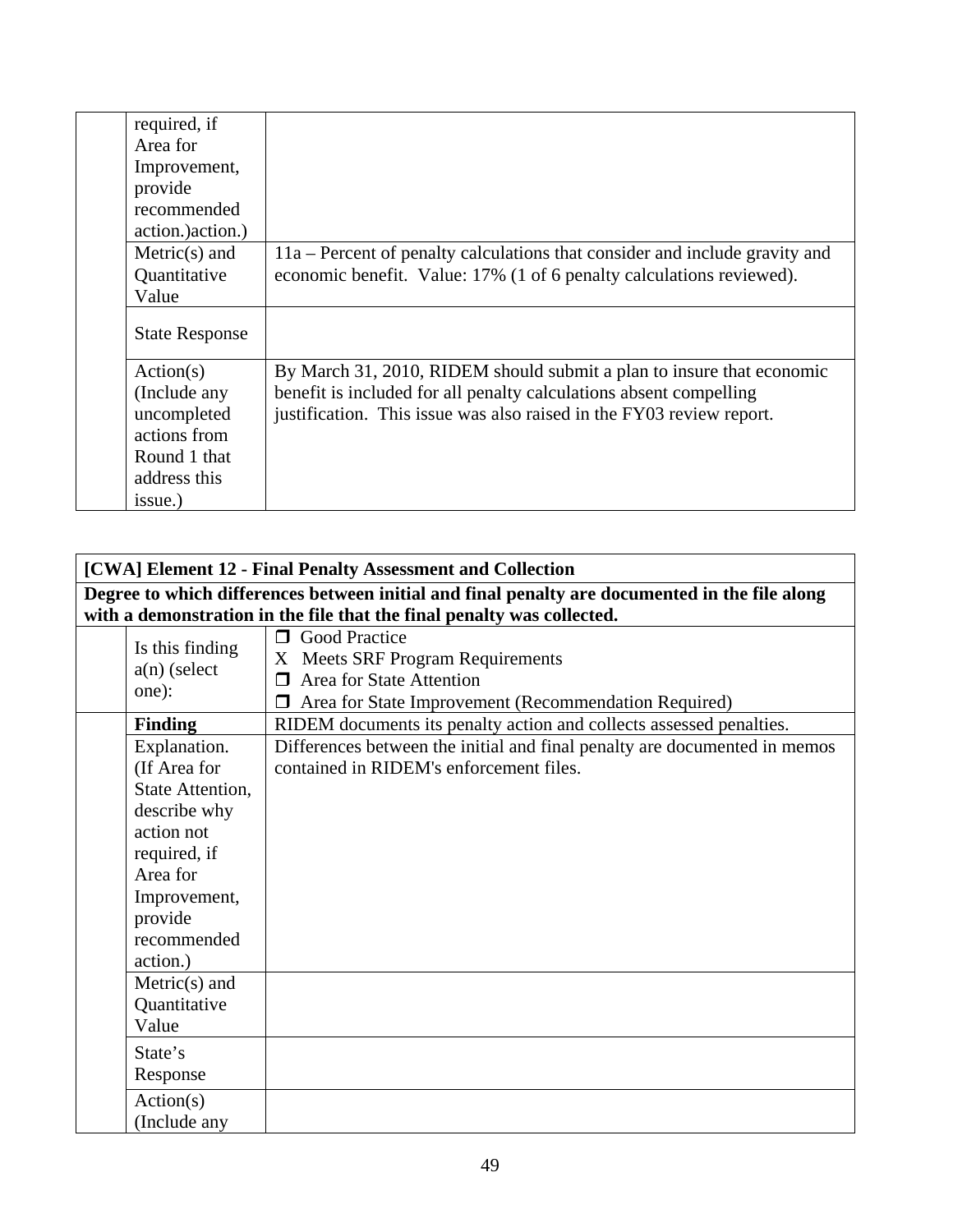| | | |
|---|---|---|
| | required, if Area for Improvement, provide recommended action.)action.) | |
| | Metric(s) and Quantitative Value | 11a – Percent of penalty calculations that consider and include gravity and economic benefit. Value: 17% (1 of 6 penalty calculations reviewed). |
| | State Response | |
| | Action(s) (Include any uncompleted actions from Round 1 that address this issue.) | By March 31, 2010, RIDEM should submit a plan to insure that economic benefit is included for all penalty calculations absent compelling justification. This issue was also raised in the FY03 review report. |

| **[CWA] Element 12 - Final Penalty Assessment and Collection** | | |
|---|---|---|
| **Degree to which differences between initial and final penalty are documented in the file along with a demonstration in the file that the final penalty was collected.** | | |
| | Is this finding a(n) (select one): | ❒ Good Practice<br>X Meets SRF Program Requirements<br>❒ Area for State Attention<br>❒ Area for State Improvement (Recommendation Required) |
| | **Finding** | RIDEM documents its penalty action and collects assessed penalties. |
| | Explanation. (If Area for State Attention, describe why action not required, if Area for Improvement, provide recommended action.) | Differences between the initial and final penalty are documented in memos contained in RIDEM's enforcement files. |
| | Metric(s) and Quantitative Value | |
| | State's Response | |
| | Action(s) (Include any | |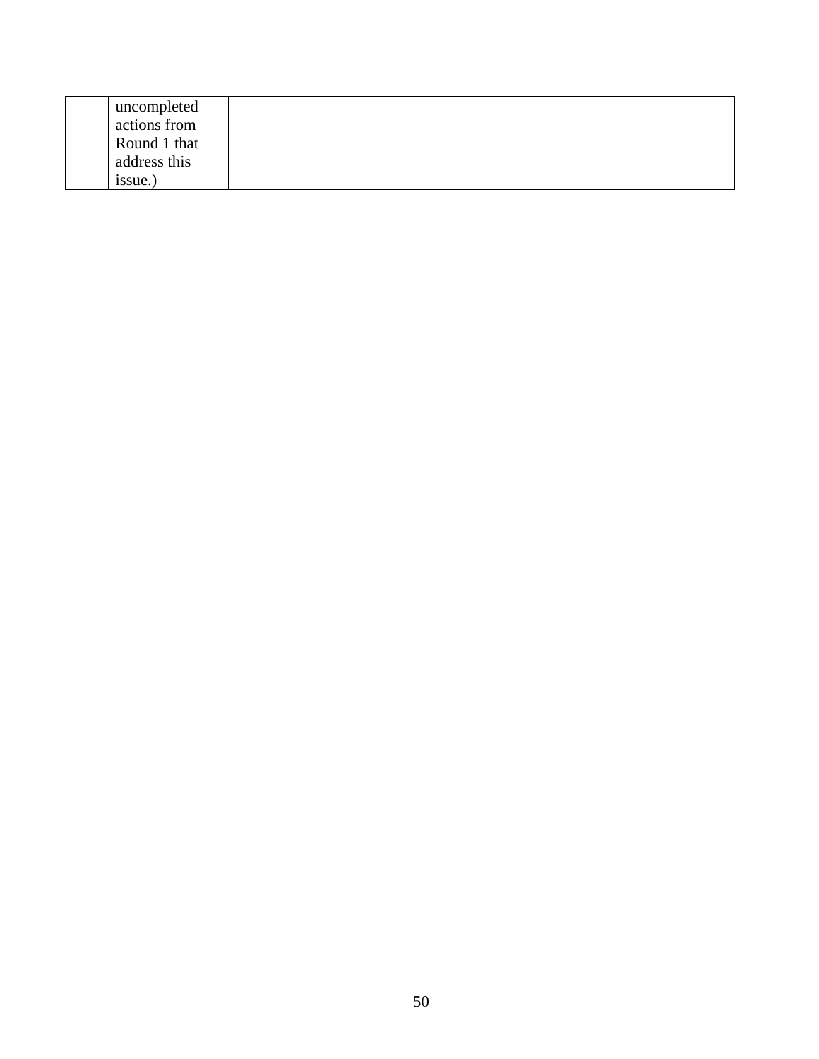|  |  |  |
|---|---|---|
|  | uncompleted actions from Round 1 that address this issue.) |  |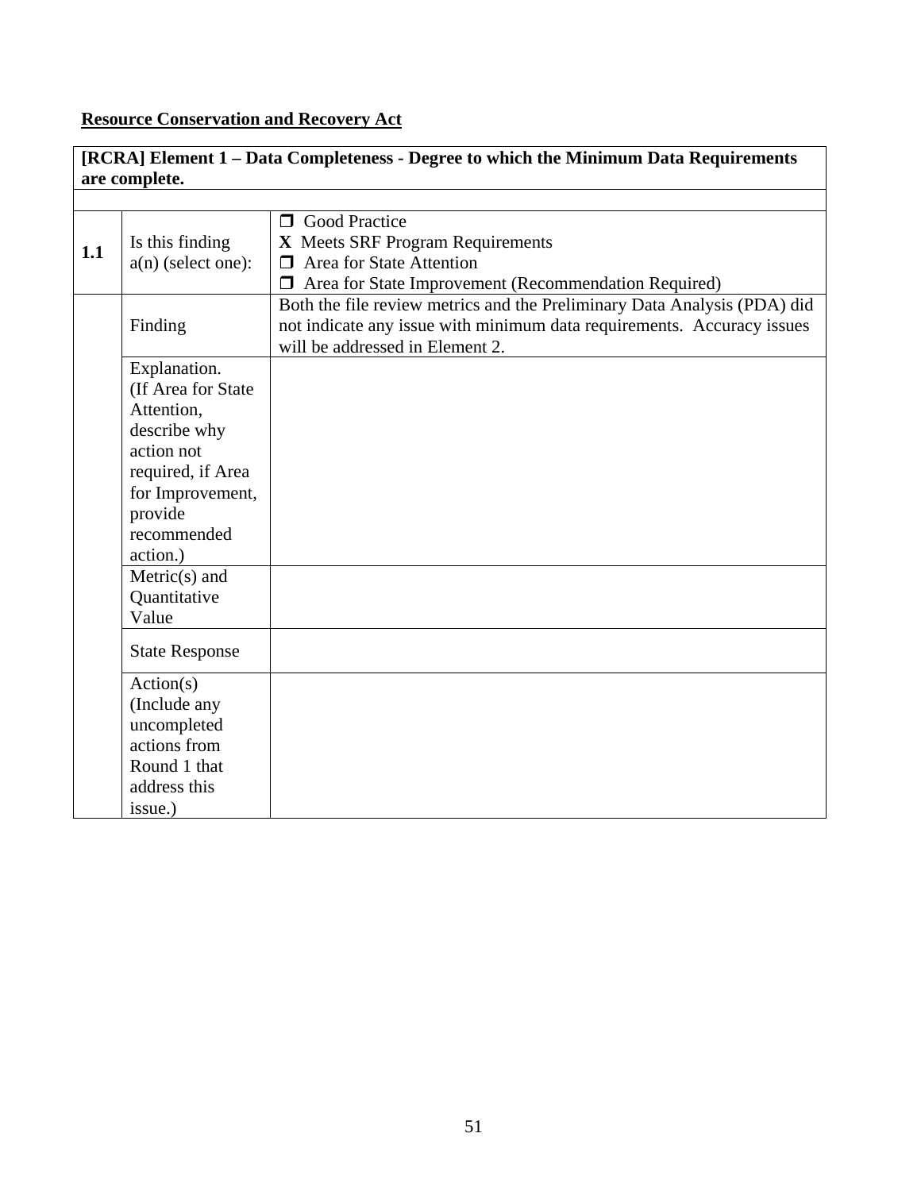**Resource Conservation and Recovery Act**

| **[RCRA] Element 1 – Data Completeness - Degree to which the Minimum Data Requirements are complete.** | | |
|---|---|---|
| | | |
| **1.1** | Is this finding a(n) (select one): | ❒ Good Practice<br>**X** Meets SRF Program Requirements<br>❒ Area for State Attention<br>❒ Area for State Improvement (Recommendation Required) |
| | Finding | Both the file review metrics and the Preliminary Data Analysis (PDA) did not indicate any issue with minimum data requirements. Accuracy issues will be addressed in Element 2. |
| | Explanation. (If Area for State Attention, describe why action not required, if Area for Improvement, provide recommended action.) | |
| | Metric(s) and Quantitative Value | |
| | State Response | |
| | Action(s) (Include any uncompleted actions from Round 1 that address this issue.) | |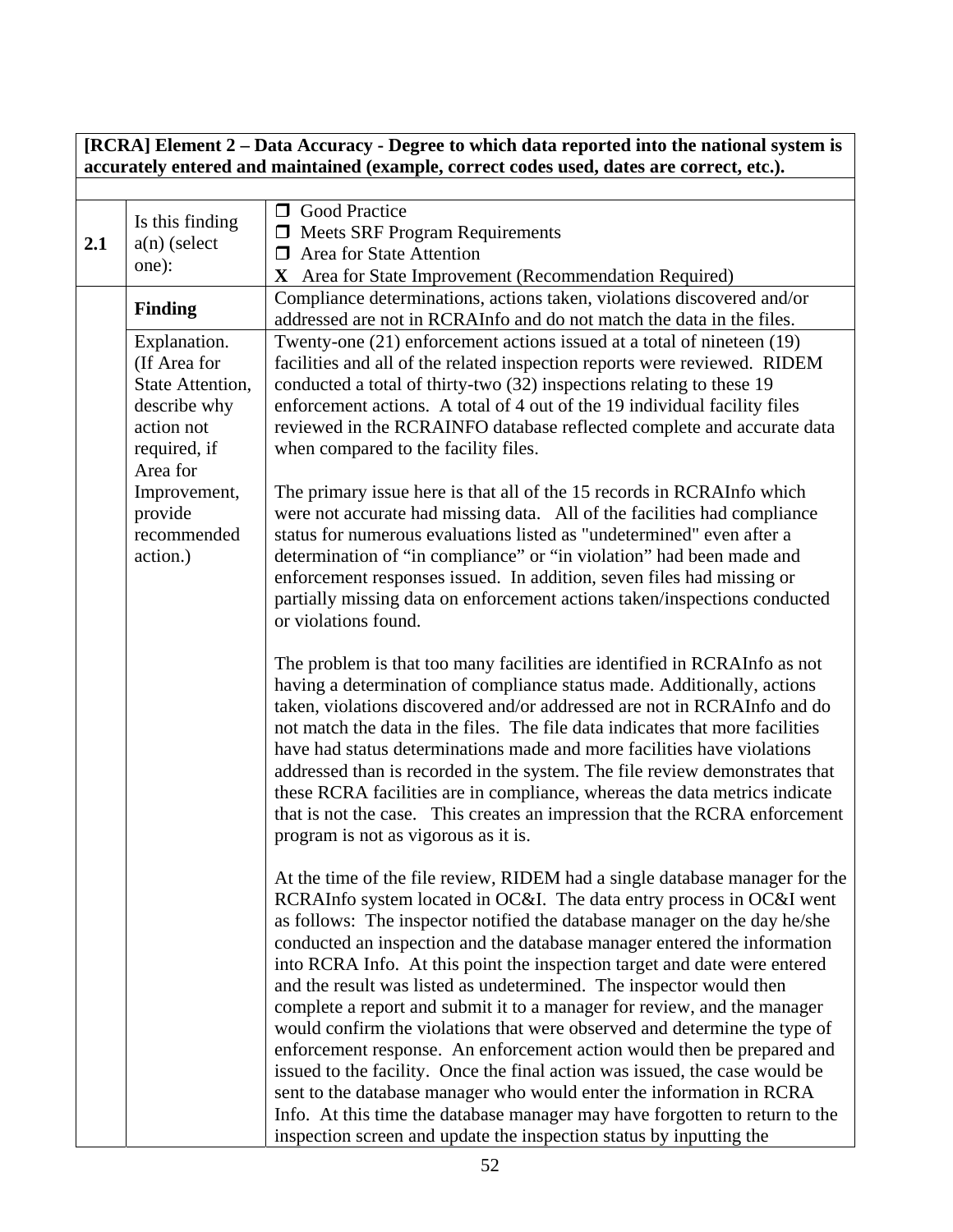| **[RCRA] Element 2 – Data Accuracy - Degree to which data reported into the national system is accurately entered and maintained (example, correct codes used, dates are correct, etc.).** | | |
|---|---|---|
| | | |
| **2.1** | Is this finding a(n) (select one): | ❒ Good Practice<br>❒ Meets SRF Program Requirements<br>❒ Area for State Attention<br>**X** Area for State Improvement (Recommendation Required) |
| | **Finding** | Compliance determinations, actions taken, violations discovered and/or addressed are not in RCRAInfo and do not match the data in the files. |
| | Explanation. (If Area for State Attention, describe why action not required, if Area for Improvement, provide recommended action.) | Twenty-one (21) enforcement actions issued at a total of nineteen (19) facilities and all of the related inspection reports were reviewed. RIDEM conducted a total of thirty-two (32) inspections relating to these 19 enforcement actions. A total of 4 out of the 19 individual facility files reviewed in the RCRAINFO database reflected complete and accurate data when compared to the facility files.<br><br>The primary issue here is that all of the 15 records in RCRAInfo which were not accurate had missing data. All of the facilities had compliance status for numerous evaluations listed as "undetermined" even after a determination of "in compliance" or "in violation" had been made and enforcement responses issued. In addition, seven files had missing or partially missing data on enforcement actions taken/inspections conducted or violations found.<br><br>The problem is that too many facilities are identified in RCRAInfo as not having a determination of compliance status made. Additionally, actions taken, violations discovered and/or addressed are not in RCRAInfo and do not match the data in the files. The file data indicates that more facilities have had status determinations made and more facilities have violations addressed than is recorded in the system. The file review demonstrates that these RCRA facilities are in compliance, whereas the data metrics indicate that is not the case. This creates an impression that the RCRA enforcement program is not as vigorous as it is.<br><br>At the time of the file review, RIDEM had a single database manager for the RCRAInfo system located in OC&I. The data entry process in OC&I went as follows: The inspector notified the database manager on the day he/she conducted an inspection and the database manager entered the information into RCRA Info. At this point the inspection target and date were entered and the result was listed as undetermined. The inspector would then complete a report and submit it to a manager for review, and the manager would confirm the violations that were observed and determine the type of enforcement response. An enforcement action would then be prepared and issued to the facility. Once the final action was issued, the case would be sent to the database manager who would enter the information in RCRA Info. At this time the database manager may have forgotten to return to the inspection screen and update the inspection status by inputting the |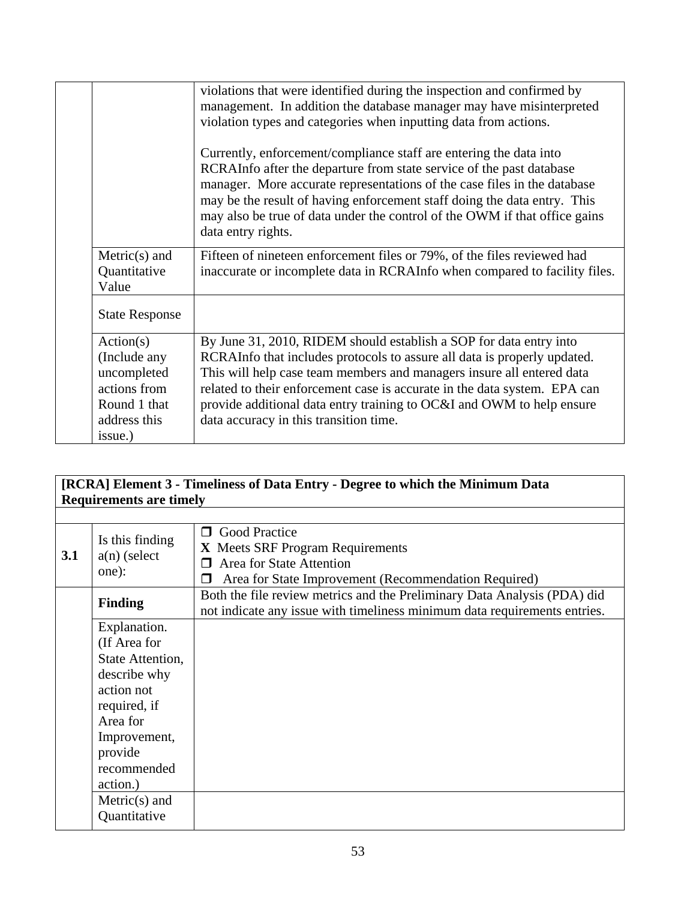| | | |
|---|---|---|
| | | violations that were identified during the inspection and confirmed by management. In addition the database manager may have misinterpreted violation types and categories when inputting data from actions.<br><br>Currently, enforcement/compliance staff are entering the data into RCRAInfo after the departure from state service of the past database manager. More accurate representations of the case files in the database may be the result of having enforcement staff doing the data entry. This may also be true of data under the control of the OWM if that office gains data entry rights. |
| | Metric(s) and Quantitative Value | Fifteen of nineteen enforcement files or 79%, of the files reviewed had inaccurate or incomplete data in RCRAInfo when compared to facility files. |
| | State Response | |
| | Action(s) (Include any uncompleted actions from Round 1 that address this issue.) | By June 31, 2010, RIDEM should establish a SOP for data entry into RCRAInfo that includes protocols to assure all data is properly updated. This will help case team members and managers insure all entered data related to their enforcement case is accurate in the data system. EPA can provide additional data entry training to OC&I and OWM to help ensure data accuracy in this transition time. |

| **[RCRA] Element 3 - Timeliness of Data Entry - Degree to which the Minimum Data Requirements are timely** | | |
|---|---|---|
| | | |
| **3.1** | Is this finding a(n) (select one): | ❒ Good Practice<br>**X** Meets SRF Program Requirements<br>❒ Area for State Attention<br>❒ Area for State Improvement (Recommendation Required) |
| | **Finding** | Both the file review metrics and the Preliminary Data Analysis (PDA) did not indicate any issue with timeliness minimum data requirements entries. |
| | Explanation. (If Area for State Attention, describe why action not required, if Area for Improvement, provide recommended action.) | |
| | Metric(s) and Quantitative | |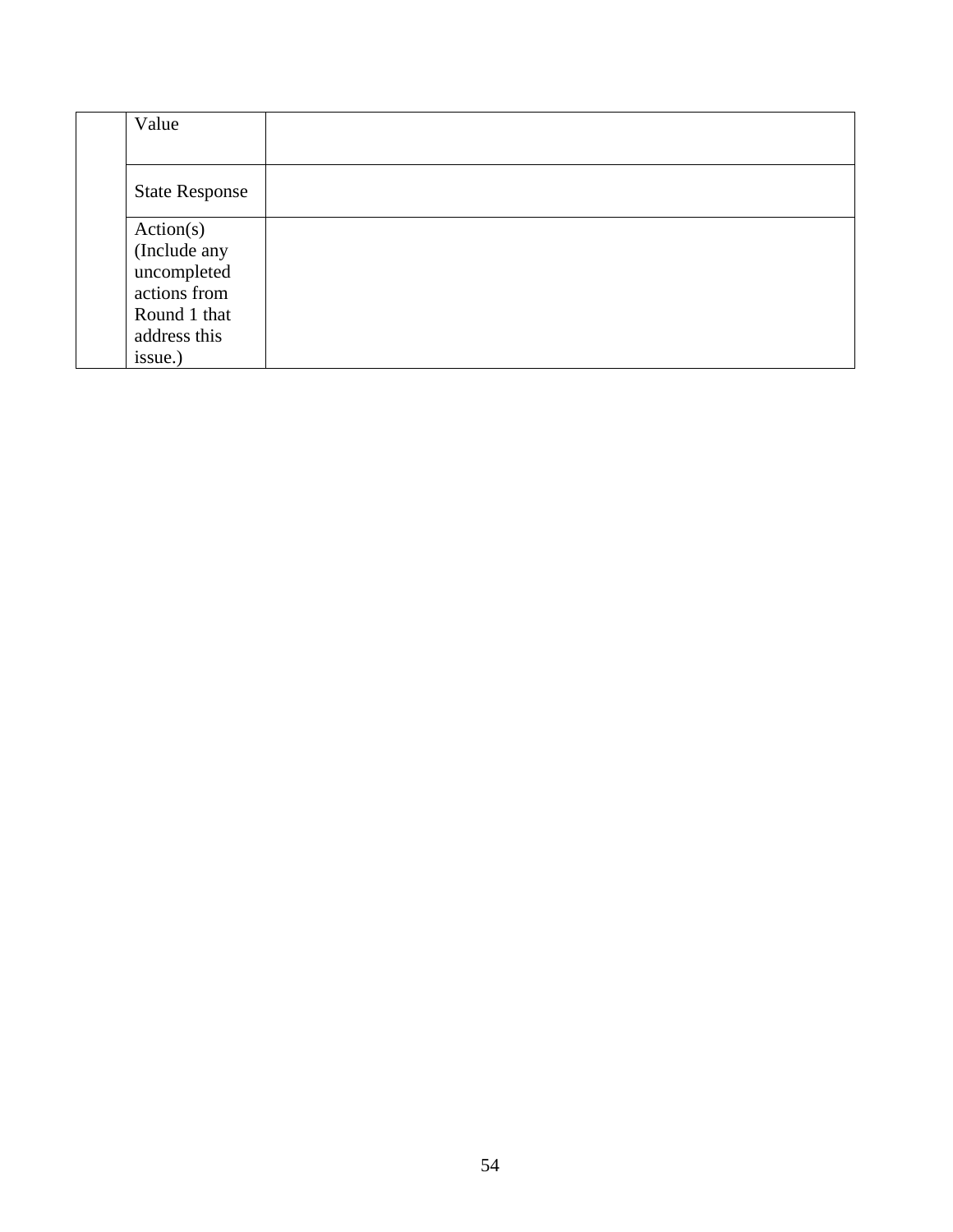| | | |
|---|---|---|
| | Value | |
| | State Response | |
| | Action(s) (Include any uncompleted actions from Round 1 that address this issue.) | |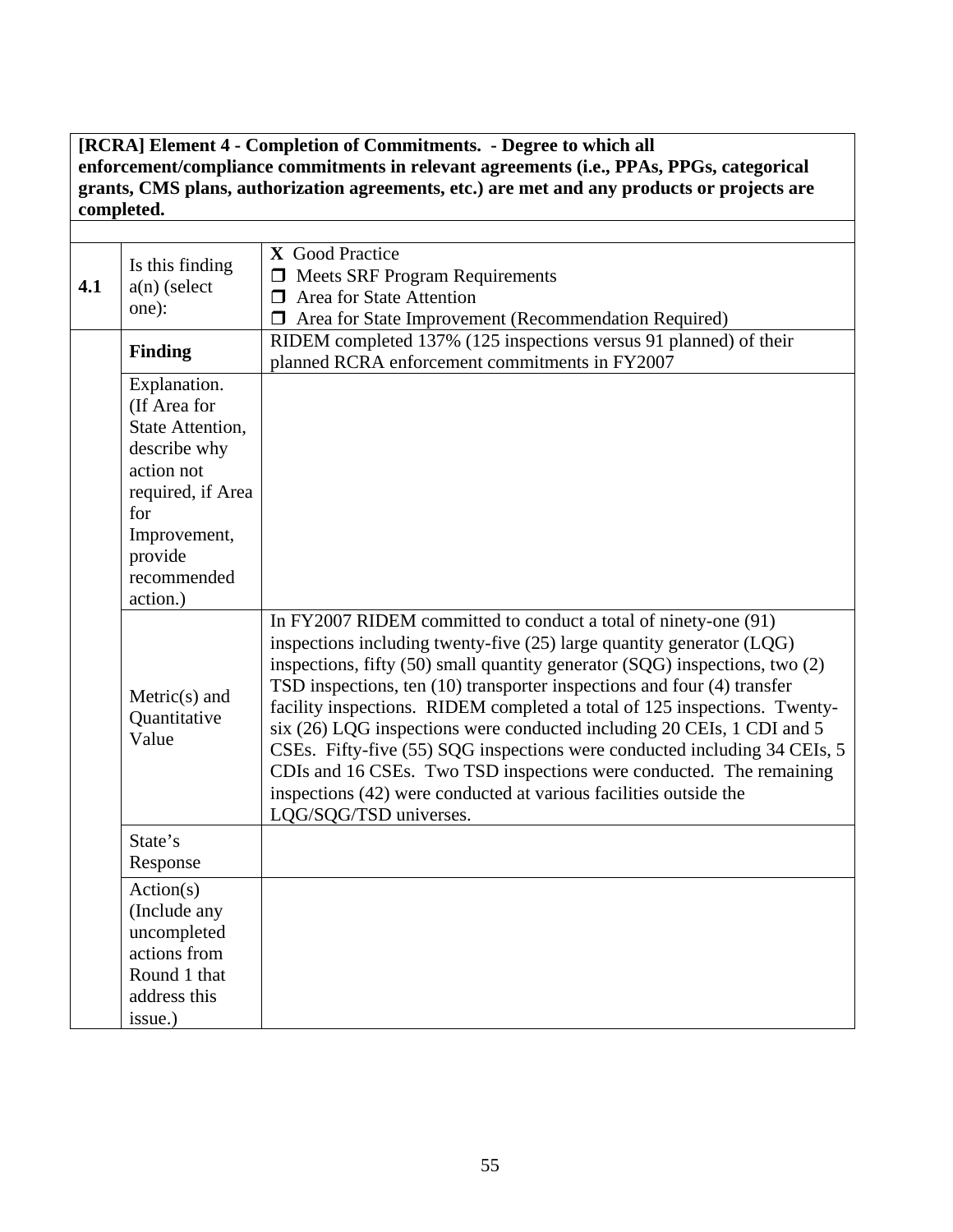**[RCRA] Element 4 - Completion of Commitments. - Degree to which all enforcement/compliance commitments in relevant agreements (i.e., PPAs, PPGs, categorical grants, CMS plans, authorization agreements, etc.) are met and any products or projects are completed.**

| | | |
|---|---|---|
| **4.1** | Is this finding a(n) (select one): | **X** Good Practice<br>❒ Meets SRF Program Requirements<br>❒ Area for State Attention<br>❒ Area for State Improvement (Recommendation Required) |
| | **Finding** | RIDEM completed 137% (125 inspections versus 91 planned) of their planned RCRA enforcement commitments in FY2007 |
| | Explanation. (If Area for State Attention, describe why action not required, if Area for Improvement, provide recommended action.) | |
| | Metric(s) and Quantitative Value | In FY2007 RIDEM committed to conduct a total of ninety-one (91) inspections including twenty-five (25) large quantity generator (LQG) inspections, fifty (50) small quantity generator (SQG) inspections, two (2) TSD inspections, ten (10) transporter inspections and four (4) transfer facility inspections. RIDEM completed a total of 125 inspections. Twenty-six (26) LQG inspections were conducted including 20 CEIs, 1 CDI and 5 CSEs. Fifty-five (55) SQG inspections were conducted including 34 CEIs, 5 CDIs and 16 CSEs. Two TSD inspections were conducted. The remaining inspections (42) were conducted at various facilities outside the LQG/SQG/TSD universes. |
| | State's Response | |
| | Action(s) (Include any uncompleted actions from Round 1 that address this issue.) | |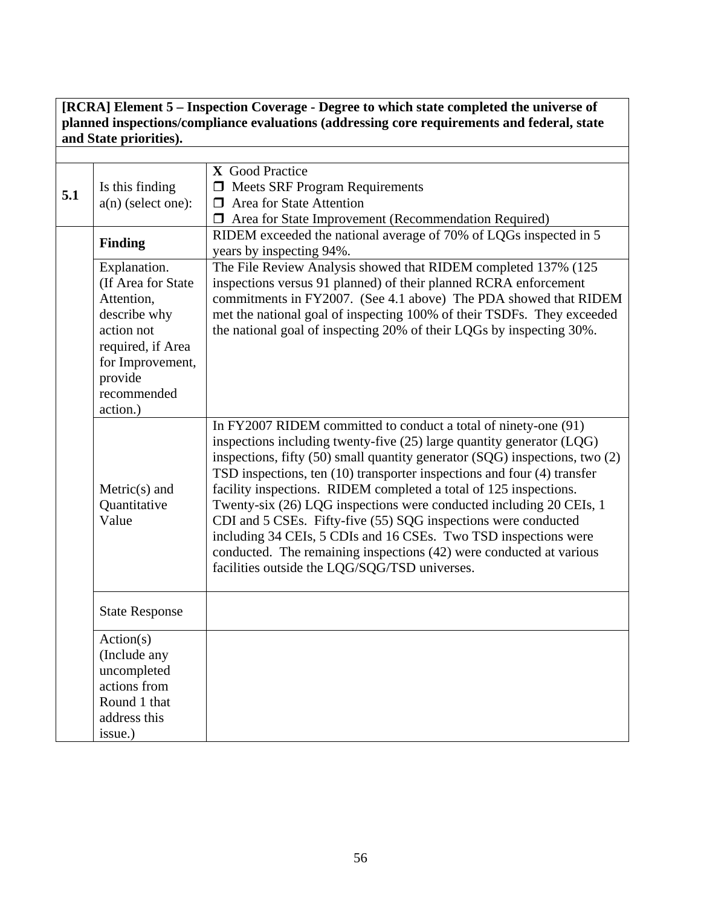| [RCRA] Element 5 – Inspection Coverage - Degree to which state completed the universe of planned inspections/compliance evaluations (addressing core requirements and federal, state and State priorities). | | |
|---|---|---|
| | | |
| **5.1** | Is this finding a(n) (select one): | **X** Good Practice<br>❒ Meets SRF Program Requirements<br>❒ Area for State Attention<br>❒ Area for State Improvement (Recommendation Required) |
| | **Finding** | RIDEM exceeded the national average of 70% of LQGs inspected in 5 years by inspecting 94%. |
| | Explanation. (If Area for State Attention, describe why action not required, if Area for Improvement, provide recommended action.) | The File Review Analysis showed that RIDEM completed 137% (125 inspections versus 91 planned) of their planned RCRA enforcement commitments in FY2007. (See 4.1 above) The PDA showed that RIDEM met the national goal of inspecting 100% of their TSDFs. They exceeded the national goal of inspecting 20% of their LQGs by inspecting 30%. |
| | Metric(s) and Quantitative Value | In FY2007 RIDEM committed to conduct a total of ninety-one (91) inspections including twenty-five (25) large quantity generator (LQG) inspections, fifty (50) small quantity generator (SQG) inspections, two (2) TSD inspections, ten (10) transporter inspections and four (4) transfer facility inspections. RIDEM completed a total of 125 inspections. Twenty-six (26) LQG inspections were conducted including 20 CEIs, 1 CDI and 5 CSEs. Fifty-five (55) SQG inspections were conducted including 34 CEIs, 5 CDIs and 16 CSEs. Two TSD inspections were conducted. The remaining inspections (42) were conducted at various facilities outside the LQG/SQG/TSD universes. |
| | State Response | |
| | Action(s) (Include any uncompleted actions from Round 1 that address this issue.) | |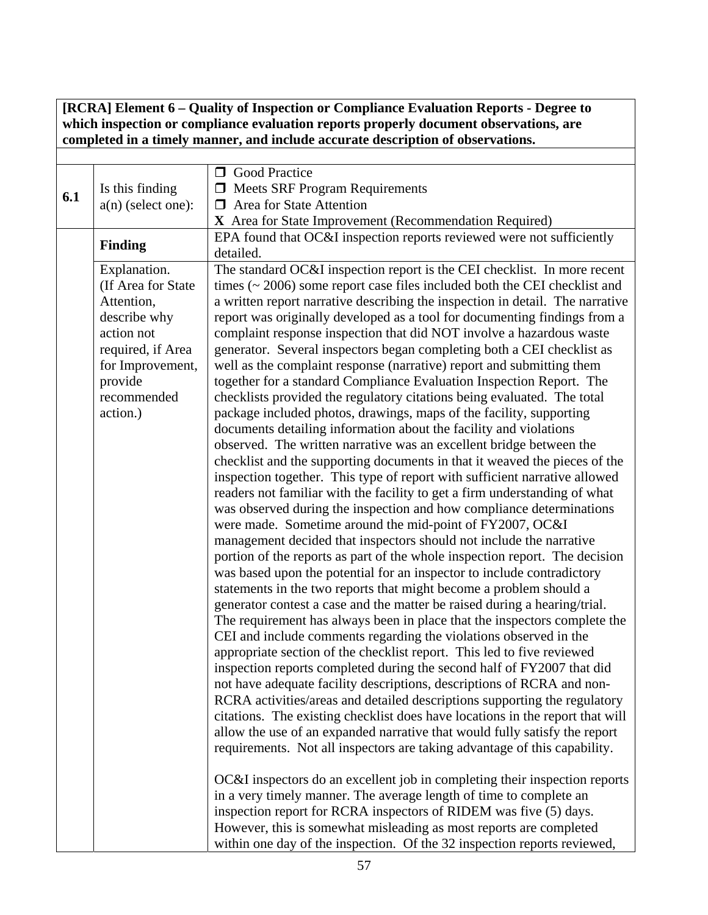| [RCRA] Element 6 – Quality of Inspection or Compliance Evaluation Reports - Degree to which inspection or compliance evaluation reports properly document observations, are completed in a timely manner, and include accurate description of observations. | | |
|---|---|---|
| | | |
| **6.1** | Is this finding a(n) (select one): | ❒ Good Practice<br>❒ Meets SRF Program Requirements<br>❒ Area for State Attention<br>**X** Area for State Improvement (Recommendation Required) |
| | **Finding** | EPA found that OC&I inspection reports reviewed were not sufficiently detailed. |
| | Explanation. (If Area for State Attention, describe why action not required, if Area for Improvement, provide recommended action.) | The standard OC&I inspection report is the CEI checklist. In more recent times (~ 2006) some report case files included both the CEI checklist and a written report narrative describing the inspection in detail. The narrative report was originally developed as a tool for documenting findings from a complaint response inspection that did NOT involve a hazardous waste generator. Several inspectors began completing both a CEI checklist as well as the complaint response (narrative) report and submitting them together for a standard Compliance Evaluation Inspection Report. The checklists provided the regulatory citations being evaluated. The total package included photos, drawings, maps of the facility, supporting documents detailing information about the facility and violations observed. The written narrative was an excellent bridge between the checklist and the supporting documents in that it weaved the pieces of the inspection together. This type of report with sufficient narrative allowed readers not familiar with the facility to get a firm understanding of what was observed during the inspection and how compliance determinations were made. Sometime around the mid-point of FY2007, OC&I management decided that inspectors should not include the narrative portion of the reports as part of the whole inspection report. The decision was based upon the potential for an inspector to include contradictory statements in the two reports that might become a problem should a generator contest a case and the matter be raised during a hearing/trial. The requirement has always been in place that the inspectors complete the CEI and include comments regarding the violations observed in the appropriate section of the checklist report. This led to five reviewed inspection reports completed during the second half of FY2007 that did not have adequate facility descriptions, descriptions of RCRA and non-RCRA activities/areas and detailed descriptions supporting the regulatory citations. The existing checklist does have locations in the report that will allow the use of an expanded narrative that would fully satisfy the report requirements. Not all inspectors are taking advantage of this capability.<br><br>OC&I inspectors do an excellent job in completing their inspection reports in a very timely manner. The average length of time to complete an inspection report for RCRA inspectors of RIDEM was five (5) days. However, this is somewhat misleading as most reports are completed within one day of the inspection. Of the 32 inspection reports reviewed, |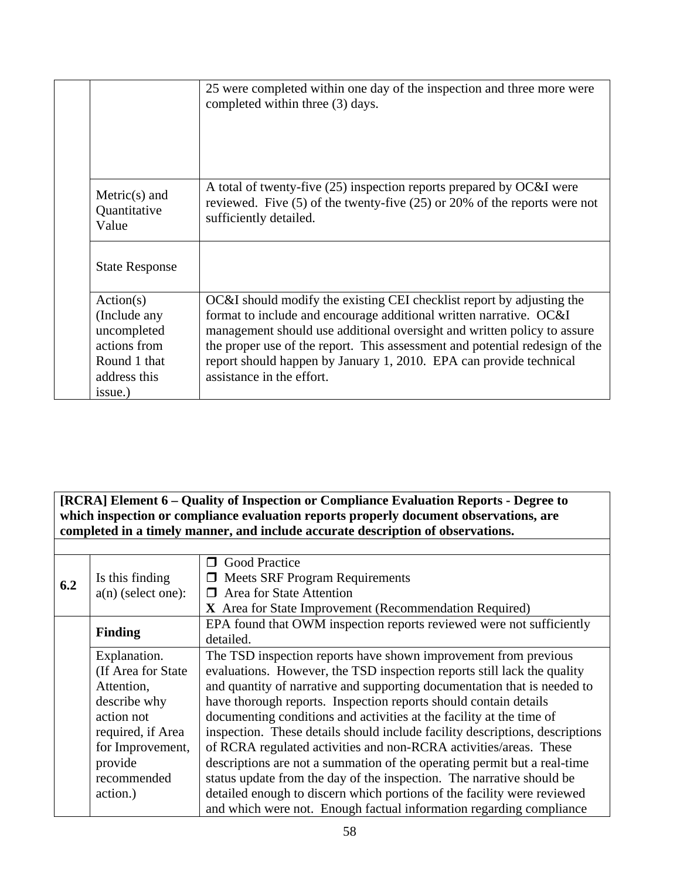| | | |
|---|---|---|
| | | 25 were completed within one day of the inspection and three more were completed within three (3) days. |
| | Metric(s) and Quantitative Value | A total of twenty-five (25) inspection reports prepared by OC&I were reviewed. Five (5) of the twenty-five (25) or 20% of the reports were not sufficiently detailed. |
| | State Response | |
| | Action(s) (Include any uncompleted actions from Round 1 that address this issue.) | OC&I should modify the existing CEI checklist report by adjusting the format to include and encourage additional written narrative. OC&I management should use additional oversight and written policy to assure the proper use of the report. This assessment and potential redesign of the report should happen by January 1, 2010. EPA can provide technical assistance in the effort. |

| **[RCRA] Element 6 – Quality of Inspection or Compliance Evaluation Reports - Degree to which inspection or compliance evaluation reports properly document observations, are completed in a timely manner, and include accurate description of observations.** | | |
|---|---|---|
| | | |
| **6.2** | Is this finding a(n) (select one): | ❒ Good Practice<br>❒ Meets SRF Program Requirements<br>❒ Area for State Attention<br>**X** Area for State Improvement (Recommendation Required) |
| | **Finding** | EPA found that OWM inspection reports reviewed were not sufficiently detailed. |
| | Explanation. (If Area for State Attention, describe why action not required, if Area for Improvement, provide recommended action.) | The TSD inspection reports have shown improvement from previous evaluations. However, the TSD inspection reports still lack the quality and quantity of narrative and supporting documentation that is needed to have thorough reports. Inspection reports should contain details documenting conditions and activities at the facility at the time of inspection. These details should include facility descriptions, descriptions of RCRA regulated activities and non-RCRA activities/areas. These descriptions are not a summation of the operating permit but a real-time status update from the day of the inspection. The narrative should be detailed enough to discern which portions of the facility were reviewed and which were not. Enough factual information regarding compliance |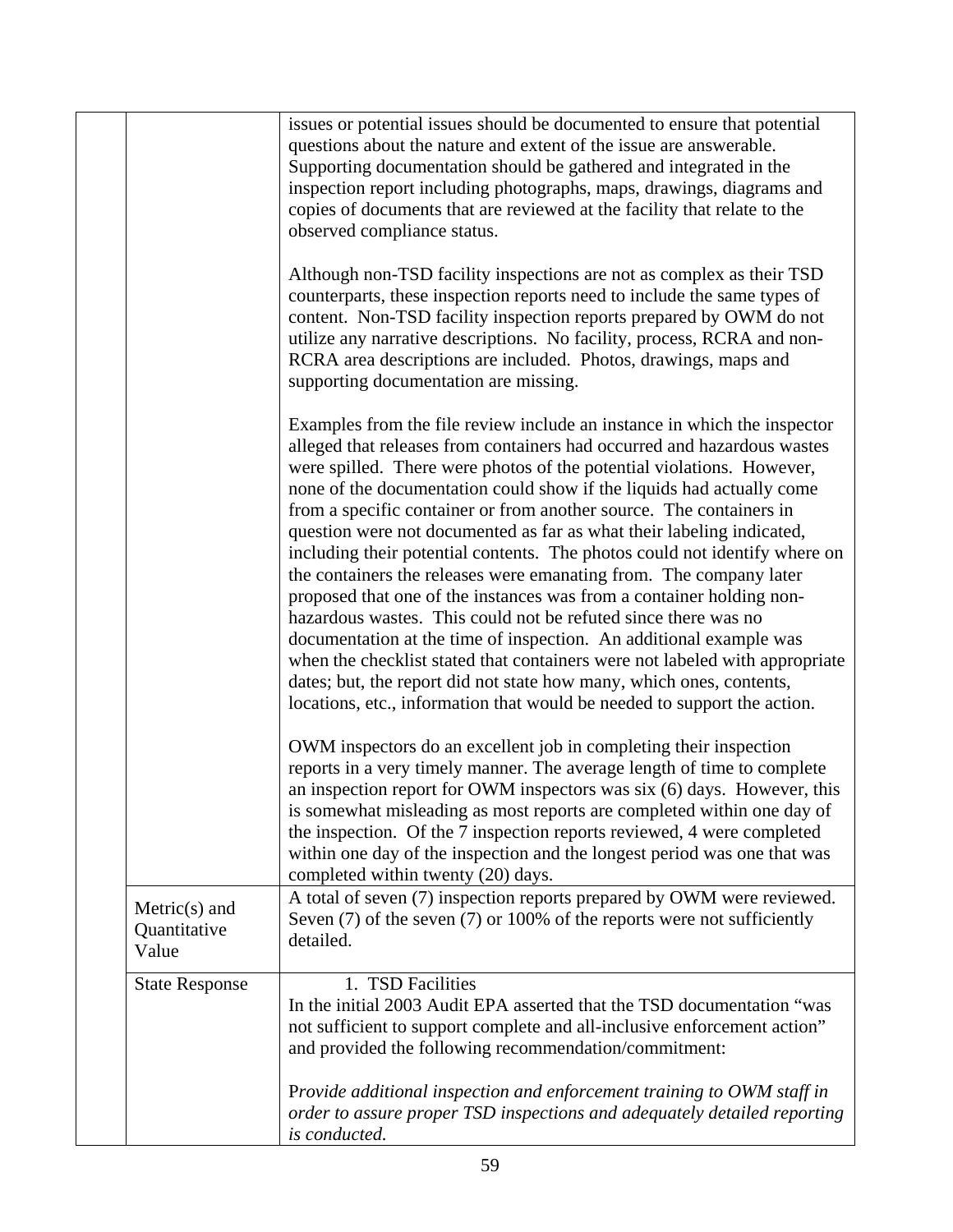| | | |
|---|---|---|
| | | issues or potential issues should be documented to ensure that potential questions about the nature and extent of the issue are answerable. Supporting documentation should be gathered and integrated in the inspection report including photographs, maps, drawings, diagrams and copies of documents that are reviewed at the facility that relate to the observed compliance status.<br><br>Although non-TSD facility inspections are not as complex as their TSD counterparts, these inspection reports need to include the same types of content. Non-TSD facility inspection reports prepared by OWM do not utilize any narrative descriptions. No facility, process, RCRA and non-RCRA area descriptions are included. Photos, drawings, maps and supporting documentation are missing.<br><br>Examples from the file review include an instance in which the inspector alleged that releases from containers had occurred and hazardous wastes were spilled. There were photos of the potential violations. However, none of the documentation could show if the liquids had actually come from a specific container or from another source. The containers in question were not documented as far as what their labeling indicated, including their potential contents. The photos could not identify where on the containers the releases were emanating from. The company later proposed that one of the instances was from a container holding non-hazardous wastes. This could not be refuted since there was no documentation at the time of inspection. An additional example was when the checklist stated that containers were not labeled with appropriate dates; but, the report did not state how many, which ones, contents, locations, etc., information that would be needed to support the action.<br><br>OWM inspectors do an excellent job in completing their inspection reports in a very timely manner. The average length of time to complete an inspection report for OWM inspectors was six (6) days. However, this is somewhat misleading as most reports are completed within one day of the inspection. Of the 7 inspection reports reviewed, 4 were completed within one day of the inspection and the longest period was one that was completed within twenty (20) days. |
| | Metric(s) and Quantitative Value | A total of seven (7) inspection reports prepared by OWM were reviewed. Seven (7) of the seven (7) or 100% of the reports were not sufficiently detailed. |
| | State Response | 1. TSD Facilities<br>In the initial 2003 Audit EPA asserted that the TSD documentation "was not sufficient to support complete and all-inclusive enforcement action" and provided the following recommendation/commitment:<br><br>*Provide additional inspection and enforcement training to OWM staff in order to assure proper TSD inspections and adequately detailed reporting is conducted.* |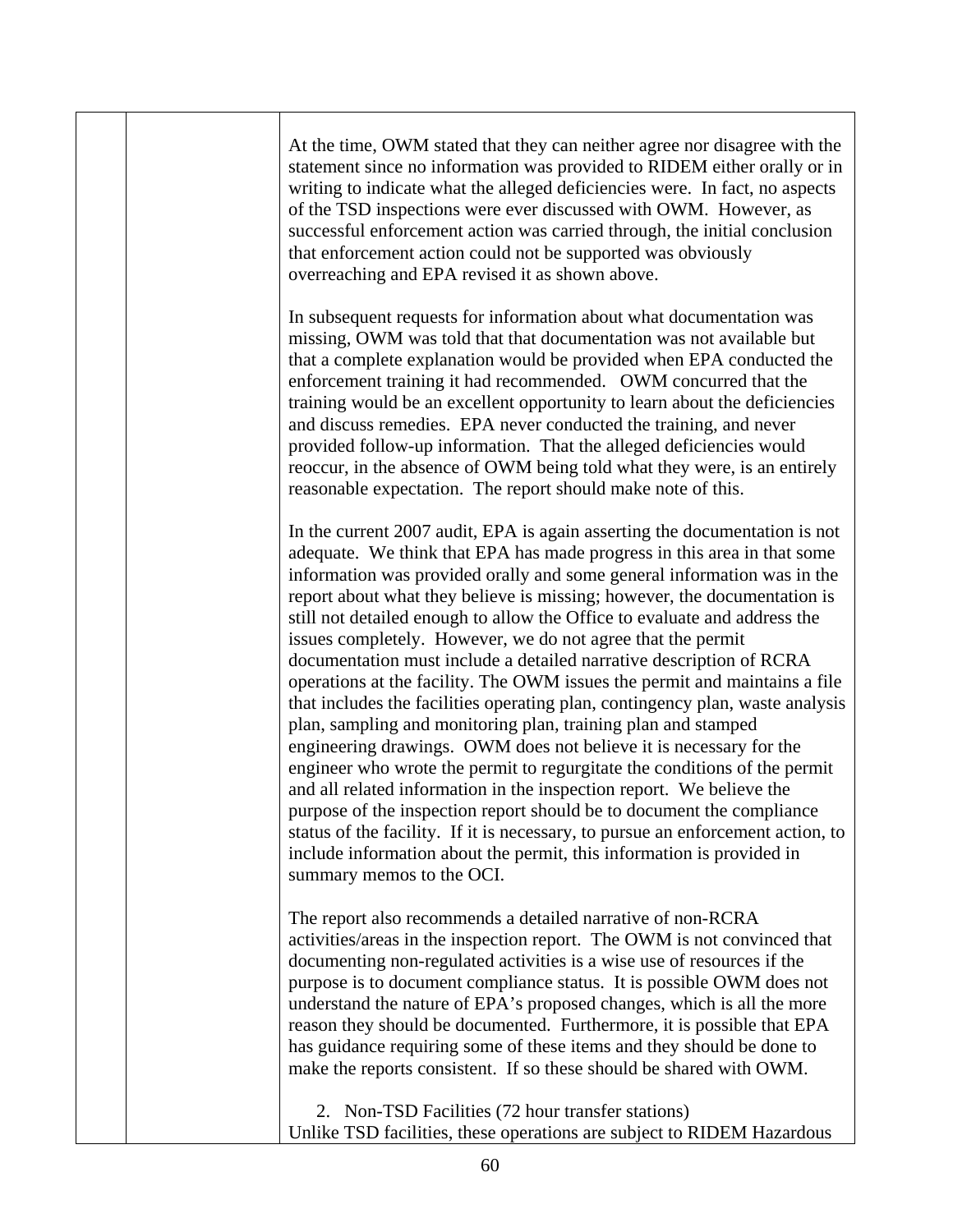| | | |
|---|---|---|
| | | At the time, OWM stated that they can neither agree nor disagree with the statement since no information was provided to RIDEM either orally or in writing to indicate what the alleged deficiencies were. In fact, no aspects of the TSD inspections were ever discussed with OWM. However, as successful enforcement action was carried through, the initial conclusion that enforcement action could not be supported was obviously overreaching and EPA revised it as shown above.<br><br>In subsequent requests for information about what documentation was missing, OWM was told that that documentation was not available but that a complete explanation would be provided when EPA conducted the enforcement training it had recommended. OWM concurred that the training would be an excellent opportunity to learn about the deficiencies and discuss remedies. EPA never conducted the training, and never provided follow-up information. That the alleged deficiencies would reoccur, in the absence of OWM being told what they were, is an entirely reasonable expectation. The report should make note of this.<br><br>In the current 2007 audit, EPA is again asserting the documentation is not adequate. We think that EPA has made progress in this area in that some information was provided orally and some general information was in the report about what they believe is missing; however, the documentation is still not detailed enough to allow the Office to evaluate and address the issues completely. However, we do not agree that the permit documentation must include a detailed narrative description of RCRA operations at the facility. The OWM issues the permit and maintains a file that includes the facilities operating plan, contingency plan, waste analysis plan, sampling and monitoring plan, training plan and stamped engineering drawings. OWM does not believe it is necessary for the engineer who wrote the permit to regurgitate the conditions of the permit and all related information in the inspection report. We believe the purpose of the inspection report should be to document the compliance status of the facility. If it is necessary, to pursue an enforcement action, to include information about the permit, this information is provided in summary memos to the OCI.<br><br>The report also recommends a detailed narrative of non-RCRA activities/areas in the inspection report. The OWM is not convinced that documenting non-regulated activities is a wise use of resources if the purpose is to document compliance status. It is possible OWM does not understand the nature of EPA's proposed changes, which is all the more reason they should be documented. Furthermore, it is possible that EPA has guidance requiring some of these items and they should be done to make the reports consistent. If so these should be shared with OWM.<br><br>2. Non-TSD Facilities (72 hour transfer stations)<br>Unlike TSD facilities, these operations are subject to RIDEM Hazardous |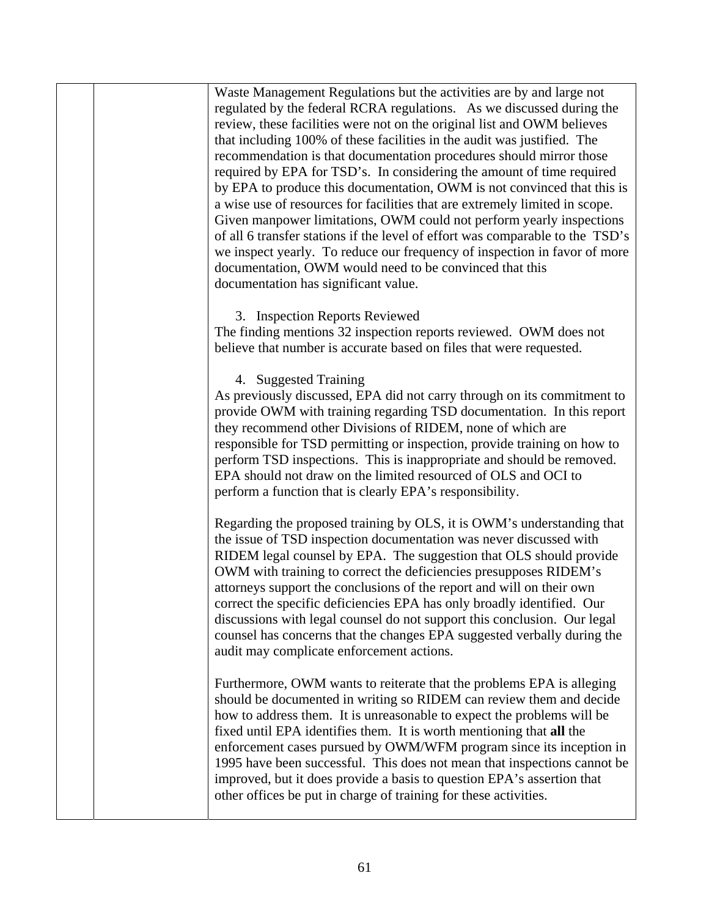| | | |
|---|---|---|
| | | Waste Management Regulations but the activities are by and large not regulated by the federal RCRA regulations. As we discussed during the review, these facilities were not on the original list and OWM believes that including 100% of these facilities in the audit was justified. The recommendation is that documentation procedures should mirror those required by EPA for TSD's. In considering the amount of time required by EPA to produce this documentation, OWM is not convinced that this is a wise use of resources for facilities that are extremely limited in scope. Given manpower limitations, OWM could not perform yearly inspections of all 6 transfer stations if the level of effort was comparable to the TSD's we inspect yearly. To reduce our frequency of inspection in favor of more documentation, OWM would need to be convinced that this documentation has significant value.<br><br>3. Inspection Reports Reviewed<br>The finding mentions 32 inspection reports reviewed. OWM does not believe that number is accurate based on files that were requested.<br><br>4. Suggested Training<br>As previously discussed, EPA did not carry through on its commitment to provide OWM with training regarding TSD documentation. In this report they recommend other Divisions of RIDEM, none of which are responsible for TSD permitting or inspection, provide training on how to perform TSD inspections. This is inappropriate and should be removed. EPA should not draw on the limited resourced of OLS and OCI to perform a function that is clearly EPA's responsibility.<br><br>Regarding the proposed training by OLS, it is OWM's understanding that the issue of TSD inspection documentation was never discussed with RIDEM legal counsel by EPA. The suggestion that OLS should provide OWM with training to correct the deficiencies presupposes RIDEM's attorneys support the conclusions of the report and will on their own correct the specific deficiencies EPA has only broadly identified. Our discussions with legal counsel do not support this conclusion. Our legal counsel has concerns that the changes EPA suggested verbally during the audit may complicate enforcement actions.<br><br>Furthermore, OWM wants to reiterate that the problems EPA is alleging should be documented in writing so RIDEM can review them and decide how to address them. It is unreasonable to expect the problems will be fixed until EPA identifies them. It is worth mentioning that **all** the enforcement cases pursued by OWM/WFM program since its inception in 1995 have been successful. This does not mean that inspections cannot be improved, but it does provide a basis to question EPA's assertion that other offices be put in charge of training for these activities. |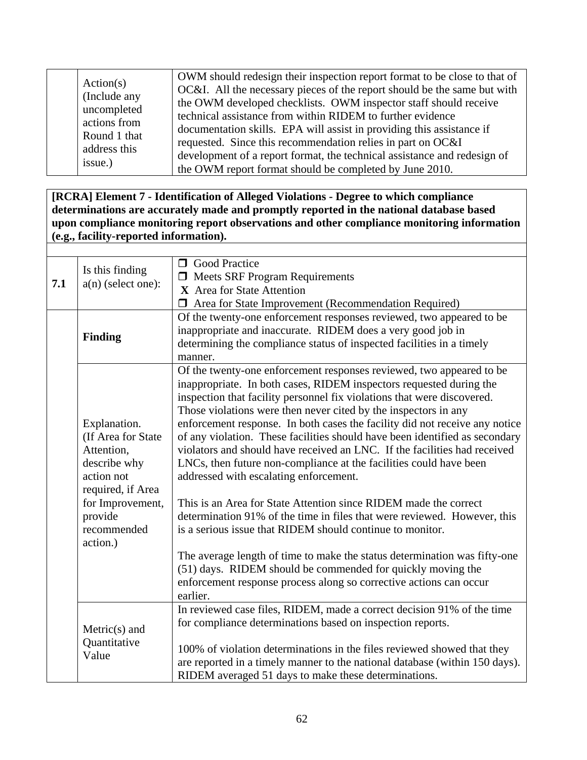| | | |
|---|---|---|
| | Action(s) (Include any uncompleted actions from Round 1 that address this issue.) | OWM should redesign their inspection report format to be close to that of OC&I. All the necessary pieces of the report should be the same but with the OWM developed checklists. OWM inspector staff should receive technical assistance from within RIDEM to further evidence documentation skills. EPA will assist in providing this assistance if requested. Since this recommendation relies in part on OC&I development of a report format, the technical assistance and redesign of the OWM report format should be completed by June 2010. |

| **[RCRA] Element 7 - Identification of Alleged Violations - Degree to which compliance determinations are accurately made and promptly reported in the national database based upon compliance monitoring report observations and other compliance monitoring information (e.g., facility-reported information).** | | |
|---|---|---|
| | | |
| **7.1** | Is this finding a(n) (select one): | ❒ Good Practice<br>❒ Meets SRF Program Requirements<br>**X** Area for State Attention<br>❒ Area for State Improvement (Recommendation Required) |
| | **Finding** | Of the twenty-one enforcement responses reviewed, two appeared to be inappropriate and inaccurate. RIDEM does a very good job in determining the compliance status of inspected facilities in a timely manner. |
| | Explanation. (If Area for State Attention, describe why action not required, if Area for Improvement, provide recommended action.) | Of the twenty-one enforcement responses reviewed, two appeared to be inappropriate. In both cases, RIDEM inspectors requested during the inspection that facility personnel fix violations that were discovered. Those violations were then never cited by the inspectors in any enforcement response. In both cases the facility did not receive any notice of any violation. These facilities should have been identified as secondary violators and should have received an LNC. If the facilities had received LNCs, then future non-compliance at the facilities could have been addressed with escalating enforcement.<br><br>This is an Area for State Attention since RIDEM made the correct determination 91% of the time in files that were reviewed. However, this is a serious issue that RIDEM should continue to monitor.<br><br>The average length of time to make the status determination was fifty-one (51) days. RIDEM should be commended for quickly moving the enforcement response process along so corrective actions can occur earlier. |
| | Metric(s) and Quantitative Value | In reviewed case files, RIDEM, made a correct decision 91% of the time for compliance determinations based on inspection reports.<br><br>100% of violation determinations in the files reviewed showed that they are reported in a timely manner to the national database (within 150 days). RIDEM averaged 51 days to make these determinations. |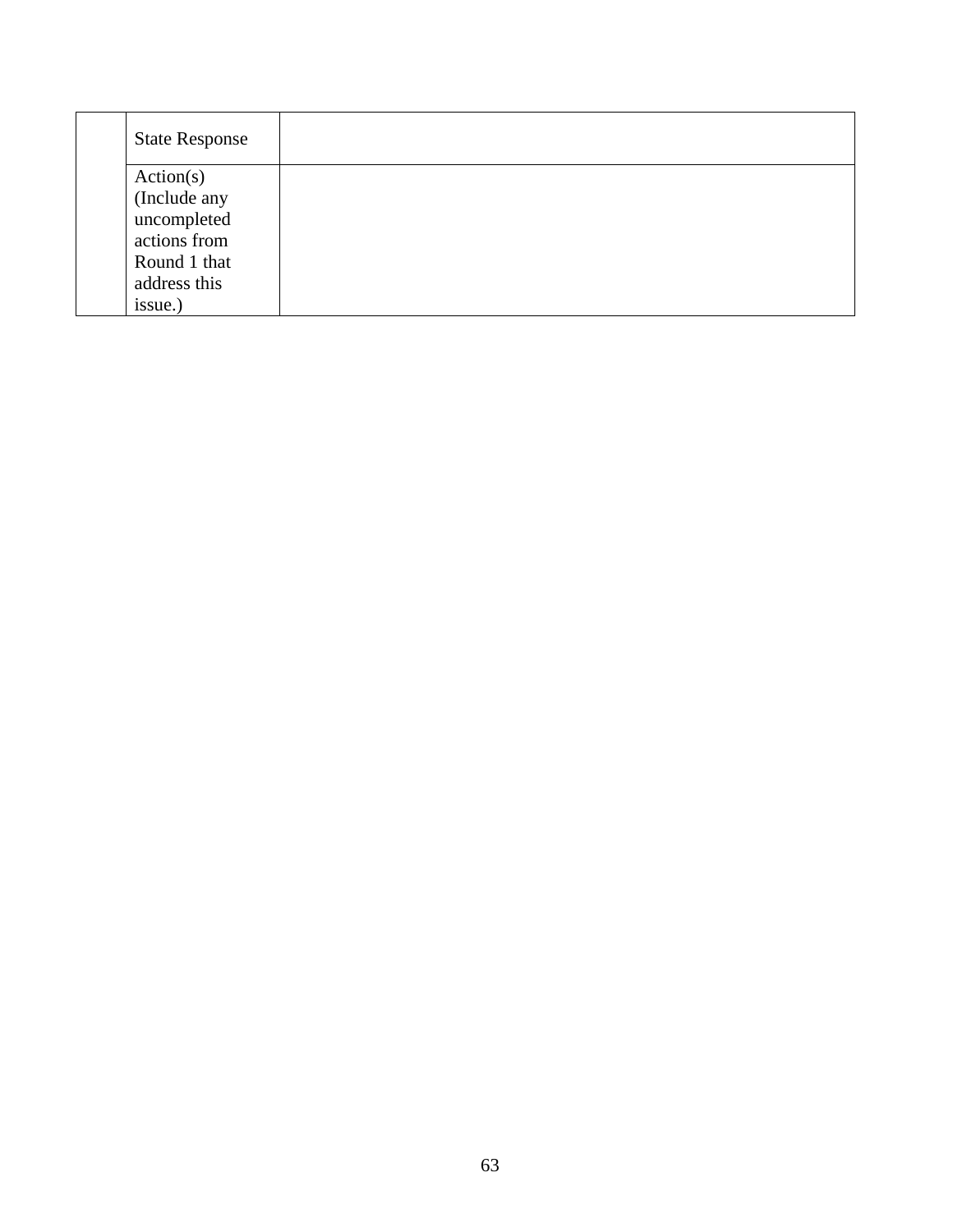| | | |
|---|---|---|
| | State Response | |
| | Action(s) (Include any uncompleted actions from Round 1 that address this issue.) | |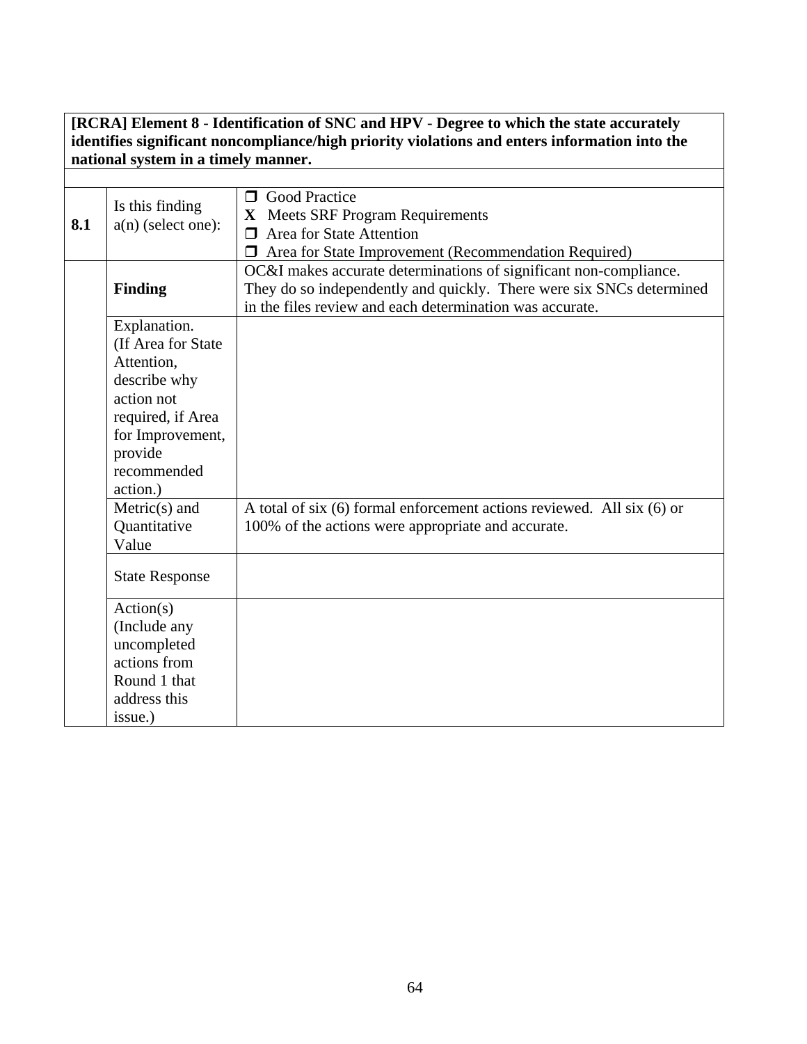| **[RCRA] Element 8 - Identification of SNC and HPV - Degree to which the state accurately identifies significant noncompliance/high priority violations and enters information into the national system in a timely manner.** | | |
|---|---|---|
| | | |
| **8.1** | Is this finding a(n) (select one): | ❒ Good Practice<br>**X** Meets SRF Program Requirements<br>❒ Area for State Attention<br>❒ Area for State Improvement (Recommendation Required) |
| | **Finding** | OC&I makes accurate determinations of significant non-compliance. They do so independently and quickly. There were six SNCs determined in the files review and each determination was accurate. |
| | Explanation. (If Area for State Attention, describe why action not required, if Area for Improvement, provide recommended action.) | |
| | Metric(s) and Quantitative Value | A total of six (6) formal enforcement actions reviewed. All six (6) or 100% of the actions were appropriate and accurate. |
| | State Response | |
| | Action(s) (Include any uncompleted actions from Round 1 that address this issue.) | |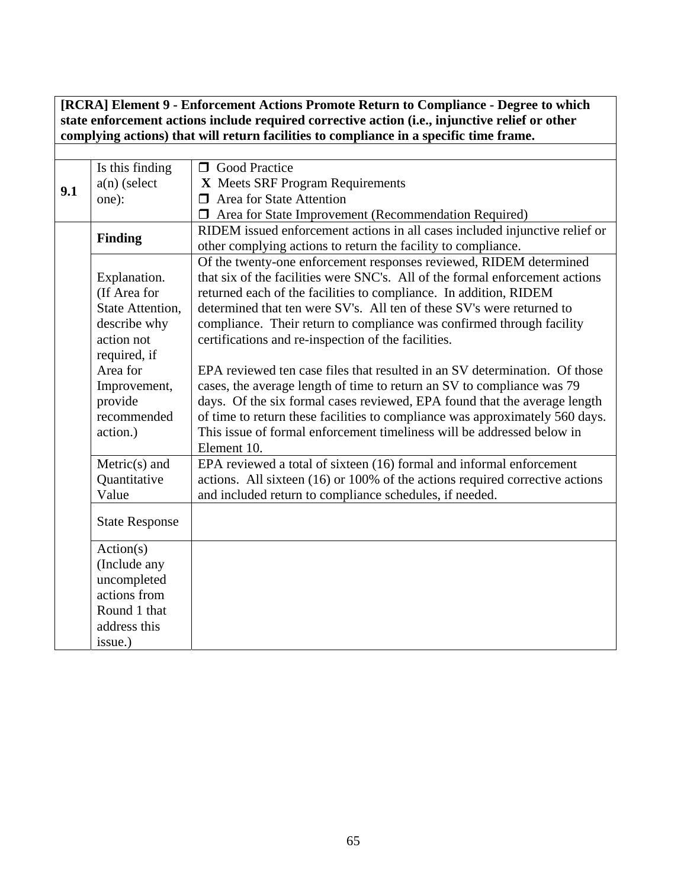| **[RCRA] Element 9 - Enforcement Actions Promote Return to Compliance - Degree to which state enforcement actions include required corrective action (i.e., injunctive relief or other complying actions) that will return facilities to compliance in a specific time frame.** | | |
|---|---|---|
| | | |
| **9.1** | Is this finding a(n) (select one): | ❒ Good Practice<br>**X** Meets SRF Program Requirements<br>❒ Area for State Attention<br>❒ Area for State Improvement (Recommendation Required) |
| | **Finding** | RIDEM issued enforcement actions in all cases included injunctive relief or other complying actions to return the facility to compliance. |
| | Explanation. (If Area for State Attention, describe why action not required, if Area for Improvement, provide recommended action.) | Of the twenty-one enforcement responses reviewed, RIDEM determined that six of the facilities were SNC's. All of the formal enforcement actions returned each of the facilities to compliance. In addition, RIDEM determined that ten were SV's. All ten of these SV's were returned to compliance. Their return to compliance was confirmed through facility certifications and re-inspection of the facilities.<br><br>EPA reviewed ten case files that resulted in an SV determination. Of those cases, the average length of time to return an SV to compliance was 79 days. Of the six formal cases reviewed, EPA found that the average length of time to return these facilities to compliance was approximately 560 days. This issue of formal enforcement timeliness will be addressed below in Element 10. |
| | Metric(s) and Quantitative Value | EPA reviewed a total of sixteen (16) formal and informal enforcement actions. All sixteen (16) or 100% of the actions required corrective actions and included return to compliance schedules, if needed. |
| | State Response | |
| | Action(s) (Include any uncompleted actions from Round 1 that address this issue.) | |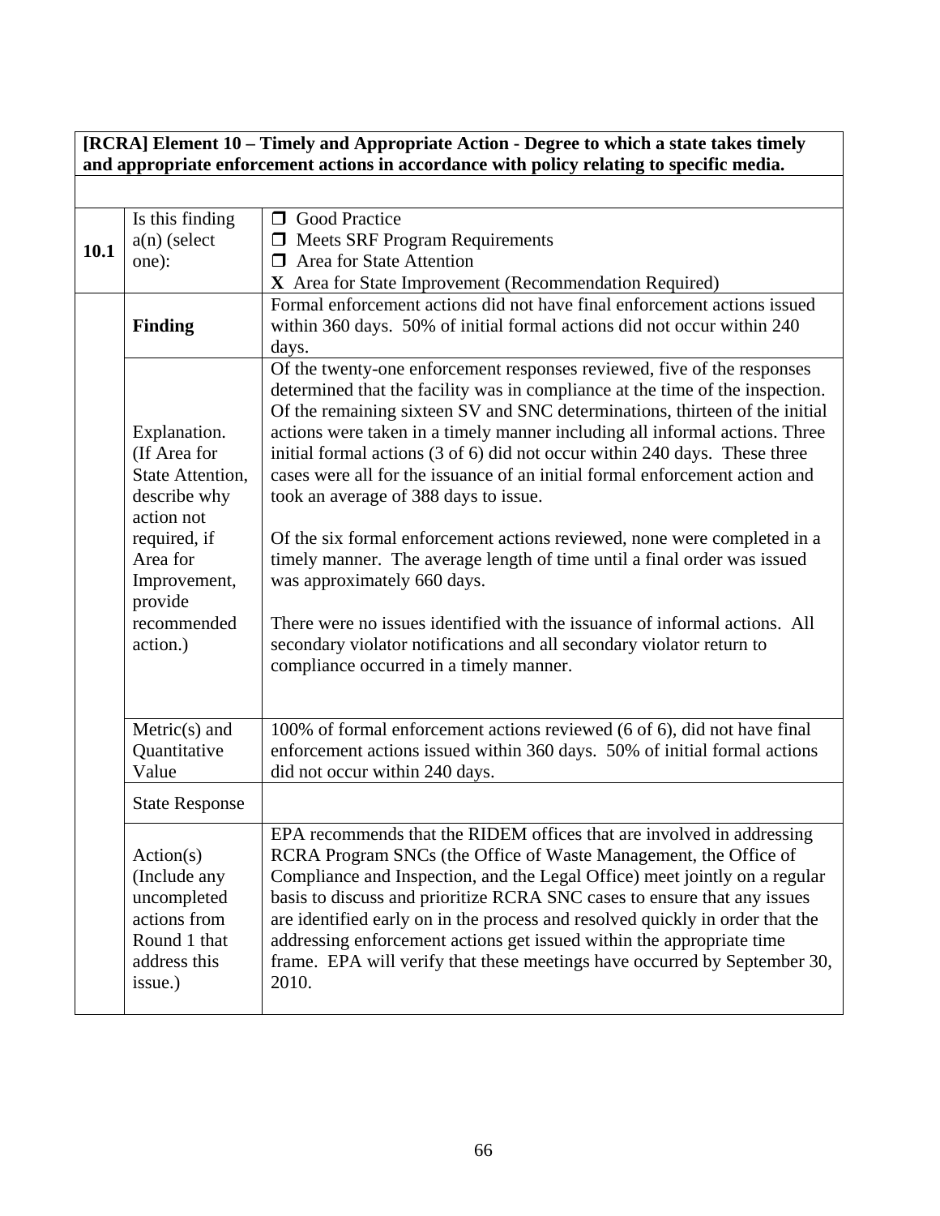| **[RCRA] Element 10 – Timely and Appropriate Action - Degree to which a state takes timely and appropriate enforcement actions in accordance with policy relating to specific media.** | | |
|---|---|---|
| | | |
| **10.1** | Is this finding a(n) (select one): | ❒ Good Practice<br>❒ Meets SRF Program Requirements<br>❒ Area for State Attention<br>**X** Area for State Improvement (Recommendation Required) |
| | **Finding** | Formal enforcement actions did not have final enforcement actions issued within 360 days. 50% of initial formal actions did not occur within 240 days. |
| | Explanation. (If Area for State Attention, describe why action not required, if Area for Improvement, provide recommended action.) | Of the twenty-one enforcement responses reviewed, five of the responses determined that the facility was in compliance at the time of the inspection. Of the remaining sixteen SV and SNC determinations, thirteen of the initial actions were taken in a timely manner including all informal actions. Three initial formal actions (3 of 6) did not occur within 240 days. These three cases were all for the issuance of an initial formal enforcement action and took an average of 388 days to issue.<br><br>Of the six formal enforcement actions reviewed, none were completed in a timely manner. The average length of time until a final order was issued was approximately 660 days.<br><br>There were no issues identified with the issuance of informal actions. All secondary violator notifications and all secondary violator return to compliance occurred in a timely manner. |
| | Metric(s) and Quantitative Value | 100% of formal enforcement actions reviewed (6 of 6), did not have final enforcement actions issued within 360 days. 50% of initial formal actions did not occur within 240 days. |
| | State Response | |
| | Action(s) (Include any uncompleted actions from Round 1 that address this issue.) | EPA recommends that the RIDEM offices that are involved in addressing RCRA Program SNCs (the Office of Waste Management, the Office of Compliance and Inspection, and the Legal Office) meet jointly on a regular basis to discuss and prioritize RCRA SNC cases to ensure that any issues are identified early on in the process and resolved quickly in order that the addressing enforcement actions get issued within the appropriate time frame. EPA will verify that these meetings have occurred by September 30, 2010. |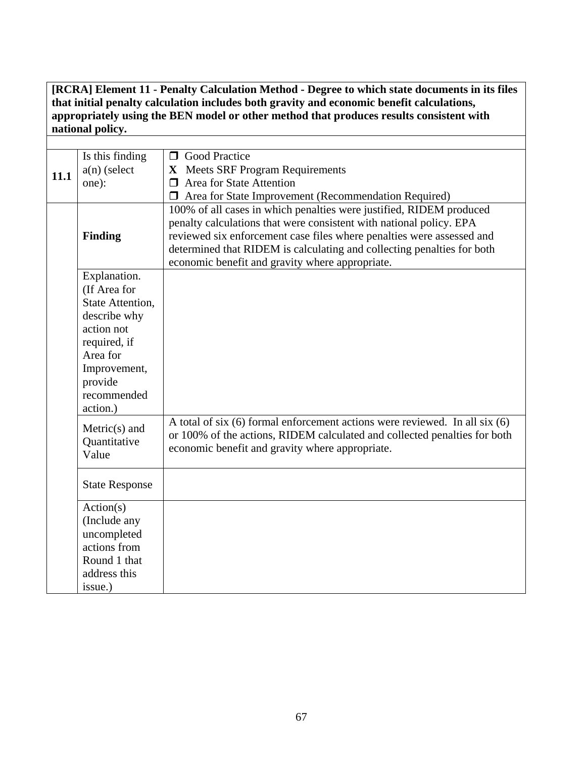| **[RCRA] Element 11 - Penalty Calculation Method - Degree to which state documents in its files that initial penalty calculation includes both gravity and economic benefit calculations, appropriately using the BEN model or other method that produces results consistent with national policy.** | | |
|---|---|---|
| | | |
| **11.1** | Is this finding a(n) (select one): | ❐ Good Practice<br>**X** Meets SRF Program Requirements<br>❐ Area for State Attention<br>❐ Area for State Improvement (Recommendation Required) |
| | **Finding** | 100% of all cases in which penalties were justified, RIDEM produced penalty calculations that were consistent with national policy. EPA reviewed six enforcement case files where penalties were assessed and determined that RIDEM is calculating and collecting penalties for both economic benefit and gravity where appropriate. |
| | Explanation. (If Area for State Attention, describe why action not required, if Area for Improvement, provide recommended action.) | |
| | Metric(s) and Quantitative Value | A total of six (6) formal enforcement actions were reviewed. In all six (6) or 100% of the actions, RIDEM calculated and collected penalties for both economic benefit and gravity where appropriate. |
| | State Response | |
| | Action(s) (Include any uncompleted actions from Round 1 that address this issue.) | |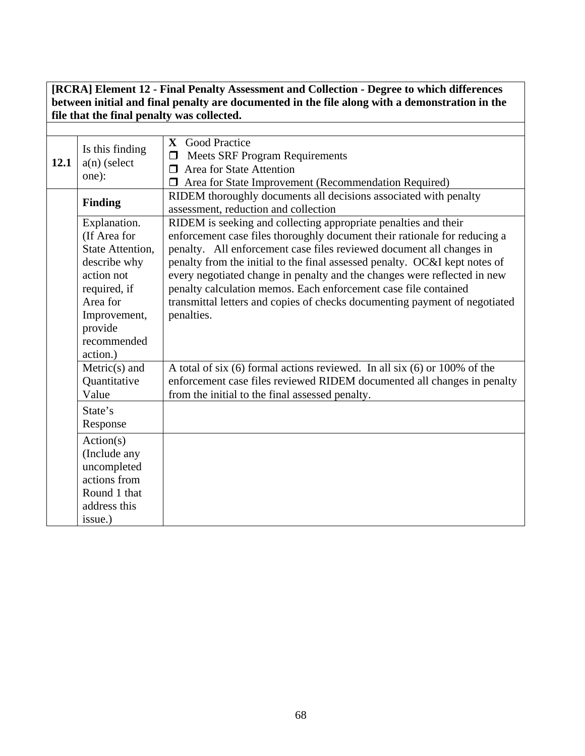| [RCRA] Element 12 - Final Penalty Assessment and Collection - Degree to which differences between initial and final penalty are documented in the file along with a demonstration in the file that the final penalty was collected. | | |
|---|---|---|
| | | |
| **12.1** | Is this finding a(n) (select one): | **X** Good Practice<br>❒ Meets SRF Program Requirements<br>❒ Area for State Attention<br>❒ Area for State Improvement (Recommendation Required) |
| | **Finding** | RIDEM thoroughly documents all decisions associated with penalty assessment, reduction and collection |
| | Explanation. (If Area for State Attention, describe why action not required, if Area for Improvement, provide recommended action.) | RIDEM is seeking and collecting appropriate penalties and their enforcement case files thoroughly document their rationale for reducing a penalty. All enforcement case files reviewed document all changes in penalty from the initial to the final assessed penalty. OC&I kept notes of every negotiated change in penalty and the changes were reflected in new penalty calculation memos. Each enforcement case file contained transmittal letters and copies of checks documenting payment of negotiated penalties. |
| | Metric(s) and Quantitative Value | A total of six (6) formal actions reviewed. In all six (6) or 100% of the enforcement case files reviewed RIDEM documented all changes in penalty from the initial to the final assessed penalty. |
| | State's Response | |
| | Action(s) (Include any uncompleted actions from Round 1 that address this issue.) | |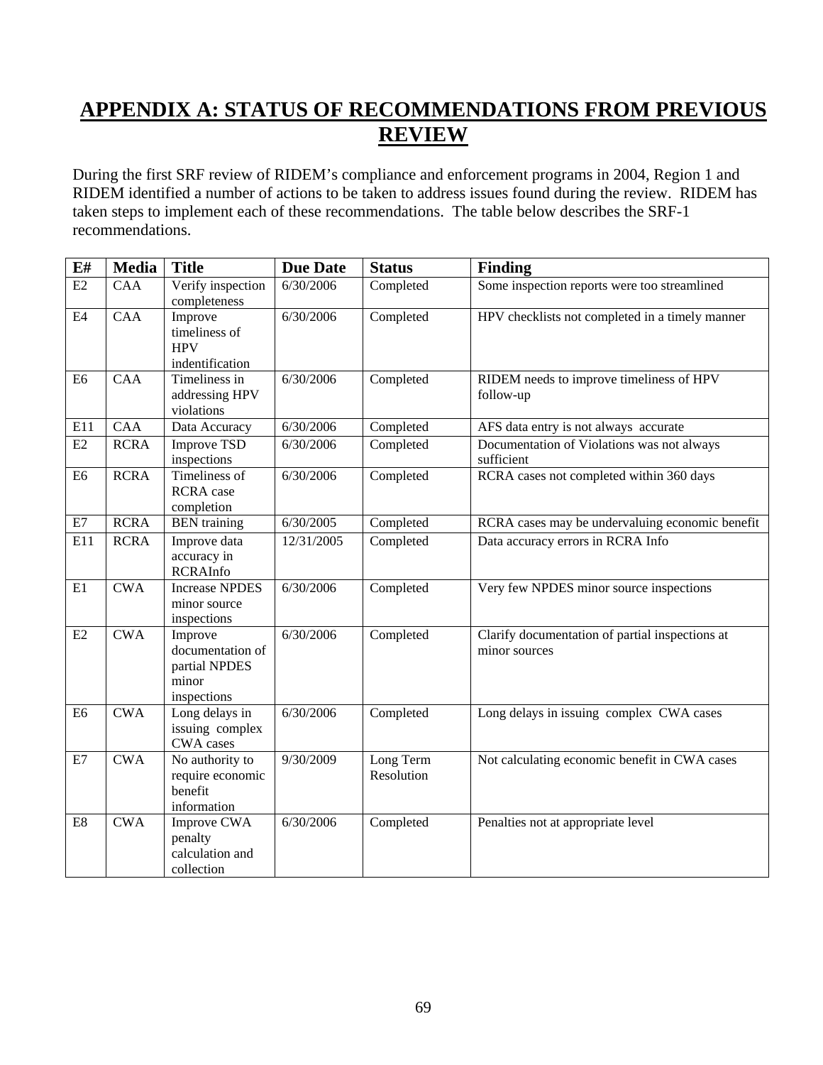# APPENDIX A: STATUS OF RECOMMENDATIONS FROM PREVIOUS REVIEW

During the first SRF review of RIDEM's compliance and enforcement programs in 2004, Region 1 and RIDEM identified a number of actions to be taken to address issues found during the review. RIDEM has taken steps to implement each of these recommendations. The table below describes the SRF-1 recommendations.

| E# | Media | Title | Due Date | Status | Finding |
|---|---|---|---|---|---|
| E2 | CAA | Verify inspection completeness | 6/30/2006 | Completed | Some inspection reports were too streamlined |
| E4 | CAA | Improve timeliness of HPV indentification | 6/30/2006 | Completed | HPV checklists not completed in a timely manner |
| E6 | CAA | Timeliness in addressing HPV violations | 6/30/2006 | Completed | RIDEM needs to improve timeliness of HPV follow-up |
| E11 | CAA | Data Accuracy | 6/30/2006 | Completed | AFS data entry is not always accurate |
| E2 | RCRA | Improve TSD inspections | 6/30/2006 | Completed | Documentation of Violations was not always sufficient |
| E6 | RCRA | Timeliness of RCRA case completion | 6/30/2006 | Completed | RCRA cases not completed within 360 days |
| E7 | RCRA | BEN training | 6/30/2005 | Completed | RCRA cases may be undervaluing economic benefit |
| E11 | RCRA | Improve data accuracy in RCRAInfo | 12/31/2005 | Completed | Data accuracy errors in RCRA Info |
| E1 | CWA | Increase NPDES minor source inspections | 6/30/2006 | Completed | Very few NPDES minor source inspections |
| E2 | CWA | Improve documentation of partial NPDES minor inspections | 6/30/2006 | Completed | Clarify documentation of partial inspections at minor sources |
| E6 | CWA | Long delays in issuing complex CWA cases | 6/30/2006 | Completed | Long delays in issuing complex CWA cases |
| E7 | CWA | No authority to require economic benefit information | 9/30/2009 | Long Term Resolution | Not calculating economic benefit in CWA cases |
| E8 | CWA | Improve CWA penalty calculation and collection | 6/30/2006 | Completed | Penalties not at appropriate level |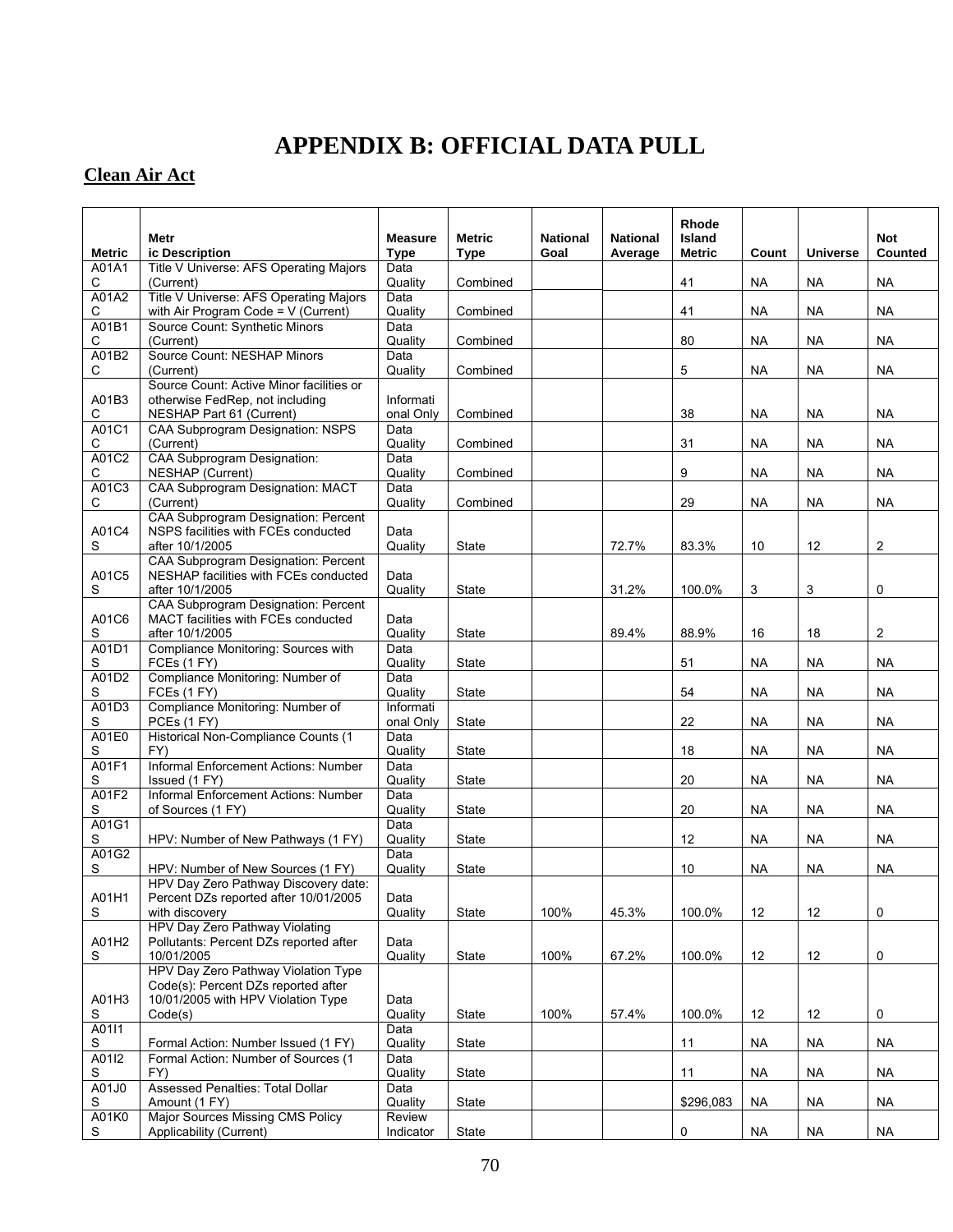# APPENDIX B: OFFICIAL DATA PULL

## Clean Air Act

| Metric | Metric Description | Measure Type | Metric Type | National Goal | National Average | Rhode Island Metric | Count | Universe | Not Counted |
|---|---|---|---|---|---|---|---|---|---|
| A01A1C | Title V Universe: AFS Operating Majors (Current) | Data Quality | Combined | | | 41 | NA | NA | NA |
| A01A2C | Title V Universe: AFS Operating Majors with Air Program Code = V (Current) | Data Quality | Combined | | | 41 | NA | NA | NA |
| A01B1C | Source Count: Synthetic Minors (Current) | Data Quality | Combined | | | 80 | NA | NA | NA |
| A01B2C | Source Count: NESHAP Minors (Current) | Data Quality | Combined | | | 5 | NA | NA | NA |
| A01B3C | Source Count: Active Minor facilities or otherwise FedRep, not including NESHAP Part 61 (Current) | Informational Only | Combined | | | 38 | NA | NA | NA |
| A01C1C | CAA Subprogram Designation: NSPS (Current) | Data Quality | Combined | | | 31 | NA | NA | NA |
| A01C2C | CAA Subprogram Designation: NESHAP (Current) | Data Quality | Combined | | | 9 | NA | NA | NA |
| A01C3C | CAA Subprogram Designation: MACT (Current) | Data Quality | Combined | | | 29 | NA | NA | NA |
| A01C4S | CAA Subprogram Designation: Percent NSPS facilities with FCEs conducted after 10/1/2005 | Data Quality | State | | 72.7% | 83.3% | 10 | 12 | 2 |
| A01C5S | CAA Subprogram Designation: Percent NESHAP facilities with FCEs conducted after 10/1/2005 | Data Quality | State | | 31.2% | 100.0% | 3 | 3 | 0 |
| A01C6S | CAA Subprogram Designation: Percent MACT facilities with FCEs conducted after 10/1/2005 | Data Quality | State | | 89.4% | 88.9% | 16 | 18 | 2 |
| A01D1S | Compliance Monitoring: Sources with FCEs (1 FY) | Data Quality | State | | | 51 | NA | NA | NA |
| A01D2S | Compliance Monitoring: Number of FCEs (1 FY) | Data Quality | State | | | 54 | NA | NA | NA |
| A01D3S | Compliance Monitoring: Number of PCEs (1 FY) | Informational Only | State | | | 22 | NA | NA | NA |
| A01E0S | Historical Non-Compliance Counts (1 FY) | Data Quality | State | | | 18 | NA | NA | NA |
| A01F1S | Informal Enforcement Actions: Number Issued (1 FY) | Data Quality | State | | | 20 | NA | NA | NA |
| A01F2S | Informal Enforcement Actions: Number of Sources (1 FY) | Data Quality | State | | | 20 | NA | NA | NA |
| A01G1S | HPV: Number of New Pathways (1 FY) | Data Quality | State | | | 12 | NA | NA | NA |
| A01G2S | HPV: Number of New Sources (1 FY) | Data Quality | State | | | 10 | NA | NA | NA |
| A01H1S | HPV Day Zero Pathway Discovery date: Percent DZs reported after 10/01/2005 with discovery | Data Quality | State | 100% | 45.3% | 100.0% | 12 | 12 | 0 |
| A01H2S | HPV Day Zero Pathway Violating Pollutants: Percent DZs reported after 10/01/2005 | Data Quality | State | 100% | 67.2% | 100.0% | 12 | 12 | 0 |
| A01H3S | HPV Day Zero Pathway Violation Type Code(s): Percent DZs reported after 10/01/2005 with HPV Violation Type Code(s) | Data Quality | State | 100% | 57.4% | 100.0% | 12 | 12 | 0 |
| A01I1S | Formal Action: Number Issued (1 FY) | Data Quality | State | | | 11 | NA | NA | NA |
| A01I2S | Formal Action: Number of Sources (1 FY) | Data Quality | State | | | 11 | NA | NA | NA |
| A01J0S | Assessed Penalties: Total Dollar Amount (1 FY) | Data Quality | State | | | $296,083 | NA | NA | NA |
| A01K0S | Major Sources Missing CMS Policy Applicability (Current) | Review Indicator | State | | | 0 | NA | NA | NA |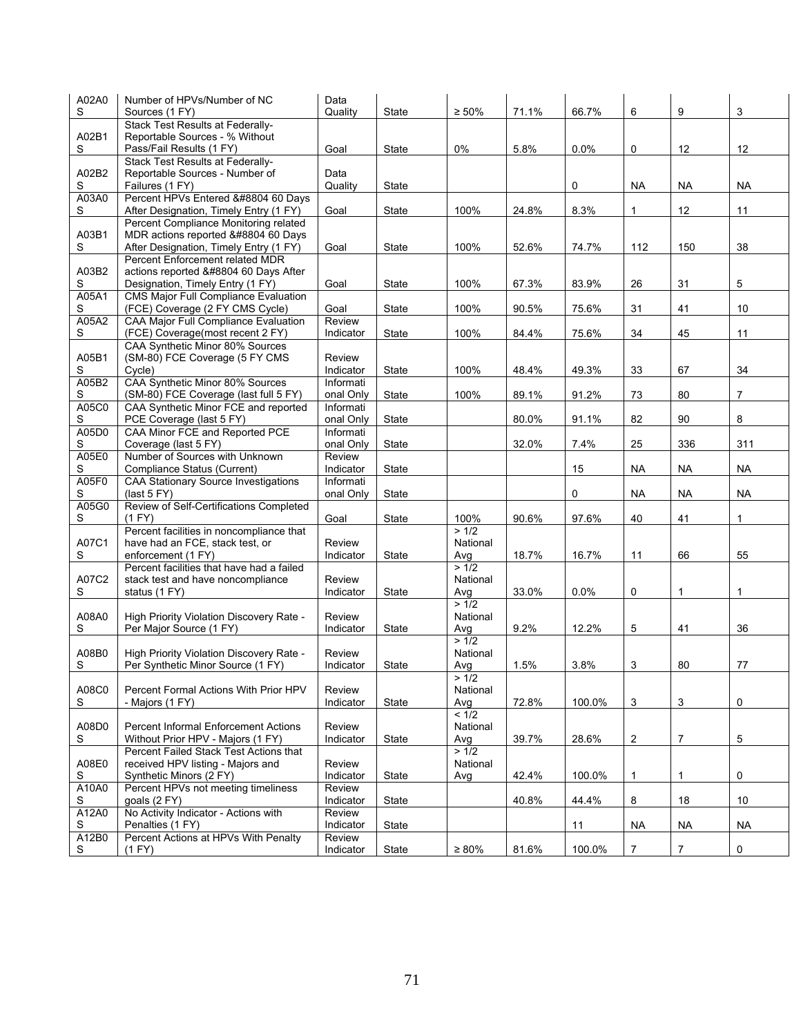| A02A0S | Number of HPVs/Number of NC Sources (1 FY) | Data Quality | State | ≥ 50% | 71.1% | 66.7% | 6 | 9 | 3 |
|---|---|---|---|---|---|---|---|---|---|
| A02B1S | Stack Test Results at Federally-Reportable Sources - % Without Pass/Fail Results (1 FY) | Goal | State | 0% | 5.8% | 0.0% | 0 | 12 | 12 |
| A02B2S | Stack Test Results at Federally-Reportable Sources - Number of Failures (1 FY) | Data Quality | State | | | 0 | NA | NA | NA |
| A03A0S | Percent HPVs Entered &#8804 60 Days After Designation, Timely Entry (1 FY) | Goal | State | 100% | 24.8% | 8.3% | 1 | 12 | 11 |
| A03B1S | Percent Compliance Monitoring related MDR actions reported &#8804 60 Days After Designation, Timely Entry (1 FY) | Goal | State | 100% | 52.6% | 74.7% | 112 | 150 | 38 |
| A03B2S | Percent Enforcement related MDR actions reported &#8804 60 Days After Designation, Timely Entry (1 FY) | Goal | State | 100% | 67.3% | 83.9% | 26 | 31 | 5 |
| A05A1S | CMS Major Full Compliance Evaluation (FCE) Coverage (2 FY CMS Cycle) | Goal | State | 100% | 90.5% | 75.6% | 31 | 41 | 10 |
| A05A2S | CAA Major Full Compliance Evaluation (FCE) Coverage(most recent 2 FY) | Review Indicator | State | 100% | 84.4% | 75.6% | 34 | 45 | 11 |
| A05B1S | CAA Synthetic Minor 80% Sources (SM-80) FCE Coverage (5 FY CMS Cycle) | Review Indicator | State | 100% | 48.4% | 49.3% | 33 | 67 | 34 |
| A05B2S | CAA Synthetic Minor 80% Sources (SM-80) FCE Coverage (last full 5 FY) | Informational Only | State | 100% | 89.1% | 91.2% | 73 | 80 | 7 |
| A05C0S | CAA Synthetic Minor FCE and reported PCE Coverage (last 5 FY) | Informational Only | State | | 80.0% | 91.1% | 82 | 90 | 8 |
| A05D0S | CAA Minor FCE and Reported PCE Coverage (last 5 FY) | Informational Only | State | | 32.0% | 7.4% | 25 | 336 | 311 |
| A05E0S | Number of Sources with Unknown Compliance Status (Current) | Review Indicator | State | | | 15 | NA | NA | NA |
| A05F0S | CAA Stationary Source Investigations (last 5 FY) | Informational Only | State | | | 0 | NA | NA | NA |
| A05G0S | Review of Self-Certifications Completed (1 FY) | Goal | State | 100% | 90.6% | 97.6% | 40 | 41 | 1 |
| A07C1S | Percent facilities in noncompliance that have had an FCE, stack test, or enforcement (1 FY) | Review Indicator | State | > 1/2 National Avg | 18.7% | 16.7% | 11 | 66 | 55 |
| A07C2S | Percent facilities that have had a failed stack test and have noncompliance status (1 FY) | Review Indicator | State | > 1/2 National Avg | 33.0% | 0.0% | 0 | 1 | 1 |
| A08A0S | High Priority Violation Discovery Rate - Per Major Source (1 FY) | Review Indicator | State | > 1/2 National Avg | 9.2% | 12.2% | 5 | 41 | 36 |
| A08B0S | High Priority Violation Discovery Rate - Per Synthetic Minor Source (1 FY) | Review Indicator | State | > 1/2 National Avg | 1.5% | 3.8% | 3 | 80 | 77 |
| A08C0S | Percent Formal Actions With Prior HPV - Majors (1 FY) | Review Indicator | State | > 1/2 National Avg | 72.8% | 100.0% | 3 | 3 | 0 |
| A08D0S | Percent Informal Enforcement Actions Without Prior HPV - Majors (1 FY) | Review Indicator | State | < 1/2 National Avg | 39.7% | 28.6% | 2 | 7 | 5 |
| A08E0S | Percent Failed Stack Test Actions that received HPV listing - Majors and Synthetic Minors (2 FY) | Review Indicator | State | > 1/2 National Avg | 42.4% | 100.0% | 1 | 1 | 0 |
| A10A0S | Percent HPVs not meeting timeliness goals (2 FY) | Review Indicator | State | | 40.8% | 44.4% | 8 | 18 | 10 |
| A12A0S | No Activity Indicator - Actions with Penalties (1 FY) | Review Indicator | State | | | 11 | NA | NA | NA |
| A12B0S | Percent Actions at HPVs With Penalty (1 FY) | Review Indicator | State | ≥ 80% | 81.6% | 100.0% | 7 | 7 | 0 |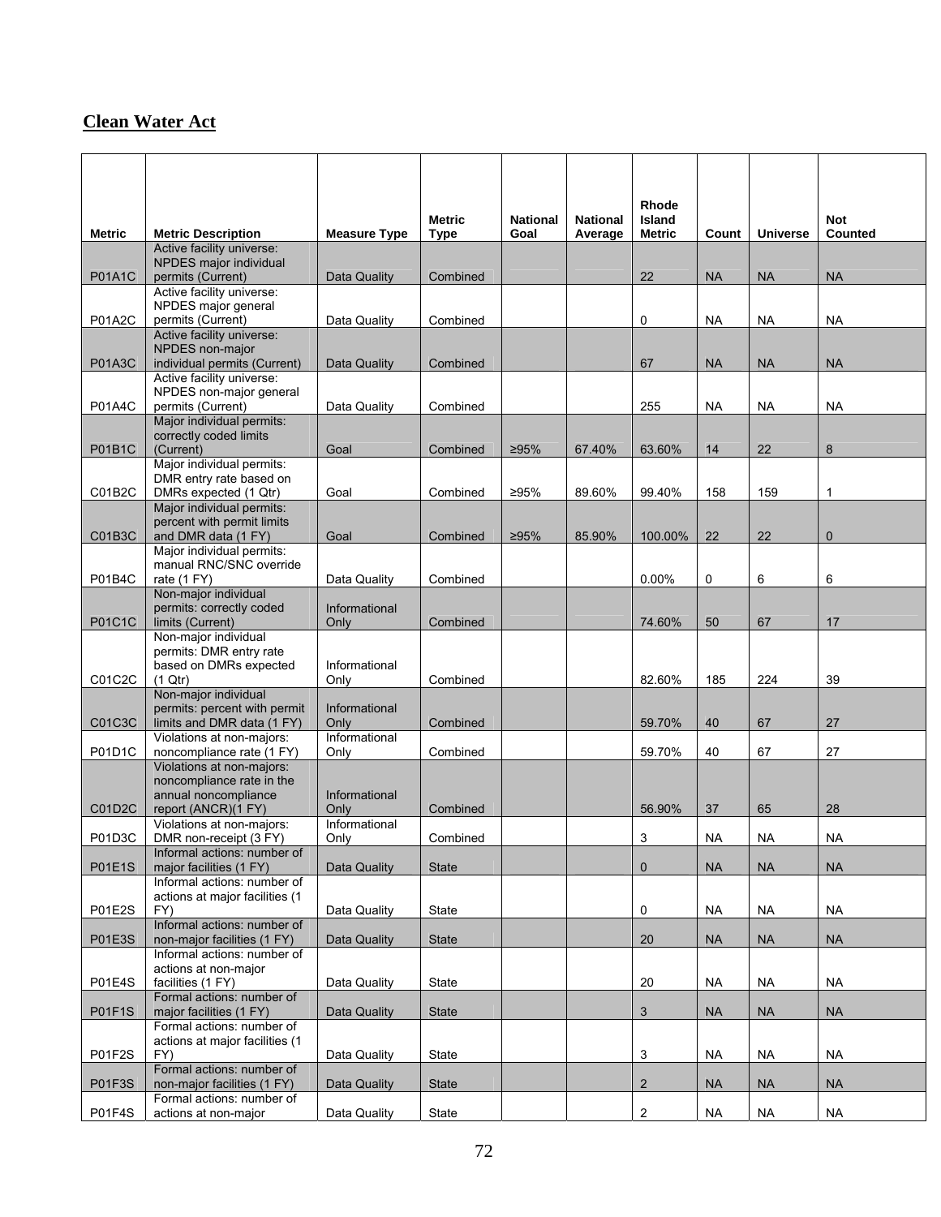## Clean Water Act

| Metric | Metric Description | Measure Type | Metric Type | National Goal | National Average | Rhode Island Metric | Count | Universe | Not Counted |
|---|---|---|---|---|---|---|---|---|---|
| P01A1C | Active facility universe: NPDES major individual permits (Current) | Data Quality | Combined | | | 22 | NA | NA | NA |
| P01A2C | Active facility universe: NPDES major general permits (Current) | Data Quality | Combined | | | 0 | NA | NA | NA |
| P01A3C | Active facility universe: NPDES non-major individual permits (Current) | Data Quality | Combined | | | 67 | NA | NA | NA |
| P01A4C | Active facility universe: NPDES non-major general permits (Current) | Data Quality | Combined | | | 255 | NA | NA | NA |
| P01B1C | Major individual permits: correctly coded limits (Current) | Goal | Combined | ≥95% | 67.40% | 63.60% | 14 | 22 | 8 |
| C01B2C | Major individual permits: DMR entry rate based on DMRs expected (1 Qtr) | Goal | Combined | ≥95% | 89.60% | 99.40% | 158 | 159 | 1 |
| C01B3C | Major individual permits: percent with permit limits and DMR data (1 FY) | Goal | Combined | ≥95% | 85.90% | 100.00% | 22 | 22 | 0 |
| P01B4C | Major individual permits: manual RNC/SNC override rate (1 FY) | Data Quality | Combined | | | 0.00% | 0 | 6 | 6 |
| P01C1C | Non-major individual permits: correctly coded limits (Current) | Informational Only | Combined | | | 74.60% | 50 | 67 | 17 |
| C01C2C | Non-major individual permits: DMR entry rate based on DMRs expected (1 Qtr) | Informational Only | Combined | | | 82.60% | 185 | 224 | 39 |
| C01C3C | Non-major individual permits: percent with permit limits and DMR data (1 FY) | Informational Only | Combined | | | 59.70% | 40 | 67 | 27 |
| P01D1C | Violations at non-majors: noncompliance rate (1 FY) | Informational Only | Combined | | | 59.70% | 40 | 67 | 27 |
| C01D2C | Violations at non-majors: noncompliance rate in the annual noncompliance report (ANCR)(1 FY) | Informational Only | Combined | | | 56.90% | 37 | 65 | 28 |
| P01D3C | Violations at non-majors: DMR non-receipt (3 FY) | Informational Only | Combined | | | 3 | NA | NA | NA |
| P01E1S | Informal actions: number of major facilities (1 FY) | Data Quality | State | | | 0 | NA | NA | NA |
| P01E2S | Informal actions: number of actions at major facilities (1 FY) | Data Quality | State | | | 0 | NA | NA | NA |
| P01E3S | Informal actions: number of non-major facilities (1 FY) | Data Quality | State | | | 20 | NA | NA | NA |
| P01E4S | Informal actions: number of actions at non-major facilities (1 FY) | Data Quality | State | | | 20 | NA | NA | NA |
| P01F1S | Formal actions: number of major facilities (1 FY) | Data Quality | State | | | 3 | NA | NA | NA |
| P01F2S | Formal actions: number of actions at major facilities (1 FY) | Data Quality | State | | | 3 | NA | NA | NA |
| P01F3S | Formal actions: number of non-major facilities (1 FY) | Data Quality | State | | | 2 | NA | NA | NA |
| P01F4S | Formal actions: number of actions at non-major | Data Quality | State | | | 2 | NA | NA | NA |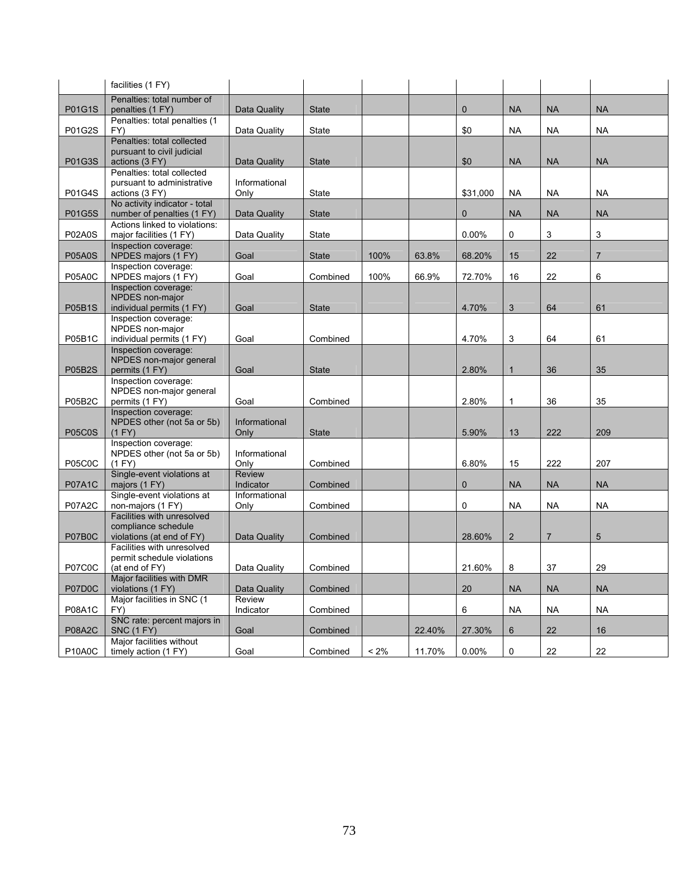| | facilities (1 FY) | | | | | | | | |
|---|---|---|---|---|---|---|---|---|---|
| P01G1S | Penalties: total number of penalties (1 FY) | Data Quality | State | | | 0 | NA | NA | NA |
| P01G2S | Penalties: total penalties (1 FY) | Data Quality | State | | | $0 | NA | NA | NA |
| P01G3S | Penalties: total collected pursuant to civil judicial actions (3 FY) | Data Quality | State | | | $0 | NA | NA | NA |
| P01G4S | Penalties: total collected pursuant to administrative actions (3 FY) | Informational Only | State | | | $31,000 | NA | NA | NA |
| P01G5S | No activity indicator - total number of penalties (1 FY) | Data Quality | State | | | 0 | NA | NA | NA |
| P02A0S | Actions linked to violations: major facilities (1 FY) | Data Quality | State | | | 0.00% | 0 | 3 | 3 |
| P05A0S | Inspection coverage: NPDES majors (1 FY) | Goal | State | 100% | 63.8% | 68.20% | 15 | 22 | 7 |
| P05A0C | Inspection coverage: NPDES majors (1 FY) | Goal | Combined | 100% | 66.9% | 72.70% | 16 | 22 | 6 |
| P05B1S | Inspection coverage: NPDES non-major individual permits (1 FY) | Goal | State | | | 4.70% | 3 | 64 | 61 |
| P05B1C | Inspection coverage: NPDES non-major individual permits (1 FY) | Goal | Combined | | | 4.70% | 3 | 64 | 61 |
| P05B2S | Inspection coverage: NPDES non-major general permits (1 FY) | Goal | State | | | 2.80% | 1 | 36 | 35 |
| P05B2C | Inspection coverage: NPDES non-major general permits (1 FY) | Goal | Combined | | | 2.80% | 1 | 36 | 35 |
| P05C0S | Inspection coverage: NPDES other (not 5a or 5b) (1 FY) | Informational Only | State | | | 5.90% | 13 | 222 | 209 |
| P05C0C | Inspection coverage: NPDES other (not 5a or 5b) (1 FY) | Informational Only | Combined | | | 6.80% | 15 | 222 | 207 |
| P07A1C | Single-event violations at majors (1 FY) | Review Indicator | Combined | | | 0 | NA | NA | NA |
| P07A2C | Single-event violations at non-majors (1 FY) | Informational Only | Combined | | | 0 | NA | NA | NA |
| P07B0C | Facilities with unresolved compliance schedule violations (at end of FY) | Data Quality | Combined | | | 28.60% | 2 | 7 | 5 |
| P07C0C | Facilities with unresolved permit schedule violations (at end of FY) | Data Quality | Combined | | | 21.60% | 8 | 37 | 29 |
| P07D0C | Major facilities with DMR violations (1 FY) | Data Quality | Combined | | | 20 | NA | NA | NA |
| P08A1C | Major facilities in SNC (1 FY) | Review Indicator | Combined | | | 6 | NA | NA | NA |
| P08A2C | SNC rate: percent majors in SNC (1 FY) | Goal | Combined | | 22.40% | 27.30% | 6 | 22 | 16 |
| P10A0C | Major facilities without timely action (1 FY) | Goal | Combined | < 2% | 11.70% | 0.00% | 0 | 22 | 22 |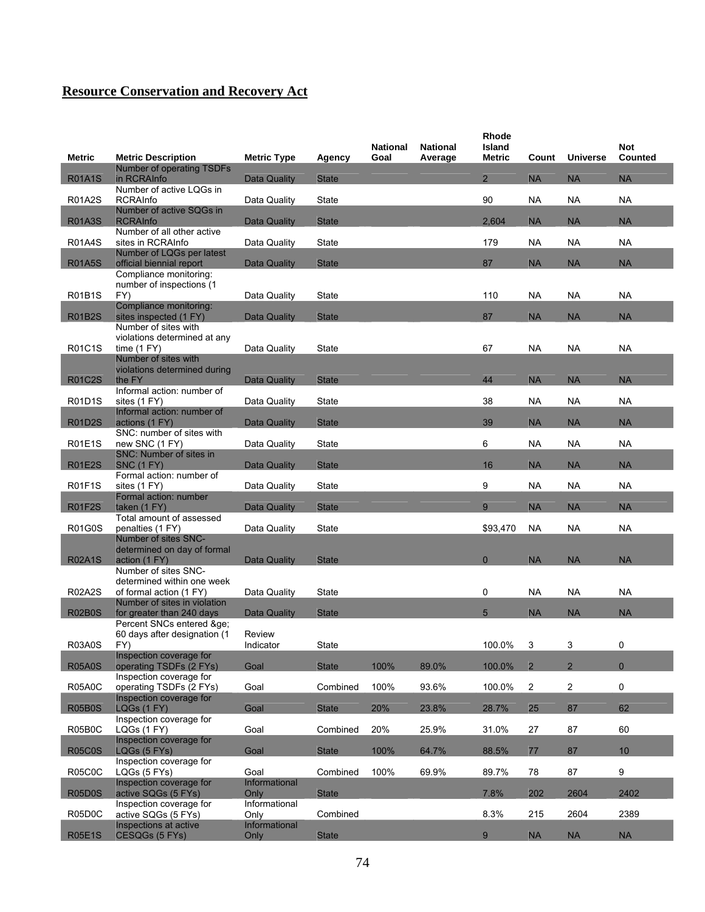## Resource Conservation and Recovery Act

| Metric | Metric Description | Metric Type | Agency | National Goal | National Average | Rhode Island Metric | Count | Universe | Not Counted |
|---|---|---|---|---|---|---|---|---|---|
| R01A1S | Number of operating TSDFs in RCRAInfo | Data Quality | State | | | 2 | NA | NA | NA |
| R01A2S | Number of active LQGs in RCRAInfo | Data Quality | State | | | 90 | NA | NA | NA |
| R01A3S | Number of active SQGs in RCRAInfo | Data Quality | State | | | 2,604 | NA | NA | NA |
| R01A4S | Number of all other active sites in RCRAInfo | Data Quality | State | | | 179 | NA | NA | NA |
| R01A5S | Number of LQGs per latest official biennial report | Data Quality | State | | | 87 | NA | NA | NA |
| R01B1S | Compliance monitoring: number of inspections (1 FY) | Data Quality | State | | | 110 | NA | NA | NA |
| R01B2S | Compliance monitoring: sites inspected (1 FY) | Data Quality | State | | | 87 | NA | NA | NA |
| R01C1S | Number of sites with violations determined at any time (1 FY) | Data Quality | State | | | 67 | NA | NA | NA |
| R01C2S | Number of sites with violations determined during the FY | Data Quality | State | | | 44 | NA | NA | NA |
| R01D1S | Informal action: number of sites (1 FY) | Data Quality | State | | | 38 | NA | NA | NA |
| R01D2S | Informal action: number of actions (1 FY) | Data Quality | State | | | 39 | NA | NA | NA |
| R01E1S | SNC: number of sites with new SNC (1 FY) | Data Quality | State | | | 6 | NA | NA | NA |
| R01E2S | SNC: Number of sites in SNC (1 FY) | Data Quality | State | | | 16 | NA | NA | NA |
| R01F1S | Formal action: number of sites (1 FY) | Data Quality | State | | | 9 | NA | NA | NA |
| R01F2S | Formal action: number taken (1 FY) | Data Quality | State | | | 9 | NA | NA | NA |
| R01G0S | Total amount of assessed penalties (1 FY) | Data Quality | State | | | $93,470 | NA | NA | NA |
| R02A1S | Number of sites SNC-determined on day of formal action (1 FY) | Data Quality | State | | | 0 | NA | NA | NA |
| R02A2S | Number of sites SNC-determined within one week of formal action (1 FY) | Data Quality | State | | | 0 | NA | NA | NA |
| R02B0S | Number of sites in violation for greater than 240 days | Data Quality | State | | | 5 | NA | NA | NA |
| R03A0S | Percent SNCs entered &ge; 60 days after designation (1 FY) | Review Indicator | State | | | 100.0% | 3 | 3 | 0 |
| R05A0S | Inspection coverage for operating TSDFs (2 FYs) | Goal | State | 100% | 89.0% | 100.0% | 2 | 2 | 0 |
| R05A0C | Inspection coverage for operating TSDFs (2 FYs) | Goal | Combined | 100% | 93.6% | 100.0% | 2 | 2 | 0 |
| R05B0S | Inspection coverage for LQGs (1 FY) | Goal | State | 20% | 23.8% | 28.7% | 25 | 87 | 62 |
| R05B0C | Inspection coverage for LQGs (1 FY) | Goal | Combined | 20% | 25.9% | 31.0% | 27 | 87 | 60 |
| R05C0S | Inspection coverage for LQGs (5 FYs) | Goal | State | 100% | 64.7% | 88.5% | 77 | 87 | 10 |
| R05C0C | Inspection coverage for LQGs (5 FYs) | Goal | Combined | 100% | 69.9% | 89.7% | 78 | 87 | 9 |
| R05D0S | Inspection coverage for active SQGs (5 FYs) | Informational Only | State | | | 7.8% | 202 | 2604 | 2402 |
| R05D0C | Inspection coverage for active SQGs (5 FYs) | Informational Only | Combined | | | 8.3% | 215 | 2604 | 2389 |
| R05E1S | Inspections at active CESQGs (5 FYs) | Informational Only | State | | | 9 | NA | NA | NA |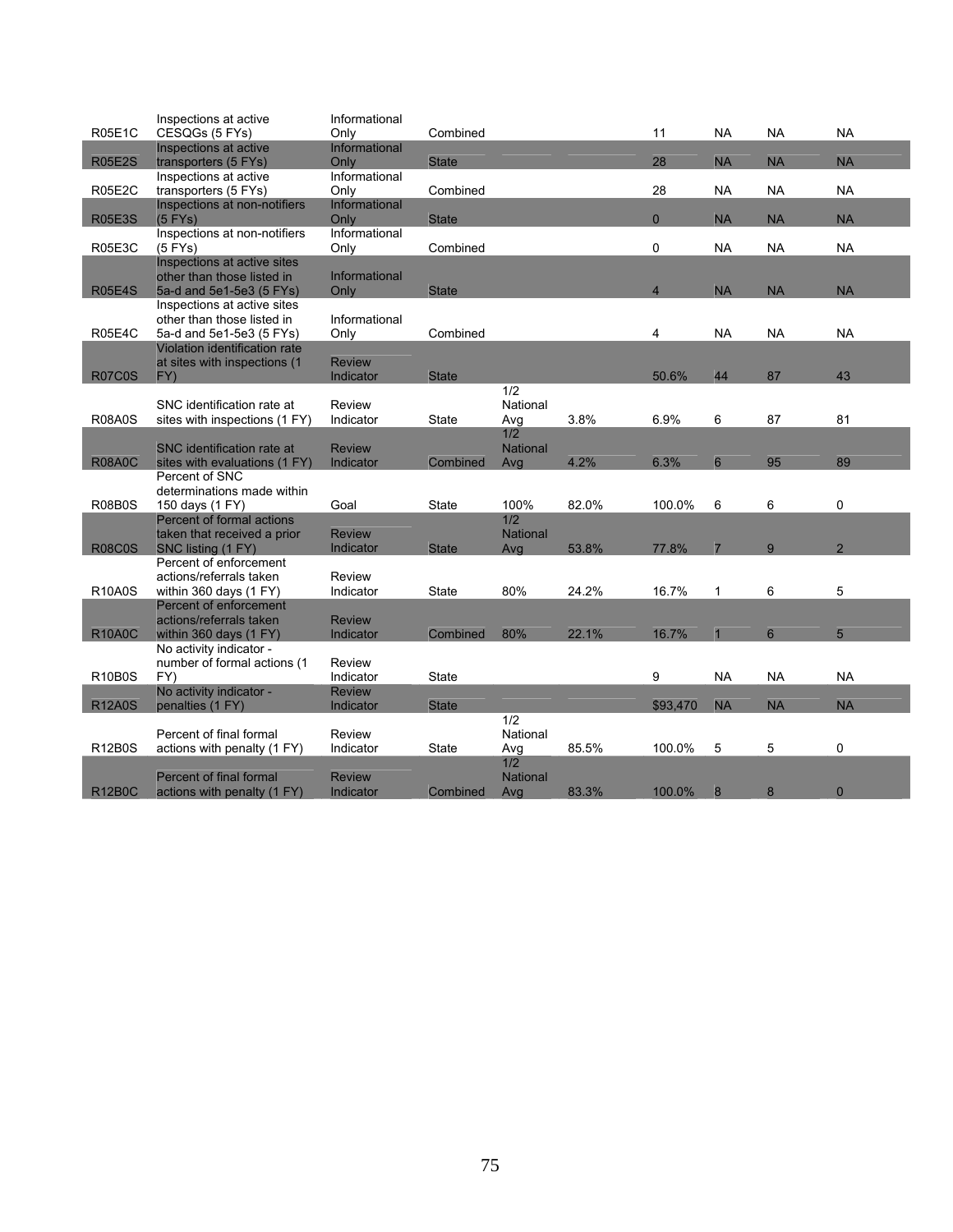| | | | | | | | | | |
|---|---|---|---|---|---|---|---|---|---|
| R05E1C | Inspections at active CESQGs (5 FYs) | Informational Only | Combined | | | 11 | NA | NA | NA |
| R05E2S | Inspections at active transporters (5 FYs) | Informational Only | State | | | 28 | NA | NA | NA |
| R05E2C | Inspections at active transporters (5 FYs) | Informational Only | Combined | | | 28 | NA | NA | NA |
| R05E3S | Inspections at non-notifiers (5 FYs) | Informational Only | State | | | 0 | NA | NA | NA |
| R05E3C | Inspections at non-notifiers (5 FYs) | Informational Only | Combined | | | 0 | NA | NA | NA |
| R05E4S | Inspections at active sites other than those listed in 5a-d and 5e1-5e3 (5 FYs) | Informational Only | State | | | 4 | NA | NA | NA |
| R05E4C | Inspections at active sites other than those listed in 5a-d and 5e1-5e3 (5 FYs) | Informational Only | Combined | | | 4 | NA | NA | NA |
| R07C0S | Violation identification rate at sites with inspections (1 FY) | Review Indicator | State | | | 50.6% | 44 | 87 | 43 |
| R08A0S | SNC identification rate at sites with inspections (1 FY) | Review Indicator | State | 1/2 National Avg | 3.8% | 6.9% | 6 | 87 | 81 |
| R08A0C | SNC identification rate at sites with evaluations (1 FY) | Review Indicator | Combined | 1/2 National Avg | 4.2% | 6.3% | 6 | 95 | 89 |
| R08B0S | Percent of SNC determinations made within 150 days (1 FY) | Goal | State | 100% | 82.0% | 100.0% | 6 | 6 | 0 |
| R08C0S | Percent of formal actions taken that received a prior SNC listing (1 FY) | Review Indicator | State | 1/2 National Avg | 53.8% | 77.8% | 7 | 9 | 2 |
| R10A0S | Percent of enforcement actions/referrals taken within 360 days (1 FY) | Review Indicator | State | 80% | 24.2% | 16.7% | 1 | 6 | 5 |
| R10A0C | Percent of enforcement actions/referrals taken within 360 days (1 FY) | Review Indicator | Combined | 80% | 22.1% | 16.7% | 1 | 6 | 5 |
| R10B0S | No activity indicator - number of formal actions (1 FY) | Review Indicator | State | | | 9 | NA | NA | NA |
| R12A0S | No activity indicator - penalties (1 FY) | Review Indicator | State | | | $93,470 | NA | NA | NA |
| R12B0S | Percent of final formal actions with penalty (1 FY) | Review Indicator | State | 1/2 National Avg | 85.5% | 100.0% | 5 | 5 | 0 |
| R12B0C | Percent of final formal actions with penalty (1 FY) | Review Indicator | Combined | 1/2 National Avg | 83.3% | 100.0% | 8 | 8 | 0 |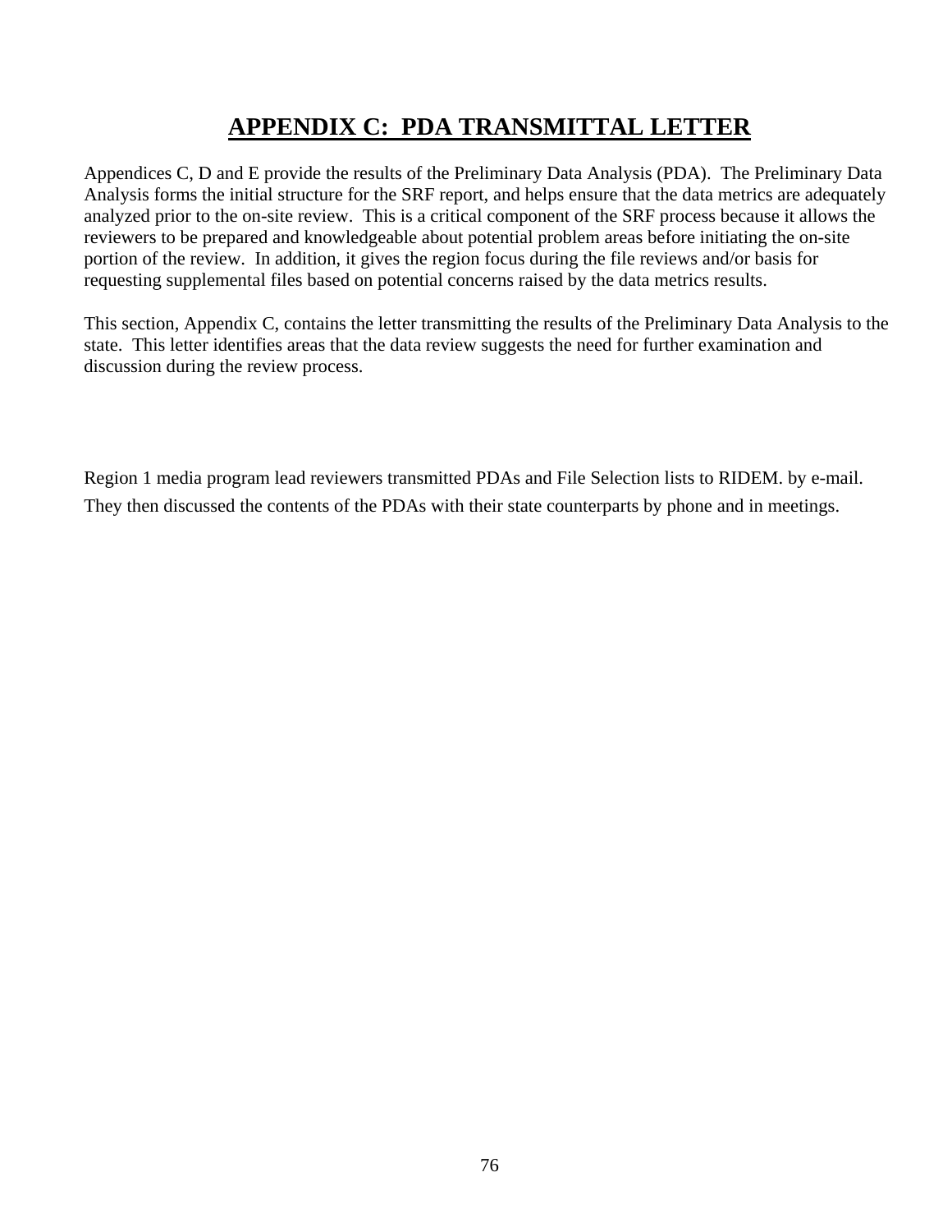# APPENDIX C: PDA TRANSMITTAL LETTER

Appendices C, D and E provide the results of the Preliminary Data Analysis (PDA). The Preliminary Data Analysis forms the initial structure for the SRF report, and helps ensure that the data metrics are adequately analyzed prior to the on-site review. This is a critical component of the SRF process because it allows the reviewers to be prepared and knowledgeable about potential problem areas before initiating the on-site portion of the review. In addition, it gives the region focus during the file reviews and/or basis for requesting supplemental files based on potential concerns raised by the data metrics results.

This section, Appendix C, contains the letter transmitting the results of the Preliminary Data Analysis to the state. This letter identifies areas that the data review suggests the need for further examination and discussion during the review process.

Region 1 media program lead reviewers transmitted PDAs and File Selection lists to RIDEM. by e-mail. They then discussed the contents of the PDAs with their state counterparts by phone and in meetings.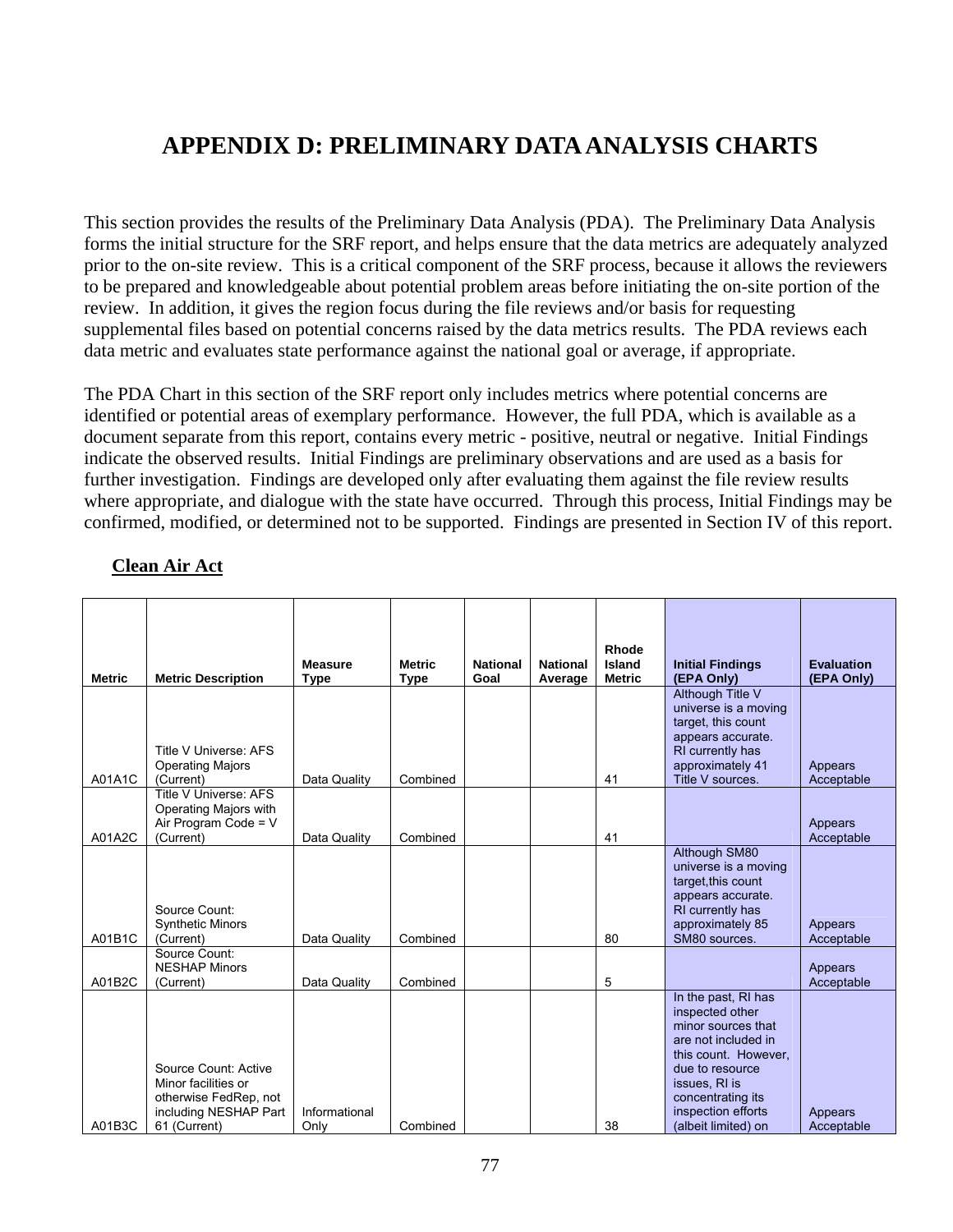# APPENDIX D: PRELIMINARY DATA ANALYSIS CHARTS

This section provides the results of the Preliminary Data Analysis (PDA). The Preliminary Data Analysis forms the initial structure for the SRF report, and helps ensure that the data metrics are adequately analyzed prior to the on-site review. This is a critical component of the SRF process, because it allows the reviewers to be prepared and knowledgeable about potential problem areas before initiating the on-site portion of the review. In addition, it gives the region focus during the file reviews and/or basis for requesting supplemental files based on potential concerns raised by the data metrics results. The PDA reviews each data metric and evaluates state performance against the national goal or average, if appropriate.

The PDA Chart in this section of the SRF report only includes metrics where potential concerns are identified or potential areas of exemplary performance. However, the full PDA, which is available as a document separate from this report, contains every metric - positive, neutral or negative. Initial Findings indicate the observed results. Initial Findings are preliminary observations and are used as a basis for further investigation. Findings are developed only after evaluating them against the file review results where appropriate, and dialogue with the state have occurred. Through this process, Initial Findings may be confirmed, modified, or determined not to be supported. Findings are presented in Section IV of this report.

**Clean Air Act**

| Metric | Metric Description | Measure Type | Metric Type | National Goal | National Average | Rhode Island Metric | Initial Findings (EPA Only) | Evaluation (EPA Only) |
|---|---|---|---|---|---|---|---|---|
| A01A1C | Title V Universe: AFS Operating Majors (Current) | Data Quality | Combined | | | 41 | Although Title V universe is a moving target, this count appears accurate. RI currently has approximately 41 Title V sources. | Appears Acceptable |
| A01A2C | Title V Universe: AFS Operating Majors with Air Program Code = V (Current) | Data Quality | Combined | | | 41 | | Appears Acceptable |
| A01B1C | Source Count: Synthetic Minors (Current) | Data Quality | Combined | | | 80 | Although SM80 universe is a moving target,this count appears accurate. RI currently has approximately 85 SM80 sources. | Appears Acceptable |
| A01B2C | Source Count: NESHAP Minors (Current) | Data Quality | Combined | | | 5 | | Appears Acceptable |
| A01B3C | Source Count: Active Minor facilities or otherwise FedRep, not including NESHAP Part 61 (Current) | Informational Only | Combined | | | 38 | In the past, RI has inspected other minor sources that are not included in this count. However, due to resource issues, RI is concentrating its inspection efforts (albeit limited) on | Appears Acceptable |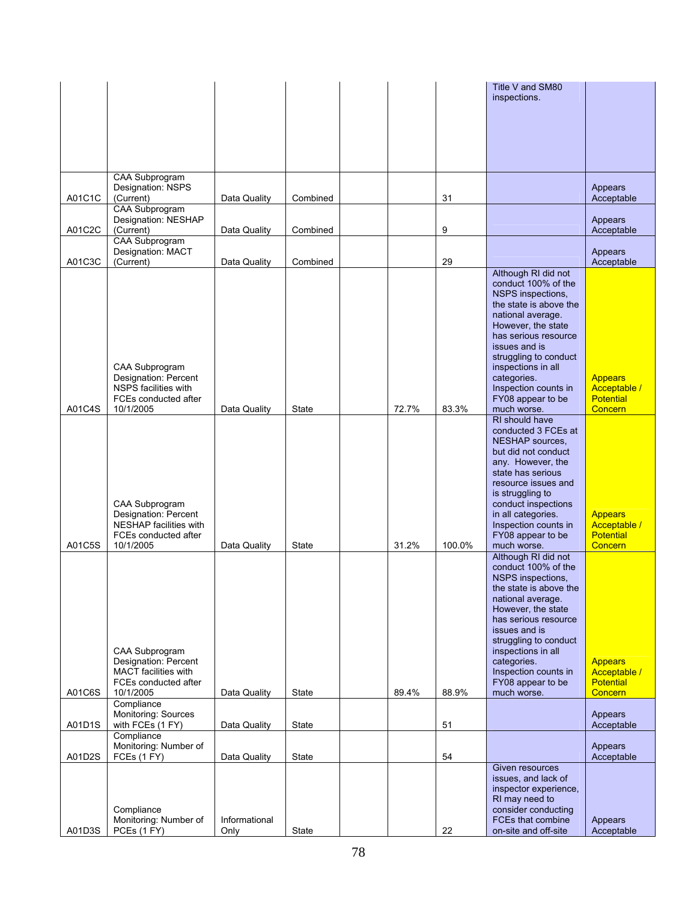| | | | | | | | | |
|---|---|---|---|---|---|---|---|---|
| | | | | | | | Title V and SM80 inspections. | |
| A01C1C | CAA Subprogram Designation: NSPS (Current) | Data Quality | Combined | | | 31 | | Appears Acceptable |
| A01C2C | CAA Subprogram Designation: NESHAP (Current) | Data Quality | Combined | | | 9 | | Appears Acceptable |
| A01C3C | CAA Subprogram Designation: MACT (Current) | Data Quality | Combined | | | 29 | | Appears Acceptable |
| A01C4S | CAA Subprogram Designation: Percent NSPS facilities with FCEs conducted after 10/1/2005 | Data Quality | State | | 72.7% | 83.3% | Although RI did not conduct 100% of the NSPS inspections, the state is above the national average. However, the state has serious resource issues and is struggling to conduct inspections in all categories. Inspection counts in FY08 appear to be much worse. | Appears Acceptable / Potential Concern |
| A01C5S | CAA Subprogram Designation: Percent NESHAP facilities with FCEs conducted after 10/1/2005 | Data Quality | State | | 31.2% | 100.0% | RI should have conducted 3 FCEs at NESHAP sources, but did not conduct any. However, the state has serious resource issues and is struggling to conduct inspections in all categories. Inspection counts in FY08 appear to be much worse. | Appears Acceptable / Potential Concern |
| A01C6S | CAA Subprogram Designation: Percent MACT facilities with FCEs conducted after 10/1/2005 | Data Quality | State | | 89.4% | 88.9% | Although RI did not conduct 100% of the NSPS inspections, the state is above the national average. However, the state has serious resource issues and is struggling to conduct inspections in all categories. Inspection counts in FY08 appear to be much worse. | Appears Acceptable / Potential Concern |
| A01D1S | Compliance Monitoring: Sources with FCEs (1 FY) | Data Quality | State | | | 51 | | Appears Acceptable |
| A01D2S | Compliance Monitoring: Number of FCEs (1 FY) | Data Quality | State | | | 54 | | Appears Acceptable |
| A01D3S | Compliance Monitoring: Number of PCEs (1 FY) | Informational Only | State | | | 22 | Given resources issues, and lack of inspector experience, RI may need to consider conducting FCEs that combine on-site and off-site | Appears Acceptable |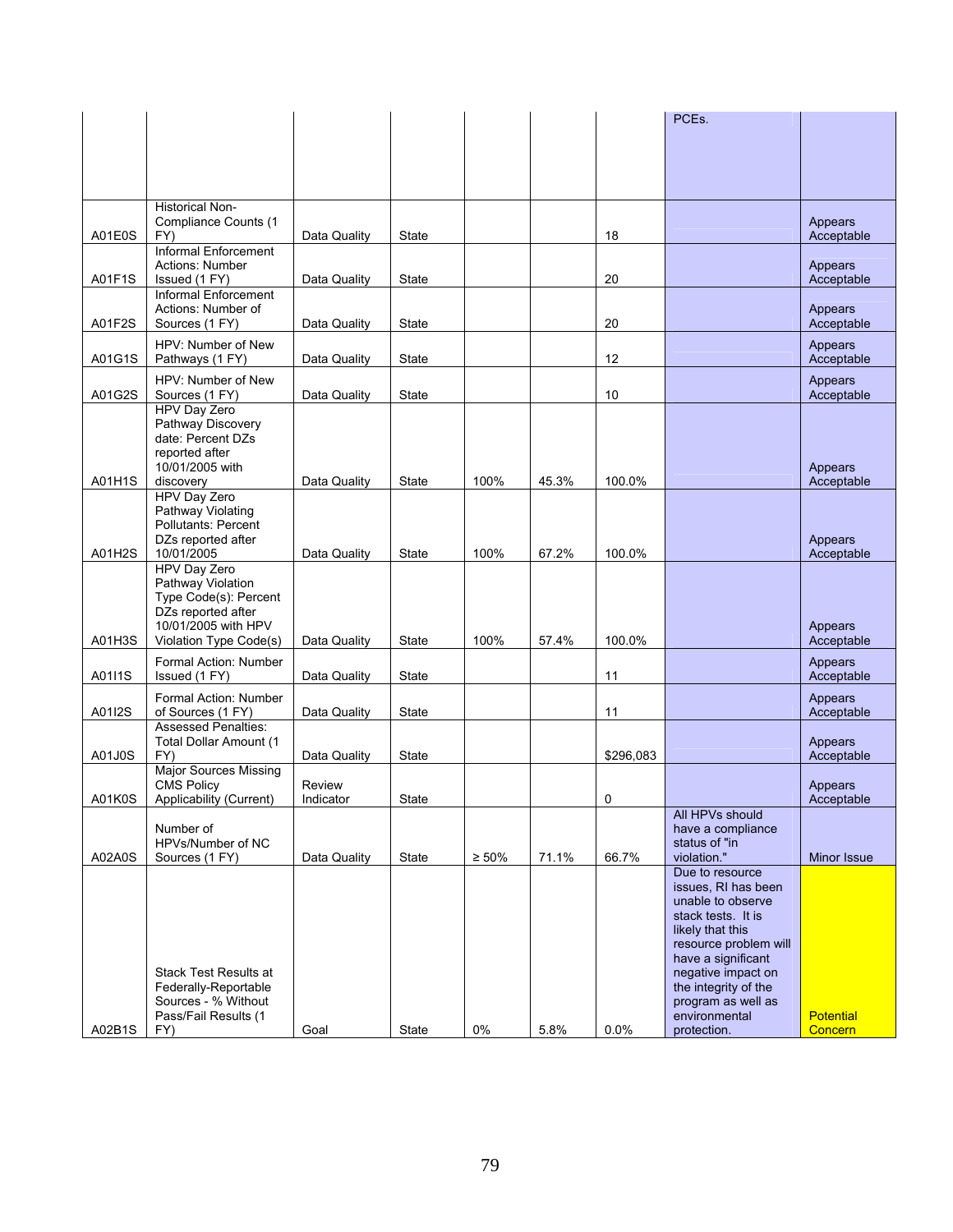| | | | | | | | | |
|---|---|---|---|---|---|---|---|---|
| | | | | | | | PCEs. | |
| A01E0S | Historical Non-Compliance Counts (1 FY) | Data Quality | State | | | 18 | | Appears Acceptable |
| A01F1S | Informal Enforcement Actions: Number Issued (1 FY) | Data Quality | State | | | 20 | | Appears Acceptable |
| A01F2S | Informal Enforcement Actions: Number of Sources (1 FY) | Data Quality | State | | | 20 | | Appears Acceptable |
| A01G1S | HPV: Number of New Pathways (1 FY) | Data Quality | State | | | 12 | | Appears Acceptable |
| A01G2S | HPV: Number of New Sources (1 FY) | Data Quality | State | | | 10 | | Appears Acceptable |
| A01H1S | HPV Day Zero Pathway Discovery date: Percent DZs reported after 10/01/2005 with discovery | Data Quality | State | 100% | 45.3% | 100.0% | | Appears Acceptable |
| A01H2S | HPV Day Zero Pathway Violating Pollutants: Percent DZs reported after 10/01/2005 | Data Quality | State | 100% | 67.2% | 100.0% | | Appears Acceptable |
| A01H3S | HPV Day Zero Pathway Violation Type Code(s): Percent DZs reported after 10/01/2005 with HPV Violation Type Code(s) | Data Quality | State | 100% | 57.4% | 100.0% | | Appears Acceptable |
| A01I1S | Formal Action: Number Issued (1 FY) | Data Quality | State | | | 11 | | Appears Acceptable |
| A01I2S | Formal Action: Number of Sources (1 FY) | Data Quality | State | | | 11 | | Appears Acceptable |
| A01J0S | Assessed Penalties: Total Dollar Amount (1 FY) | Data Quality | State | | | $296,083 | | Appears Acceptable |
| A01K0S | Major Sources Missing CMS Policy Applicability (Current) | Review Indicator | State | | | 0 | | Appears Acceptable |
| A02A0S | Number of HPVs/Number of NC Sources (1 FY) | Data Quality | State | ≥ 50% | 71.1% | 66.7% | All HPVs should have a compliance status of "in violation." | Minor Issue |
| A02B1S | Stack Test Results at Federally-Reportable Sources - % Without Pass/Fail Results (1 FY) | Goal | State | 0% | 5.8% | 0.0% | Due to resource issues, RI has been unable to observe stack tests. It is likely that this resource problem will have a significant negative impact on the integrity of the program as well as environmental protection. | Potential Concern |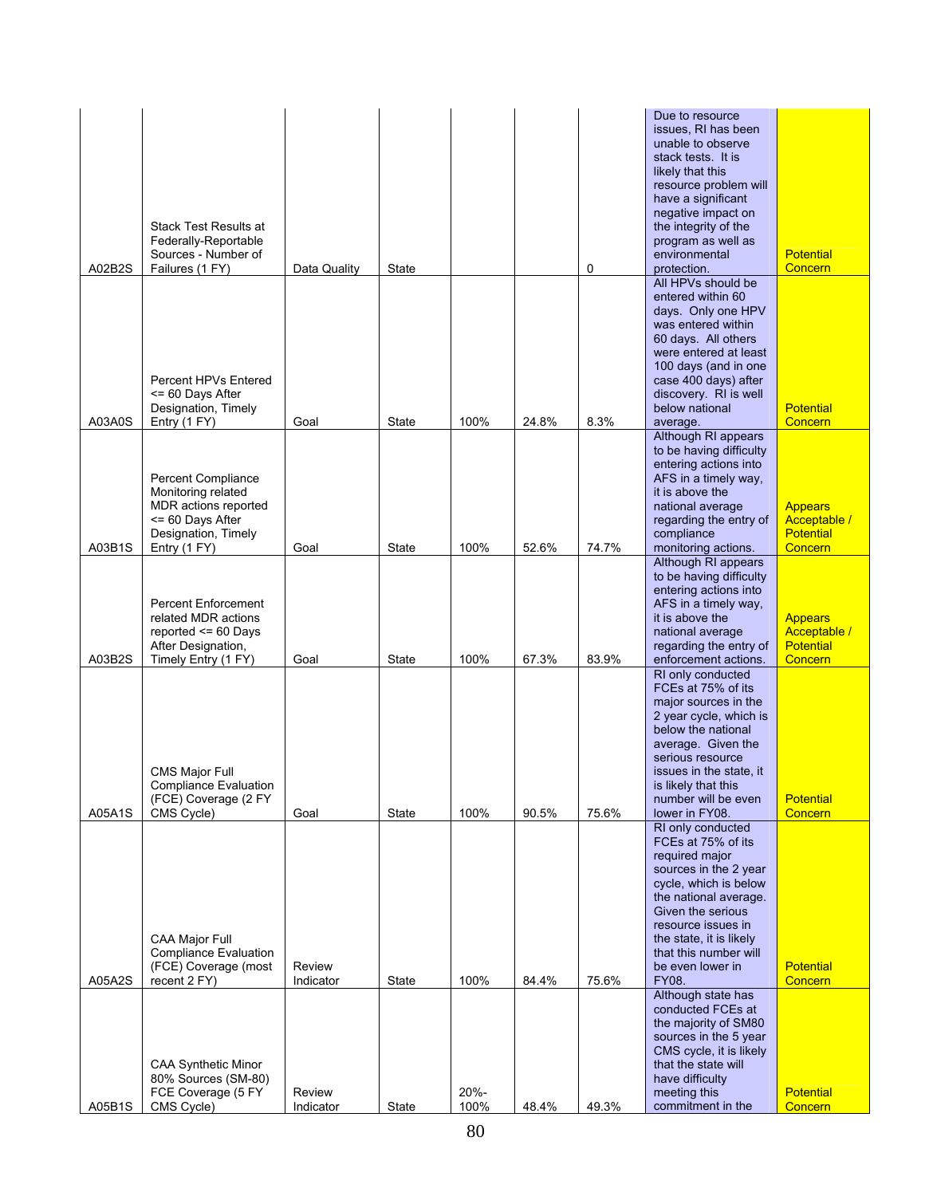| | | | | | | | | |
|---|---|---|---|---|---|---|---|---|
| A02B2S | Stack Test Results at Federally-Reportable Sources - Number of Failures (1 FY) | Data Quality | State | | | 0 | Due to resource issues, RI has been unable to observe stack tests. It is likely that this resource problem will have a significant negative impact on the integrity of the program as well as environmental protection. | Potential Concern |
| A03A0S | Percent HPVs Entered <= 60 Days After Designation, Timely Entry (1 FY) | Goal | State | 100% | 24.8% | 8.3% | All HPVs should be entered within 60 days. Only one HPV was entered within 60 days. All others were entered at least 100 days (and in one case 400 days) after discovery. RI is well below national average. | Potential Concern |
| A03B1S | Percent Compliance Monitoring related MDR actions reported <= 60 Days After Designation, Timely Entry (1 FY) | Goal | State | 100% | 52.6% | 74.7% | Although RI appears to be having difficulty entering actions into AFS in a timely way, it is above the national average regarding the entry of compliance monitoring actions. | Appears Acceptable / Potential Concern |
| A03B2S | Percent Enforcement related MDR actions reported <= 60 Days After Designation, Timely Entry (1 FY) | Goal | State | 100% | 67.3% | 83.9% | Although RI appears to be having difficulty entering actions into AFS in a timely way, it is above the national average regarding the entry of enforcement actions. | Appears Acceptable / Potential Concern |
| A05A1S | CMS Major Full Compliance Evaluation (FCE) Coverage (2 FY CMS Cycle) | Goal | State | 100% | 90.5% | 75.6% | RI only conducted FCEs at 75% of its major sources in the 2 year cycle, which is below the national average. Given the serious resource issues in the state, it is likely that this number will be even lower in FY08. | Potential Concern |
| A05A2S | CAA Major Full Compliance Evaluation (FCE) Coverage (most recent 2 FY) | Review Indicator | State | 100% | 84.4% | 75.6% | RI only conducted FCEs at 75% of its required major sources in the 2 year cycle, which is below the national average. Given the serious resource issues in the state, it is likely that this number will be even lower in FY08. | Potential Concern |
| A05B1S | CAA Synthetic Minor 80% Sources (SM-80) FCE Coverage (5 FY CMS Cycle) | Review Indicator | State | 20%-100% | 48.4% | 49.3% | Although state has conducted FCEs at the majority of SM80 sources in the 5 year CMS cycle, it is likely that the state will have difficulty meeting this commitment in the | Potential Concern |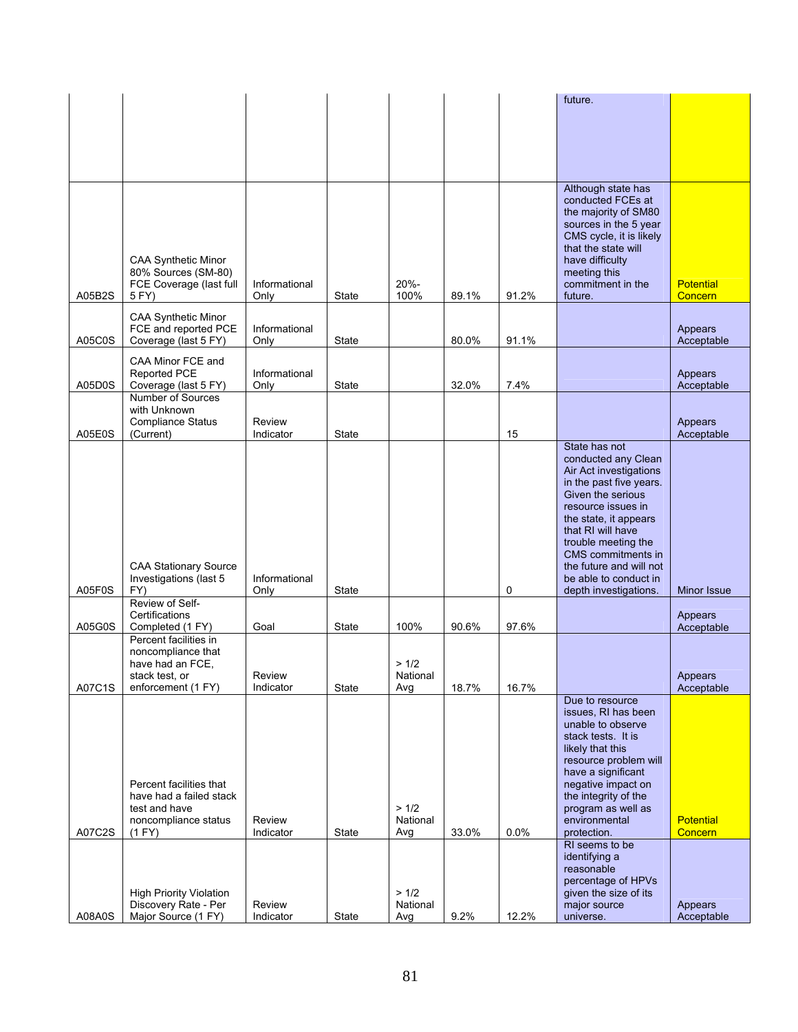| | | | | | | | | |
|---|---|---|---|---|---|---|---|---|
| | | | | | | | future. | |
| A05B2S | CAA Synthetic Minor 80% Sources (SM-80) FCE Coverage (last full 5 FY) | Informational Only | State | 20%-100% | 89.1% | 91.2% | Although state has conducted FCEs at the majority of SM80 sources in the 5 year CMS cycle, it is likely that the state will have difficulty meeting this commitment in the future. | Potential Concern |
| A05C0S | CAA Synthetic Minor FCE and reported PCE Coverage (last 5 FY) | Informational Only | State | | 80.0% | 91.1% | | Appears Acceptable |
| A05D0S | CAA Minor FCE and Reported PCE Coverage (last 5 FY) | Informational Only | State | | 32.0% | 7.4% | | Appears Acceptable |
| A05E0S | Number of Sources with Unknown Compliance Status (Current) | Review Indicator | State | | | 15 | | Appears Acceptable |
| A05F0S | CAA Stationary Source Investigations (last 5 FY) | Informational Only | State | | | 0 | State has not conducted any Clean Air Act investigations in the past five years. Given the serious resource issues in the state, it appears that RI will have trouble meeting the CMS commitments in the future and will not be able to conduct in depth investigations. | Minor Issue |
| A05G0S | Review of Self-Certifications Completed (1 FY) | Goal | State | 100% | 90.6% | 97.6% | | Appears Acceptable |
| A07C1S | Percent facilities in noncompliance that have had an FCE, stack test, or enforcement (1 FY) | Review Indicator | State | > 1/2 National Avg | 18.7% | 16.7% | | Appears Acceptable |
| A07C2S | Percent facilities that have had a failed stack test and have noncompliance status (1 FY) | Review Indicator | State | > 1/2 National Avg | 33.0% | 0.0% | Due to resource issues, RI has been unable to observe stack tests. It is likely that this resource problem will have a significant negative impact on the integrity of the program as well as environmental protection. | Potential Concern |
| A08A0S | High Priority Violation Discovery Rate - Per Major Source (1 FY) | Review Indicator | State | > 1/2 National Avg | 9.2% | 12.2% | RI seems to be identifying a reasonable percentage of HPVs given the size of its major source universe. | Appears Acceptable |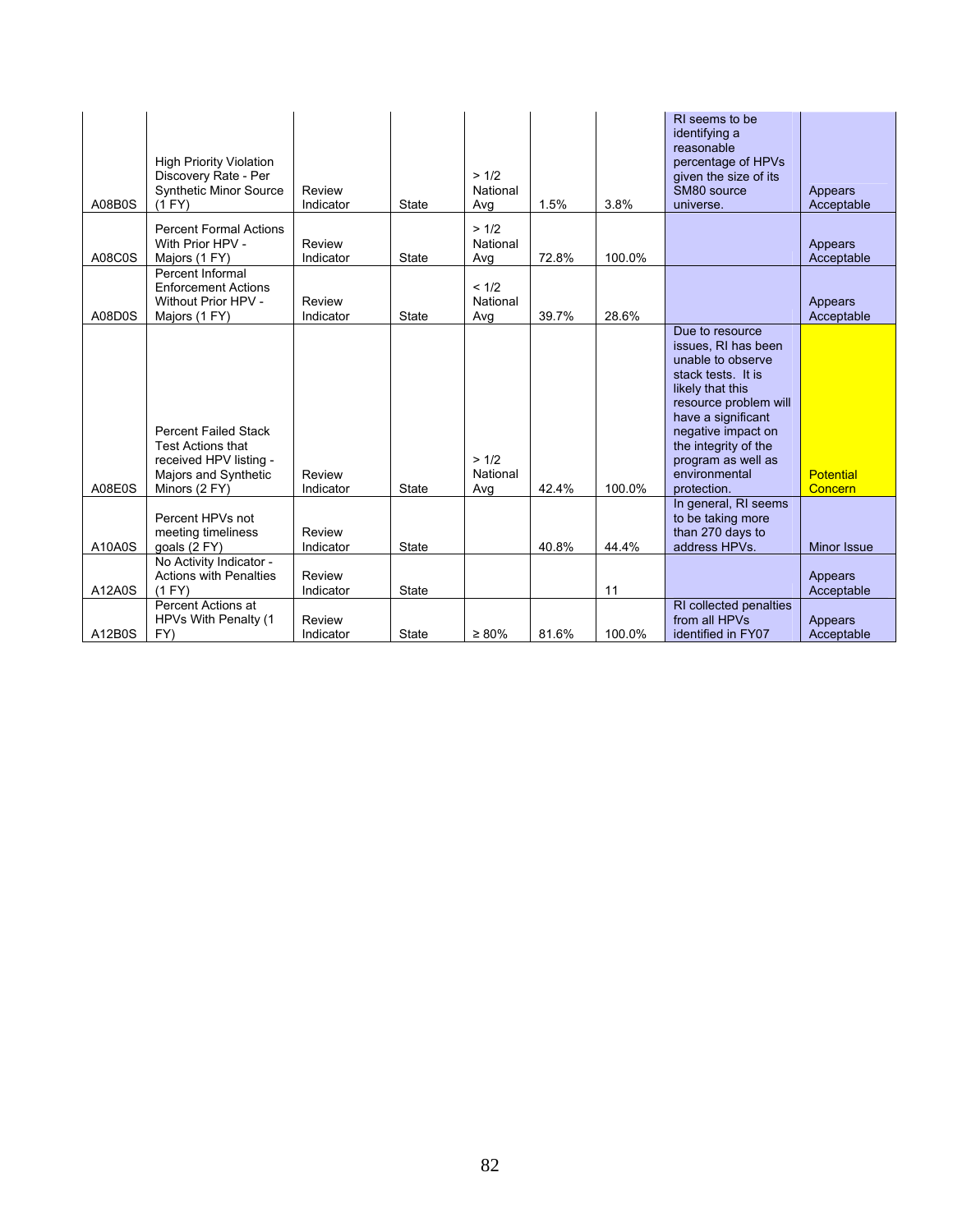| | | | | | | | | |
|---|---|---|---|---|---|---|---|---|
| A08B0S | High Priority Violation Discovery Rate - Per Synthetic Minor Source (1 FY) | Review Indicator | State | > 1/2 National Avg | 1.5% | 3.8% | RI seems to be identifying a reasonable percentage of HPVs given the size of its SM80 source universe. | Appears Acceptable |
| A08C0S | Percent Formal Actions With Prior HPV - Majors (1 FY) | Review Indicator | State | > 1/2 National Avg | 72.8% | 100.0% | | Appears Acceptable |
| A08D0S | Percent Informal Enforcement Actions Without Prior HPV - Majors (1 FY) | Review Indicator | State | < 1/2 National Avg | 39.7% | 28.6% | | Appears Acceptable |
| A08E0S | Percent Failed Stack Test Actions that received HPV listing - Majors and Synthetic Minors (2 FY) | Review Indicator | State | > 1/2 National Avg | 42.4% | 100.0% | Due to resource issues, RI has been unable to observe stack tests. It is likely that this resource problem will have a significant negative impact on the integrity of the program as well as environmental protection. | Potential Concern |
| A10A0S | Percent HPVs not meeting timeliness goals (2 FY) | Review Indicator | State | | 40.8% | 44.4% | In general, RI seems to be taking more than 270 days to address HPVs. | Minor Issue |
| A12A0S | No Activity Indicator - Actions with Penalties (1 FY) | Review Indicator | State | | | 11 | | Appears Acceptable |
| A12B0S | Percent Actions at HPVs With Penalty (1 FY) | Review Indicator | State | ≥ 80% | 81.6% | 100.0% | RI collected penalties from all HPVs identified in FY07 | Appears Acceptable |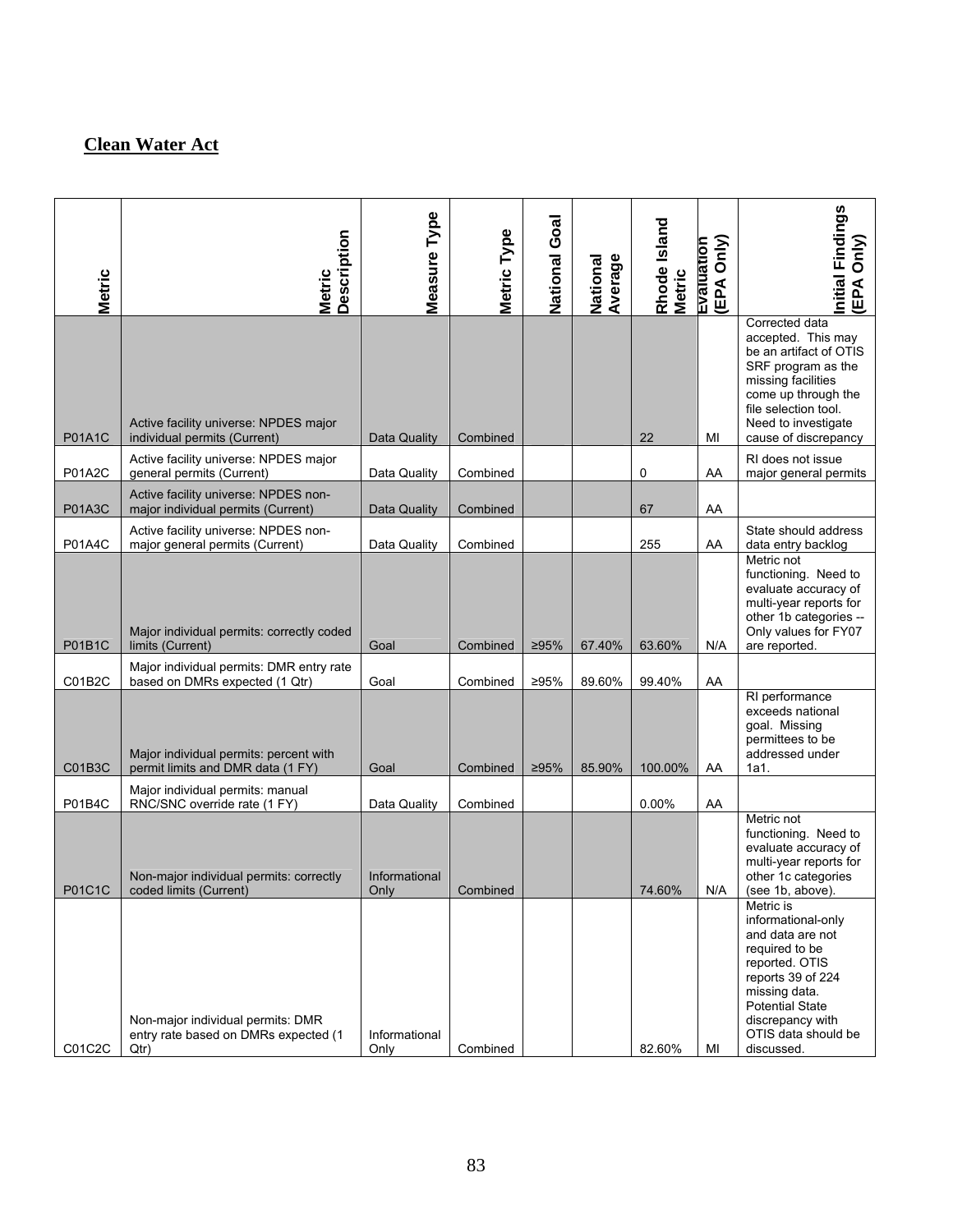## Clean Water Act

| Metric | Metric Description | Measure Type | Metric Type | National Goal | National Average | Rhode Island Metric | Evaluation (EPA Only) | Initial Findings (EPA Only) |
|---|---|---|---|---|---|---|---|---|
| P01A1C | Active facility universe: NPDES major individual permits (Current) | Data Quality | Combined | | | 22 | MI | Corrected data accepted. This may be an artifact of OTIS SRF program as the missing facilities come up through the file selection tool. Need to investigate cause of discrepancy |
| P01A2C | Active facility universe: NPDES major general permits (Current) | Data Quality | Combined | | | 0 | AA | RI does not issue major general permits |
| P01A3C | Active facility universe: NPDES non-major individual permits (Current) | Data Quality | Combined | | | 67 | AA | |
| P01A4C | Active facility universe: NPDES non-major general permits (Current) | Data Quality | Combined | | | 255 | AA | State should address data entry backlog |
| P01B1C | Major individual permits: correctly coded limits (Current) | Goal | Combined | ≥95% | 67.40% | 63.60% | N/A | Metric not functioning. Need to evaluate accuracy of multi-year reports for other 1b categories -- Only values for FY07 are reported. |
| C01B2C | Major individual permits: DMR entry rate based on DMRs expected (1 Qtr) | Goal | Combined | ≥95% | 89.60% | 99.40% | AA | |
| C01B3C | Major individual permits: percent with permit limits and DMR data (1 FY) | Goal | Combined | ≥95% | 85.90% | 100.00% | AA | RI performance exceeds national goal. Missing permittees to be addressed under 1a1. |
| P01B4C | Major individual permits: manual RNC/SNC override rate (1 FY) | Data Quality | Combined | | | 0.00% | AA | |
| P01C1C | Non-major individual permits: correctly coded limits (Current) | Informational Only | Combined | | | 74.60% | N/A | Metric not functioning. Need to evaluate accuracy of multi-year reports for other 1c categories (see 1b, above). |
| C01C2C | Non-major individual permits: DMR entry rate based on DMRs expected (1 Qtr) | Informational Only | Combined | | | 82.60% | MI | Metric is informational-only and data are not required to be reported. OTIS reports 39 of 224 missing data. Potential State discrepancy with OTIS data should be discussed. |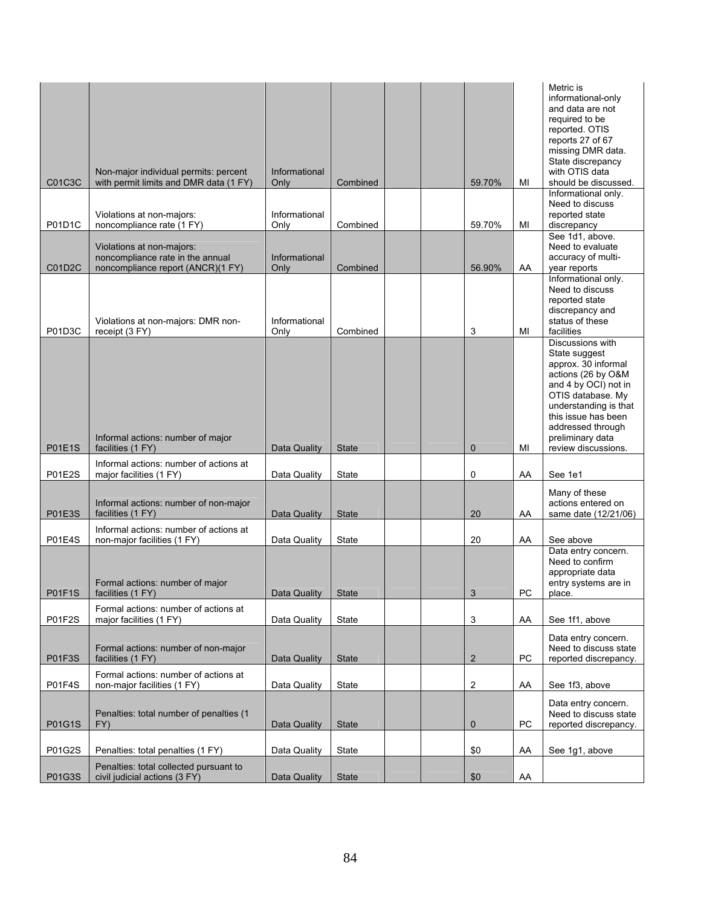| | | | | | | | | |
|---|---|---|---|---|---|---|---|---|
| C01C3C | Non-major individual permits: percent with permit limits and DMR data (1 FY) | Informational Only | Combined | | | 59.70% | MI | Metric is informational-only and data are not required to be reported. OTIS reports 27 of 67 missing DMR data. State discrepancy with OTIS data should be discussed. |
| P01D1C | Violations at non-majors: noncompliance rate (1 FY) | Informational Only | Combined | | | 59.70% | MI | Informational only. Need to discuss reported state discrepancy |
| C01D2C | Violations at non-majors: noncompliance rate in the annual noncompliance report (ANCR)(1 FY) | Informational Only | Combined | | | 56.90% | AA | See 1d1, above. Need to evaluate accuracy of multi-year reports |
| P01D3C | Violations at non-majors: DMR non-receipt (3 FY) | Informational Only | Combined | | | 3 | MI | Informational only. Need to discuss reported state discrepancy and status of these facilities |
| P01E1S | Informal actions: number of major facilities (1 FY) | Data Quality | State | | | 0 | MI | Discussions with State suggest approx. 30 informal actions (26 by O&M and 4 by OCI) not in OTIS database. My understanding is that this issue has been addressed through preliminary data review discussions. |
| P01E2S | Informal actions: number of actions at major facilities (1 FY) | Data Quality | State | | | 0 | AA | See 1e1 |
| P01E3S | Informal actions: number of non-major facilities (1 FY) | Data Quality | State | | | 20 | AA | Many of these actions entered on same date (12/21/06) |
| P01E4S | Informal actions: number of actions at non-major facilities (1 FY) | Data Quality | State | | | 20 | AA | See above |
| P01F1S | Formal actions: number of major facilities (1 FY) | Data Quality | State | | | 3 | PC | Data entry concern. Need to confirm appropriate data entry systems are in place. |
| P01F2S | Formal actions: number of actions at major facilities (1 FY) | Data Quality | State | | | 3 | AA | See 1f1, above |
| P01F3S | Formal actions: number of non-major facilities (1 FY) | Data Quality | State | | | 2 | PC | Data entry concern. Need to discuss state reported discrepancy. |
| P01F4S | Formal actions: number of actions at non-major facilities (1 FY) | Data Quality | State | | | 2 | AA | See 1f3, above |
| P01G1S | Penalties: total number of penalties (1 FY) | Data Quality | State | | | 0 | PC | Data entry concern. Need to discuss state reported discrepancy. |
| P01G2S | Penalties: total penalties (1 FY) | Data Quality | State | | | $0 | AA | See 1g1, above |
| P01G3S | Penalties: total collected pursuant to civil judicial actions (3 FY) | Data Quality | State | | | $0 | AA | |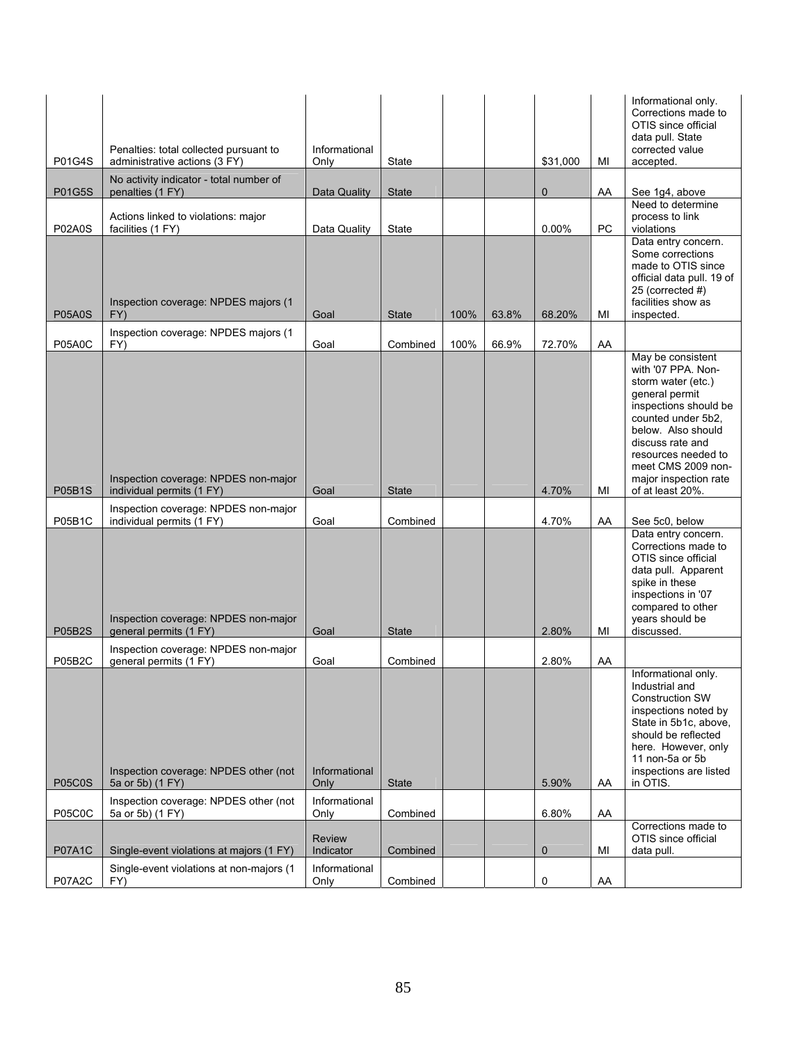| | | | | | | | | |
|---|---|---|---|---|---|---|---|---|
| P01G4S | Penalties: total collected pursuant to administrative actions (3 FY) | Informational Only | State | | | $31,000 | MI | Informational only. Corrections made to OTIS since official data pull. State corrected value accepted. |
| P01G5S | No activity indicator - total number of penalties (1 FY) | Data Quality | State | | | 0 | AA | See 1g4, above |
| P02A0S | Actions linked to violations: major facilities (1 FY) | Data Quality | State | | | 0.00% | PC | Need to determine process to link violations |
| P05A0S | Inspection coverage: NPDES majors (1 FY) | Goal | State | 100% | 63.8% | 68.20% | MI | Data entry concern. Some corrections made to OTIS since official data pull. 19 of 25 (corrected #) facilities show as inspected. |
| P05A0C | Inspection coverage: NPDES majors (1 FY) | Goal | Combined | 100% | 66.9% | 72.70% | AA | |
| P05B1S | Inspection coverage: NPDES non-major individual permits (1 FY) | Goal | State | | | 4.70% | MI | May be consistent with '07 PPA. Non-storm water (etc.) general permit inspections should be counted under 5b2, below. Also should discuss rate and resources needed to meet CMS 2009 non-major inspection rate of at least 20%. |
| P05B1C | Inspection coverage: NPDES non-major individual permits (1 FY) | Goal | Combined | | | 4.70% | AA | See 5c0, below |
| P05B2S | Inspection coverage: NPDES non-major general permits (1 FY) | Goal | State | | | 2.80% | MI | Data entry concern. Corrections made to OTIS since official data pull. Apparent spike in these inspections in '07 compared to other years should be discussed. |
| P05B2C | Inspection coverage: NPDES non-major general permits (1 FY) | Goal | Combined | | | 2.80% | AA | |
| P05C0S | Inspection coverage: NPDES other (not 5a or 5b) (1 FY) | Informational Only | State | | | 5.90% | AA | Informational only. Industrial and Construction SW inspections noted by State in 5b1c, above, should be reflected here. However, only 11 non-5a or 5b inspections are listed in OTIS. |
| P05C0C | Inspection coverage: NPDES other (not 5a or 5b) (1 FY) | Informational Only | Combined | | | 6.80% | AA | |
| P07A1C | Single-event violations at majors (1 FY) | Review Indicator | Combined | | | 0 | MI | Corrections made to OTIS since official data pull. |
| P07A2C | Single-event violations at non-majors (1 FY) | Informational Only | Combined | | | 0 | AA | |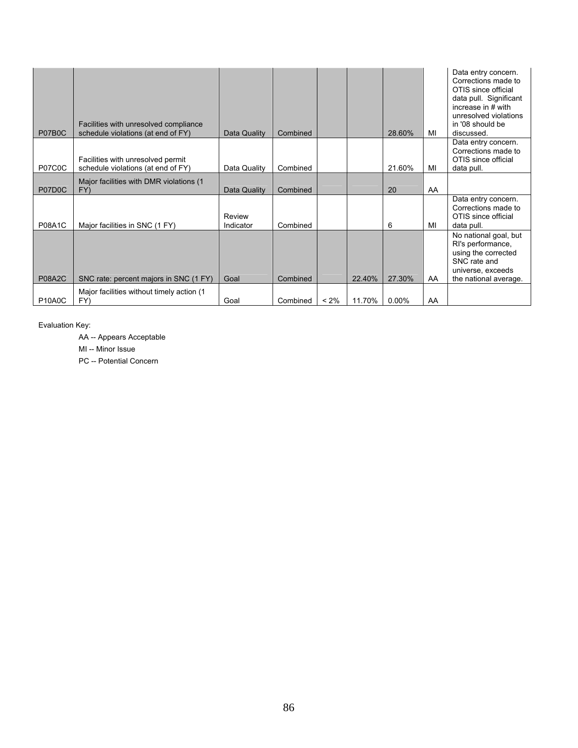| | | | | | | | | |
|---|---|---|---|---|---|---|---|---|
| P07B0C | Facilities with unresolved compliance schedule violations (at end of FY) | Data Quality | Combined | | | 28.60% | MI | Data entry concern. Corrections made to OTIS since official data pull. Significant increase in # with unresolved violations in '08 should be discussed. |
| P07C0C | Facilities with unresolved permit schedule violations (at end of FY) | Data Quality | Combined | | | 21.60% | MI | Data entry concern. Corrections made to OTIS since official data pull. |
| P07D0C | Major facilities with DMR violations (1 FY) | Data Quality | Combined | | | 20 | AA | |
| P08A1C | Major facilities in SNC (1 FY) | Review Indicator | Combined | | | 6 | MI | Data entry concern. Corrections made to OTIS since official data pull. |
| P08A2C | SNC rate: percent majors in SNC (1 FY) | Goal | Combined | | 22.40% | 27.30% | AA | No national goal, but RI's performance, using the corrected SNC rate and universe, exceeds the national average. |
| P10A0C | Major facilities without timely action (1 FY) | Goal | Combined | < 2% | 11.70% | 0.00% | AA | |

Evaluation Key:

AA -- Appears Acceptable

MI -- Minor Issue

PC -- Potential Concern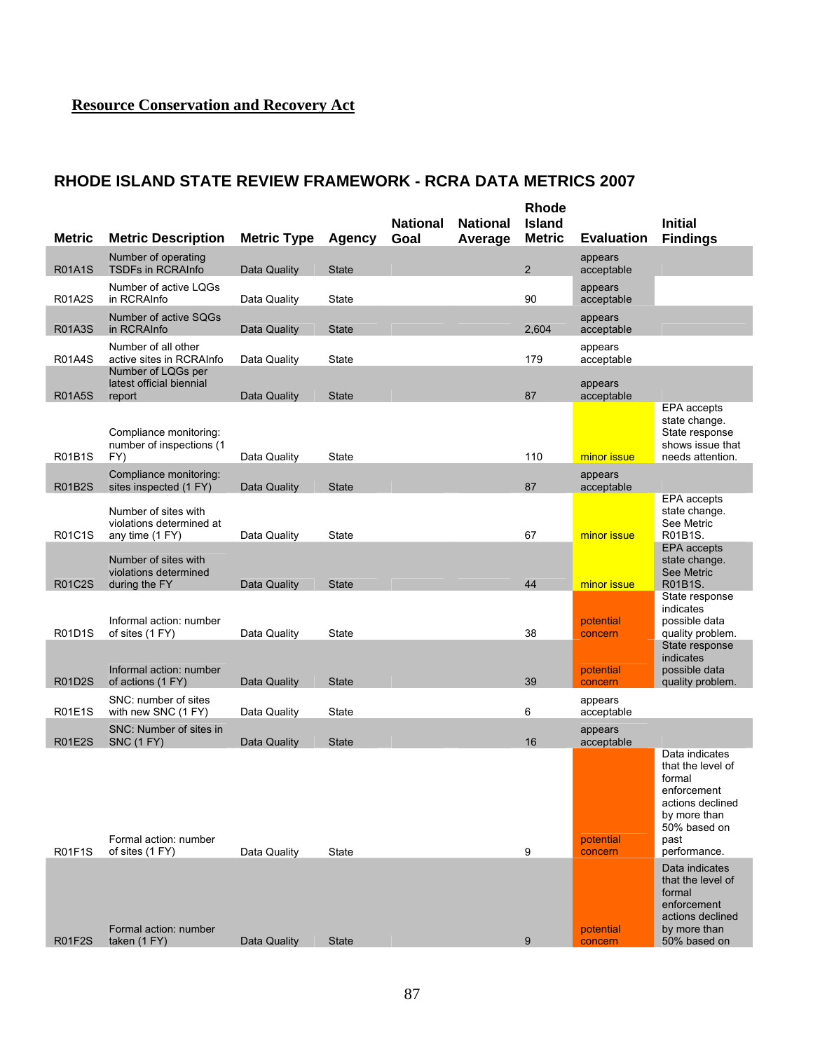**Resource Conservation and Recovery Act**

## RHODE ISLAND STATE REVIEW FRAMEWORK - RCRA DATA METRICS 2007

| Metric | Metric Description | Metric Type | Agency | National Goal | National Average | Rhode Island Metric | Evaluation | Initial Findings |
|---|---|---|---|---|---|---|---|---|
| R01A1S | Number of operating TSDFs in RCRAInfo | Data Quality | State | | | 2 | appears acceptable | |
| R01A2S | Number of active LQGs in RCRAInfo | Data Quality | State | | | 90 | appears acceptable | |
| R01A3S | Number of active SQGs in RCRAInfo | Data Quality | State | | | 2,604 | appears acceptable | |
| R01A4S | Number of all other active sites in RCRAInfo | Data Quality | State | | | 179 | appears acceptable | |
| R01A5S | Number of LQGs per latest official biennial report | Data Quality | State | | | 87 | appears acceptable | |
| R01B1S | Compliance monitoring: number of inspections (1 FY) | Data Quality | State | | | 110 | minor issue | EPA accepts state change. State response shows issue that needs attention. |
| R01B2S | Compliance monitoring: sites inspected (1 FY) | Data Quality | State | | | 87 | appears acceptable | |
| R01C1S | Number of sites with violations determined at any time (1 FY) | Data Quality | State | | | 67 | minor issue | EPA accepts state change. See Metric R01B1S. |
| R01C2S | Number of sites with violations determined during the FY | Data Quality | State | | | 44 | minor issue | EPA accepts state change. See Metric R01B1S. |
| R01D1S | Informal action: number of sites (1 FY) | Data Quality | State | | | 38 | potential concern | State response indicates possible data quality problem. |
| R01D2S | Informal action: number of actions (1 FY) | Data Quality | State | | | 39 | potential concern | State response indicates possible data quality problem. |
| R01E1S | SNC: number of sites with new SNC (1 FY) | Data Quality | State | | | 6 | appears acceptable | |
| R01E2S | SNC: Number of sites in SNC (1 FY) | Data Quality | State | | | 16 | appears acceptable | |
| R01F1S | Formal action: number of sites (1 FY) | Data Quality | State | | | 9 | potential concern | Data indicates that the level of formal enforcement actions declined by more than 50% based on past performance. |
| R01F2S | Formal action: number taken (1 FY) | Data Quality | State | | | 9 | potential concern | Data indicates that the level of formal enforcement actions declined by more than 50% based on |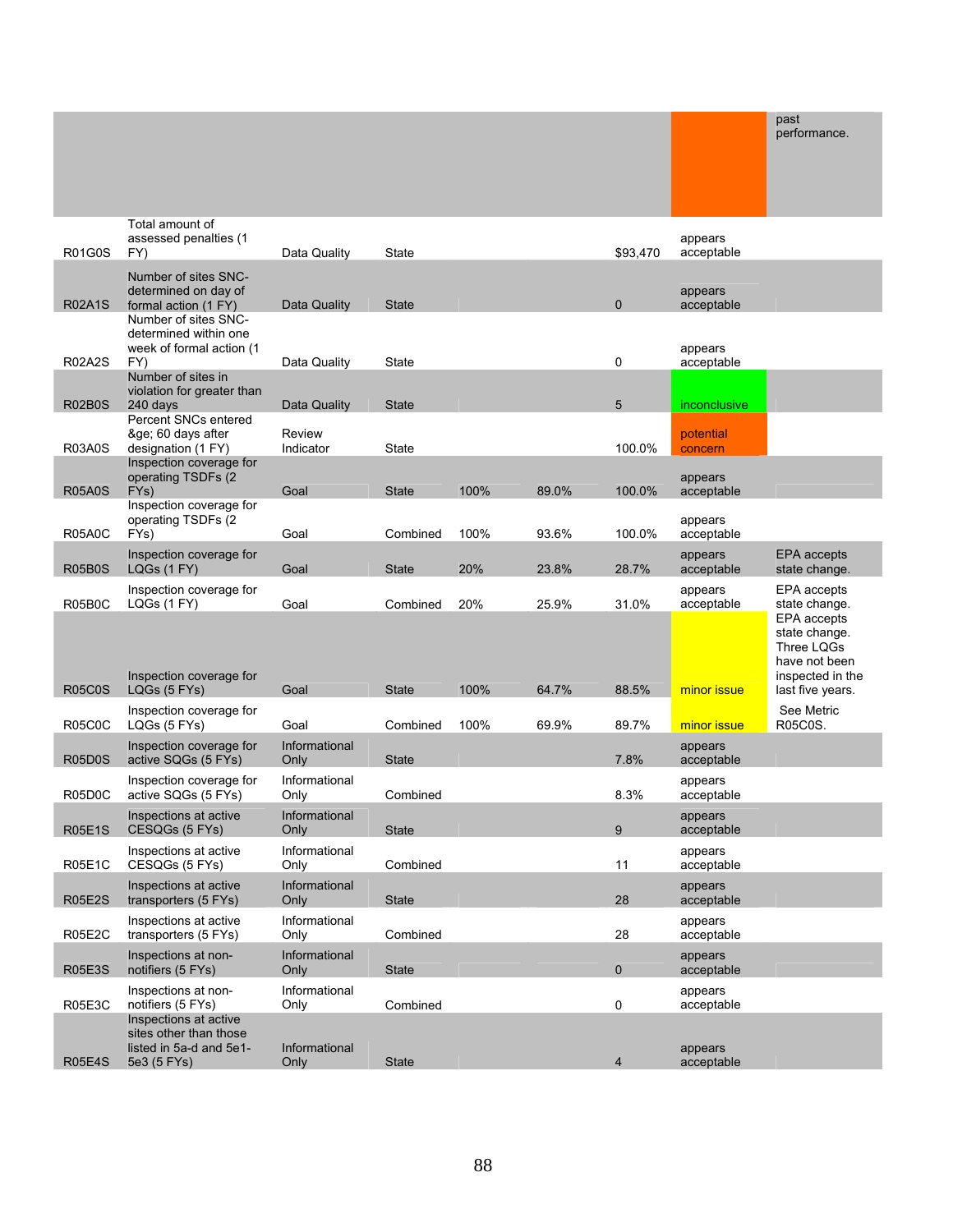| | | | | | | | | |
|---|---|---|---|---|---|---|---|---|
| | | | | | | | | past performance. |
| R01G0S | Total amount of assessed penalties (1 FY) | Data Quality | State | | | $93,470 | appears acceptable | |
| R02A1S | Number of sites SNC-determined on day of formal action (1 FY) | Data Quality | State | | | 0 | appears acceptable | |
| R02A2S | Number of sites SNC-determined within one week of formal action (1 FY) | Data Quality | State | | | 0 | appears acceptable | |
| R02B0S | Number of sites in violation for greater than 240 days | Data Quality | State | | | 5 | inconclusive | |
| R03A0S | Percent SNCs entered &ge; 60 days after designation (1 FY) | Review Indicator | State | | | 100.0% | potential concern | |
| R05A0S | Inspection coverage for operating TSDFs (2 FYs) | Goal | State | 100% | 89.0% | 100.0% | appears acceptable | |
| R05A0C | Inspection coverage for operating TSDFs (2 FYs) | Goal | Combined | 100% | 93.6% | 100.0% | appears acceptable | |
| R05B0S | Inspection coverage for LQGs (1 FY) | Goal | State | 20% | 23.8% | 28.7% | appears acceptable | EPA accepts state change. |
| R05B0C | Inspection coverage for LQGs (1 FY) | Goal | Combined | 20% | 25.9% | 31.0% | appears acceptable | EPA accepts state change. |
| R05C0S | Inspection coverage for LQGs (5 FYs) | Goal | State | 100% | 64.7% | 88.5% | minor issue | EPA accepts state change. Three LQGs have not been inspected in the last five years. |
| R05C0C | Inspection coverage for LQGs (5 FYs) | Goal | Combined | 100% | 69.9% | 89.7% | minor issue | See Metric R05C0S. |
| R05D0S | Inspection coverage for active SQGs (5 FYs) | Informational Only | State | | | 7.8% | appears acceptable | |
| R05D0C | Inspection coverage for active SQGs (5 FYs) | Informational Only | Combined | | | 8.3% | appears acceptable | |
| R05E1S | Inspections at active CESQGs (5 FYs) | Informational Only | State | | | 9 | appears acceptable | |
| R05E1C | Inspections at active CESQGs (5 FYs) | Informational Only | Combined | | | 11 | appears acceptable | |
| R05E2S | Inspections at active transporters (5 FYs) | Informational Only | State | | | 28 | appears acceptable | |
| R05E2C | Inspections at active transporters (5 FYs) | Informational Only | Combined | | | 28 | appears acceptable | |
| R05E3S | Inspections at non-notifiers (5 FYs) | Informational Only | State | | | 0 | appears acceptable | |
| R05E3C | Inspections at non-notifiers (5 FYs) | Informational Only | Combined | | | 0 | appears acceptable | |
| R05E4S | Inspections at active sites other than those listed in 5a-d and 5e1-5e3 (5 FYs) | Informational Only | State | | | 4 | appears acceptable | |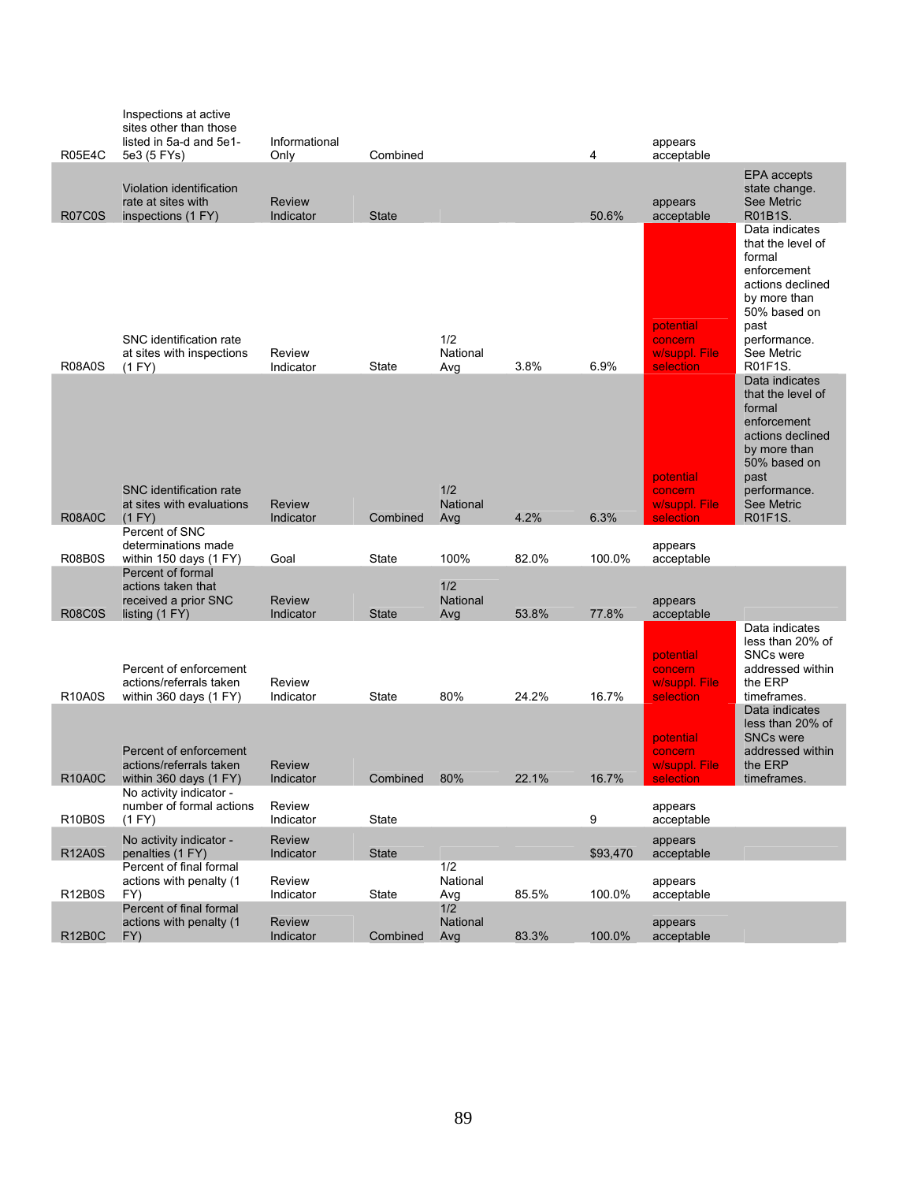| | | | | | | | | |
|---|---|---|---|---|---|---|---|---|
| R05E4C | Inspections at active sites other than those listed in 5a-d and 5e1-5e3 (5 FYs) | Informational Only | Combined | | | 4 | appears acceptable | |
| R07C0S | Violation identification rate at sites with inspections (1 FY) | Review Indicator | State | | | 50.6% | appears acceptable | EPA accepts state change. See Metric R01B1S. |
| R08A0S | SNC identification rate at sites with inspections (1 FY) | Review Indicator | State | 1/2 National Avg | 3.8% | 6.9% | potential concern w/suppl. File selection | Data indicates that the level of formal enforcement actions declined by more than 50% based on past performance. See Metric R01F1S. |
| R08A0C | SNC identification rate at sites with evaluations (1 FY) | Review Indicator | Combined | 1/2 National Avg | 4.2% | 6.3% | potential concern w/suppl. File selection | Data indicates that the level of formal enforcement actions declined by more than 50% based on past performance. See Metric R01F1S. |
| R08B0S | Percent of SNC determinations made within 150 days (1 FY) | Goal | State | 100% | 82.0% | 100.0% | appears acceptable | |
| R08C0S | Percent of formal actions taken that received a prior SNC listing (1 FY) | Review Indicator | State | 1/2 National Avg | 53.8% | 77.8% | appears acceptable | |
| R10A0S | Percent of enforcement actions/referrals taken within 360 days (1 FY) | Review Indicator | State | 80% | 24.2% | 16.7% | potential concern w/suppl. File selection | Data indicates less than 20% of SNCs were addressed within the ERP timeframes. |
| R10A0C | Percent of enforcement actions/referrals taken within 360 days (1 FY) | Review Indicator | Combined | 80% | 22.1% | 16.7% | potential concern w/suppl. File selection | Data indicates less than 20% of SNCs were addressed within the ERP timeframes. |
| R10B0S | No activity indicator - number of formal actions (1 FY) | Review Indicator | State | | | 9 | appears acceptable | |
| R12A0S | No activity indicator - penalties (1 FY) | Review Indicator | State | | | $93,470 | appears acceptable | |
| R12B0S | Percent of final formal actions with penalty (1 FY) | Review Indicator | State | 1/2 National Avg | 85.5% | 100.0% | appears acceptable | |
| R12B0C | Percent of final formal actions with penalty (1 FY) | Review Indicator | Combined | 1/2 National Avg | 83.3% | 100.0% | appears acceptable | |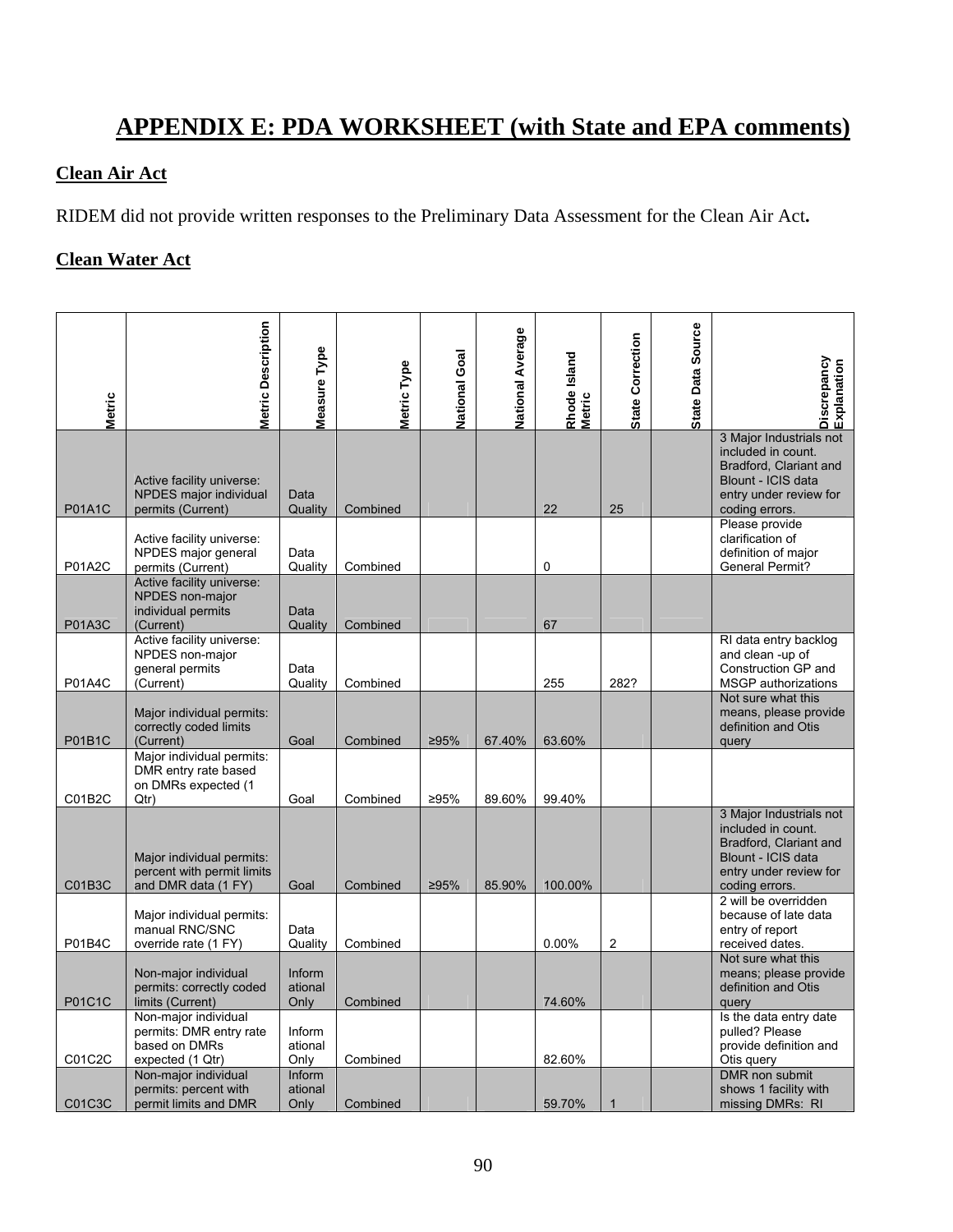# APPENDIX E: PDA WORKSHEET (with State and EPA comments)

## Clean Air Act

RIDEM did not provide written responses to the Preliminary Data Assessment for the Clean Air Act**.**

## Clean Water Act

| Metric | Metric Description | Measure Type | Metric Type | National Goal | National Average | Rhode Island Metric | State Correction | State Data Source | Discrepancy Explanation |
|---|---|---|---|---|---|---|---|---|---|
| P01A1C | Active facility universe: NPDES major individual permits (Current) | Data Quality | Combined | | | 22 | 25 | | 3 Major Industrials not included in count. Bradford, Clariant and Blount - ICIS data entry under review for coding errors. |
| P01A2C | Active facility universe: NPDES major general permits (Current) | Data Quality | Combined | | | 0 | | | Please provide clarification of definition of major General Permit? |
| P01A3C | Active facility universe: NPDES non-major individual permits (Current) | Data Quality | Combined | | | 67 | | | |
| P01A4C | Active facility universe: NPDES non-major general permits (Current) | Data Quality | Combined | | | 255 | 282? | | RI data entry backlog and clean -up of Construction GP and MSGP authorizations |
| P01B1C | Major individual permits: correctly coded limits (Current) | Goal | Combined | ≥95% | 67.40% | 63.60% | | | Not sure what this means, please provide definition and Otis query |
| C01B2C | Major individual permits: DMR entry rate based on DMRs expected (1 Qtr) | Goal | Combined | ≥95% | 89.60% | 99.40% | | | |
| C01B3C | Major individual permits: percent with permit limits and DMR data (1 FY) | Goal | Combined | ≥95% | 85.90% | 100.00% | | | 3 Major Industrials not included in count. Bradford, Clariant and Blount - ICIS data entry under review for coding errors. |
| P01B4C | Major individual permits: manual RNC/SNC override rate (1 FY) | Data Quality | Combined | | | 0.00% | 2 | | 2 will be overridden because of late data entry of report received dates. |
| P01C1C | Non-major individual permits: correctly coded limits (Current) | Informational Only | Combined | | | 74.60% | | | Not sure what this means; please provide definition and Otis query |
| C01C2C | Non-major individual permits: DMR entry rate based on DMRs expected (1 Qtr) | Informational Only | Combined | | | 82.60% | | | Is the data entry date pulled? Please provide definition and Otis query |
| C01C3C | Non-major individual permits: percent with permit limits and DMR | Informational Only | Combined | | | 59.70% | 1 | | DMR non submit shows 1 facility with missing DMRs: RI |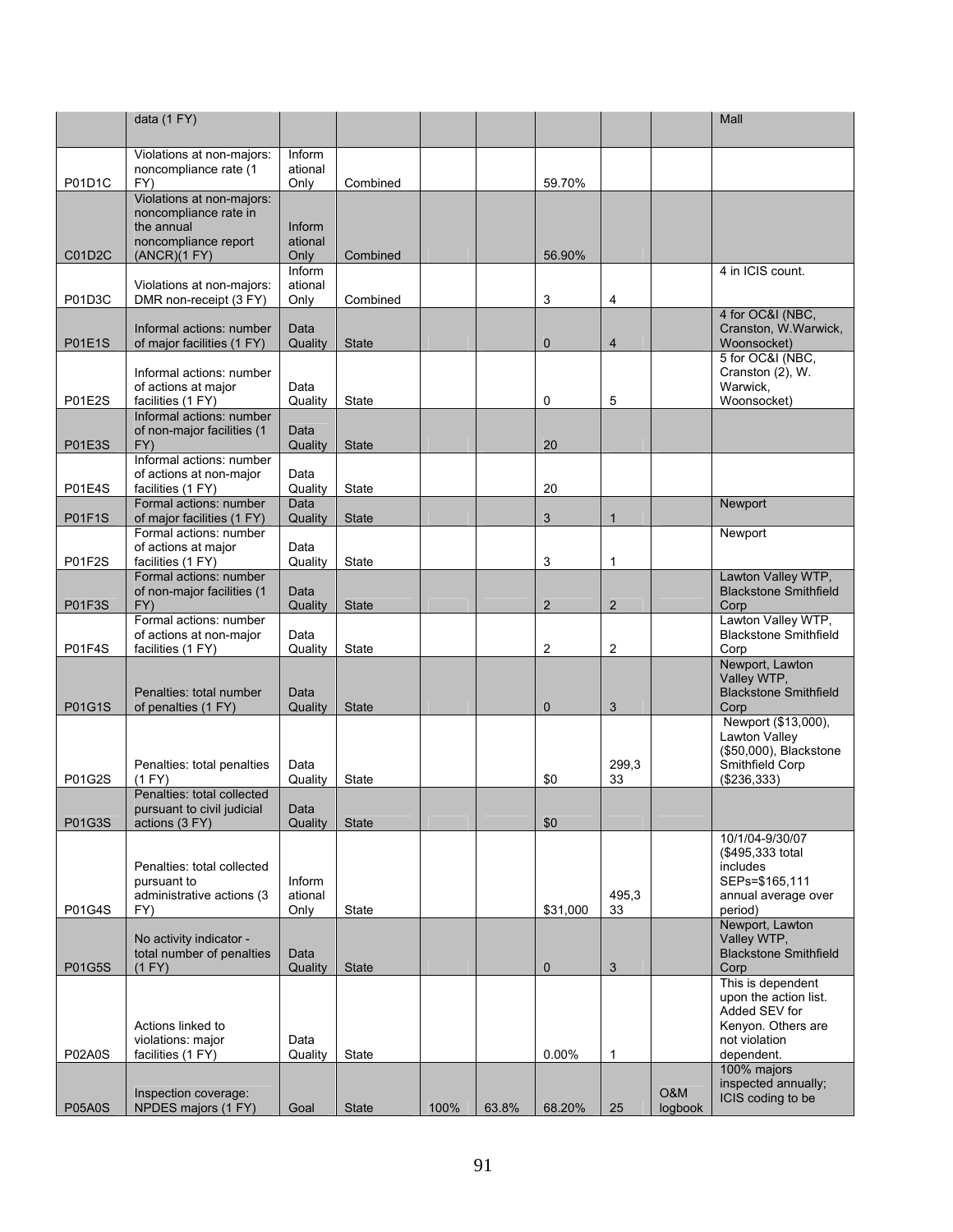| | data (1 FY) | | | | | | | | Mall |
|---|---|---|---|---|---|---|---|---|---|
| P01D1C | Violations at non-majors: noncompliance rate (1 FY) | Informational Only | Combined | | | 59.70% | | | |
| C01D2C | Violations at non-majors: noncompliance rate in the annual noncompliance report (ANCR)(1 FY) | Informational Only | Combined | | | 56.90% | | | |
| P01D3C | Violations at non-majors: DMR non-receipt (3 FY) | Informational Only | Combined | | | 3 | 4 | | 4 in ICIS count. |
| P01E1S | Informal actions: number of major facilities (1 FY) | Data Quality | State | | | 0 | 4 | | 4 for OC&I (NBC, Cranston, W.Warwick, Woonsocket) |
| P01E2S | Informal actions: number of actions at major facilities (1 FY) | Data Quality | State | | | 0 | 5 | | 5 for OC&I (NBC, Cranston (2), W. Warwick, Woonsocket) |
| P01E3S | Informal actions: number of non-major facilities (1 FY) | Data Quality | State | | | 20 | | | |
| P01E4S | Informal actions: number of actions at non-major facilities (1 FY) | Data Quality | State | | | 20 | | | |
| P01F1S | Formal actions: number of major facilities (1 FY) | Data Quality | State | | | 3 | 1 | | Newport |
| P01F2S | Formal actions: number of actions at major facilities (1 FY) | Data Quality | State | | | 3 | 1 | | Newport |
| P01F3S | Formal actions: number of non-major facilities (1 FY) | Data Quality | State | | | 2 | 2 | | Lawton Valley WTP, Blackstone Smithfield Corp |
| P01F4S | Formal actions: number of actions at non-major facilities (1 FY) | Data Quality | State | | | 2 | 2 | | Lawton Valley WTP, Blackstone Smithfield Corp |
| P01G1S | Penalties: total number of penalties (1 FY) | Data Quality | State | | | 0 | 3 | | Newport, Lawton Valley WTP, Blackstone Smithfield Corp |
| P01G2S | Penalties: total penalties (1 FY) | Data Quality | State | | | $0 | 299,333 | | Newport ($13,000), Lawton Valley ($50,000), Blackstone Smithfield Corp ($236,333) |
| P01G3S | Penalties: total collected pursuant to civil judicial actions (3 FY) | Data Quality | State | | | $0 | | | |
| P01G4S | Penalties: total collected pursuant to administrative actions (3 FY) | Informational Only | State | | | $31,000 | 495,333 | | 10/1/04-9/30/07 ($495,333 total includes SEPs=$165,111 annual average over period) |
| P01G5S | No activity indicator - total number of penalties (1 FY) | Data Quality | State | | | 0 | 3 | | Newport, Lawton Valley WTP, Blackstone Smithfield Corp |
| P02A0S | Actions linked to violations: major facilities (1 FY) | Data Quality | State | | | 0.00% | 1 | | This is dependent upon the action list. Added SEV for Kenyon. Others are not violation dependent. |
| P05A0S | Inspection coverage: NPDES majors (1 FY) | Goal | State | 100% | 63.8% | 68.20% | 25 | O&M logbook | 100% majors inspected annually; ICIS coding to be |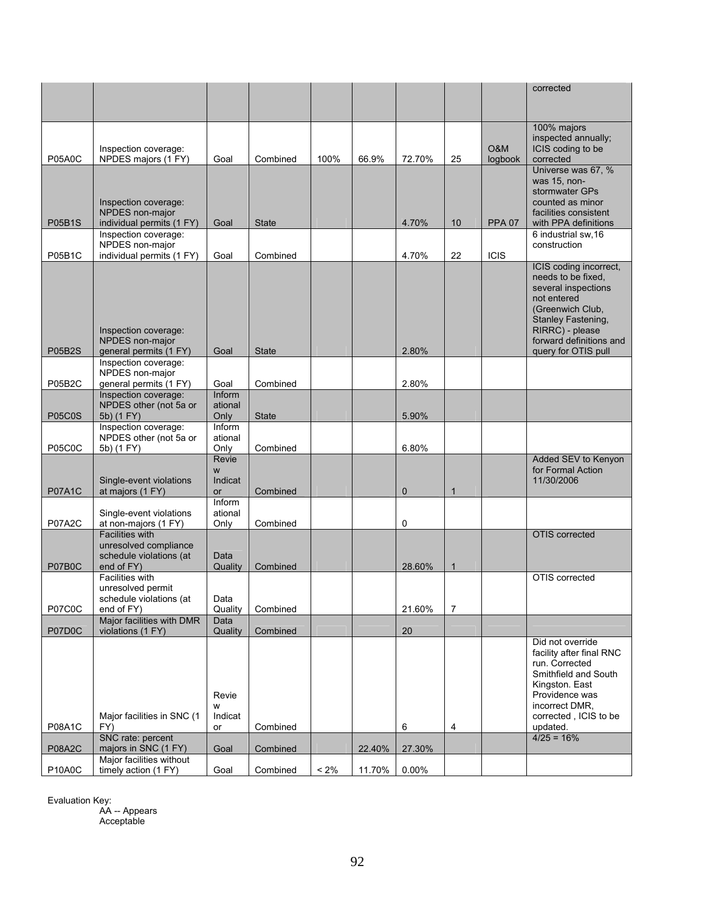| | | | | | | | | | |
|---|---|---|---|---|---|---|---|---|---|
| | | | | | | | | | corrected |
| P05A0C | Inspection coverage: NPDES majors (1 FY) | Goal | Combined | 100% | 66.9% | 72.70% | 25 | O&M logbook | 100% majors inspected annually; ICIS coding to be corrected |
| P05B1S | Inspection coverage: NPDES non-major individual permits (1 FY) | Goal | State | | | 4.70% | 10 | PPA 07 | Universe was 67, % was 15, non-stormwater GPs counted as minor facilities consistent with PPA definitions |
| P05B1C | Inspection coverage: NPDES non-major individual permits (1 FY) | Goal | Combined | | | 4.70% | 22 | ICIS | 6 industrial sw,16 construction |
| P05B2S | Inspection coverage: NPDES non-major general permits (1 FY) | Goal | State | | | 2.80% | | | ICIS coding incorrect, needs to be fixed, several inspections not entered (Greenwich Club, Stanley Fastening, RIRRC) - please forward definitions and query for OTIS pull |
| P05B2C | Inspection coverage: NPDES non-major general permits (1 FY) | Goal | Combined | | | 2.80% | | | |
| P05C0S | Inspection coverage: NPDES other (not 5a or 5b) (1 FY) | Informational Only | State | | | 5.90% | | | |
| P05C0C | Inspection coverage: NPDES other (not 5a or 5b) (1 FY) | Informational Only | Combined | | | 6.80% | | | |
| P07A1C | Single-event violations at majors (1 FY) | Review Indicator | Combined | | | 0 | 1 | | Added SEV to Kenyon for Formal Action 11/30/2006 |
| P07A2C | Single-event violations at non-majors (1 FY) | Informational Only | Combined | | | 0 | | | |
| P07B0C | Facilities with unresolved compliance schedule violations (at end of FY) | Data Quality | Combined | | | 28.60% | 1 | | OTIS corrected |
| P07C0C | Facilities with unresolved permit schedule violations (at end of FY) | Data Quality | Combined | | | 21.60% | 7 | | OTIS corrected |
| P07D0C | Major facilities with DMR violations (1 FY) | Data Quality | Combined | | | 20 | | | |
| P08A1C | Major facilities in SNC (1 FY) | Review Indicator | Combined | | | 6 | 4 | | Did not override facility after final RNC run. Corrected Smithfield and South Kingston. East Providence was incorrect DMR, corrected , ICIS to be updated. |
| P08A2C | SNC rate: percent majors in SNC (1 FY) | Goal | Combined | | 22.40% | 27.30% | | | 4/25 = 16% |
| P10A0C | Major facilities without timely action (1 FY) | Goal | Combined | < 2% | 11.70% | 0.00% | | | |

Evaluation Key:
AA -- Appears Acceptable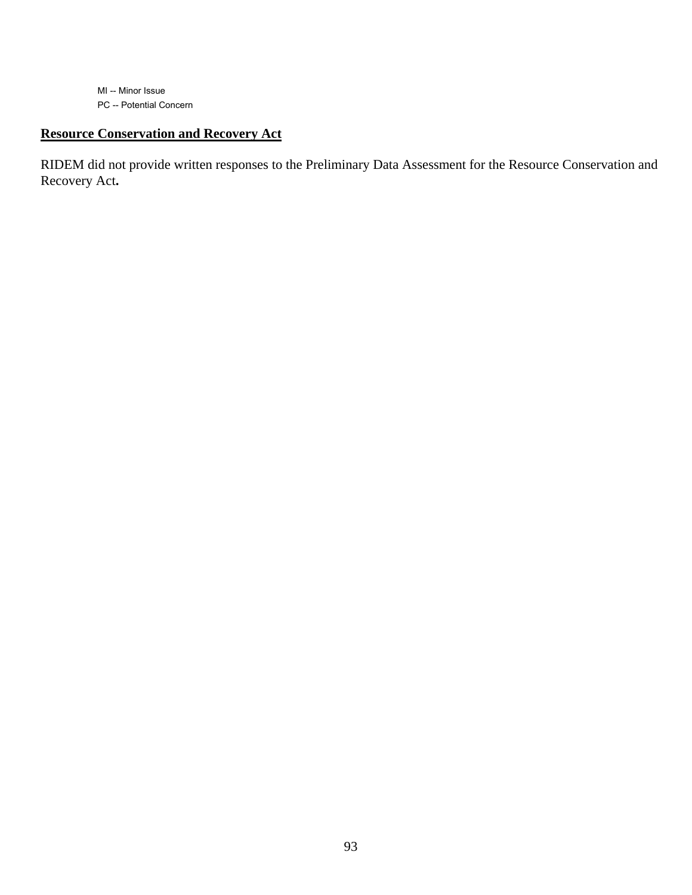MI -- Minor Issue
PC -- Potential Concern

**Resource Conservation and Recovery Act**

RIDEM did not provide written responses to the Preliminary Data Assessment for the Resource Conservation and Recovery Act**.**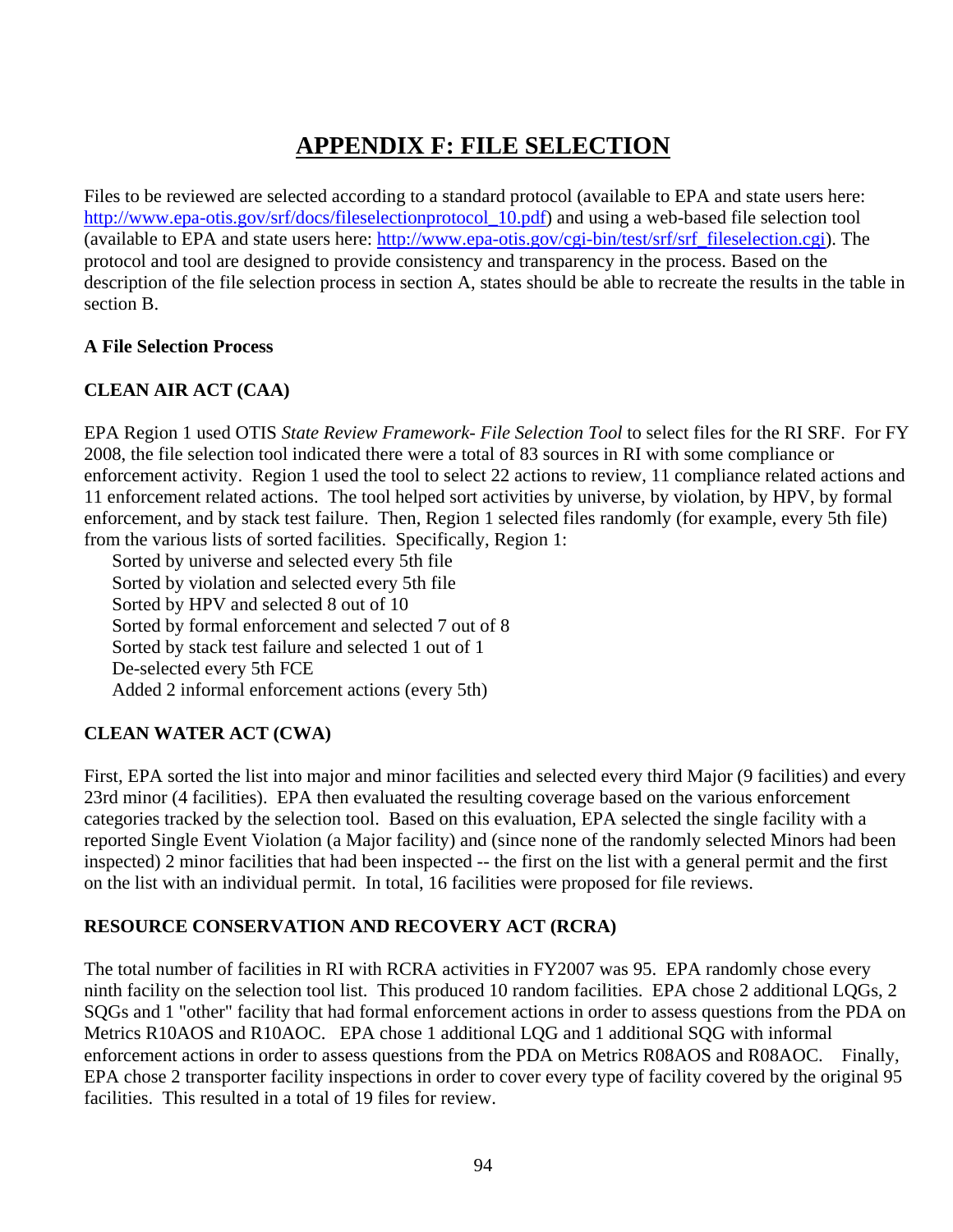# APPENDIX F: FILE SELECTION

Files to be reviewed are selected according to a standard protocol (available to EPA and state users here: [http://www.epa-otis.gov/srf/docs/fileselectionprotocol_10.pdf](http://www.epa-otis.gov/srf/docs/fileselectionprotocol_10.pdf)) and using a web-based file selection tool (available to EPA and state users here: [http://www.epa-otis.gov/cgi-bin/test/srf/srf_fileselection.cgi](http://www.epa-otis.gov/cgi-bin/test/srf/srf_fileselection.cgi)). The protocol and tool are designed to provide consistency and transparency in the process. Based on the description of the file selection process in section A, states should be able to recreate the results in the table in section B.

**A File Selection Process**

**CLEAN AIR ACT (CAA)**

EPA Region 1 used OTIS *State Review Framework- File Selection Tool* to select files for the RI SRF. For FY 2008, the file selection tool indicated there were a total of 83 sources in RI with some compliance or enforcement activity. Region 1 used the tool to select 22 actions to review, 11 compliance related actions and 11 enforcement related actions. The tool helped sort activities by universe, by violation, by HPV, by formal enforcement, and by stack test failure. Then, Region 1 selected files randomly (for example, every 5th file) from the various lists of sorted facilities. Specifically, Region 1:

Sorted by universe and selected every 5th file
Sorted by violation and selected every 5th file
Sorted by HPV and selected 8 out of 10
Sorted by formal enforcement and selected 7 out of 8
Sorted by stack test failure and selected 1 out of 1
De-selected every 5th FCE
Added 2 informal enforcement actions (every 5th)

**CLEAN WATER ACT (CWA)**

First, EPA sorted the list into major and minor facilities and selected every third Major (9 facilities) and every 23rd minor (4 facilities). EPA then evaluated the resulting coverage based on the various enforcement categories tracked by the selection tool. Based on this evaluation, EPA selected the single facility with a reported Single Event Violation (a Major facility) and (since none of the randomly selected Minors had been inspected) 2 minor facilities that had been inspected -- the first on the list with a general permit and the first on the list with an individual permit. In total, 16 facilities were proposed for file reviews.

**RESOURCE CONSERVATION AND RECOVERY ACT (RCRA)**

The total number of facilities in RI with RCRA activities in FY2007 was 95. EPA randomly chose every ninth facility on the selection tool list. This produced 10 random facilities. EPA chose 2 additional LQGs, 2 SQGs and 1 "other" facility that had formal enforcement actions in order to assess questions from the PDA on Metrics R10AOS and R10AOC. EPA chose 1 additional LQG and 1 additional SQG with informal enforcement actions in order to assess questions from the PDA on Metrics R08AOS and R08AOC. Finally, EPA chose 2 transporter facility inspections in order to cover every type of facility covered by the original 95 facilities. This resulted in a total of 19 files for review.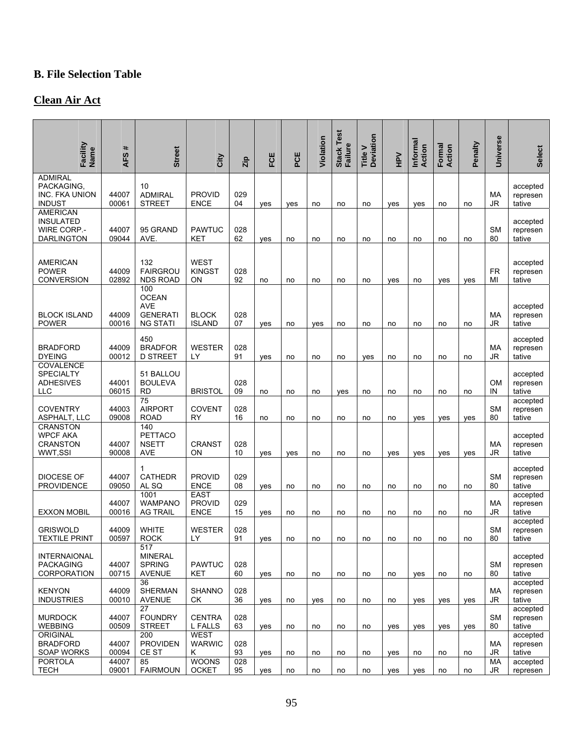## B. File Selection Table

## Clean Air Act

| Facility Name | AFS # | Street | City | Zip | FCE | PCE | Violation | Stack Test Failure | Title V Deviation | HPV | Informal Action | Formal Action | Penalty | Universe | Select |
|---|---|---|---|---|---|---|---|---|---|---|---|---|---|---|---|
| ADMIRAL PACKAGING, INC. FKA UNION INDUST | 4400700061 | 10 ADMIRAL STREET | PROVIDENCE | 02904 | yes | yes | no | no | no | yes | yes | no | no | MAJR | accepted representative |
| AMERICAN INSULATED WIRE CORP.-DARLINGTON | 4400709044 | 95 GRAND AVE. | PAWTUCKET | 02862 | yes | no | no | no | no | no | no | no | no | SM80 | accepted representative |
| AMERICAN POWER CONVERSION | 4400902892 | 132 FAIRGROUNDS ROAD | WEST KINGSTON | 02892 | no | no | no | no | no | yes | no | yes | yes | FRMI | accepted representative |
| BLOCK ISLAND POWER | 4400900016 | 100 OCEAN AVE GENERATING STATI | BLOCK ISLAND | 02807 | yes | no | yes | no | no | no | no | no | no | MAJR | accepted representative |
| BRADFORD DYEING | 4400900012 | 450 BRADFORD STREET | WESTERLY | 02891 | yes | no | no | no | yes | no | no | no | no | MAJR | accepted representative |
| COVALENCE SPECIALTY ADHESIVES LLC | 4400106015 | 51 BALLOU BOULEVARD | BRISTOL | 02809 | no | no | no | yes | no | no | no | no | no | OMIN | accepted representative |
| COVENTRY ASPHALT, LLC | 4400309008 | 75 AIRPORT ROAD | COVENTRY | 02816 | no | no | no | no | no | no | yes | yes | yes | SM80 | accepted representative |
| CRANSTON WPCF AKA CRANSTON WWT,SSI | 4400790008 | 140 PETTACONSETT AVE | CRANSTON | 02810 | yes | yes | no | no | no | yes | yes | yes | yes | MAJR | accepted representative |
| DIOCESE OF PROVIDENCE | 4400709050 | 1 CATHEDRAL SQ | PROVIDENCE | 02908 | yes | no | no | no | no | no | no | no | no | SM80 | accepted representative |
| EXXON MOBIL | 4400700016 | 1001 WAMPANOAG TRAIL | EAST PROVIDENCE | 02915 | yes | no | no | no | no | no | no | no | no | MAJR | accepted representative |
| GRISWOLD TEXTILE PRINT | 4400900597 | WHITE ROCK | WESTERLY | 02891 | yes | no | no | no | no | no | no | no | no | SM80 | accepted representative |
| INTERNAIONAL PACKAGING CORPORATION | 4400700715 | 517 MINERAL SPRING AVENUE | PAWTUCKET | 02860 | yes | no | no | no | no | no | yes | no | no | SM80 | accepted representative |
| KENYON INDUSTRIES | 4400900010 | 36 SHERMAN AVENUE | SHANNOCK | 02836 | yes | no | yes | no | no | no | yes | yes | yes | MAJR | accepted representative |
| MURDOCK WEBBING | 4400700509 | 27 FOUNDRY STREET | CENTRAL FALLS | 02863 | yes | no | no | no | no | yes | yes | yes | yes | SM80 | accepted representative |
| ORIGINAL BRADFORD SOAP WORKS | 4400700094 | 200 PROVIDENCE ST | WEST WARWICK | 02893 | yes | no | no | no | no | yes | no | no | no | MAJR | accepted representative |
| PORTOLA TECH | 4400709001 | 85 FAIRMOUN | WOONSOCKET | 02895 | yes | no | no | no | no | yes | yes | no | no | MAJR | accepted represen |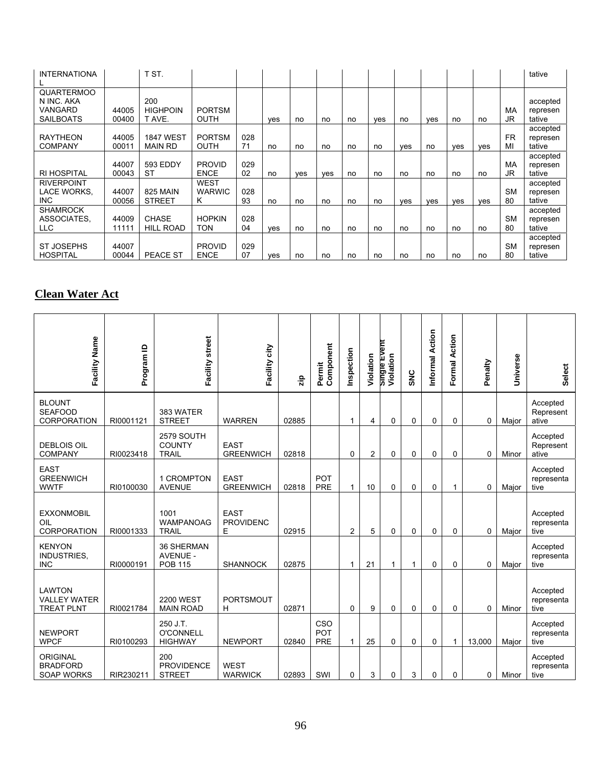| INTERNATIONAL | | T ST. | | | | | | | | | | | | | tative |
|---|---|---|---|---|---|---|---|---|---|---|---|---|---|---|---|
| QUARTERMOON INC. AKA VANGARD SAILBOATS | 4400500400 | 200 HIGHPOINT AVE. | PORTSMOUTH | | yes | no | no | no | yes | no | yes | no | no | MA JR | accepted representative |
| RAYTHEON COMPANY | 4400500011 | 1847 WEST MAIN RD | PORTSMOUTH | 02871 | no | no | no | no | no | yes | no | yes | yes | FR MI | accepted representative |
| RI HOSPITAL | 4400700043 | 593 EDDY ST | PROVIDENCE | 02902 | no | yes | yes | no | no | no | no | no | no | MA JR | accepted representative |
| RIVERPOINT LACE WORKS, INC | 4400700056 | 825 MAIN STREET | WEST WARWICK | 02893 | no | no | no | no | no | yes | yes | yes | yes | SM 80 | accepted representative |
| SHAMROCK ASSOCIATES, LLC | 4400911111 | CHASE HILL ROAD | HOPKINTON | 02804 | yes | no | no | no | no | no | no | no | no | SM 80 | accepted representative |
| ST JOSEPHS HOSPITAL | 4400700044 | PEACE ST | PROVIDENCE | 02907 | yes | no | no | no | no | no | no | no | no | SM 80 | accepted representative |

## Clean Water Act

| Facility Name | Program ID | Facility street | Facility city | zip | Permit Component | Inspection | Violation | Single Event Violation | SNC | Informal Action | Formal Action | Penalty | Universe | Select |
|---|---|---|---|---|---|---|---|---|---|---|---|---|---|---|
| BLOUNT SEAFOOD CORPORATION | RI0001121 | 383 WATER STREET | WARREN | 02885 | | 1 | 4 | 0 | 0 | 0 | 0 | 0 | Major | Accepted Representative |
| DEBLOIS OIL COMPANY | RI0023418 | 2579 SOUTH COUNTY TRAIL | EAST GREENWICH | 02818 | | 0 | 2 | 0 | 0 | 0 | 0 | 0 | Minor | Accepted Representative |
| EAST GREENWICH WWTF | RI0100030 | 1 CROMPTON AVENUE | EAST GREENWICH | 02818 | POT PRE | 1 | 10 | 0 | 0 | 0 | 1 | 0 | Major | Accepted representative |
| EXXONMOBIL OIL CORPORATION | RI0001333 | 1001 WAMPANOAG TRAIL | EAST PROVIDENCE | 02915 | | 2 | 5 | 0 | 0 | 0 | 0 | 0 | Major | Accepted representative |
| KENYON INDUSTRIES, INC | RI0000191 | 36 SHERMAN AVENUE - POB 115 | SHANNOCK | 02875 | | 1 | 21 | 1 | 1 | 0 | 0 | 0 | Major | Accepted representative |
| LAWTON VALLEY WATER TREAT PLNT | RI0021784 | 2200 WEST MAIN ROAD | PORTSMOUTH | 02871 | | 0 | 9 | 0 | 0 | 0 | 0 | 0 | Minor | Accepted representative |
| NEWPORT WPCF | RI0100293 | 250 J.T. O'CONNELL HIGHWAY | NEWPORT | 02840 | CSO POT PRE | 1 | 25 | 0 | 0 | 0 | 1 | 13,000 | Major | Accepted representative |
| ORIGINAL BRADFORD SOAP WORKS | RIR230211 | 200 PROVIDENCE STREET | WEST WARWICK | 02893 | SWI | 0 | 3 | 0 | 3 | 0 | 0 | 0 | Minor | Accepted representative |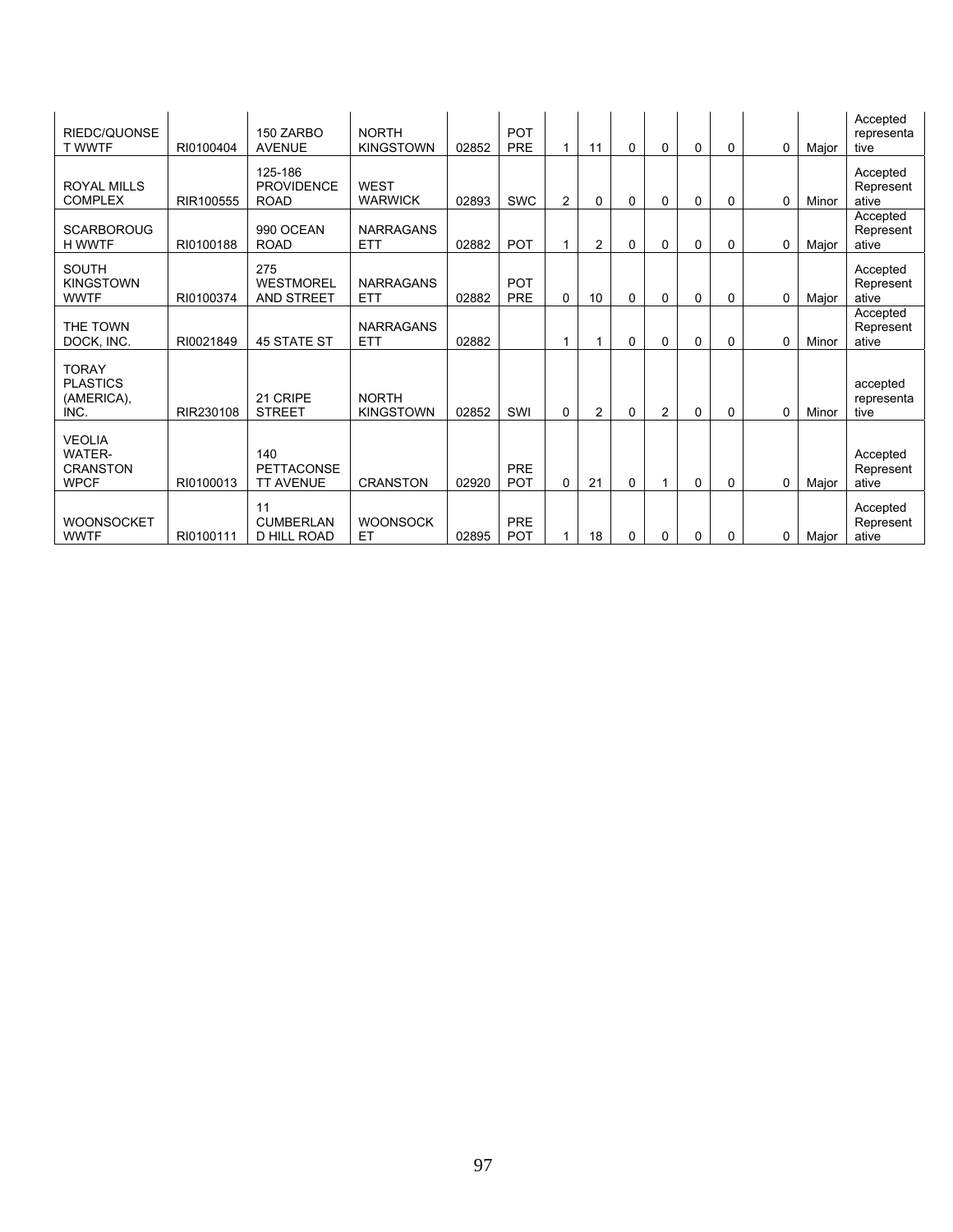| | | | | | | | | | | | | | | |
|---|---|---|---|---|---|---|---|---|---|---|---|---|---|---|
| RIEDC/QUONSET WWTF | RI0100404 | 150 ZARBO AVENUE | NORTH KINGSTOWN | 02852 | POT PRE | 1 | 11 | 0 | 0 | 0 | 0 | 0 | Major | Accepted representative |
| ROYAL MILLS COMPLEX | RIR100555 | 125-186 PROVIDENCE ROAD | WEST WARWICK | 02893 | SWC | 2 | 0 | 0 | 0 | 0 | 0 | 0 | Minor | Accepted Representative |
| SCARBOROUGH WWTF | RI0100188 | 990 OCEAN ROAD | NARRAGANSETT | 02882 | POT | 1 | 2 | 0 | 0 | 0 | 0 | 0 | Major | Accepted Representative |
| SOUTH KINGSTOWN WWTF | RI0100374 | 275 WESTMORELAND STREET | NARRAGANSETT | 02882 | POT PRE | 0 | 10 | 0 | 0 | 0 | 0 | 0 | Major | Accepted Representative |
| THE TOWN DOCK, INC. | RI0021849 | 45 STATE ST | NARRAGANSETT | 02882 | | 1 | 1 | 0 | 0 | 0 | 0 | 0 | Minor | Accepted Representative |
| TORAY PLASTICS (AMERICA), INC. | RIR230108 | 21 CRIPE STREET | NORTH KINGSTOWN | 02852 | SWI | 0 | 2 | 0 | 2 | 0 | 0 | 0 | Minor | accepted representative |
| VEOLIA WATER-CRANSTON WPCF | RI0100013 | 140 PETTACONSETT AVENUE | CRANSTON | 02920 | PRE POT | 0 | 21 | 0 | 1 | 0 | 0 | 0 | Major | Accepted Representative |
| WOONSOCKET WWTF | RI0100111 | 11 CUMBERLAND HILL ROAD | WOONSOCKET | 02895 | PRE POT | 1 | 18 | 0 | 0 | 0 | 0 | 0 | Major | Accepted Representative |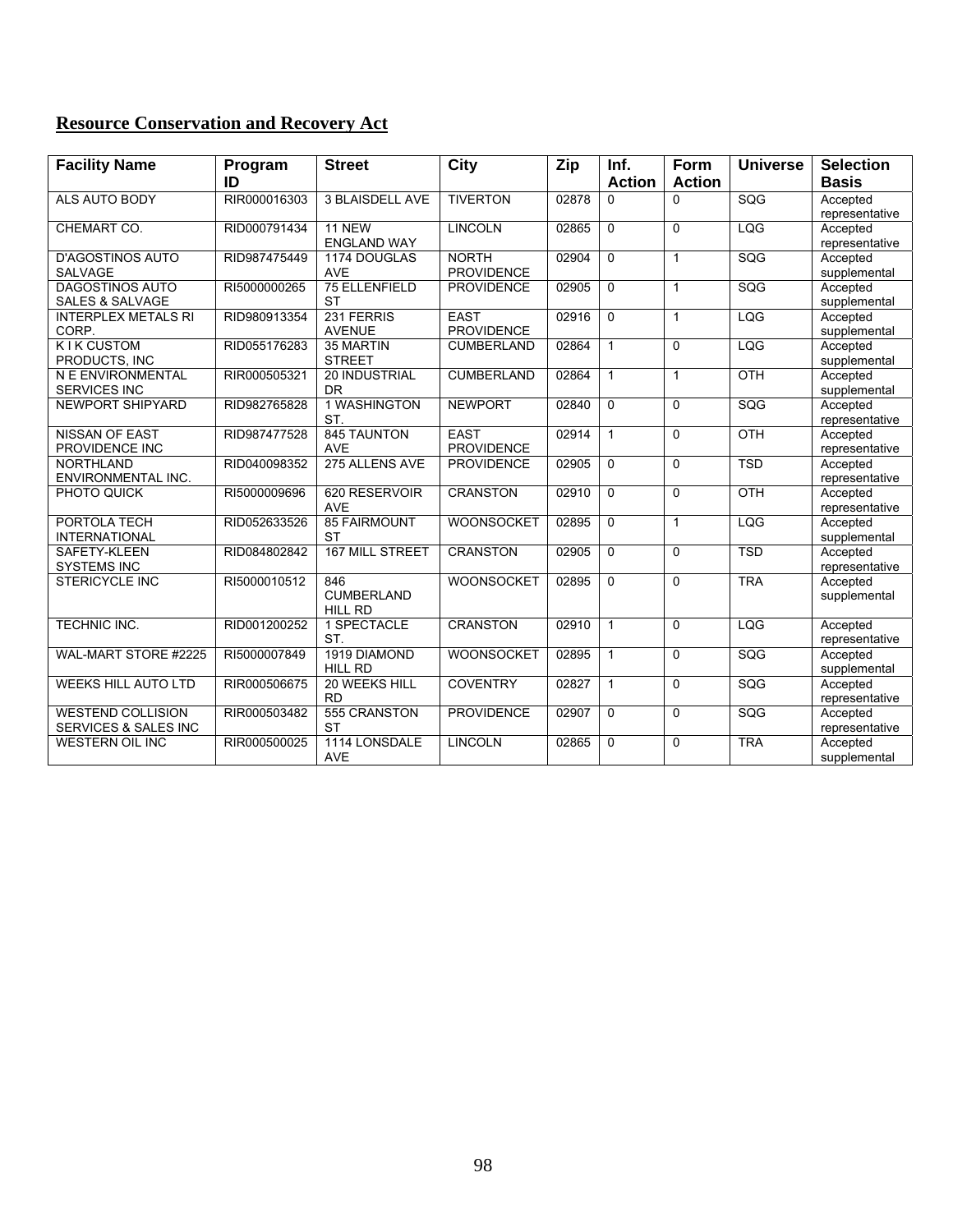**Resource Conservation and Recovery Act**

| Facility Name | Program ID | Street | City | Zip | Inf. Action | Form Action | Universe | Selection Basis |
|---|---|---|---|---|---|---|---|---|
| ALS AUTO BODY | RIR000016303 | 3 BLAISDELL AVE | TIVERTON | 02878 | 0 | 0 | SQG | Accepted representative |
| CHEMART CO. | RID000791434 | 11 NEW ENGLAND WAY | LINCOLN | 02865 | 0 | 0 | LQG | Accepted representative |
| D'AGOSTINOS AUTO SALVAGE | RID987475449 | 1174 DOUGLAS AVE | NORTH PROVIDENCE | 02904 | 0 | 1 | SQG | Accepted supplemental |
| DAGOSTINOS AUTO SALES & SALVAGE | RI5000000265 | 75 ELLENFIELD ST | PROVIDENCE | 02905 | 0 | 1 | SQG | Accepted supplemental |
| INTERPLEX METALS RI CORP. | RID980913354 | 231 FERRIS AVENUE | EAST PROVIDENCE | 02916 | 0 | 1 | LQG | Accepted supplemental |
| K I K CUSTOM PRODUCTS, INC | RID055176283 | 35 MARTIN STREET | CUMBERLAND | 02864 | 1 | 0 | LQG | Accepted supplemental |
| N E ENVIRONMENTAL SERVICES INC | RIR000505321 | 20 INDUSTRIAL DR | CUMBERLAND | 02864 | 1 | 1 | OTH | Accepted supplemental |
| NEWPORT SHIPYARD | RID982765828 | 1 WASHINGTON ST. | NEWPORT | 02840 | 0 | 0 | SQG | Accepted representative |
| NISSAN OF EAST PROVIDENCE INC | RID987477528 | 845 TAUNTON AVE | EAST PROVIDENCE | 02914 | 1 | 0 | OTH | Accepted representative |
| NORTHLAND ENVIRONMENTAL INC. | RID040098352 | 275 ALLENS AVE | PROVIDENCE | 02905 | 0 | 0 | TSD | Accepted representative |
| PHOTO QUICK | RI5000009696 | 620 RESERVOIR AVE | CRANSTON | 02910 | 0 | 0 | OTH | Accepted representative |
| PORTOLA TECH INTERNATIONAL | RID052633526 | 85 FAIRMOUNT ST | WOONSOCKET | 02895 | 0 | 1 | LQG | Accepted supplemental |
| SAFETY-KLEEN SYSTEMS INC | RID084802842 | 167 MILL STREET | CRANSTON | 02905 | 0 | 0 | TSD | Accepted representative |
| STERICYCLE INC | RI5000010512 | 846 CUMBERLAND HILL RD | WOONSOCKET | 02895 | 0 | 0 | TRA | Accepted supplemental |
| TECHNIC INC. | RID001200252 | 1 SPECTACLE ST. | CRANSTON | 02910 | 1 | 0 | LQG | Accepted representative |
| WAL-MART STORE #2225 | RI5000007849 | 1919 DIAMOND HILL RD | WOONSOCKET | 02895 | 1 | 0 | SQG | Accepted supplemental |
| WEEKS HILL AUTO LTD | RIR000506675 | 20 WEEKS HILL RD | COVENTRY | 02827 | 1 | 0 | SQG | Accepted representative |
| WESTEND COLLISION SERVICES & SALES INC | RIR000503482 | 555 CRANSTON ST | PROVIDENCE | 02907 | 0 | 0 | SQG | Accepted representative |
| WESTERN OIL INC | RIR000500025 | 1114 LONSDALE AVE | LINCOLN | 02865 | 0 | 0 | TRA | Accepted supplemental |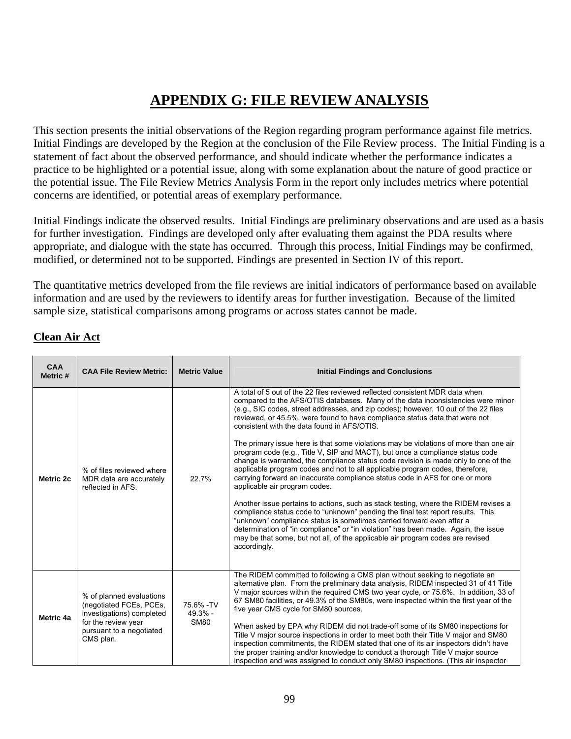# APPENDIX G: FILE REVIEW ANALYSIS

This section presents the initial observations of the Region regarding program performance against file metrics. Initial Findings are developed by the Region at the conclusion of the File Review process. The Initial Finding is a statement of fact about the observed performance, and should indicate whether the performance indicates a practice to be highlighted or a potential issue, along with some explanation about the nature of good practice or the potential issue. The File Review Metrics Analysis Form in the report only includes metrics where potential concerns are identified, or potential areas of exemplary performance.

Initial Findings indicate the observed results. Initial Findings are preliminary observations and are used as a basis for further investigation. Findings are developed only after evaluating them against the PDA results where appropriate, and dialogue with the state has occurred. Through this process, Initial Findings may be confirmed, modified, or determined not to be supported. Findings are presented in Section IV of this report.

The quantitative metrics developed from the file reviews are initial indicators of performance based on available information and are used by the reviewers to identify areas for further investigation. Because of the limited sample size, statistical comparisons among programs or across states cannot be made.

**Clean Air Act**

| CAA Metric # | CAA File Review Metric: | Metric Value | Initial Findings and Conclusions |
|---|---|---|---|
| **Metric 2c** | % of files reviewed where MDR data are accurately reflected in AFS. | 22.7% | A total of 5 out of the 22 files reviewed reflected consistent MDR data when compared to the AFS/OTIS databases. Many of the data inconsistencies were minor (e.g., SIC codes, street addresses, and zip codes); however, 10 out of the 22 files reviewed, or 45.5%, were found to have compliance status data that were not consistent with the data found in AFS/OTIS.<br><br>The primary issue here is that some violations may be violations of more than one air program code (e.g., Title V, SIP and MACT), but once a compliance status code change is warranted, the compliance status code revision is made only to one of the applicable program codes and not to all applicable program codes, therefore, carrying forward an inaccurate compliance status code in AFS for one or more applicable air program codes.<br><br>Another issue pertains to actions, such as stack testing, where the RIDEM revises a compliance status code to "unknown" pending the final test report results. This "unknown" compliance status is sometimes carried forward even after a determination of "in compliance" or "in violation" has been made. Again, the issue may be that some, but not all, of the applicable air program codes are revised accordingly. |
| **Metric 4a** | % of planned evaluations (negotiated FCEs, PCEs, investigations) completed for the review year pursuant to a negotiated CMS plan. | 75.6% -TV<br>49.3% - SM80 | The RIDEM committed to following a CMS plan without seeking to negotiate an alternative plan. From the preliminary data analysis, RIDEM inspected 31 of 41 Title V major sources within the required CMS two year cycle, or 75.6%. In addition, 33 of 67 SM80 facilities, or 49.3% of the SM80s, were inspected within the first year of the five year CMS cycle for SM80 sources.<br><br>When asked by EPA why RIDEM did not trade-off some of its SM80 inspections for Title V major source inspections in order to meet both their Title V major and SM80 inspection commitments, the RIDEM stated that one of its air inspectors didn't have the proper training and/or knowledge to conduct a thorough Title V major source inspection and was assigned to conduct only SM80 inspections. (This air inspector |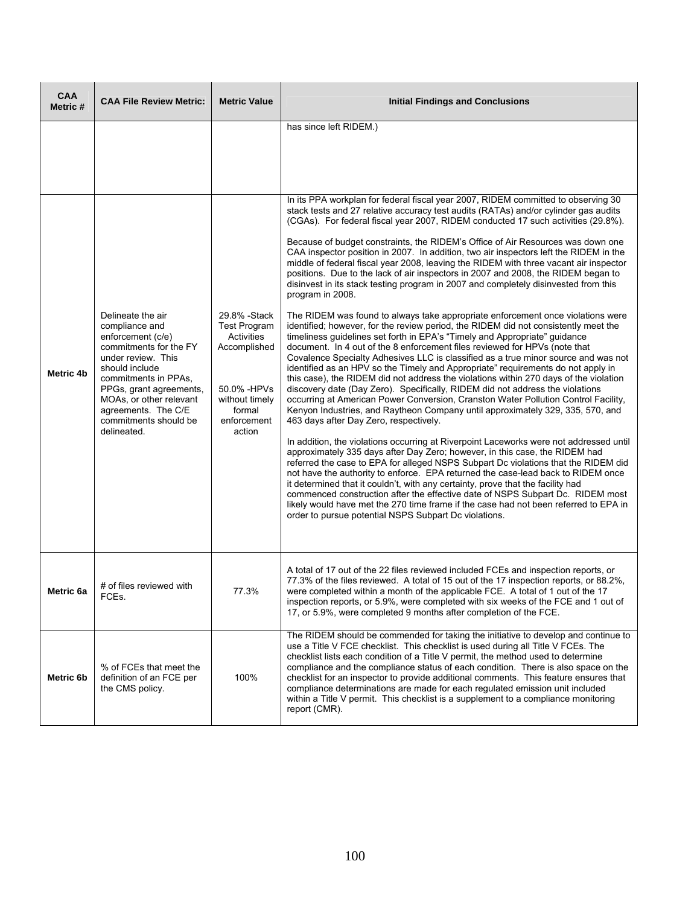| CAA Metric # | CAA File Review Metric: | Metric Value | Initial Findings and Conclusions |
|---|---|---|---|
| | | | has since left RIDEM.) |
| Metric 4b | Delineate the air compliance and enforcement (c/e) commitments for the FY under review. This should include commitments in PPAs, PPGs, grant agreements, MOAs, or other relevant agreements. The C/E commitments should be delineated. | 29.8% -Stack Test Program Activities Accomplished<br><br>50.0% -HPVs without timely formal enforcement action | In its PPA workplan for federal fiscal year 2007, RIDEM committed to observing 30 stack tests and 27 relative accuracy test audits (RATAs) and/or cylinder gas audits (CGAs). For federal fiscal year 2007, RIDEM conducted 17 such activities (29.8%).<br><br>Because of budget constraints, the RIDEM's Office of Air Resources was down one CAA inspector position in 2007. In addition, two air inspectors left the RIDEM in the middle of federal fiscal year 2008, leaving the RIDEM with three vacant air inspector positions. Due to the lack of air inspectors in 2007 and 2008, the RIDEM began to disinvest in its stack testing program in 2007 and completely disinvested from this program in 2008.<br><br>The RIDEM was found to always take appropriate enforcement once violations were identified; however, for the review period, the RIDEM did not consistently meet the timeliness guidelines set forth in EPA's "Timely and Appropriate" guidance document. In 4 out of the 8 enforcement files reviewed for HPVs (note that Covalence Specialty Adhesives LLC is classified as a true minor source and was not identified as an HPV so the Timely and Appropriate" requirements do not apply in this case), the RIDEM did not address the violations within 270 days of the violation discovery date (Day Zero). Specifically, RIDEM did not address the violations occurring at American Power Conversion, Cranston Water Pollution Control Facility, Kenyon Industries, and Raytheon Company until approximately 329, 335, 570, and 463 days after Day Zero, respectively.<br><br>In addition, the violations occurring at Riverpoint Laceworks were not addressed until approximately 335 days after Day Zero; however, in this case, the RIDEM had referred the case to EPA for alleged NSPS Subpart Dc violations that the RIDEM did not have the authority to enforce. EPA returned the case-lead back to RIDEM once it determined that it couldn't, with any certainty, prove that the facility had commenced construction after the effective date of NSPS Subpart Dc. RIDEM most likely would have met the 270 time frame if the case had not been referred to EPA in order to pursue potential NSPS Subpart Dc violations. |
| Metric 6a | # of files reviewed with FCEs. | 77.3% | A total of 17 out of the 22 files reviewed included FCEs and inspection reports, or 77.3% of the files reviewed. A total of 15 out of the 17 inspection reports, or 88.2%, were completed within a month of the applicable FCE. A total of 1 out of the 17 inspection reports, or 5.9%, were completed with six weeks of the FCE and 1 out of 17, or 5.9%, were completed 9 months after completion of the FCE. |
| Metric 6b | % of FCEs that meet the definition of an FCE per the CMS policy. | 100% | The RIDEM should be commended for taking the initiative to develop and continue to use a Title V FCE checklist. This checklist is used during all Title V FCEs. The checklist lists each condition of a Title V permit, the method used to determine compliance and the compliance status of each condition. There is also space on the checklist for an inspector to provide additional comments. This feature ensures that compliance determinations are made for each regulated emission unit included within a Title V permit. This checklist is a supplement to a compliance monitoring report (CMR). |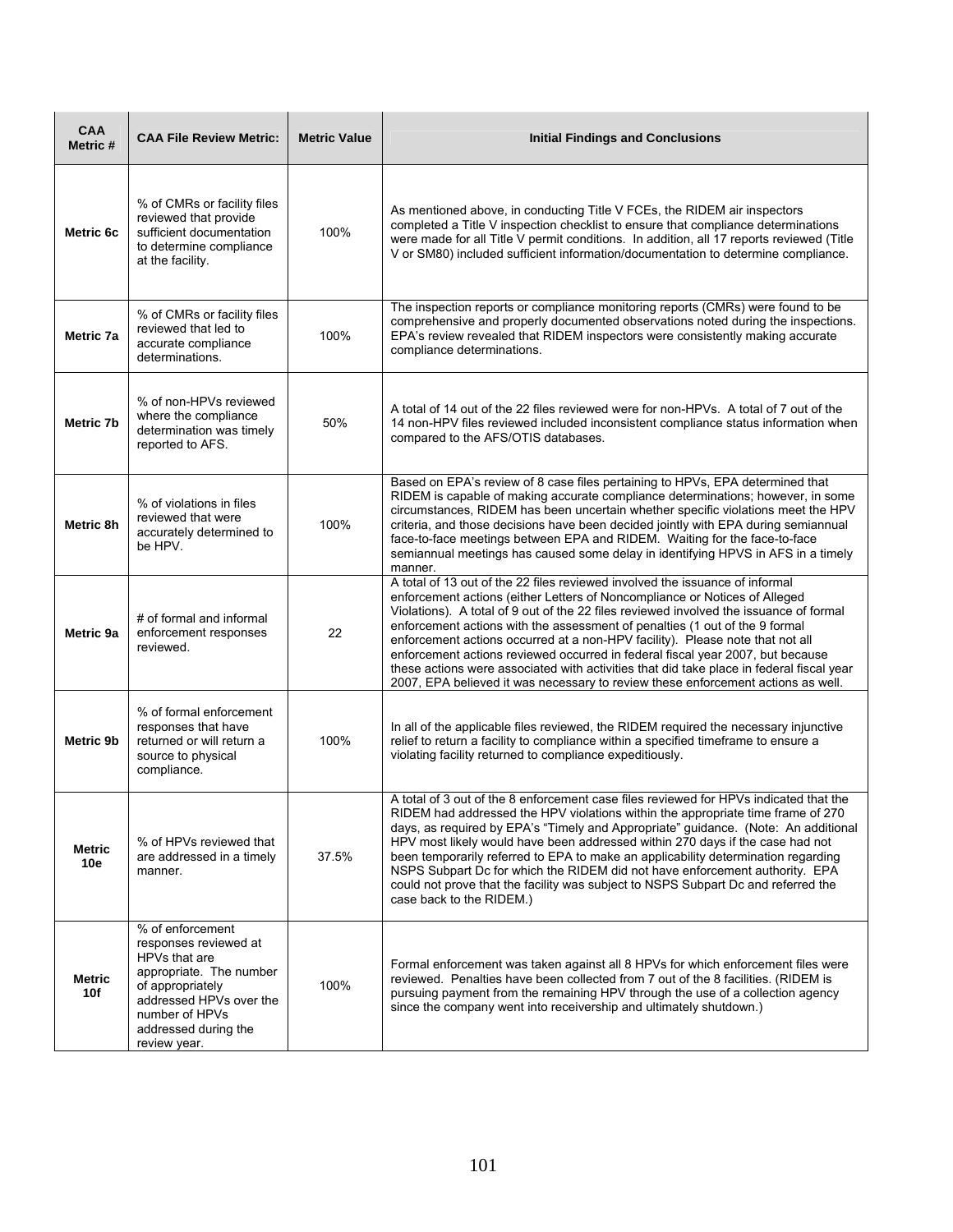| CAA Metric # | CAA File Review Metric: | Metric Value | Initial Findings and Conclusions |
|---|---|---|---|
| **Metric 6c** | % of CMRs or facility files reviewed that provide sufficient documentation to determine compliance at the facility. | 100% | As mentioned above, in conducting Title V FCEs, the RIDEM air inspectors completed a Title V inspection checklist to ensure that compliance determinations were made for all Title V permit conditions. In addition, all 17 reports reviewed (Title V or SM80) included sufficient information/documentation to determine compliance. |
| **Metric 7a** | % of CMRs or facility files reviewed that led to accurate compliance determinations. | 100% | The inspection reports or compliance monitoring reports (CMRs) were found to be comprehensive and properly documented observations noted during the inspections. EPA's review revealed that RIDEM inspectors were consistently making accurate compliance determinations. |
| **Metric 7b** | % of non-HPVs reviewed where the compliance determination was timely reported to AFS. | 50% | A total of 14 out of the 22 files reviewed were for non-HPVs. A total of 7 out of the 14 non-HPV files reviewed included inconsistent compliance status information when compared to the AFS/OTIS databases. |
| **Metric 8h** | % of violations in files reviewed that were accurately determined to be HPV. | 100% | Based on EPA's review of 8 case files pertaining to HPVs, EPA determined that RIDEM is capable of making accurate compliance determinations; however, in some circumstances, RIDEM has been uncertain whether specific violations meet the HPV criteria, and those decisions have been decided jointly with EPA during semiannual face-to-face meetings between EPA and RIDEM. Waiting for the face-to-face semiannual meetings has caused some delay in identifying HPVS in AFS in a timely manner. |
| **Metric 9a** | # of formal and informal enforcement responses reviewed. | 22 | A total of 13 out of the 22 files reviewed involved the issuance of informal enforcement actions (either Letters of Noncompliance or Notices of Alleged Violations). A total of 9 out of the 22 files reviewed involved the issuance of formal enforcement actions with the assessment of penalties (1 out of the 9 formal enforcement actions occurred at a non-HPV facility). Please note that not all enforcement actions reviewed occurred in federal fiscal year 2007, but because these actions were associated with activities that did take place in federal fiscal year 2007, EPA believed it was necessary to review these enforcement actions as well. |
| **Metric 9b** | % of formal enforcement responses that have returned or will return a source to physical compliance. | 100% | In all of the applicable files reviewed, the RIDEM required the necessary injunctive relief to return a facility to compliance within a specified timeframe to ensure a violating facility returned to compliance expeditiously. |
| **Metric 10e** | % of HPVs reviewed that are addressed in a timely manner. | 37.5% | A total of 3 out of the 8 enforcement case files reviewed for HPVs indicated that the RIDEM had addressed the HPV violations within the appropriate time frame of 270 days, as required by EPA's "Timely and Appropriate" guidance. (Note: An additional HPV most likely would have been addressed within 270 days if the case had not been temporarily referred to EPA to make an applicability determination regarding NSPS Subpart Dc for which the RIDEM did not have enforcement authority. EPA could not prove that the facility was subject to NSPS Subpart Dc and referred the case back to the RIDEM.) |
| **Metric 10f** | % of enforcement responses reviewed at HPVs that are appropriate. The number of appropriately addressed HPVs over the number of HPVs addressed during the review year. | 100% | Formal enforcement was taken against all 8 HPVs for which enforcement files were reviewed. Penalties have been collected from 7 out of the 8 facilities. (RIDEM is pursuing payment from the remaining HPV through the use of a collection agency since the company went into receivership and ultimately shutdown.) |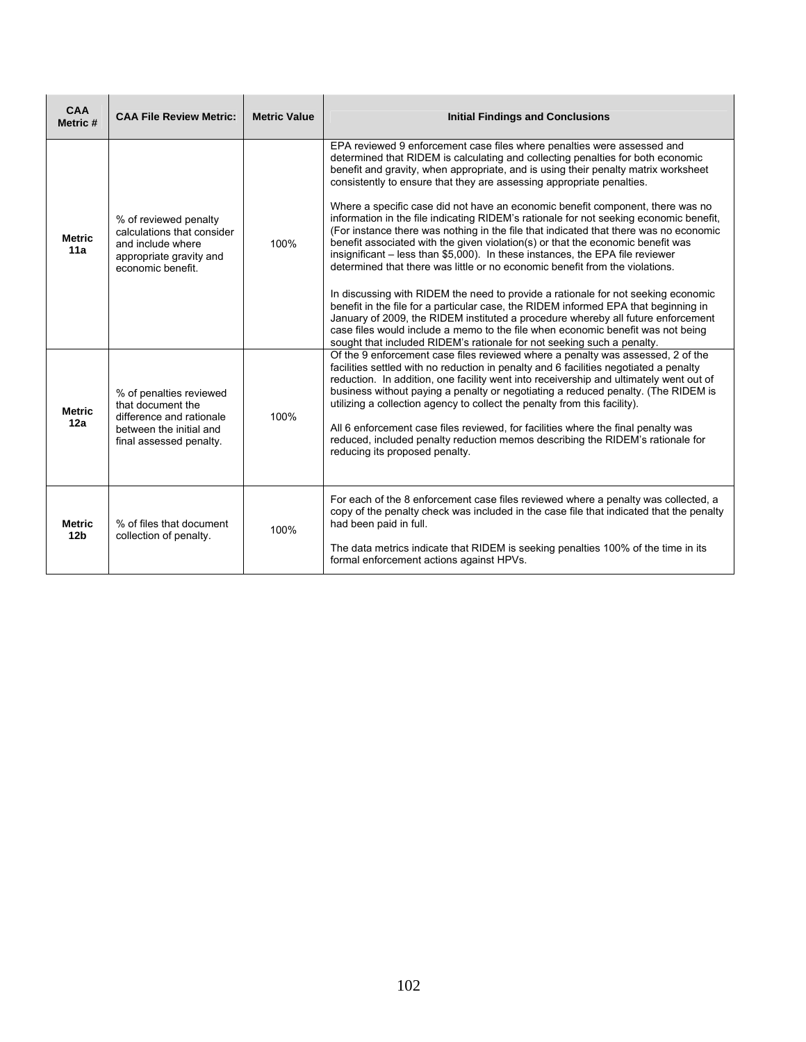| CAA Metric # | CAA File Review Metric: | Metric Value | Initial Findings and Conclusions |
|---|---|---|---|
| **Metric 11a** | % of reviewed penalty calculations that consider and include where appropriate gravity and economic benefit. | 100% | EPA reviewed 9 enforcement case files where penalties were assessed and determined that RIDEM is calculating and collecting penalties for both economic benefit and gravity, when appropriate, and is using their penalty matrix worksheet consistently to ensure that they are assessing appropriate penalties.<br><br>Where a specific case did not have an economic benefit component, there was no information in the file indicating RIDEM's rationale for not seeking economic benefit, (For instance there was nothing in the file that indicated that there was no economic benefit associated with the given violation(s) or that the economic benefit was insignificant – less than $5,000). In these instances, the EPA file reviewer determined that there was little or no economic benefit from the violations.<br><br>In discussing with RIDEM the need to provide a rationale for not seeking economic benefit in the file for a particular case, the RIDEM informed EPA that beginning in January of 2009, the RIDEM instituted a procedure whereby all future enforcement case files would include a memo to the file when economic benefit was not being sought that included RIDEM's rationale for not seeking such a penalty. |
| **Metric 12a** | % of penalties reviewed that document the difference and rationale between the initial and final assessed penalty. | 100% | Of the 9 enforcement case files reviewed where a penalty was assessed, 2 of the facilities settled with no reduction in penalty and 6 facilities negotiated a penalty reduction. In addition, one facility went into receivership and ultimately went out of business without paying a penalty or negotiating a reduced penalty. (The RIDEM is utilizing a collection agency to collect the penalty from this facility).<br><br>All 6 enforcement case files reviewed, for facilities where the final penalty was reduced, included penalty reduction memos describing the RIDEM's rationale for reducing its proposed penalty. |
| **Metric 12b** | % of files that document collection of penalty. | 100% | For each of the 8 enforcement case files reviewed where a penalty was collected, a copy of the penalty check was included in the case file that indicated that the penalty had been paid in full.<br><br>The data metrics indicate that RIDEM is seeking penalties 100% of the time in its formal enforcement actions against HPVs. |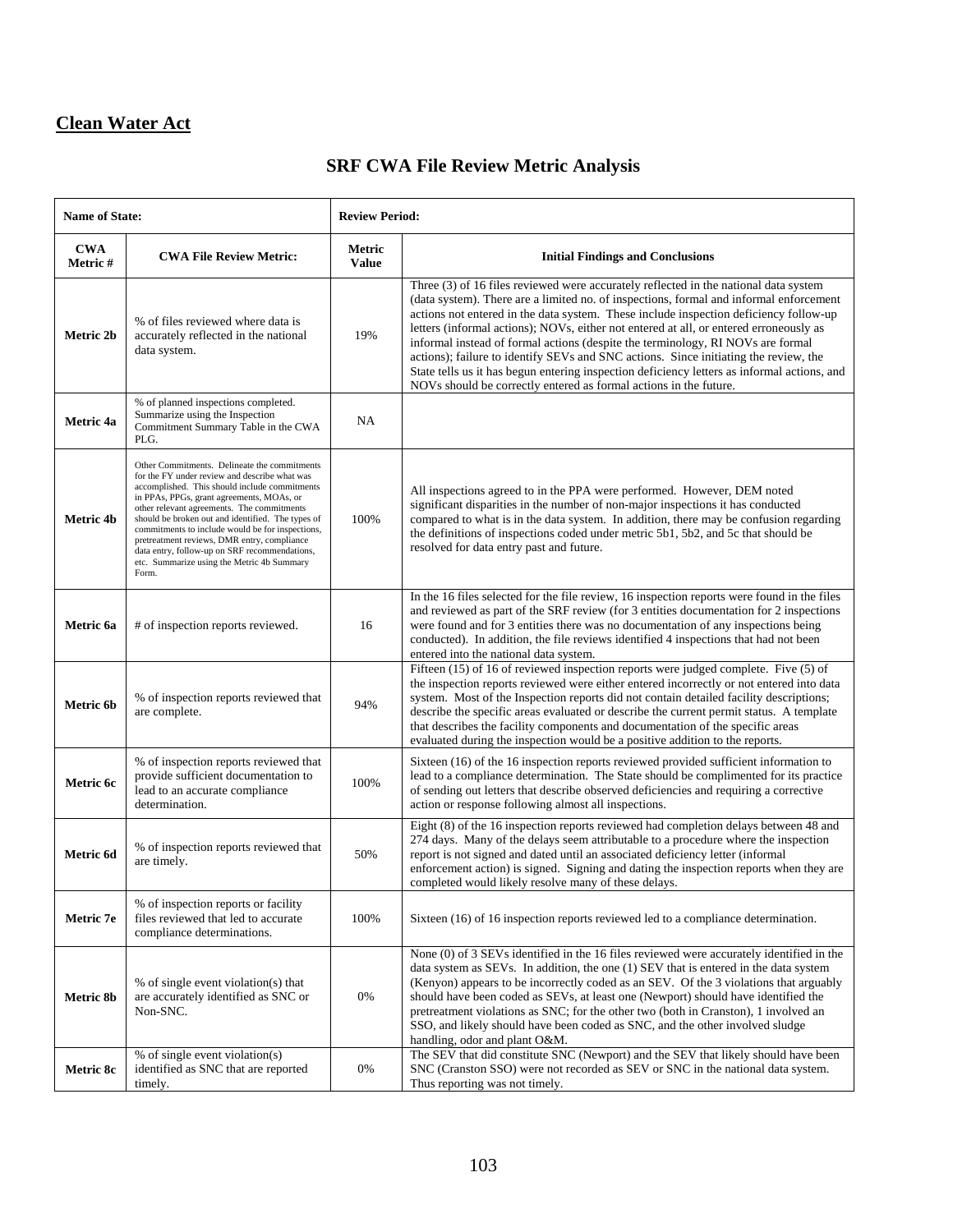## Clean Water Act

# SRF CWA File Review Metric Analysis

| Name of State: | | Review Period: | |
|---|---|---|---|
| **CWA Metric #** | **CWA File Review Metric:** | **Metric Value** | **Initial Findings and Conclusions** |
| **Metric 2b** | % of files reviewed where data is accurately reflected in the national data system. | 19% | Three (3) of 16 files reviewed were accurately reflected in the national data system (data system). There are a limited no. of inspections, formal and informal enforcement actions not entered in the data system. These include inspection deficiency follow-up letters (informal actions); NOVs, either not entered at all, or entered erroneously as informal instead of formal actions (despite the terminology, RI NOVs are formal actions); failure to identify SEVs and SNC actions. Since initiating the review, the State tells us it has begun entering inspection deficiency letters as informal actions, and NOVs should be correctly entered as formal actions in the future. |
| **Metric 4a** | % of planned inspections completed. Summarize using the Inspection Commitment Summary Table in the CWA PLG. | NA | |
| **Metric 4b** | Other Commitments. Delineate the commitments for the FY under review and describe what was accomplished. This should include commitments in PPAs, PPGs, grant agreements, MOAs, or other relevant agreements. The commitments should be broken out and identified. The types of commitments to include would be for inspections, pretreatment reviews, DMR entry, compliance data entry, follow-up on SRF recommendations, etc. Summarize using the Metric 4b Summary Form. | 100% | All inspections agreed to in the PPA were performed. However, DEM noted significant disparities in the number of non-major inspections it has conducted compared to what is in the data system. In addition, there may be confusion regarding the definitions of inspections coded under metric 5b1, 5b2, and 5c that should be resolved for data entry past and future. |
| **Metric 6a** | # of inspection reports reviewed. | 16 | In the 16 files selected for the file review, 16 inspection reports were found in the files and reviewed as part of the SRF review (for 3 entities documentation for 2 inspections were found and for 3 entities there was no documentation of any inspections being conducted). In addition, the file reviews identified 4 inspections that had not been entered into the national data system. |
| **Metric 6b** | % of inspection reports reviewed that are complete. | 94% | Fifteen (15) of 16 of reviewed inspection reports were judged complete. Five (5) of the inspection reports reviewed were either entered incorrectly or not entered into data system. Most of the Inspection reports did not contain detailed facility descriptions; describe the specific areas evaluated or describe the current permit status. A template that describes the facility components and documentation of the specific areas evaluated during the inspection would be a positive addition to the reports. |
| **Metric 6c** | % of inspection reports reviewed that provide sufficient documentation to lead to an accurate compliance determination. | 100% | Sixteen (16) of the 16 inspection reports reviewed provided sufficient information to lead to a compliance determination. The State should be complimented for its practice of sending out letters that describe observed deficiencies and requiring a corrective action or response following almost all inspections. |
| **Metric 6d** | % of inspection reports reviewed that are timely. | 50% | Eight (8) of the 16 inspection reports reviewed had completion delays between 48 and 274 days. Many of the delays seem attributable to a procedure where the inspection report is not signed and dated until an associated deficiency letter (informal enforcement action) is signed. Signing and dating the inspection reports when they are completed would likely resolve many of these delays. |
| **Metric 7e** | % of inspection reports or facility files reviewed that led to accurate compliance determinations. | 100% | Sixteen (16) of 16 inspection reports reviewed led to a compliance determination. |
| **Metric 8b** | % of single event violation(s) that are accurately identified as SNC or Non-SNC. | 0% | None (0) of 3 SEVs identified in the 16 files reviewed were accurately identified in the data system as SEVs. In addition, the one (1) SEV that is entered in the data system (Kenyon) appears to be incorrectly coded as an SEV. Of the 3 violations that arguably should have been coded as SEVs, at least one (Newport) should have identified the pretreatment violations as SNC; for the other two (both in Cranston), 1 involved an SSO, and likely should have been coded as SNC, and the other involved sludge handling, odor and plant O&M. |
| **Metric 8c** | % of single event violation(s) identified as SNC that are reported timely. | 0% | The SEV that did constitute SNC (Newport) and the SEV that likely should have been SNC (Cranston SSO) were not recorded as SEV or SNC in the national data system. Thus reporting was not timely. |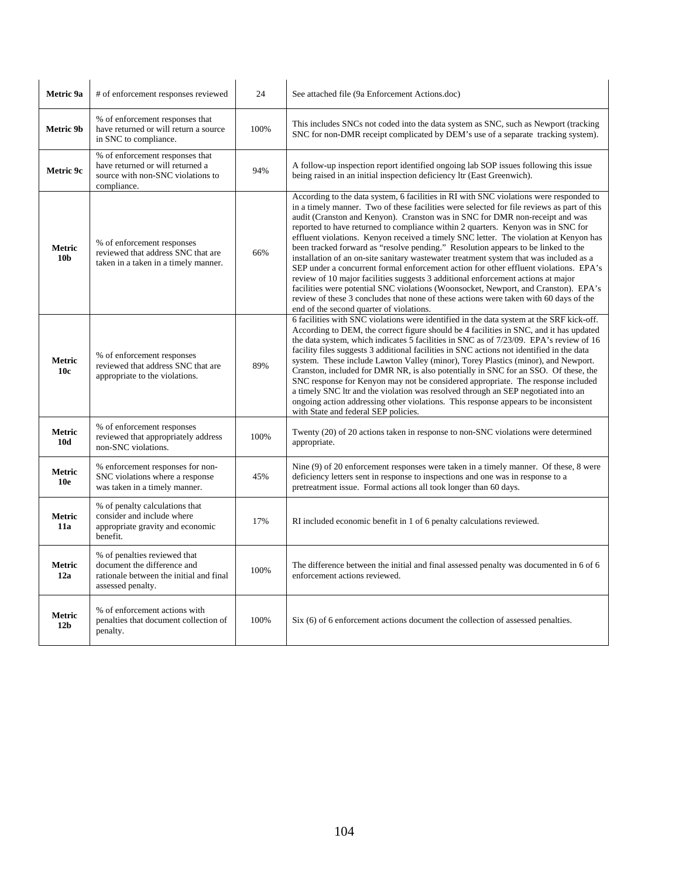| | | | |
|---|---|---|---|
| **Metric 9a** | # of enforcement responses reviewed | 24 | See attached file (9a Enforcement Actions.doc) |
| **Metric 9b** | % of enforcement responses that have returned or will return a source in SNC to compliance. | 100% | This includes SNCs not coded into the data system as SNC, such as Newport (tracking SNC for non-DMR receipt complicated by DEM's use of a separate tracking system). |
| **Metric 9c** | % of enforcement responses that have returned or will returned a source with non-SNC violations to compliance. | 94% | A follow-up inspection report identified ongoing lab SOP issues following this issue being raised in an initial inspection deficiency ltr (East Greenwich). |
| **Metric 10b** | % of enforcement responses reviewed that address SNC that are taken in a taken in a timely manner. | 66% | According to the data system, 6 facilities in RI with SNC violations were responded to in a timely manner. Two of these facilities were selected for file reviews as part of this audit (Cranston and Kenyon). Cranston was in SNC for DMR non-receipt and was reported to have returned to compliance within 2 quarters. Kenyon was in SNC for effluent violations. Kenyon received a timely SNC letter. The violation at Kenyon has been tracked forward as "resolve pending." Resolution appears to be linked to the installation of an on-site sanitary wastewater treatment system that was included as a SEP under a concurrent formal enforcement action for other effluent violations. EPA's review of 10 major facilities suggests 3 additional enforcement actions at major facilities were potential SNC violations (Woonsocket, Newport, and Cranston). EPA's review of these 3 concludes that none of these actions were taken with 60 days of the end of the second quarter of violations. |
| **Metric 10c** | % of enforcement responses reviewed that address SNC that are appropriate to the violations. | 89% | 6 facilities with SNC violations were identified in the data system at the SRF kick-off. According to DEM, the correct figure should be 4 facilities in SNC, and it has updated the data system, which indicates 5 facilities in SNC as of 7/23/09. EPA's review of 16 facility files suggests 3 additional facilities in SNC actions not identified in the data system. These include Lawton Valley (minor), Torey Plastics (minor), and Newport. Cranston, included for DMR NR, is also potentially in SNC for an SSO. Of these, the SNC response for Kenyon may not be considered appropriate. The response included a timely SNC ltr and the violation was resolved through an SEP negotiated into an ongoing action addressing other violations. This response appears to be inconsistent with State and federal SEP policies. |
| **Metric 10d** | % of enforcement responses reviewed that appropriately address non-SNC violations. | 100% | Twenty (20) of 20 actions taken in response to non-SNC violations were determined appropriate. |
| **Metric 10e** | % enforcement responses for non-SNC violations where a response was taken in a timely manner. | 45% | Nine (9) of 20 enforcement responses were taken in a timely manner. Of these, 8 were deficiency letters sent in response to inspections and one was in response to a pretreatment issue. Formal actions all took longer than 60 days. |
| **Metric 11a** | % of penalty calculations that consider and include where appropriate gravity and economic benefit. | 17% | RI included economic benefit in 1 of 6 penalty calculations reviewed. |
| **Metric 12a** | % of penalties reviewed that document the difference and rationale between the initial and final assessed penalty. | 100% | The difference between the initial and final assessed penalty was documented in 6 of 6 enforcement actions reviewed. |
| **Metric 12b** | % of enforcement actions with penalties that document collection of penalty. | 100% | Six (6) of 6 enforcement actions document the collection of assessed penalties. |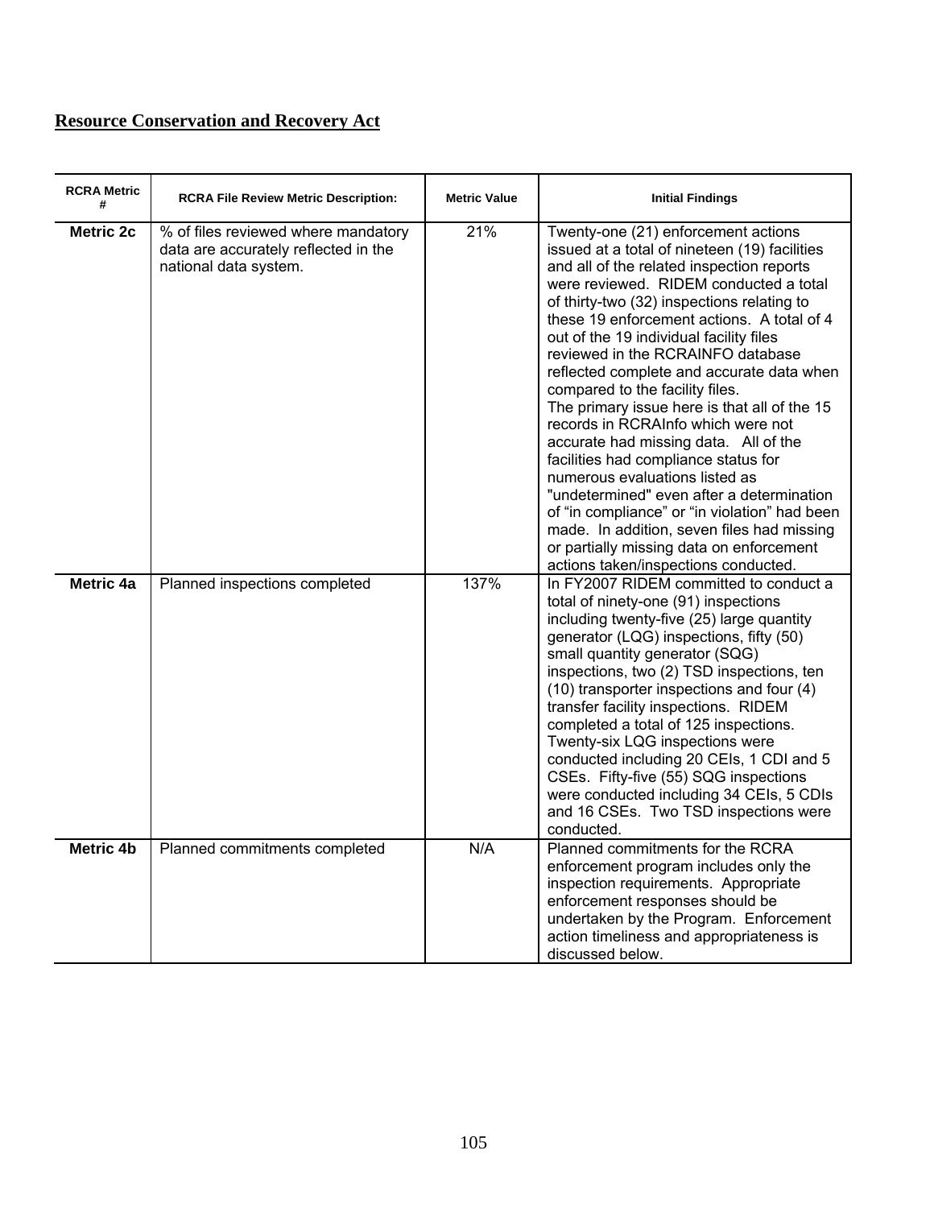## Resource Conservation and Recovery Act

| RCRA Metric # | RCRA File Review Metric Description: | Metric Value | Initial Findings |
|---|---|---|---|
| **Metric 2c** | % of files reviewed where mandatory data are accurately reflected in the national data system. | 21% | Twenty-one (21) enforcement actions issued at a total of nineteen (19) facilities and all of the related inspection reports were reviewed. RIDEM conducted a total of thirty-two (32) inspections relating to these 19 enforcement actions. A total of 4 out of the 19 individual facility files reviewed in the RCRAINFO database reflected complete and accurate data when compared to the facility files. The primary issue here is that all of the 15 records in RCRAInfo which were not accurate had missing data. All of the facilities had compliance status for numerous evaluations listed as "undetermined" even after a determination of "in compliance" or "in violation" had been made. In addition, seven files had missing or partially missing data on enforcement actions taken/inspections conducted. |
| **Metric 4a** | Planned inspections completed | 137% | In FY2007 RIDEM committed to conduct a total of ninety-one (91) inspections including twenty-five (25) large quantity generator (LQG) inspections, fifty (50) small quantity generator (SQG) inspections, two (2) TSD inspections, ten (10) transporter inspections and four (4) transfer facility inspections. RIDEM completed a total of 125 inspections. Twenty-six LQG inspections were conducted including 20 CEIs, 1 CDI and 5 CSEs. Fifty-five (55) SQG inspections were conducted including 34 CEIs, 5 CDIs and 16 CSEs. Two TSD inspections were conducted. |
| **Metric 4b** | Planned commitments completed | N/A | Planned commitments for the RCRA enforcement program includes only the inspection requirements. Appropriate enforcement responses should be undertaken by the Program. Enforcement action timeliness and appropriateness is discussed below. |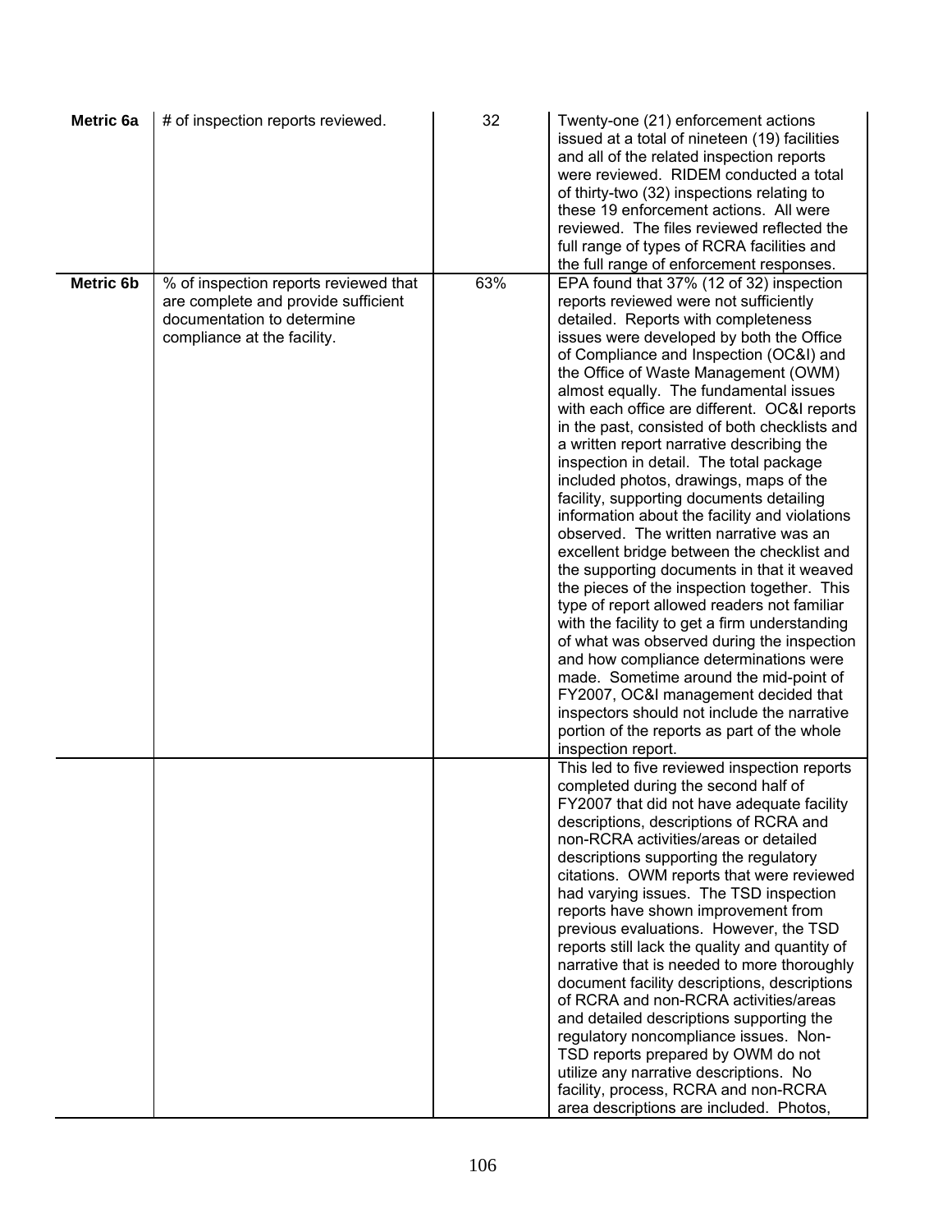| | | | |
|---|---|---|---|
| **Metric 6a** | # of inspection reports reviewed. | 32 | Twenty-one (21) enforcement actions issued at a total of nineteen (19) facilities and all of the related inspection reports were reviewed. RIDEM conducted a total of thirty-two (32) inspections relating to these 19 enforcement actions. All were reviewed. The files reviewed reflected the full range of types of RCRA facilities and the full range of enforcement responses. |
| **Metric 6b** | % of inspection reports reviewed that are complete and provide sufficient documentation to determine compliance at the facility. | 63% | EPA found that 37% (12 of 32) inspection reports reviewed were not sufficiently detailed. Reports with completeness issues were developed by both the Office of Compliance and Inspection (OC&I) and the Office of Waste Management (OWM) almost equally. The fundamental issues with each office are different. OC&I reports in the past, consisted of both checklists and a written report narrative describing the inspection in detail. The total package included photos, drawings, maps of the facility, supporting documents detailing information about the facility and violations observed. The written narrative was an excellent bridge between the checklist and the supporting documents in that it weaved the pieces of the inspection together. This type of report allowed readers not familiar with the facility to get a firm understanding of what was observed during the inspection and how compliance determinations were made. Sometime around the mid-point of FY2007, OC&I management decided that inspectors should not include the narrative portion of the reports as part of the whole inspection report. |
| | | | This led to five reviewed inspection reports completed during the second half of FY2007 that did not have adequate facility descriptions, descriptions of RCRA and non-RCRA activities/areas or detailed descriptions supporting the regulatory citations. OWM reports that were reviewed had varying issues. The TSD inspection reports have shown improvement from previous evaluations. However, the TSD reports still lack the quality and quantity of narrative that is needed to more thoroughly document facility descriptions, descriptions of RCRA and non-RCRA activities/areas and detailed descriptions supporting the regulatory noncompliance issues. Non-TSD reports prepared by OWM do not utilize any narrative descriptions. No facility, process, RCRA and non-RCRA area descriptions are included. Photos, |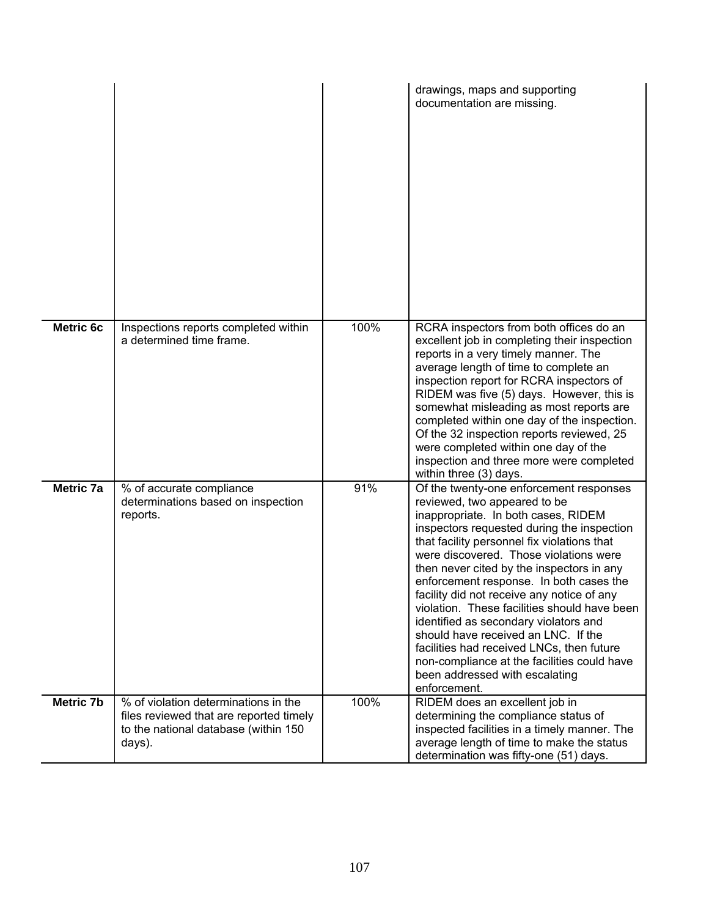| | | | |
|---|---|---|---|
| | | | drawings, maps and supporting documentation are missing. |
| **Metric 6c** | Inspections reports completed within a determined time frame. | 100% | RCRA inspectors from both offices do an excellent job in completing their inspection reports in a very timely manner. The average length of time to complete an inspection report for RCRA inspectors of RIDEM was five (5) days. However, this is somewhat misleading as most reports are completed within one day of the inspection. Of the 32 inspection reports reviewed, 25 were completed within one day of the inspection and three more were completed within three (3) days. |
| **Metric 7a** | % of accurate compliance determinations based on inspection reports. | 91% | Of the twenty-one enforcement responses reviewed, two appeared to be inappropriate. In both cases, RIDEM inspectors requested during the inspection that facility personnel fix violations that were discovered. Those violations were then never cited by the inspectors in any enforcement response. In both cases the facility did not receive any notice of any violation. These facilities should have been identified as secondary violators and should have received an LNC. If the facilities had received LNCs, then future non-compliance at the facilities could have been addressed with escalating enforcement. |
| **Metric 7b** | % of violation determinations in the files reviewed that are reported timely to the national database (within 150 days). | 100% | RIDEM does an excellent job in determining the compliance status of inspected facilities in a timely manner. The average length of time to make the status determination was fifty-one (51) days. |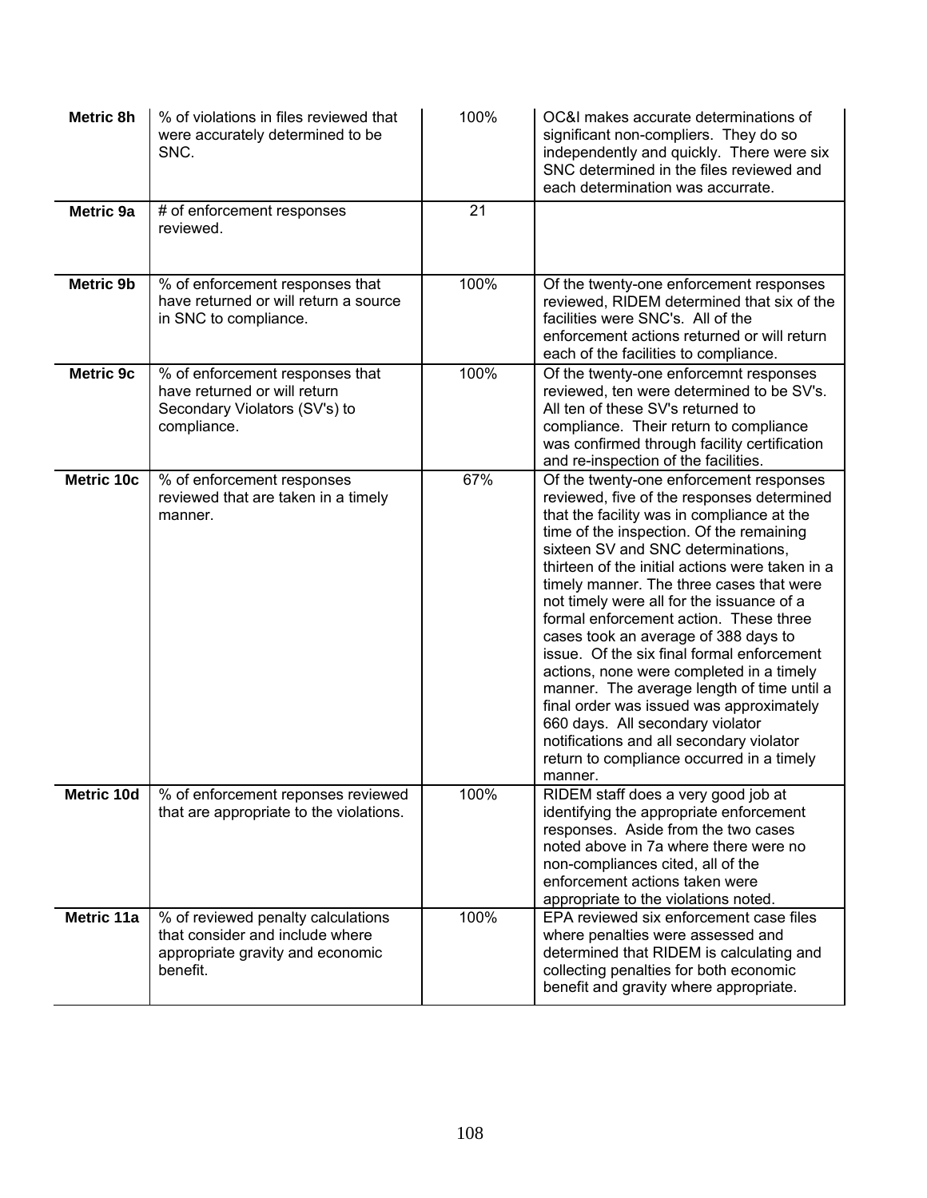| | | | |
|---|---|---|---|
| **Metric 8h** | % of violations in files reviewed that were accurately determined to be SNC. | 100% | OC&I makes accurate determinations of significant non-compliers. They do so independently and quickly. There were six SNC determined in the files reviewed and each determination was accurrate. |
| **Metric 9a** | # of enforcement responses reviewed. | 21 | |
| **Metric 9b** | % of enforcement responses that have returned or will return a source in SNC to compliance. | 100% | Of the twenty-one enforcement responses reviewed, RIDEM determined that six of the facilities were SNC's. All of the enforcement actions returned or will return each of the facilities to compliance. |
| **Metric 9c** | % of enforcement responses that have returned or will return Secondary Violators (SV's) to compliance. | 100% | Of the twenty-one enforcemnt responses reviewed, ten were determined to be SV's. All ten of these SV's returned to compliance. Their return to compliance was confirmed through facility certification and re-inspection of the facilities. |
| **Metric 10c** | % of enforcement responses reviewed that are taken in a timely manner. | 67% | Of the twenty-one enforcement responses reviewed, five of the responses determined that the facility was in compliance at the time of the inspection. Of the remaining sixteen SV and SNC determinations, thirteen of the initial actions were taken in a timely manner. The three cases that were not timely were all for the issuance of a formal enforcement action. These three cases took an average of 388 days to issue. Of the six final formal enforcement actions, none were completed in a timely manner. The average length of time until a final order was issued was approximately 660 days. All secondary violator notifications and all secondary violator return to compliance occurred in a timely manner. |
| **Metric 10d** | % of enforcement reponses reviewed that are appropriate to the violations. | 100% | RIDEM staff does a very good job at identifying the appropriate enforcement responses. Aside from the two cases noted above in 7a where there were no non-compliances cited, all of the enforcement actions taken were appropriate to the violations noted. |
| **Metric 11a** | % of reviewed penalty calculations that consider and include where appropriate gravity and economic benefit. | 100% | EPA reviewed six enforcement case files where penalties were assessed and determined that RIDEM is calculating and collecting penalties for both economic benefit and gravity where appropriate. |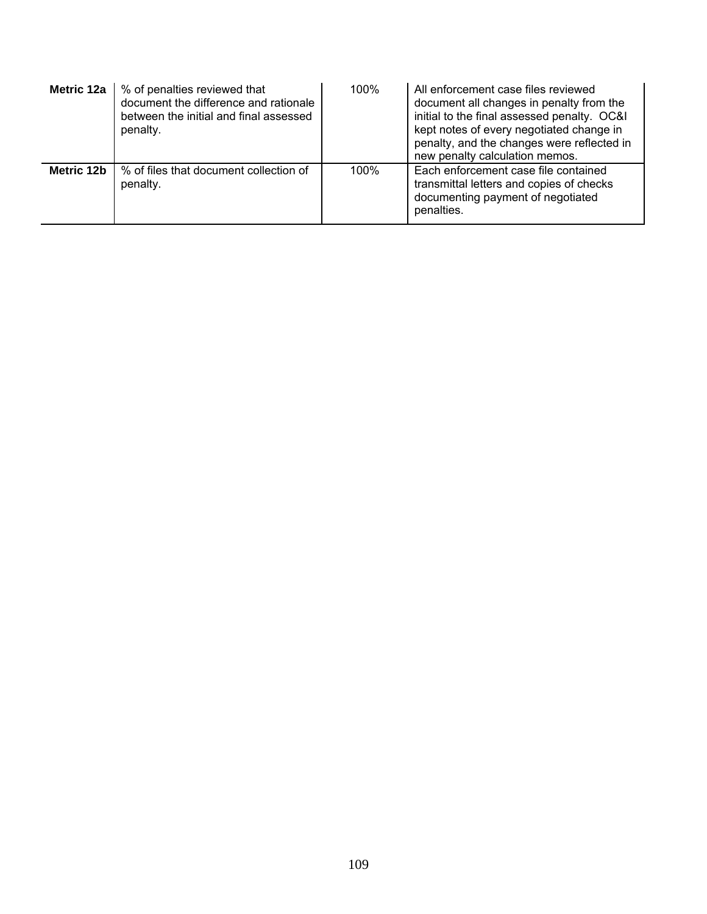| Metric | Description | Value | Explanation |
|---|---|---|---|
| **Metric 12a** | % of penalties reviewed that document the difference and rationale between the initial and final assessed penalty. | 100% | All enforcement case files reviewed document all changes in penalty from the initial to the final assessed penalty. OC&I kept notes of every negotiated change in penalty, and the changes were reflected in new penalty calculation memos. |
| **Metric 12b** | % of files that document collection of penalty. | 100% | Each enforcement case file contained transmittal letters and copies of checks documenting payment of negotiated penalties. |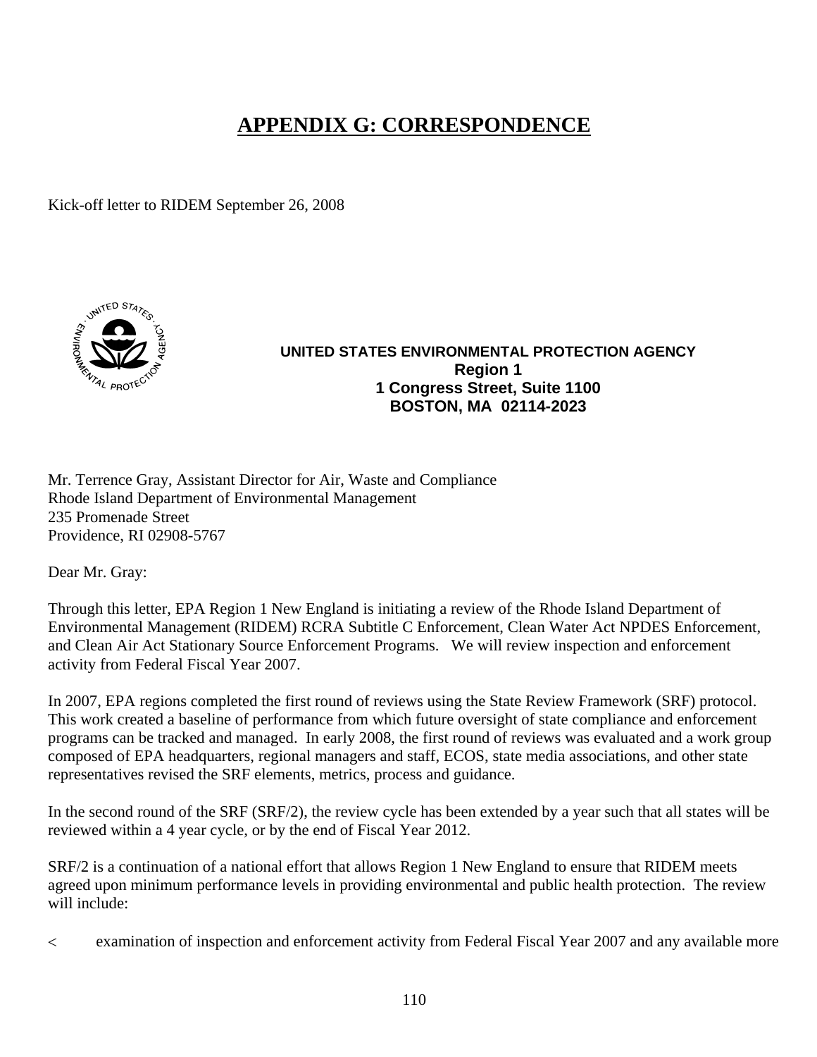# APPENDIX G: CORRESPONDENCE

Kick-off letter to RIDEM September 26, 2008

**UNITED STATES ENVIRONMENTAL PROTECTION AGENCY**
**Region 1**
**1 Congress Street, Suite 1100**
**BOSTON, MA 02114-2023**

Mr. Terrence Gray, Assistant Director for Air, Waste and Compliance
Rhode Island Department of Environmental Management
235 Promenade Street
Providence, RI 02908-5767

Dear Mr. Gray:

Through this letter, EPA Region 1 New England is initiating a review of the Rhode Island Department of Environmental Management (RIDEM) RCRA Subtitle C Enforcement, Clean Water Act NPDES Enforcement, and Clean Air Act Stationary Source Enforcement Programs. We will review inspection and enforcement activity from Federal Fiscal Year 2007.

In 2007, EPA regions completed the first round of reviews using the State Review Framework (SRF) protocol. This work created a baseline of performance from which future oversight of state compliance and enforcement programs can be tracked and managed. In early 2008, the first round of reviews was evaluated and a work group composed of EPA headquarters, regional managers and staff, ECOS, state media associations, and other state representatives revised the SRF elements, metrics, process and guidance.

In the second round of the SRF (SRF/2), the review cycle has been extended by a year such that all states will be reviewed within a 4 year cycle, or by the end of Fiscal Year 2012.

SRF/2 is a continuation of a national effort that allows Region 1 New England to ensure that RIDEM meets agreed upon minimum performance levels in providing environmental and public health protection. The review will include:

- examination of inspection and enforcement activity from Federal Fiscal Year 2007 and any available more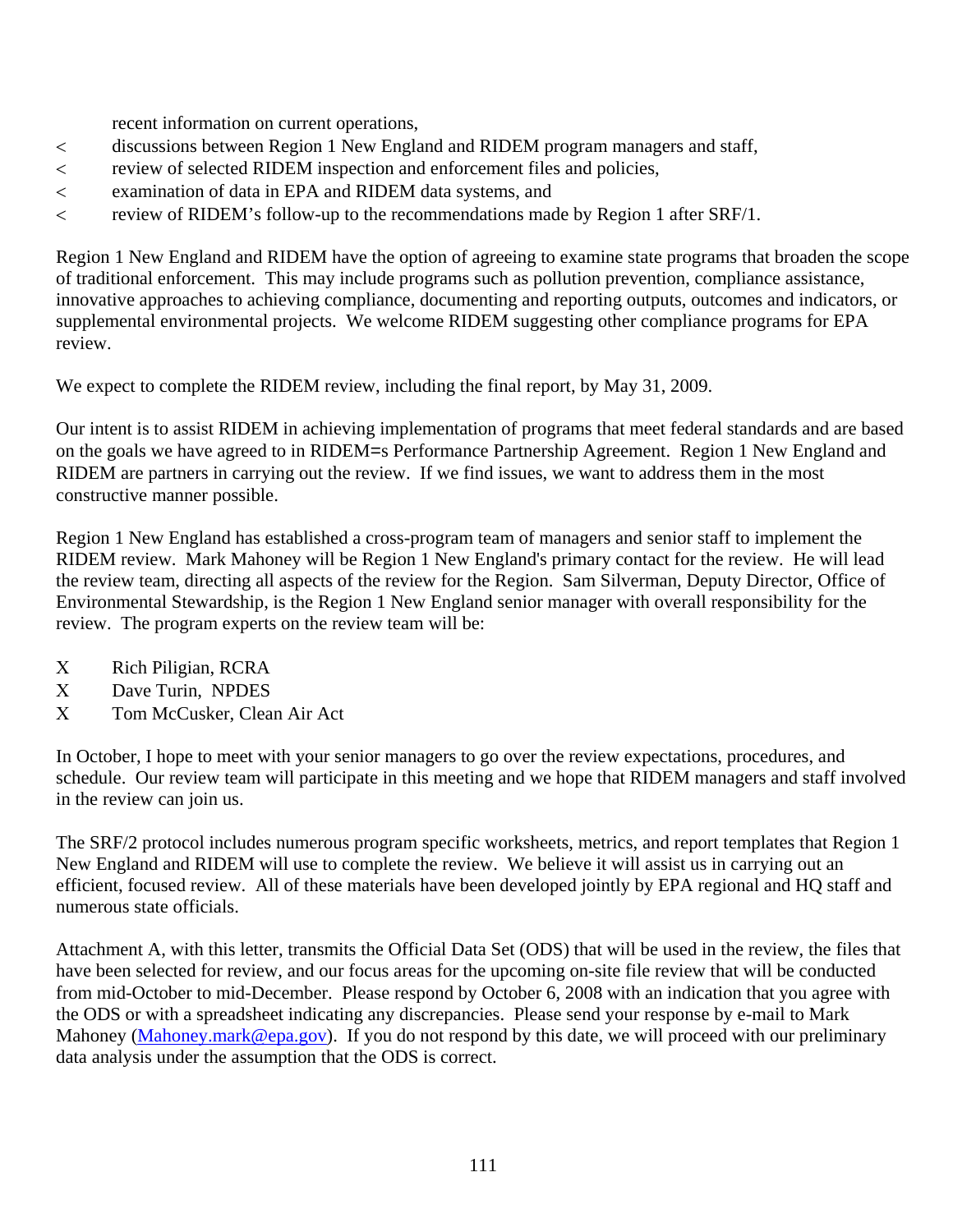recent information on current operations,

- discussions between Region 1 New England and RIDEM program managers and staff,
- review of selected RIDEM inspection and enforcement files and policies,
- examination of data in EPA and RIDEM data systems, and
- review of RIDEM's follow-up to the recommendations made by Region 1 after SRF/1.

Region 1 New England and RIDEM have the option of agreeing to examine state programs that broaden the scope of traditional enforcement. This may include programs such as pollution prevention, compliance assistance, innovative approaches to achieving compliance, documenting and reporting outputs, outcomes and indicators, or supplemental environmental projects. We welcome RIDEM suggesting other compliance programs for EPA review.

We expect to complete the RIDEM review, including the final report, by May 31, 2009.

Our intent is to assist RIDEM in achieving implementation of programs that meet federal standards and are based on the goals we have agreed to in RIDEM=s Performance Partnership Agreement. Region 1 New England and RIDEM are partners in carrying out the review. If we find issues, we want to address them in the most constructive manner possible.

Region 1 New England has established a cross-program team of managers and senior staff to implement the RIDEM review. Mark Mahoney will be Region 1 New England's primary contact for the review. He will lead the review team, directing all aspects of the review for the Region. Sam Silverman, Deputy Director, Office of Environmental Stewardship, is the Region 1 New England senior manager with overall responsibility for the review. The program experts on the review team will be:

- Rich Piligian, RCRA
- Dave Turin, NPDES
- Tom McCusker, Clean Air Act

In October, I hope to meet with your senior managers to go over the review expectations, procedures, and schedule. Our review team will participate in this meeting and we hope that RIDEM managers and staff involved in the review can join us.

The SRF/2 protocol includes numerous program specific worksheets, metrics, and report templates that Region 1 New England and RIDEM will use to complete the review. We believe it will assist us in carrying out an efficient, focused review. All of these materials have been developed jointly by EPA regional and HQ staff and numerous state officials.

Attachment A, with this letter, transmits the Official Data Set (ODS) that will be used in the review, the files that have been selected for review, and our focus areas for the upcoming on-site file review that will be conducted from mid-October to mid-December. Please respond by October 6, 2008 with an indication that you agree with the ODS or with a spreadsheet indicating any discrepancies. Please send your response by e-mail to Mark Mahoney (Mahoney.mark@epa.gov). If you do not respond by this date, we will proceed with our preliminary data analysis under the assumption that the ODS is correct.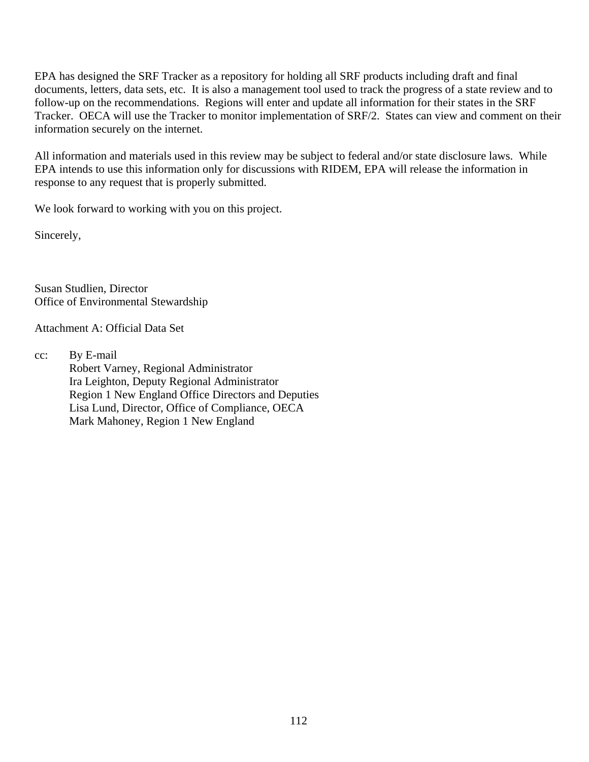EPA has designed the SRF Tracker as a repository for holding all SRF products including draft and final documents, letters, data sets, etc. It is also a management tool used to track the progress of a state review and to follow-up on the recommendations. Regions will enter and update all information for their states in the SRF Tracker. OECA will use the Tracker to monitor implementation of SRF/2. States can view and comment on their information securely on the internet.

All information and materials used in this review may be subject to federal and/or state disclosure laws. While EPA intends to use this information only for discussions with RIDEM, EPA will release the information in response to any request that is properly submitted.

We look forward to working with you on this project.

Sincerely,

Susan Studlien, Director
Office of Environmental Stewardship

Attachment A: Official Data Set

cc: By E-mail
Robert Varney, Regional Administrator
Ira Leighton, Deputy Regional Administrator
Region 1 New England Office Directors and Deputies
Lisa Lund, Director, Office of Compliance, OECA
Mark Mahoney, Region 1 New England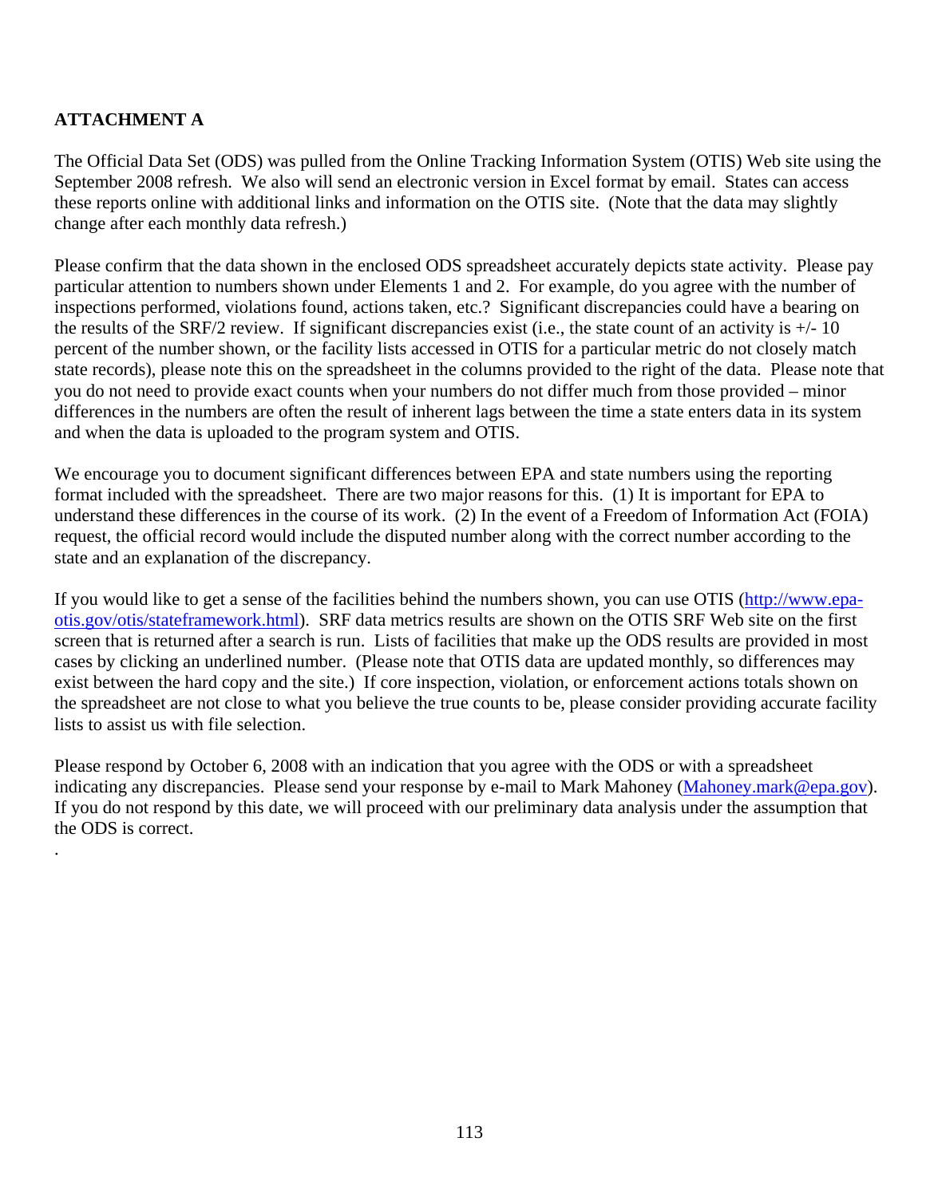**ATTACHMENT A**

The Official Data Set (ODS) was pulled from the Online Tracking Information System (OTIS) Web site using the September 2008 refresh. We also will send an electronic version in Excel format by email. States can access these reports online with additional links and information on the OTIS site. (Note that the data may slightly change after each monthly data refresh.)

Please confirm that the data shown in the enclosed ODS spreadsheet accurately depicts state activity. Please pay particular attention to numbers shown under Elements 1 and 2. For example, do you agree with the number of inspections performed, violations found, actions taken, etc.? Significant discrepancies could have a bearing on the results of the SRF/2 review. If significant discrepancies exist (i.e., the state count of an activity is +/- 10 percent of the number shown, or the facility lists accessed in OTIS for a particular metric do not closely match state records), please note this on the spreadsheet in the columns provided to the right of the data. Please note that you do not need to provide exact counts when your numbers do not differ much from those provided – minor differences in the numbers are often the result of inherent lags between the time a state enters data in its system and when the data is uploaded to the program system and OTIS.

We encourage you to document significant differences between EPA and state numbers using the reporting format included with the spreadsheet. There are two major reasons for this. (1) It is important for EPA to understand these differences in the course of its work. (2) In the event of a Freedom of Information Act (FOIA) request, the official record would include the disputed number along with the correct number according to the state and an explanation of the discrepancy.

If you would like to get a sense of the facilities behind the numbers shown, you can use OTIS (http://www.epa-otis.gov/otis/stateframework.html). SRF data metrics results are shown on the OTIS SRF Web site on the first screen that is returned after a search is run. Lists of facilities that make up the ODS results are provided in most cases by clicking an underlined number. (Please note that OTIS data are updated monthly, so differences may exist between the hard copy and the site.) If core inspection, violation, or enforcement actions totals shown on the spreadsheet are not close to what you believe the true counts to be, please consider providing accurate facility lists to assist us with file selection.

Please respond by October 6, 2008 with an indication that you agree with the ODS or with a spreadsheet indicating any discrepancies. Please send your response by e-mail to Mark Mahoney (Mahoney.mark@epa.gov). If you do not respond by this date, we will proceed with our preliminary data analysis under the assumption that the ODS is correct.

.